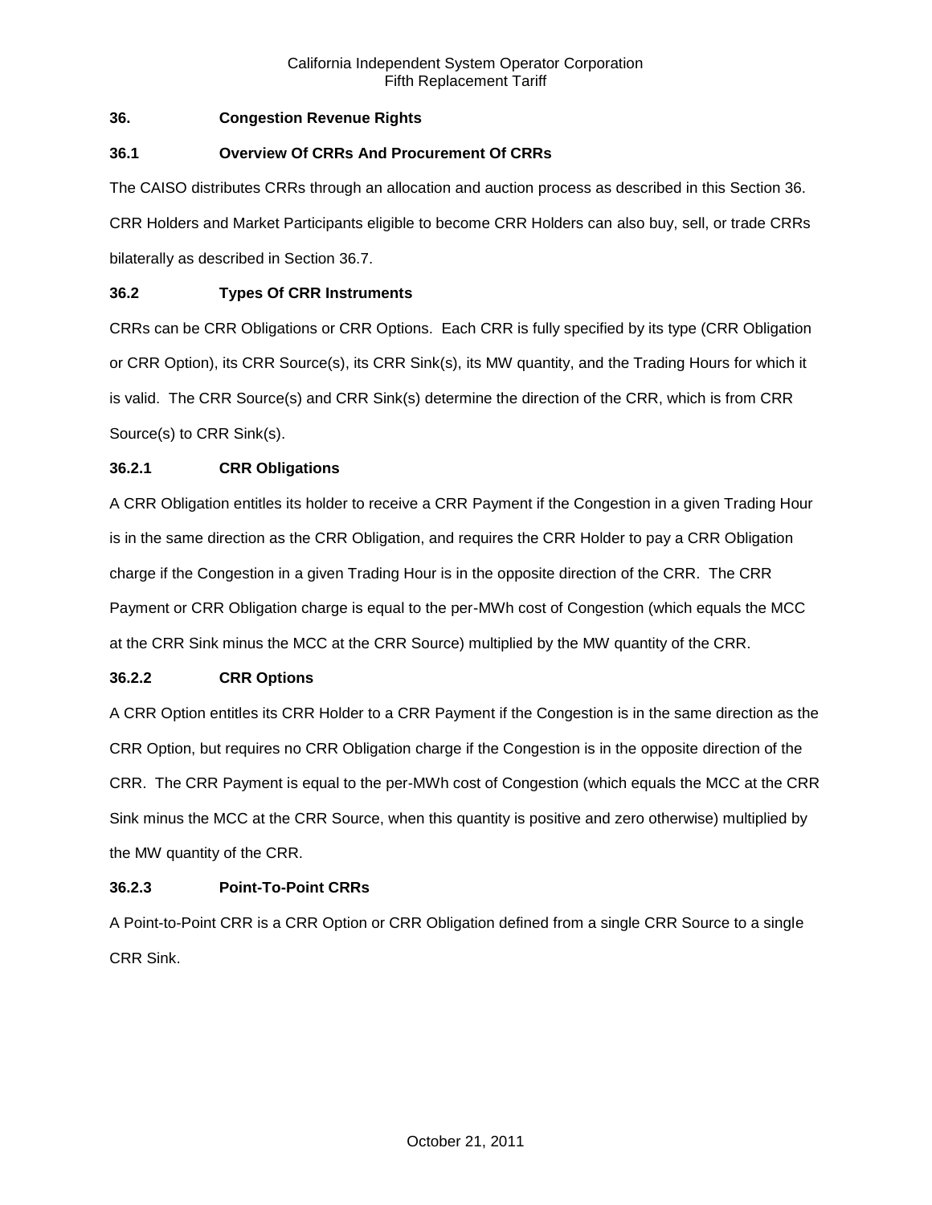## 36. Congestion Revenue Rights

### 36.1 Overview Of CRRs And Procurement Of CRRs

The CAISO distributes CRRs through an allocation and auction process as described in this Section 36. CRR Holders and Market Participants eligible to become CRR Holders can also buy, sell, or trade CRRs bilaterally as described in Section 36.7.

### 36.2 Types Of CRR Instruments

CRRs can be CRR Obligations or CRR Options. Each CRR is fully specified by its type (CRR Obligation or CRR Option), its CRR Source(s), its CRR Sink(s), its MW quantity, and the Trading Hours for which it is valid. The CRR Source(s) and CRR Sink(s) determine the direction of the CRR, which is from CRR Source(s) to CRR Sink(s).

#### 36.2.1 CRR Obligations

A CRR Obligation entitles its holder to receive a CRR Payment if the Congestion in a given Trading Hour is in the same direction as the CRR Obligation, and requires the CRR Holder to pay a CRR Obligation charge if the Congestion in a given Trading Hour is in the opposite direction of the CRR. The CRR Payment or CRR Obligation charge is equal to the per-MWh cost of Congestion (which equals the MCC at the CRR Sink minus the MCC at the CRR Source) multiplied by the MW quantity of the CRR.

#### 36.2.2 CRR Options

A CRR Option entitles its CRR Holder to a CRR Payment if the Congestion is in the same direction as the CRR Option, but requires no CRR Obligation charge if the Congestion is in the opposite direction of the CRR. The CRR Payment is equal to the per-MWh cost of Congestion (which equals the MCC at the CRR Sink minus the MCC at the CRR Source, when this quantity is positive and zero otherwise) multiplied by the MW quantity of the CRR.

#### 36.2.3 Point-To-Point CRRs

A Point-to-Point CRR is a CRR Option or CRR Obligation defined from a single CRR Source to a single CRR Sink.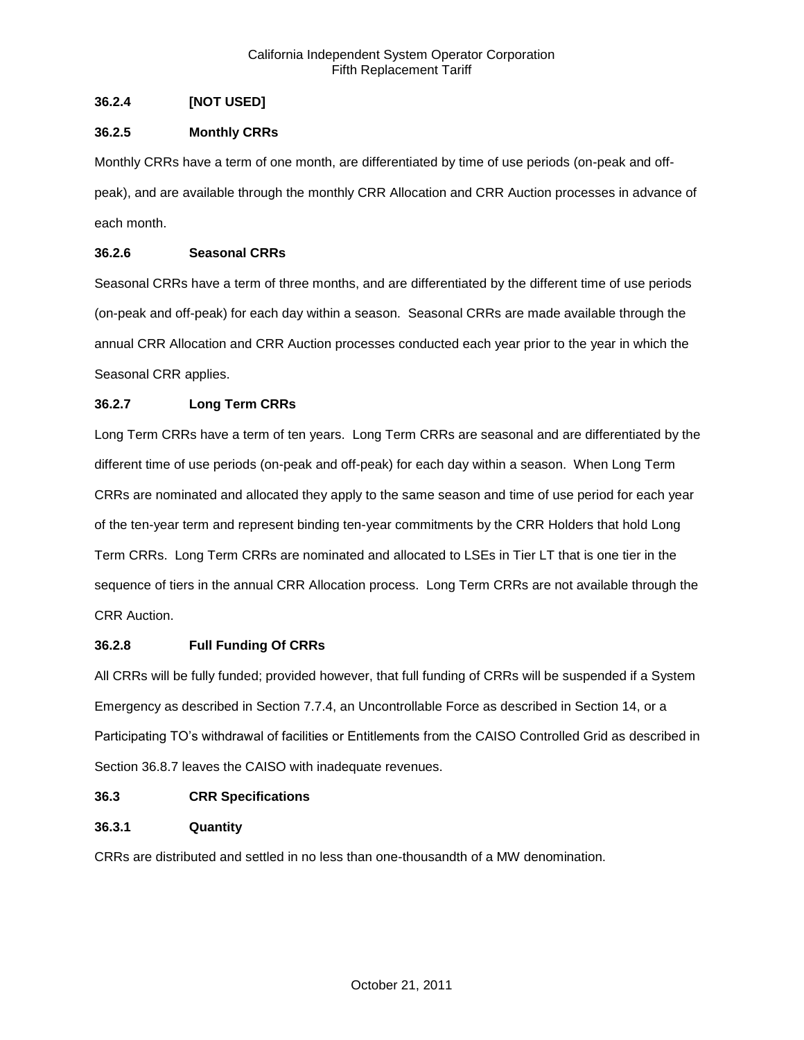### 36.2.4 [NOT USED]

### 36.2.5 Monthly CRRs

Monthly CRRs have a term of one month, are differentiated by time of use periods (on-peak and off-peak), and are available through the monthly CRR Allocation and CRR Auction processes in advance of each month.

### 36.2.6 Seasonal CRRs

Seasonal CRRs have a term of three months, and are differentiated by the different time of use periods (on-peak and off-peak) for each day within a season. Seasonal CRRs are made available through the annual CRR Allocation and CRR Auction processes conducted each year prior to the year in which the Seasonal CRR applies.

### 36.2.7 Long Term CRRs

Long Term CRRs have a term of ten years. Long Term CRRs are seasonal and are differentiated by the different time of use periods (on-peak and off-peak) for each day within a season. When Long Term CRRs are nominated and allocated they apply to the same season and time of use period for each year of the ten-year term and represent binding ten-year commitments by the CRR Holders that hold Long Term CRRs. Long Term CRRs are nominated and allocated to LSEs in Tier LT that is one tier in the sequence of tiers in the annual CRR Allocation process. Long Term CRRs are not available through the CRR Auction.

### 36.2.8 Full Funding Of CRRs

All CRRs will be fully funded; provided however, that full funding of CRRs will be suspended if a System Emergency as described in Section 7.7.4, an Uncontrollable Force as described in Section 14, or a Participating TO's withdrawal of facilities or Entitlements from the CAISO Controlled Grid as described in Section 36.8.7 leaves the CAISO with inadequate revenues.

## 36.3 CRR Specifications

### 36.3.1 Quantity

CRRs are distributed and settled in no less than one-thousandth of a MW denomination.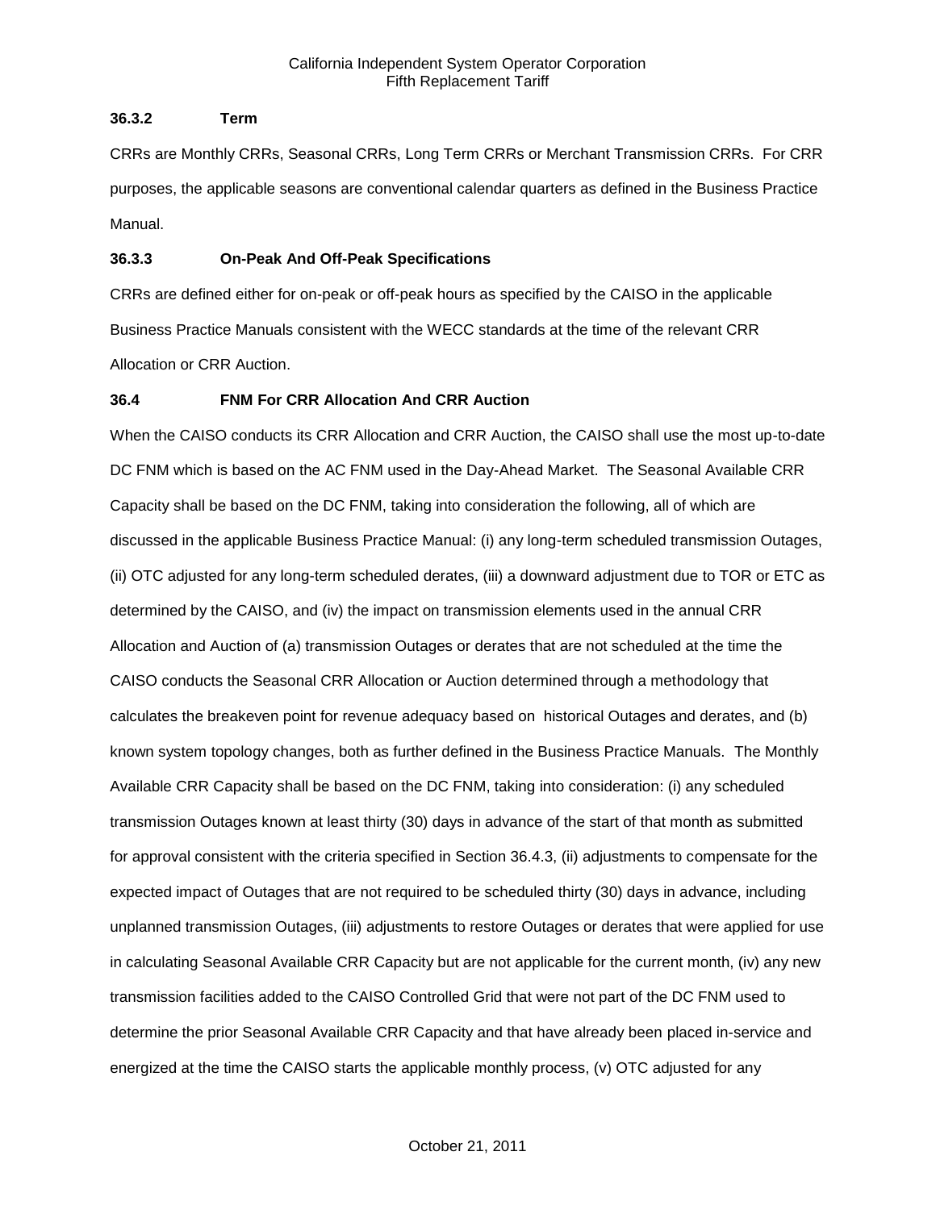### 36.3.2 Term

CRRs are Monthly CRRs, Seasonal CRRs, Long Term CRRs or Merchant Transmission CRRs. For CRR purposes, the applicable seasons are conventional calendar quarters as defined in the Business Practice Manual.

### 36.3.3 On-Peak And Off-Peak Specifications

CRRs are defined either for on-peak or off-peak hours as specified by the CAISO in the applicable Business Practice Manuals consistent with the WECC standards at the time of the relevant CRR Allocation or CRR Auction.

## 36.4 FNM For CRR Allocation And CRR Auction

When the CAISO conducts its CRR Allocation and CRR Auction, the CAISO shall use the most up-to-date DC FNM which is based on the AC FNM used in the Day-Ahead Market. The Seasonal Available CRR Capacity shall be based on the DC FNM, taking into consideration the following, all of which are discussed in the applicable Business Practice Manual: (i) any long-term scheduled transmission Outages, (ii) OTC adjusted for any long-term scheduled derates, (iii) a downward adjustment due to TOR or ETC as determined by the CAISO, and (iv) the impact on transmission elements used in the annual CRR Allocation and Auction of (a) transmission Outages or derates that are not scheduled at the time the CAISO conducts the Seasonal CRR Allocation or Auction determined through a methodology that calculates the breakeven point for revenue adequacy based on historical Outages and derates, and (b) known system topology changes, both as further defined in the Business Practice Manuals. The Monthly Available CRR Capacity shall be based on the DC FNM, taking into consideration: (i) any scheduled transmission Outages known at least thirty (30) days in advance of the start of that month as submitted for approval consistent with the criteria specified in Section 36.4.3, (ii) adjustments to compensate for the expected impact of Outages that are not required to be scheduled thirty (30) days in advance, including unplanned transmission Outages, (iii) adjustments to restore Outages or derates that were applied for use in calculating Seasonal Available CRR Capacity but are not applicable for the current month, (iv) any new transmission facilities added to the CAISO Controlled Grid that were not part of the DC FNM used to determine the prior Seasonal Available CRR Capacity and that have already been placed in-service and energized at the time the CAISO starts the applicable monthly process, (v) OTC adjusted for any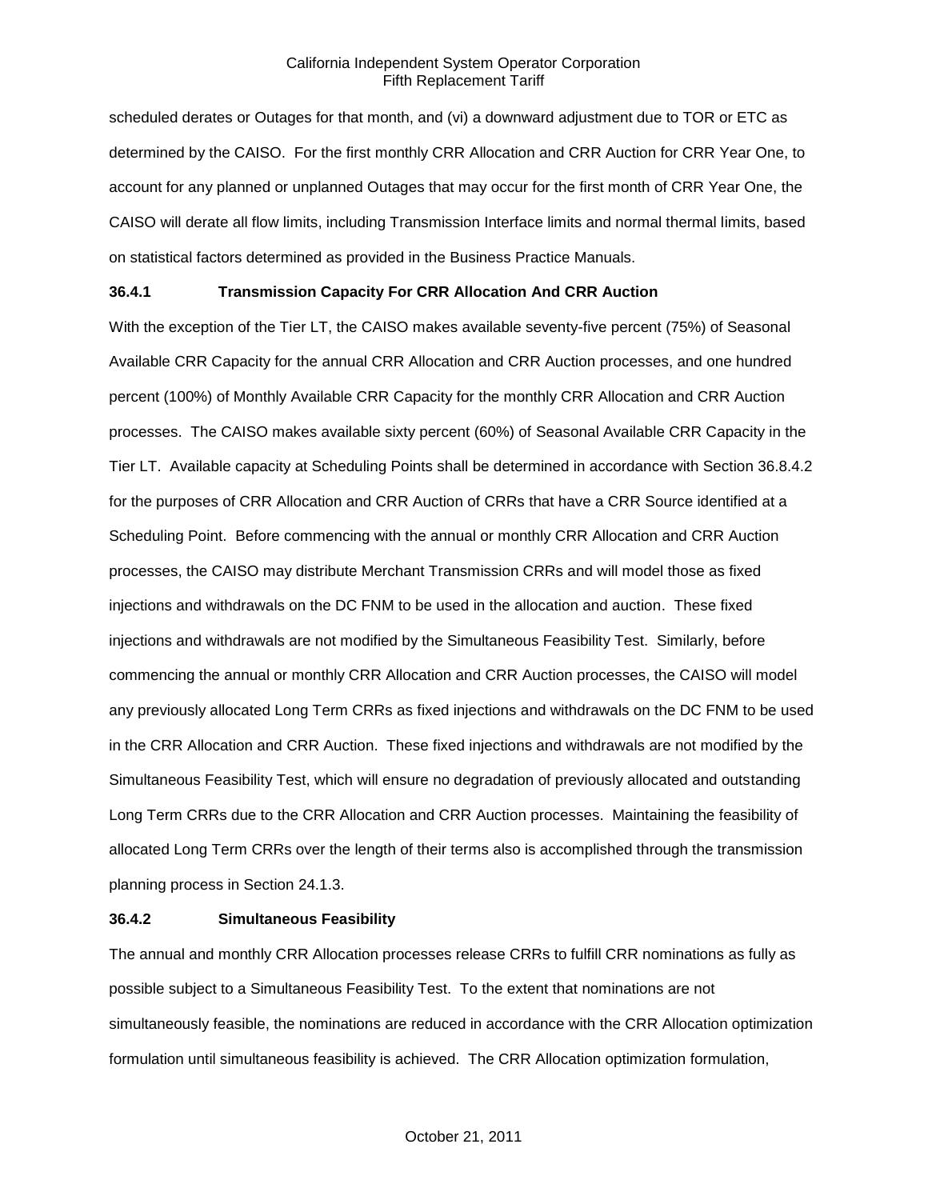scheduled derates or Outages for that month, and (vi) a downward adjustment due to TOR or ETC as determined by the CAISO. For the first monthly CRR Allocation and CRR Auction for CRR Year One, to account for any planned or unplanned Outages that may occur for the first month of CRR Year One, the CAISO will derate all flow limits, including Transmission Interface limits and normal thermal limits, based on statistical factors determined as provided in the Business Practice Manuals.

### 36.4.1 Transmission Capacity For CRR Allocation And CRR Auction

With the exception of the Tier LT, the CAISO makes available seventy-five percent (75%) of Seasonal Available CRR Capacity for the annual CRR Allocation and CRR Auction processes, and one hundred percent (100%) of Monthly Available CRR Capacity for the monthly CRR Allocation and CRR Auction processes. The CAISO makes available sixty percent (60%) of Seasonal Available CRR Capacity in the Tier LT. Available capacity at Scheduling Points shall be determined in accordance with Section 36.8.4.2 for the purposes of CRR Allocation and CRR Auction of CRRs that have a CRR Source identified at a Scheduling Point. Before commencing with the annual or monthly CRR Allocation and CRR Auction processes, the CAISO may distribute Merchant Transmission CRRs and will model those as fixed injections and withdrawals on the DC FNM to be used in the allocation and auction. These fixed injections and withdrawals are not modified by the Simultaneous Feasibility Test. Similarly, before commencing the annual or monthly CRR Allocation and CRR Auction processes, the CAISO will model any previously allocated Long Term CRRs as fixed injections and withdrawals on the DC FNM to be used in the CRR Allocation and CRR Auction. These fixed injections and withdrawals are not modified by the Simultaneous Feasibility Test, which will ensure no degradation of previously allocated and outstanding Long Term CRRs due to the CRR Allocation and CRR Auction processes. Maintaining the feasibility of allocated Long Term CRRs over the length of their terms also is accomplished through the transmission planning process in Section 24.1.3.

### 36.4.2 Simultaneous Feasibility

The annual and monthly CRR Allocation processes release CRRs to fulfill CRR nominations as fully as possible subject to a Simultaneous Feasibility Test. To the extent that nominations are not simultaneously feasible, the nominations are reduced in accordance with the CRR Allocation optimization formulation until simultaneous feasibility is achieved. The CRR Allocation optimization formulation,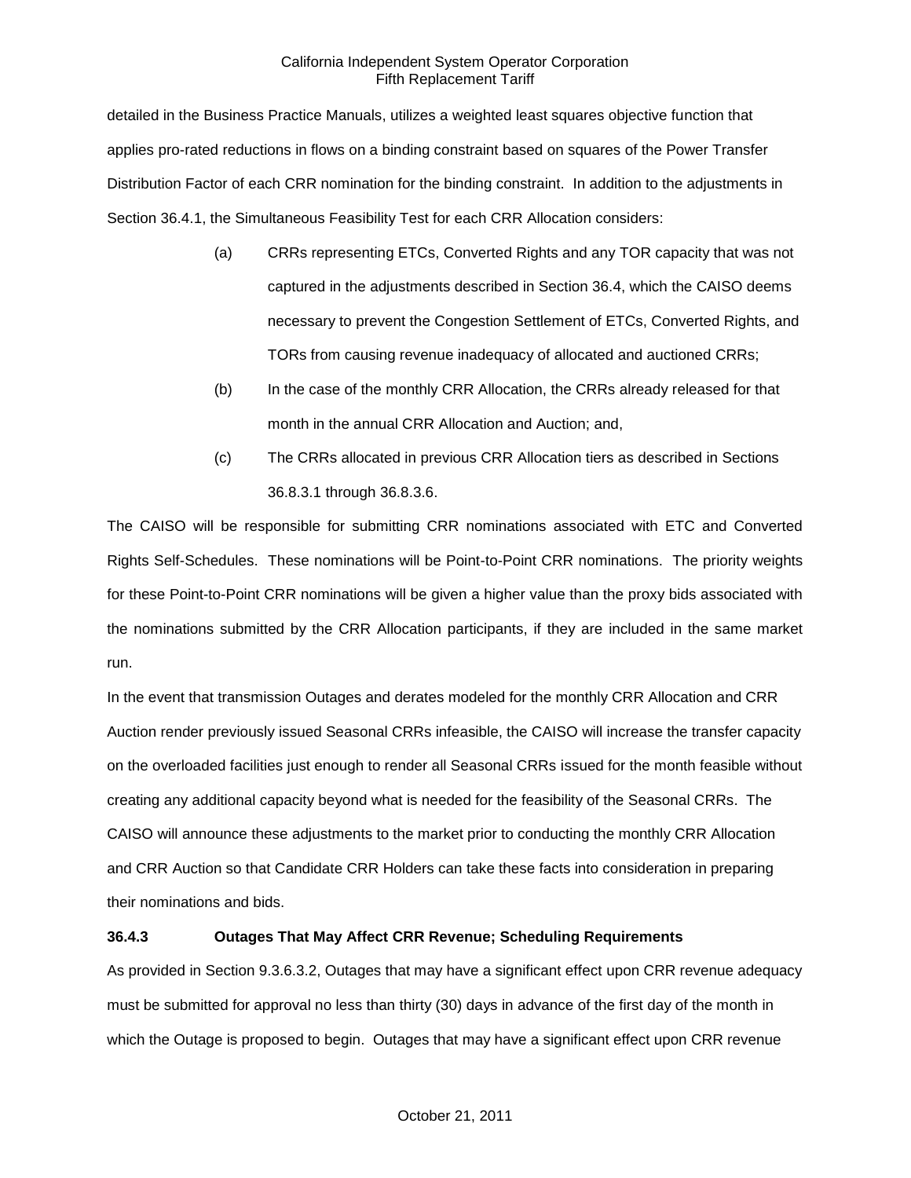detailed in the Business Practice Manuals, utilizes a weighted least squares objective function that applies pro-rated reductions in flows on a binding constraint based on squares of the Power Transfer Distribution Factor of each CRR nomination for the binding constraint. In addition to the adjustments in Section 36.4.1, the Simultaneous Feasibility Test for each CRR Allocation considers:

(a) CRRs representing ETCs, Converted Rights and any TOR capacity that was not captured in the adjustments described in Section 36.4, which the CAISO deems necessary to prevent the Congestion Settlement of ETCs, Converted Rights, and TORs from causing revenue inadequacy of allocated and auctioned CRRs;

(b) In the case of the monthly CRR Allocation, the CRRs already released for that month in the annual CRR Allocation and Auction; and,

(c) The CRRs allocated in previous CRR Allocation tiers as described in Sections 36.8.3.1 through 36.8.3.6.

The CAISO will be responsible for submitting CRR nominations associated with ETC and Converted Rights Self-Schedules. These nominations will be Point-to-Point CRR nominations. The priority weights for these Point-to-Point CRR nominations will be given a higher value than the proxy bids associated with the nominations submitted by the CRR Allocation participants, if they are included in the same market run.

In the event that transmission Outages and derates modeled for the monthly CRR Allocation and CRR Auction render previously issued Seasonal CRRs infeasible, the CAISO will increase the transfer capacity on the overloaded facilities just enough to render all Seasonal CRRs issued for the month feasible without creating any additional capacity beyond what is needed for the feasibility of the Seasonal CRRs. The CAISO will announce these adjustments to the market prior to conducting the monthly CRR Allocation and CRR Auction so that Candidate CRR Holders can take these facts into consideration in preparing their nominations and bids.

### 36.4.3 Outages That May Affect CRR Revenue; Scheduling Requirements

As provided in Section 9.3.6.3.2, Outages that may have a significant effect upon CRR revenue adequacy must be submitted for approval no less than thirty (30) days in advance of the first day of the month in which the Outage is proposed to begin. Outages that may have a significant effect upon CRR revenue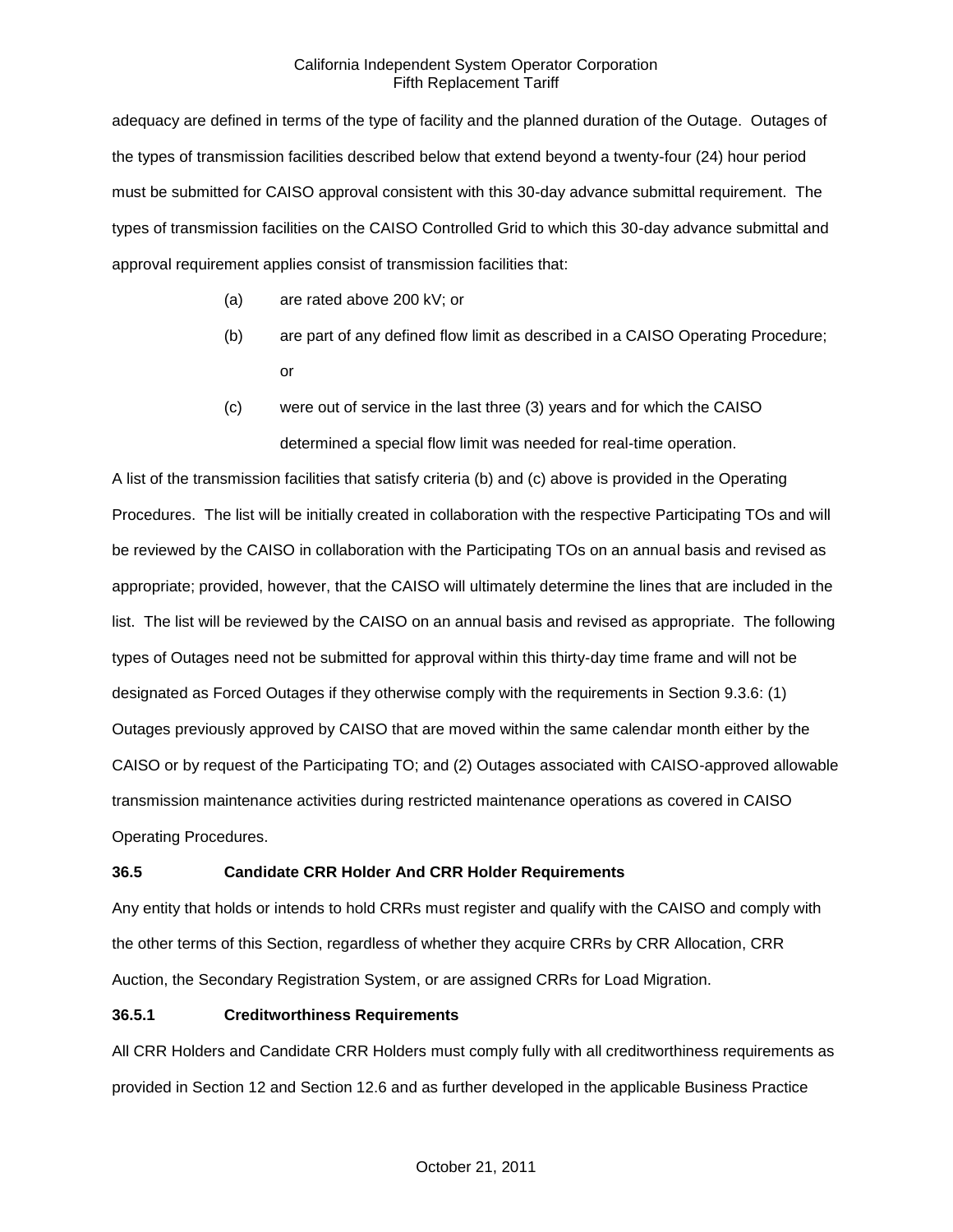adequacy are defined in terms of the type of facility and the planned duration of the Outage. Outages of the types of transmission facilities described below that extend beyond a twenty-four (24) hour period must be submitted for CAISO approval consistent with this 30-day advance submittal requirement. The types of transmission facilities on the CAISO Controlled Grid to which this 30-day advance submittal and approval requirement applies consist of transmission facilities that:

(a) are rated above 200 kV; or

(b) are part of any defined flow limit as described in a CAISO Operating Procedure; or

(c) were out of service in the last three (3) years and for which the CAISO determined a special flow limit was needed for real-time operation.

A list of the transmission facilities that satisfy criteria (b) and (c) above is provided in the Operating Procedures. The list will be initially created in collaboration with the respective Participating TOs and will be reviewed by the CAISO in collaboration with the Participating TOs on an annual basis and revised as appropriate; provided, however, that the CAISO will ultimately determine the lines that are included in the list. The list will be reviewed by the CAISO on an annual basis and revised as appropriate. The following types of Outages need not be submitted for approval within this thirty-day time frame and will not be designated as Forced Outages if they otherwise comply with the requirements in Section 9.3.6: (1) Outages previously approved by CAISO that are moved within the same calendar month either by the CAISO or by request of the Participating TO; and (2) Outages associated with CAISO-approved allowable transmission maintenance activities during restricted maintenance operations as covered in CAISO Operating Procedures.

### 36.5 Candidate CRR Holder And CRR Holder Requirements

Any entity that holds or intends to hold CRRs must register and qualify with the CAISO and comply with the other terms of this Section, regardless of whether they acquire CRRs by CRR Allocation, CRR Auction, the Secondary Registration System, or are assigned CRRs for Load Migration.

### 36.5.1 Creditworthiness Requirements

All CRR Holders and Candidate CRR Holders must comply fully with all creditworthiness requirements as provided in Section 12 and Section 12.6 and as further developed in the applicable Business Practice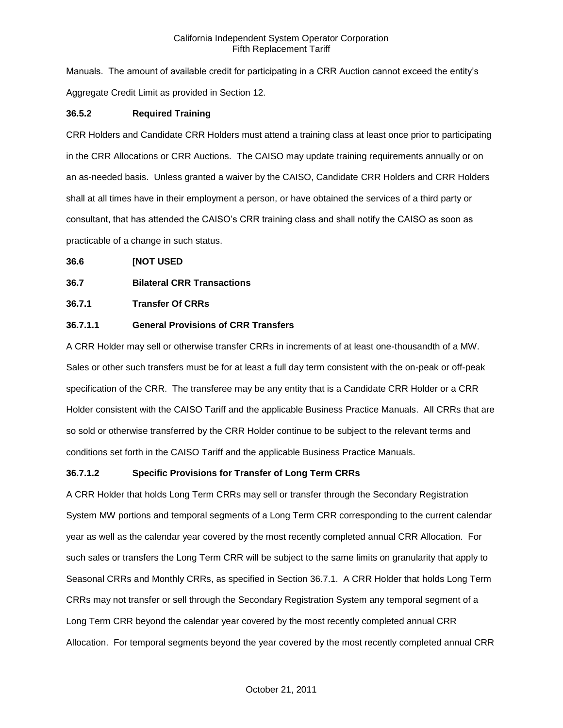Manuals. The amount of available credit for participating in a CRR Auction cannot exceed the entity's Aggregate Credit Limit as provided in Section 12.

### 36.5.2 Required Training

CRR Holders and Candidate CRR Holders must attend a training class at least once prior to participating in the CRR Allocations or CRR Auctions. The CAISO may update training requirements annually or on an as-needed basis. Unless granted a waiver by the CAISO, Candidate CRR Holders and CRR Holders shall at all times have in their employment a person, or have obtained the services of a third party or consultant, that has attended the CAISO's CRR training class and shall notify the CAISO as soon as practicable of a change in such status.

## 36.6 [NOT USED

## 36.7 Bilateral CRR Transactions

### 36.7.1 Transfer Of CRRs

#### 36.7.1.1 General Provisions of CRR Transfers

A CRR Holder may sell or otherwise transfer CRRs in increments of at least one-thousandth of a MW. Sales or other such transfers must be for at least a full day term consistent with the on-peak or off-peak specification of the CRR. The transferee may be any entity that is a Candidate CRR Holder or a CRR Holder consistent with the CAISO Tariff and the applicable Business Practice Manuals. All CRRs that are so sold or otherwise transferred by the CRR Holder continue to be subject to the relevant terms and conditions set forth in the CAISO Tariff and the applicable Business Practice Manuals.

#### 36.7.1.2 Specific Provisions for Transfer of Long Term CRRs

A CRR Holder that holds Long Term CRRs may sell or transfer through the Secondary Registration System MW portions and temporal segments of a Long Term CRR corresponding to the current calendar year as well as the calendar year covered by the most recently completed annual CRR Allocation. For such sales or transfers the Long Term CRR will be subject to the same limits on granularity that apply to Seasonal CRRs and Monthly CRRs, as specified in Section 36.7.1. A CRR Holder that holds Long Term CRRs may not transfer or sell through the Secondary Registration System any temporal segment of a Long Term CRR beyond the calendar year covered by the most recently completed annual CRR Allocation. For temporal segments beyond the year covered by the most recently completed annual CRR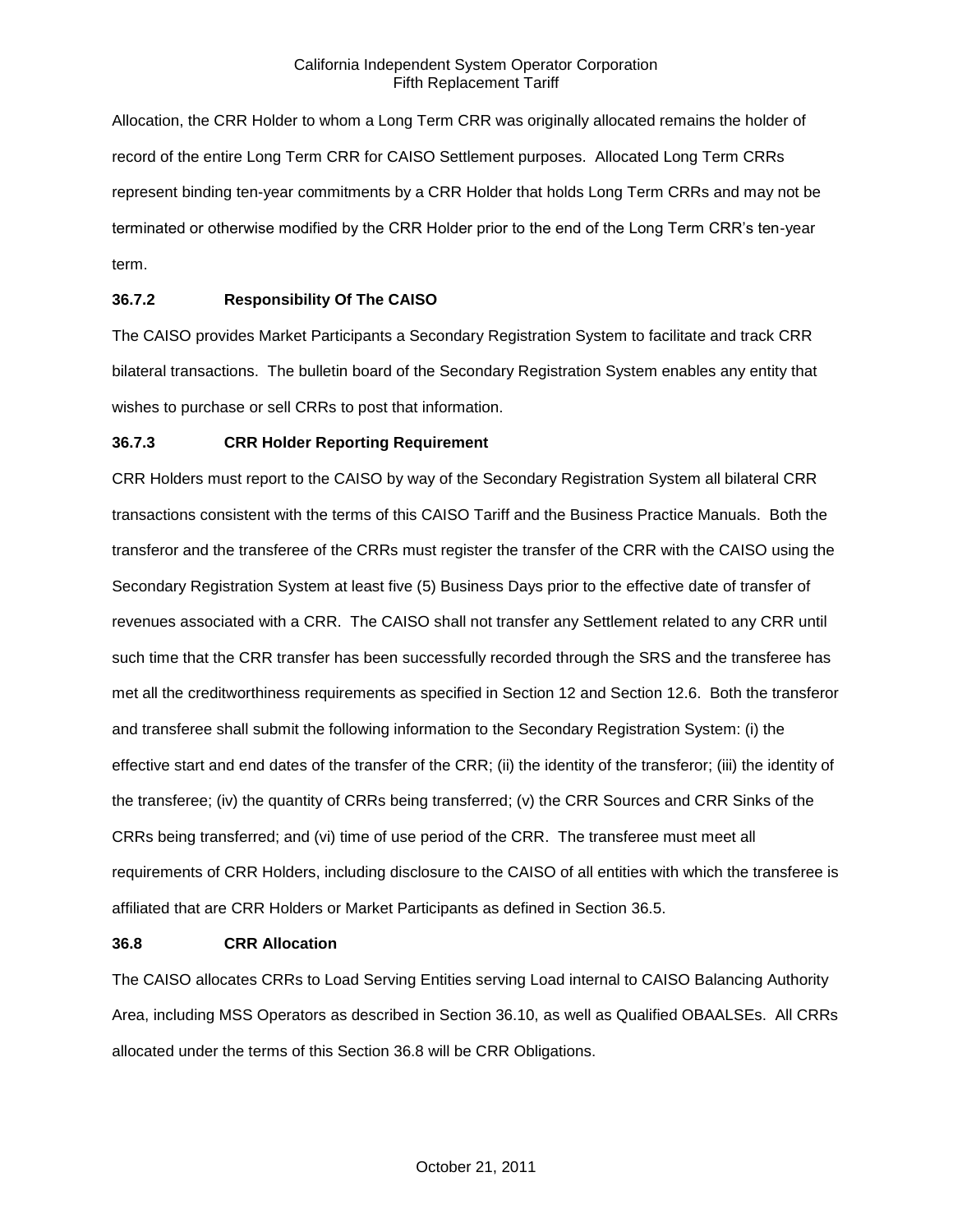Allocation, the CRR Holder to whom a Long Term CRR was originally allocated remains the holder of record of the entire Long Term CRR for CAISO Settlement purposes. Allocated Long Term CRRs represent binding ten-year commitments by a CRR Holder that holds Long Term CRRs and may not be terminated or otherwise modified by the CRR Holder prior to the end of the Long Term CRR's ten-year term.

**36.7.2 Responsibility Of The CAISO**

The CAISO provides Market Participants a Secondary Registration System to facilitate and track CRR bilateral transactions. The bulletin board of the Secondary Registration System enables any entity that wishes to purchase or sell CRRs to post that information.

**36.7.3 CRR Holder Reporting Requirement**

CRR Holders must report to the CAISO by way of the Secondary Registration System all bilateral CRR transactions consistent with the terms of this CAISO Tariff and the Business Practice Manuals. Both the transferor and the transferee of the CRRs must register the transfer of the CRR with the CAISO using the Secondary Registration System at least five (5) Business Days prior to the effective date of transfer of revenues associated with a CRR. The CAISO shall not transfer any Settlement related to any CRR until such time that the CRR transfer has been successfully recorded through the SRS and the transferee has met all the creditworthiness requirements as specified in Section 12 and Section 12.6. Both the transferor and transferee shall submit the following information to the Secondary Registration System: (i) the effective start and end dates of the transfer of the CRR; (ii) the identity of the transferor; (iii) the identity of the transferee; (iv) the quantity of CRRs being transferred; (v) the CRR Sources and CRR Sinks of the CRRs being transferred; and (vi) time of use period of the CRR. The transferee must meet all requirements of CRR Holders, including disclosure to the CAISO of all entities with which the transferee is affiliated that are CRR Holders or Market Participants as defined in Section 36.5.

**36.8 CRR Allocation**

The CAISO allocates CRRs to Load Serving Entities serving Load internal to CAISO Balancing Authority Area, including MSS Operators as described in Section 36.10, as well as Qualified OBAALSEs. All CRRs allocated under the terms of this Section 36.8 will be CRR Obligations.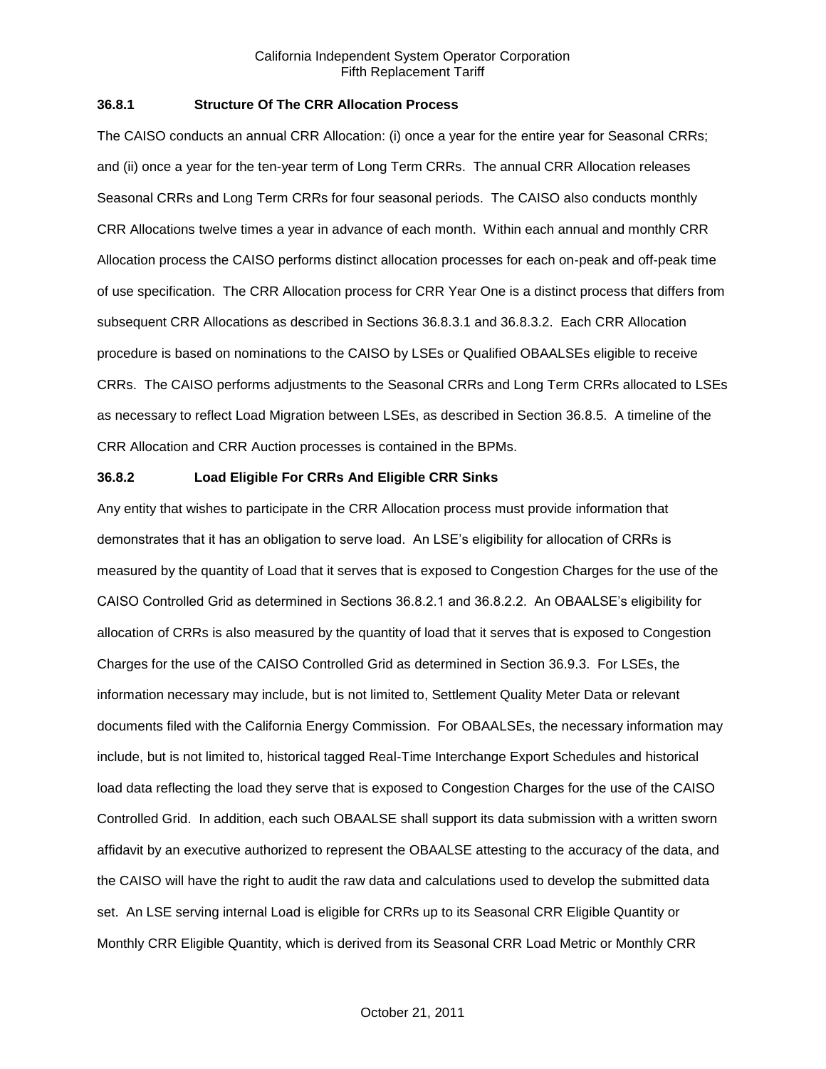### 36.8.1 Structure Of The CRR Allocation Process

The CAISO conducts an annual CRR Allocation: (i) once a year for the entire year for Seasonal CRRs; and (ii) once a year for the ten-year term of Long Term CRRs. The annual CRR Allocation releases Seasonal CRRs and Long Term CRRs for four seasonal periods. The CAISO also conducts monthly CRR Allocations twelve times a year in advance of each month. Within each annual and monthly CRR Allocation process the CAISO performs distinct allocation processes for each on-peak and off-peak time of use specification. The CRR Allocation process for CRR Year One is a distinct process that differs from subsequent CRR Allocations as described in Sections 36.8.3.1 and 36.8.3.2. Each CRR Allocation procedure is based on nominations to the CAISO by LSEs or Qualified OBAALSEs eligible to receive CRRs. The CAISO performs adjustments to the Seasonal CRRs and Long Term CRRs allocated to LSEs as necessary to reflect Load Migration between LSEs, as described in Section 36.8.5. A timeline of the CRR Allocation and CRR Auction processes is contained in the BPMs.

### 36.8.2 Load Eligible For CRRs And Eligible CRR Sinks

Any entity that wishes to participate in the CRR Allocation process must provide information that demonstrates that it has an obligation to serve load. An LSE's eligibility for allocation of CRRs is measured by the quantity of Load that it serves that is exposed to Congestion Charges for the use of the CAISO Controlled Grid as determined in Sections 36.8.2.1 and 36.8.2.2. An OBAALSE's eligibility for allocation of CRRs is also measured by the quantity of load that it serves that is exposed to Congestion Charges for the use of the CAISO Controlled Grid as determined in Section 36.9.3. For LSEs, the information necessary may include, but is not limited to, Settlement Quality Meter Data or relevant documents filed with the California Energy Commission. For OBAALSEs, the necessary information may include, but is not limited to, historical tagged Real-Time Interchange Export Schedules and historical load data reflecting the load they serve that is exposed to Congestion Charges for the use of the CAISO Controlled Grid. In addition, each such OBAALSE shall support its data submission with a written sworn affidavit by an executive authorized to represent the OBAALSE attesting to the accuracy of the data, and the CAISO will have the right to audit the raw data and calculations used to develop the submitted data set. An LSE serving internal Load is eligible for CRRs up to its Seasonal CRR Eligible Quantity or Monthly CRR Eligible Quantity, which is derived from its Seasonal CRR Load Metric or Monthly CRR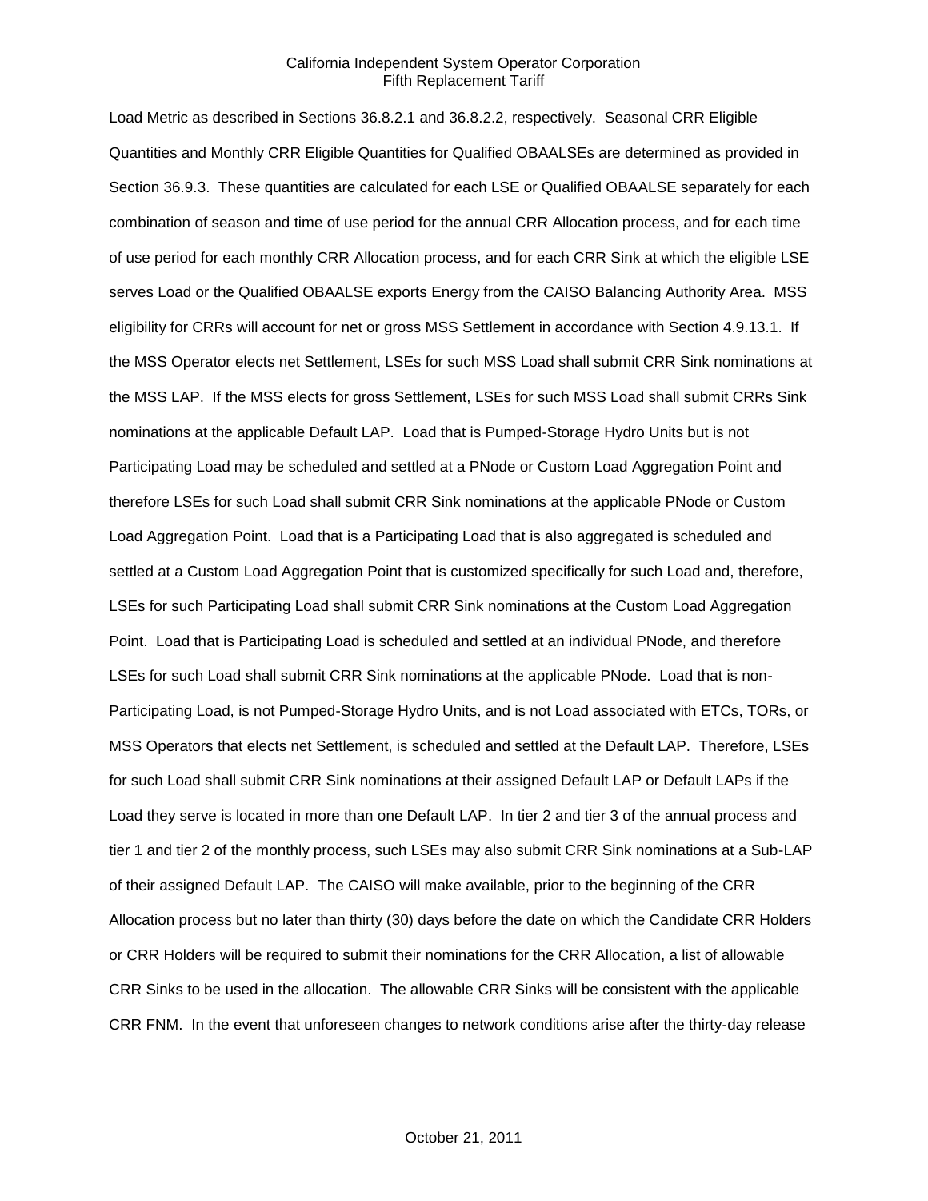Load Metric as described in Sections 36.8.2.1 and 36.8.2.2, respectively. Seasonal CRR Eligible Quantities and Monthly CRR Eligible Quantities for Qualified OBAALSEs are determined as provided in Section 36.9.3. These quantities are calculated for each LSE or Qualified OBAALSE separately for each combination of season and time of use period for the annual CRR Allocation process, and for each time of use period for each monthly CRR Allocation process, and for each CRR Sink at which the eligible LSE serves Load or the Qualified OBAALSE exports Energy from the CAISO Balancing Authority Area. MSS eligibility for CRRs will account for net or gross MSS Settlement in accordance with Section 4.9.13.1. If the MSS Operator elects net Settlement, LSEs for such MSS Load shall submit CRR Sink nominations at the MSS LAP. If the MSS elects for gross Settlement, LSEs for such MSS Load shall submit CRRs Sink nominations at the applicable Default LAP. Load that is Pumped-Storage Hydro Units but is not Participating Load may be scheduled and settled at a PNode or Custom Load Aggregation Point and therefore LSEs for such Load shall submit CRR Sink nominations at the applicable PNode or Custom Load Aggregation Point. Load that is a Participating Load that is also aggregated is scheduled and settled at a Custom Load Aggregation Point that is customized specifically for such Load and, therefore, LSEs for such Participating Load shall submit CRR Sink nominations at the Custom Load Aggregation Point. Load that is Participating Load is scheduled and settled at an individual PNode, and therefore LSEs for such Load shall submit CRR Sink nominations at the applicable PNode. Load that is non-Participating Load, is not Pumped-Storage Hydro Units, and is not Load associated with ETCs, TORs, or MSS Operators that elects net Settlement, is scheduled and settled at the Default LAP. Therefore, LSEs for such Load shall submit CRR Sink nominations at their assigned Default LAP or Default LAPs if the Load they serve is located in more than one Default LAP. In tier 2 and tier 3 of the annual process and tier 1 and tier 2 of the monthly process, such LSEs may also submit CRR Sink nominations at a Sub-LAP of their assigned Default LAP. The CAISO will make available, prior to the beginning of the CRR Allocation process but no later than thirty (30) days before the date on which the Candidate CRR Holders or CRR Holders will be required to submit their nominations for the CRR Allocation, a list of allowable CRR Sinks to be used in the allocation. The allowable CRR Sinks will be consistent with the applicable CRR FNM. In the event that unforeseen changes to network conditions arise after the thirty-day release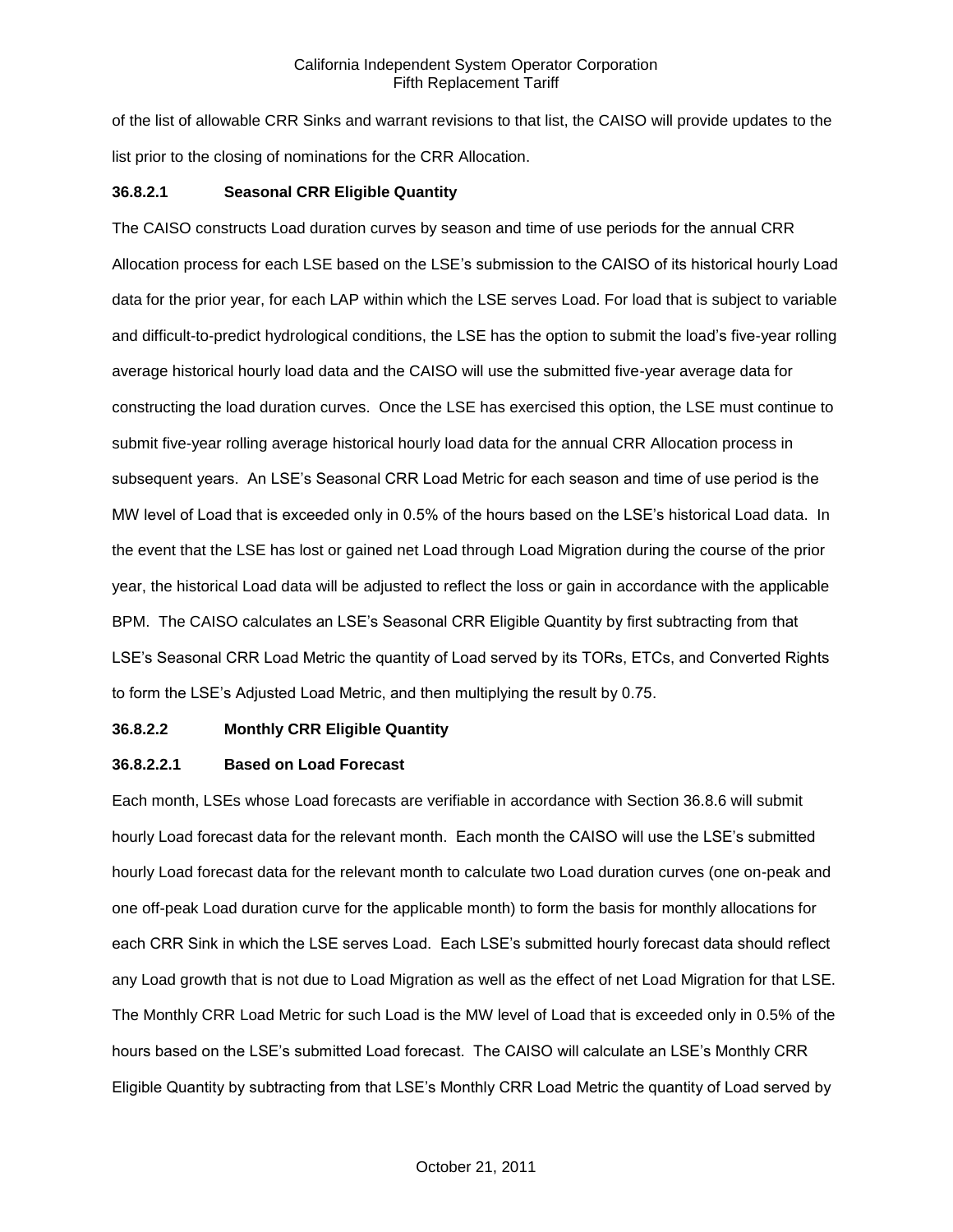of the list of allowable CRR Sinks and warrant revisions to that list, the CAISO will provide updates to the list prior to the closing of nominations for the CRR Allocation.

### 36.8.2.1 Seasonal CRR Eligible Quantity

The CAISO constructs Load duration curves by season and time of use periods for the annual CRR Allocation process for each LSE based on the LSE's submission to the CAISO of its historical hourly Load data for the prior year, for each LAP within which the LSE serves Load. For load that is subject to variable and difficult-to-predict hydrological conditions, the LSE has the option to submit the load's five-year rolling average historical hourly load data and the CAISO will use the submitted five-year average data for constructing the load duration curves. Once the LSE has exercised this option, the LSE must continue to submit five-year rolling average historical hourly load data for the annual CRR Allocation process in subsequent years. An LSE's Seasonal CRR Load Metric for each season and time of use period is the MW level of Load that is exceeded only in 0.5% of the hours based on the LSE's historical Load data. In the event that the LSE has lost or gained net Load through Load Migration during the course of the prior year, the historical Load data will be adjusted to reflect the loss or gain in accordance with the applicable BPM. The CAISO calculates an LSE's Seasonal CRR Eligible Quantity by first subtracting from that LSE's Seasonal CRR Load Metric the quantity of Load served by its TORs, ETCs, and Converted Rights to form the LSE's Adjusted Load Metric, and then multiplying the result by 0.75.

### 36.8.2.2 Monthly CRR Eligible Quantity

#### 36.8.2.2.1 Based on Load Forecast

Each month, LSEs whose Load forecasts are verifiable in accordance with Section 36.8.6 will submit hourly Load forecast data for the relevant month. Each month the CAISO will use the LSE's submitted hourly Load forecast data for the relevant month to calculate two Load duration curves (one on-peak and one off-peak Load duration curve for the applicable month) to form the basis for monthly allocations for each CRR Sink in which the LSE serves Load. Each LSE's submitted hourly forecast data should reflect any Load growth that is not due to Load Migration as well as the effect of net Load Migration for that LSE. The Monthly CRR Load Metric for such Load is the MW level of Load that is exceeded only in 0.5% of the hours based on the LSE's submitted Load forecast. The CAISO will calculate an LSE's Monthly CRR Eligible Quantity by subtracting from that LSE's Monthly CRR Load Metric the quantity of Load served by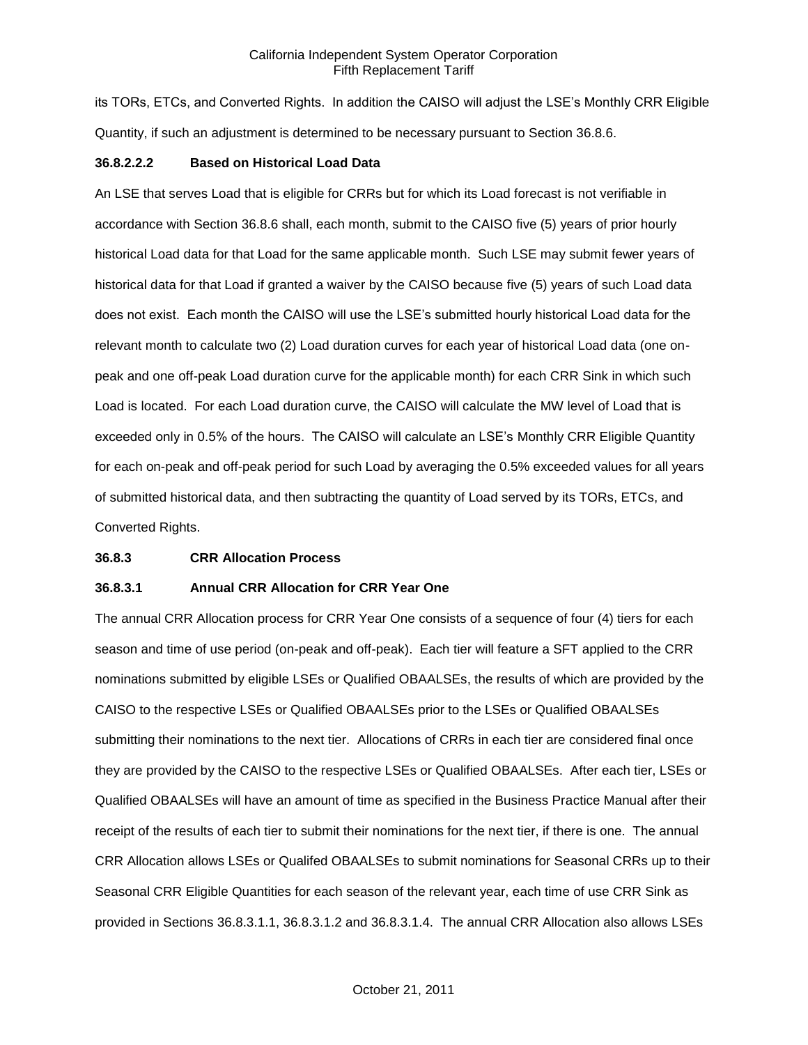its TORs, ETCs, and Converted Rights. In addition the CAISO will adjust the LSE's Monthly CRR Eligible Quantity, if such an adjustment is determined to be necessary pursuant to Section 36.8.6.

**36.8.2.2.2 Based on Historical Load Data**

An LSE that serves Load that is eligible for CRRs but for which its Load forecast is not verifiable in accordance with Section 36.8.6 shall, each month, submit to the CAISO five (5) years of prior hourly historical Load data for that Load for the same applicable month. Such LSE may submit fewer years of historical data for that Load if granted a waiver by the CAISO because five (5) years of such Load data does not exist. Each month the CAISO will use the LSE's submitted hourly historical Load data for the relevant month to calculate two (2) Load duration curves for each year of historical Load data (one on-peak and one off-peak Load duration curve for the applicable month) for each CRR Sink in which such Load is located. For each Load duration curve, the CAISO will calculate the MW level of Load that is exceeded only in 0.5% of the hours. The CAISO will calculate an LSE's Monthly CRR Eligible Quantity for each on-peak and off-peak period for such Load by averaging the 0.5% exceeded values for all years of submitted historical data, and then subtracting the quantity of Load served by its TORs, ETCs, and Converted Rights.

**36.8.3 CRR Allocation Process**

**36.8.3.1 Annual CRR Allocation for CRR Year One**

The annual CRR Allocation process for CRR Year One consists of a sequence of four (4) tiers for each season and time of use period (on-peak and off-peak). Each tier will feature a SFT applied to the CRR nominations submitted by eligible LSEs or Qualified OBAALSEs, the results of which are provided by the CAISO to the respective LSEs or Qualified OBAALSEs prior to the LSEs or Qualified OBAALSEs submitting their nominations to the next tier. Allocations of CRRs in each tier are considered final once they are provided by the CAISO to the respective LSEs or Qualified OBAALSEs. After each tier, LSEs or Qualified OBAALSEs will have an amount of time as specified in the Business Practice Manual after their receipt of the results of each tier to submit their nominations for the next tier, if there is one. The annual CRR Allocation allows LSEs or Qualifed OBAALSEs to submit nominations for Seasonal CRRs up to their Seasonal CRR Eligible Quantities for each season of the relevant year, each time of use CRR Sink as provided in Sections 36.8.3.1.1, 36.8.3.1.2 and 36.8.3.1.4. The annual CRR Allocation also allows LSEs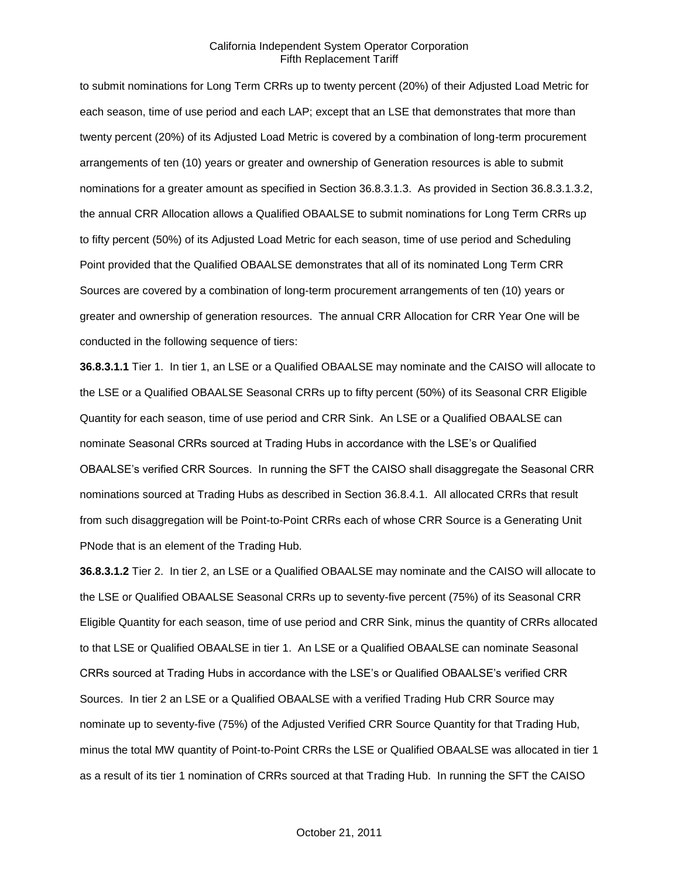to submit nominations for Long Term CRRs up to twenty percent (20%) of their Adjusted Load Metric for each season, time of use period and each LAP; except that an LSE that demonstrates that more than twenty percent (20%) of its Adjusted Load Metric is covered by a combination of long-term procurement arrangements of ten (10) years or greater and ownership of Generation resources is able to submit nominations for a greater amount as specified in Section 36.8.3.1.3. As provided in Section 36.8.3.1.3.2, the annual CRR Allocation allows a Qualified OBAALSE to submit nominations for Long Term CRRs up to fifty percent (50%) of its Adjusted Load Metric for each season, time of use period and Scheduling Point provided that the Qualified OBAALSE demonstrates that all of its nominated Long Term CRR Sources are covered by a combination of long-term procurement arrangements of ten (10) years or greater and ownership of generation resources. The annual CRR Allocation for CRR Year One will be conducted in the following sequence of tiers:

**36.8.3.1.1** Tier 1. In tier 1, an LSE or a Qualified OBAALSE may nominate and the CAISO will allocate to the LSE or a Qualified OBAALSE Seasonal CRRs up to fifty percent (50%) of its Seasonal CRR Eligible Quantity for each season, time of use period and CRR Sink. An LSE or a Qualified OBAALSE can nominate Seasonal CRRs sourced at Trading Hubs in accordance with the LSE's or Qualified OBAALSE's verified CRR Sources. In running the SFT the CAISO shall disaggregate the Seasonal CRR nominations sourced at Trading Hubs as described in Section 36.8.4.1. All allocated CRRs that result from such disaggregation will be Point-to-Point CRRs each of whose CRR Source is a Generating Unit PNode that is an element of the Trading Hub.

**36.8.3.1.2** Tier 2. In tier 2, an LSE or a Qualified OBAALSE may nominate and the CAISO will allocate to the LSE or Qualified OBAALSE Seasonal CRRs up to seventy-five percent (75%) of its Seasonal CRR Eligible Quantity for each season, time of use period and CRR Sink, minus the quantity of CRRs allocated to that LSE or Qualified OBAALSE in tier 1. An LSE or a Qualified OBAALSE can nominate Seasonal CRRs sourced at Trading Hubs in accordance with the LSE's or Qualified OBAALSE's verified CRR Sources. In tier 2 an LSE or a Qualified OBAALSE with a verified Trading Hub CRR Source may nominate up to seventy-five (75%) of the Adjusted Verified CRR Source Quantity for that Trading Hub, minus the total MW quantity of Point-to-Point CRRs the LSE or Qualified OBAALSE was allocated in tier 1 as a result of its tier 1 nomination of CRRs sourced at that Trading Hub. In running the SFT the CAISO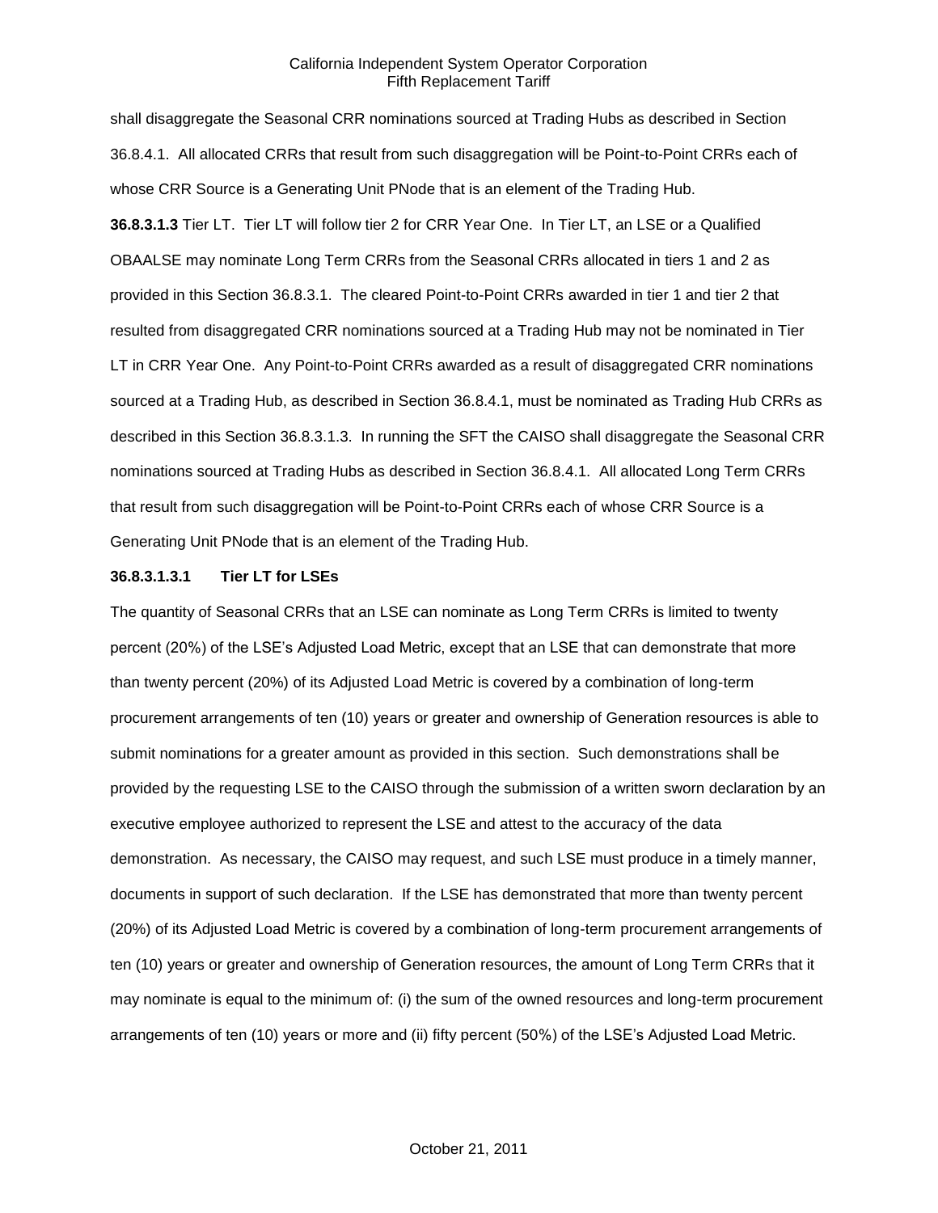shall disaggregate the Seasonal CRR nominations sourced at Trading Hubs as described in Section 36.8.4.1. All allocated CRRs that result from such disaggregation will be Point-to-Point CRRs each of whose CRR Source is a Generating Unit PNode that is an element of the Trading Hub.

**36.8.3.1.3** Tier LT. Tier LT will follow tier 2 for CRR Year One. In Tier LT, an LSE or a Qualified OBAALSE may nominate Long Term CRRs from the Seasonal CRRs allocated in tiers 1 and 2 as provided in this Section 36.8.3.1. The cleared Point-to-Point CRRs awarded in tier 1 and tier 2 that resulted from disaggregated CRR nominations sourced at a Trading Hub may not be nominated in Tier LT in CRR Year One. Any Point-to-Point CRRs awarded as a result of disaggregated CRR nominations sourced at a Trading Hub, as described in Section 36.8.4.1, must be nominated as Trading Hub CRRs as described in this Section 36.8.3.1.3. In running the SFT the CAISO shall disaggregate the Seasonal CRR nominations sourced at Trading Hubs as described in Section 36.8.4.1. All allocated Long Term CRRs that result from such disaggregation will be Point-to-Point CRRs each of whose CRR Source is a Generating Unit PNode that is an element of the Trading Hub.

**36.8.3.1.3.1 Tier LT for LSEs**

The quantity of Seasonal CRRs that an LSE can nominate as Long Term CRRs is limited to twenty percent (20%) of the LSE's Adjusted Load Metric, except that an LSE that can demonstrate that more than twenty percent (20%) of its Adjusted Load Metric is covered by a combination of long-term procurement arrangements of ten (10) years or greater and ownership of Generation resources is able to submit nominations for a greater amount as provided in this section. Such demonstrations shall be provided by the requesting LSE to the CAISO through the submission of a written sworn declaration by an executive employee authorized to represent the LSE and attest to the accuracy of the data demonstration. As necessary, the CAISO may request, and such LSE must produce in a timely manner, documents in support of such declaration. If the LSE has demonstrated that more than twenty percent (20%) of its Adjusted Load Metric is covered by a combination of long-term procurement arrangements of ten (10) years or greater and ownership of Generation resources, the amount of Long Term CRRs that it may nominate is equal to the minimum of: (i) the sum of the owned resources and long-term procurement arrangements of ten (10) years or more and (ii) fifty percent (50%) of the LSE's Adjusted Load Metric.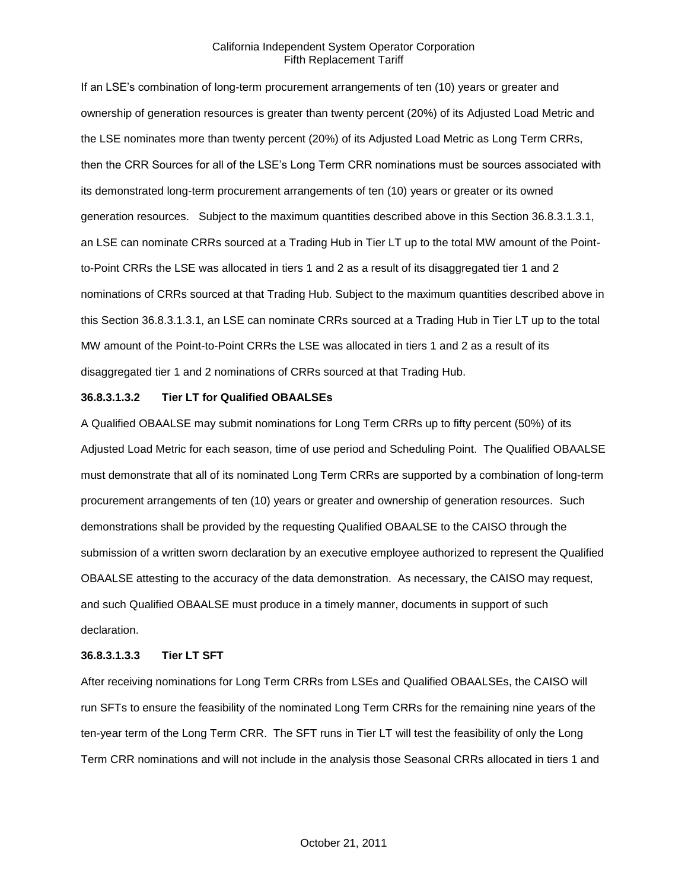If an LSE's combination of long-term procurement arrangements of ten (10) years or greater and ownership of generation resources is greater than twenty percent (20%) of its Adjusted Load Metric and the LSE nominates more than twenty percent (20%) of its Adjusted Load Metric as Long Term CRRs, then the CRR Sources for all of the LSE's Long Term CRR nominations must be sources associated with its demonstrated long-term procurement arrangements of ten (10) years or greater or its owned generation resources. Subject to the maximum quantities described above in this Section 36.8.3.1.3.1, an LSE can nominate CRRs sourced at a Trading Hub in Tier LT up to the total MW amount of the Point-to-Point CRRs the LSE was allocated in tiers 1 and 2 as a result of its disaggregated tier 1 and 2 nominations of CRRs sourced at that Trading Hub. Subject to the maximum quantities described above in this Section 36.8.3.1.3.1, an LSE can nominate CRRs sourced at a Trading Hub in Tier LT up to the total MW amount of the Point-to-Point CRRs the LSE was allocated in tiers 1 and 2 as a result of its disaggregated tier 1 and 2 nominations of CRRs sourced at that Trading Hub.

**36.8.3.1.3.2 Tier LT for Qualified OBAALSEs**

A Qualified OBAALSE may submit nominations for Long Term CRRs up to fifty percent (50%) of its Adjusted Load Metric for each season, time of use period and Scheduling Point. The Qualified OBAALSE must demonstrate that all of its nominated Long Term CRRs are supported by a combination of long-term procurement arrangements of ten (10) years or greater and ownership of generation resources. Such demonstrations shall be provided by the requesting Qualified OBAALSE to the CAISO through the submission of a written sworn declaration by an executive employee authorized to represent the Qualified OBAALSE attesting to the accuracy of the data demonstration. As necessary, the CAISO may request, and such Qualified OBAALSE must produce in a timely manner, documents in support of such declaration.

**36.8.3.1.3.3 Tier LT SFT**

After receiving nominations for Long Term CRRs from LSEs and Qualified OBAALSEs, the CAISO will run SFTs to ensure the feasibility of the nominated Long Term CRRs for the remaining nine years of the ten-year term of the Long Term CRR. The SFT runs in Tier LT will test the feasibility of only the Long Term CRR nominations and will not include in the analysis those Seasonal CRRs allocated in tiers 1 and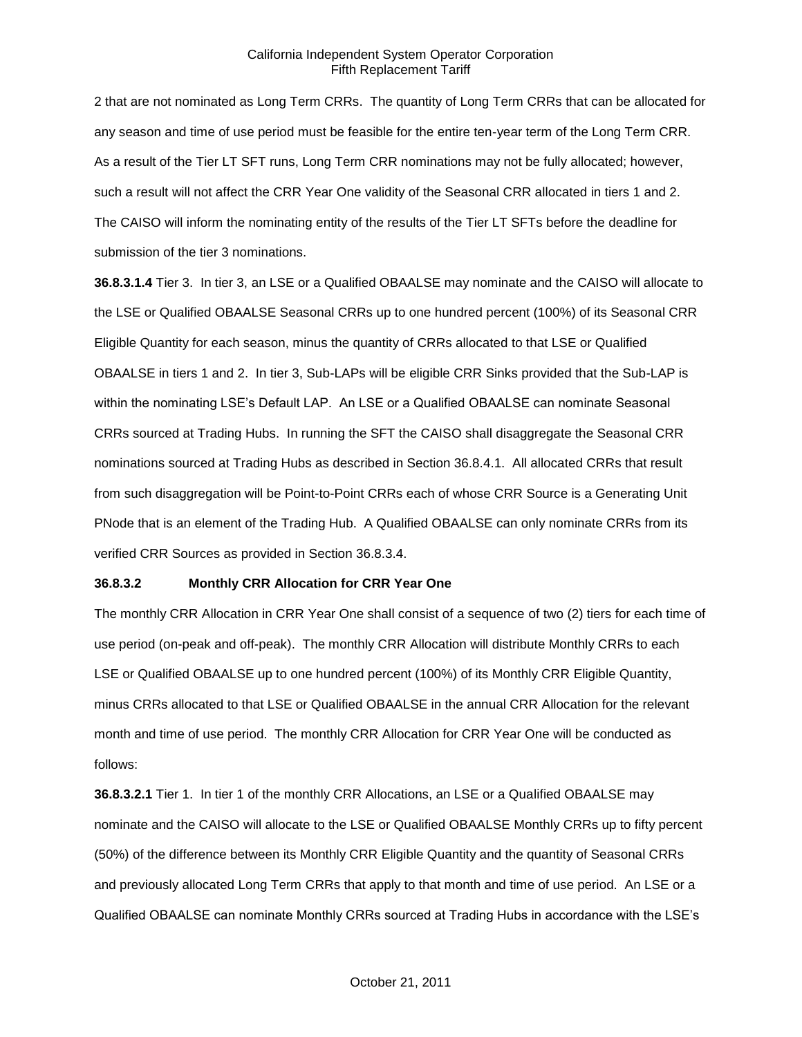2 that are not nominated as Long Term CRRs. The quantity of Long Term CRRs that can be allocated for any season and time of use period must be feasible for the entire ten-year term of the Long Term CRR. As a result of the Tier LT SFT runs, Long Term CRR nominations may not be fully allocated; however, such a result will not affect the CRR Year One validity of the Seasonal CRR allocated in tiers 1 and 2. The CAISO will inform the nominating entity of the results of the Tier LT SFTs before the deadline for submission of the tier 3 nominations.

**36.8.3.1.4** Tier 3. In tier 3, an LSE or a Qualified OBAALSE may nominate and the CAISO will allocate to the LSE or Qualified OBAALSE Seasonal CRRs up to one hundred percent (100%) of its Seasonal CRR Eligible Quantity for each season, minus the quantity of CRRs allocated to that LSE or Qualified OBAALSE in tiers 1 and 2. In tier 3, Sub-LAPs will be eligible CRR Sinks provided that the Sub-LAP is within the nominating LSE's Default LAP. An LSE or a Qualified OBAALSE can nominate Seasonal CRRs sourced at Trading Hubs. In running the SFT the CAISO shall disaggregate the Seasonal CRR nominations sourced at Trading Hubs as described in Section 36.8.4.1. All allocated CRRs that result from such disaggregation will be Point-to-Point CRRs each of whose CRR Source is a Generating Unit PNode that is an element of the Trading Hub. A Qualified OBAALSE can only nominate CRRs from its verified CRR Sources as provided in Section 36.8.3.4.

**36.8.3.2 Monthly CRR Allocation for CRR Year One**

The monthly CRR Allocation in CRR Year One shall consist of a sequence of two (2) tiers for each time of use period (on-peak and off-peak). The monthly CRR Allocation will distribute Monthly CRRs to each LSE or Qualified OBAALSE up to one hundred percent (100%) of its Monthly CRR Eligible Quantity, minus CRRs allocated to that LSE or Qualified OBAALSE in the annual CRR Allocation for the relevant month and time of use period. The monthly CRR Allocation for CRR Year One will be conducted as follows:

**36.8.3.2.1** Tier 1. In tier 1 of the monthly CRR Allocations, an LSE or a Qualified OBAALSE may nominate and the CAISO will allocate to the LSE or Qualified OBAALSE Monthly CRRs up to fifty percent (50%) of the difference between its Monthly CRR Eligible Quantity and the quantity of Seasonal CRRs and previously allocated Long Term CRRs that apply to that month and time of use period. An LSE or a Qualified OBAALSE can nominate Monthly CRRs sourced at Trading Hubs in accordance with the LSE's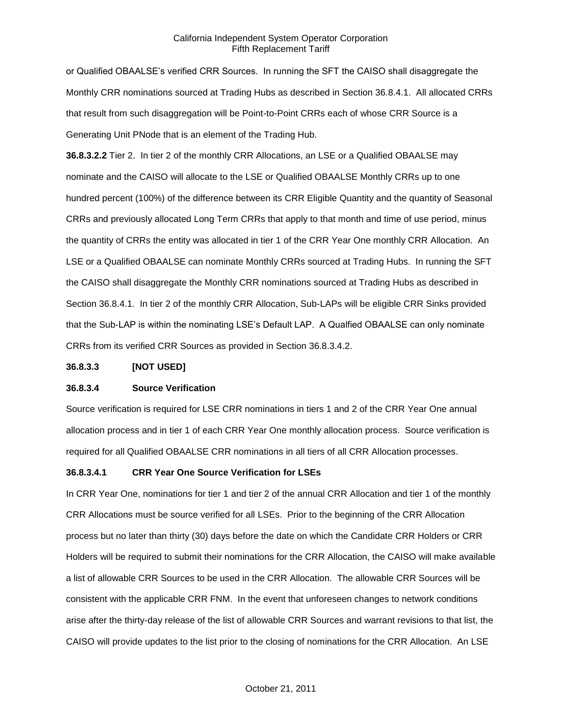or Qualified OBAALSE's verified CRR Sources. In running the SFT the CAISO shall disaggregate the Monthly CRR nominations sourced at Trading Hubs as described in Section 36.8.4.1. All allocated CRRs that result from such disaggregation will be Point-to-Point CRRs each of whose CRR Source is a Generating Unit PNode that is an element of the Trading Hub.

**36.8.3.2.2** Tier 2. In tier 2 of the monthly CRR Allocations, an LSE or a Qualified OBAALSE may nominate and the CAISO will allocate to the LSE or Qualified OBAALSE Monthly CRRs up to one hundred percent (100%) of the difference between its CRR Eligible Quantity and the quantity of Seasonal CRRs and previously allocated Long Term CRRs that apply to that month and time of use period, minus the quantity of CRRs the entity was allocated in tier 1 of the CRR Year One monthly CRR Allocation. An LSE or a Qualified OBAALSE can nominate Monthly CRRs sourced at Trading Hubs. In running the SFT the CAISO shall disaggregate the Monthly CRR nominations sourced at Trading Hubs as described in Section 36.8.4.1. In tier 2 of the monthly CRR Allocation, Sub-LAPs will be eligible CRR Sinks provided that the Sub-LAP is within the nominating LSE's Default LAP. A Qualfied OBAALSE can only nominate CRRs from its verified CRR Sources as provided in Section 36.8.3.4.2.

**36.8.3.3 [NOT USED]**

**36.8.3.4 Source Verification**

Source verification is required for LSE CRR nominations in tiers 1 and 2 of the CRR Year One annual allocation process and in tier 1 of each CRR Year One monthly allocation process. Source verification is required for all Qualified OBAALSE CRR nominations in all tiers of all CRR Allocation processes.

**36.8.3.4.1 CRR Year One Source Verification for LSEs**

In CRR Year One, nominations for tier 1 and tier 2 of the annual CRR Allocation and tier 1 of the monthly CRR Allocations must be source verified for all LSEs. Prior to the beginning of the CRR Allocation process but no later than thirty (30) days before the date on which the Candidate CRR Holders or CRR Holders will be required to submit their nominations for the CRR Allocation, the CAISO will make available a list of allowable CRR Sources to be used in the CRR Allocation. The allowable CRR Sources will be consistent with the applicable CRR FNM. In the event that unforeseen changes to network conditions arise after the thirty-day release of the list of allowable CRR Sources and warrant revisions to that list, the CAISO will provide updates to the list prior to the closing of nominations for the CRR Allocation. An LSE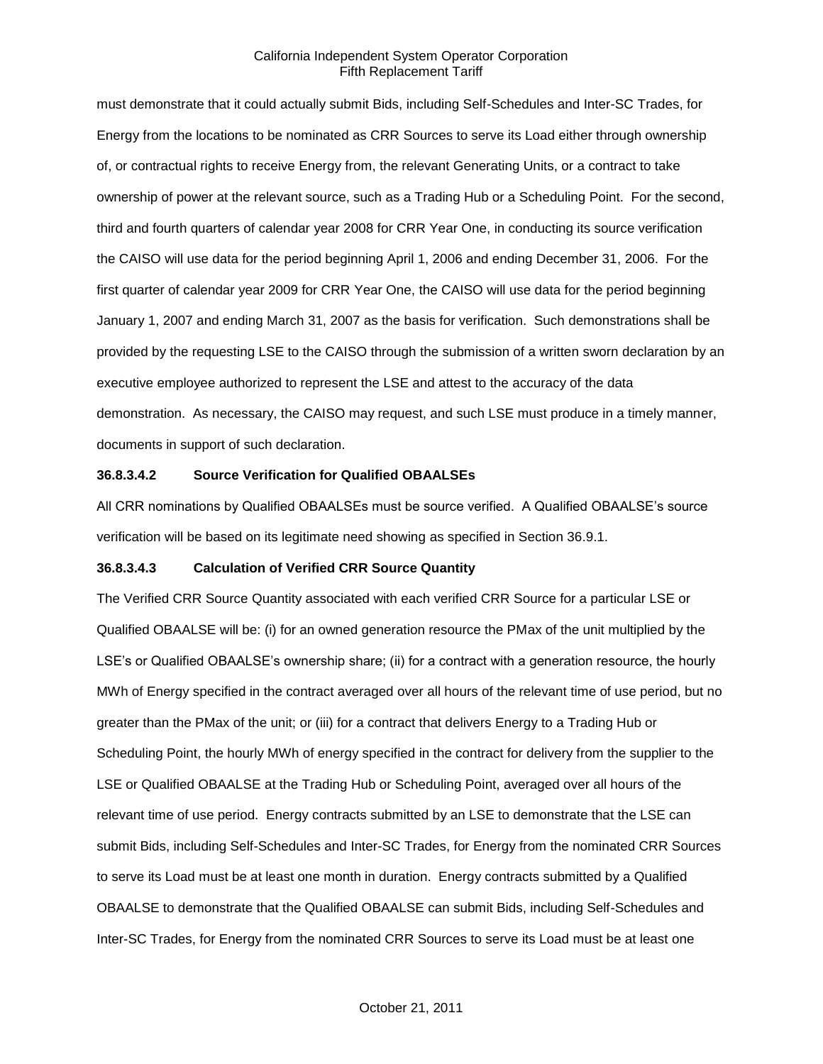must demonstrate that it could actually submit Bids, including Self-Schedules and Inter-SC Trades, for Energy from the locations to be nominated as CRR Sources to serve its Load either through ownership of, or contractual rights to receive Energy from, the relevant Generating Units, or a contract to take ownership of power at the relevant source, such as a Trading Hub or a Scheduling Point. For the second, third and fourth quarters of calendar year 2008 for CRR Year One, in conducting its source verification the CAISO will use data for the period beginning April 1, 2006 and ending December 31, 2006. For the first quarter of calendar year 2009 for CRR Year One, the CAISO will use data for the period beginning January 1, 2007 and ending March 31, 2007 as the basis for verification. Such demonstrations shall be provided by the requesting LSE to the CAISO through the submission of a written sworn declaration by an executive employee authorized to represent the LSE and attest to the accuracy of the data demonstration. As necessary, the CAISO may request, and such LSE must produce in a timely manner, documents in support of such declaration.

**36.8.3.4.2 Source Verification for Qualified OBAALSEs**

All CRR nominations by Qualified OBAALSEs must be source verified. A Qualified OBAALSE's source verification will be based on its legitimate need showing as specified in Section 36.9.1.

**36.8.3.4.3 Calculation of Verified CRR Source Quantity**

The Verified CRR Source Quantity associated with each verified CRR Source for a particular LSE or Qualified OBAALSE will be: (i) for an owned generation resource the PMax of the unit multiplied by the LSE's or Qualified OBAALSE's ownership share; (ii) for a contract with a generation resource, the hourly MWh of Energy specified in the contract averaged over all hours of the relevant time of use period, but no greater than the PMax of the unit; or (iii) for a contract that delivers Energy to a Trading Hub or Scheduling Point, the hourly MWh of energy specified in the contract for delivery from the supplier to the LSE or Qualified OBAALSE at the Trading Hub or Scheduling Point, averaged over all hours of the relevant time of use period. Energy contracts submitted by an LSE to demonstrate that the LSE can submit Bids, including Self-Schedules and Inter-SC Trades, for Energy from the nominated CRR Sources to serve its Load must be at least one month in duration. Energy contracts submitted by a Qualified OBAALSE to demonstrate that the Qualified OBAALSE can submit Bids, including Self-Schedules and Inter-SC Trades, for Energy from the nominated CRR Sources to serve its Load must be at least one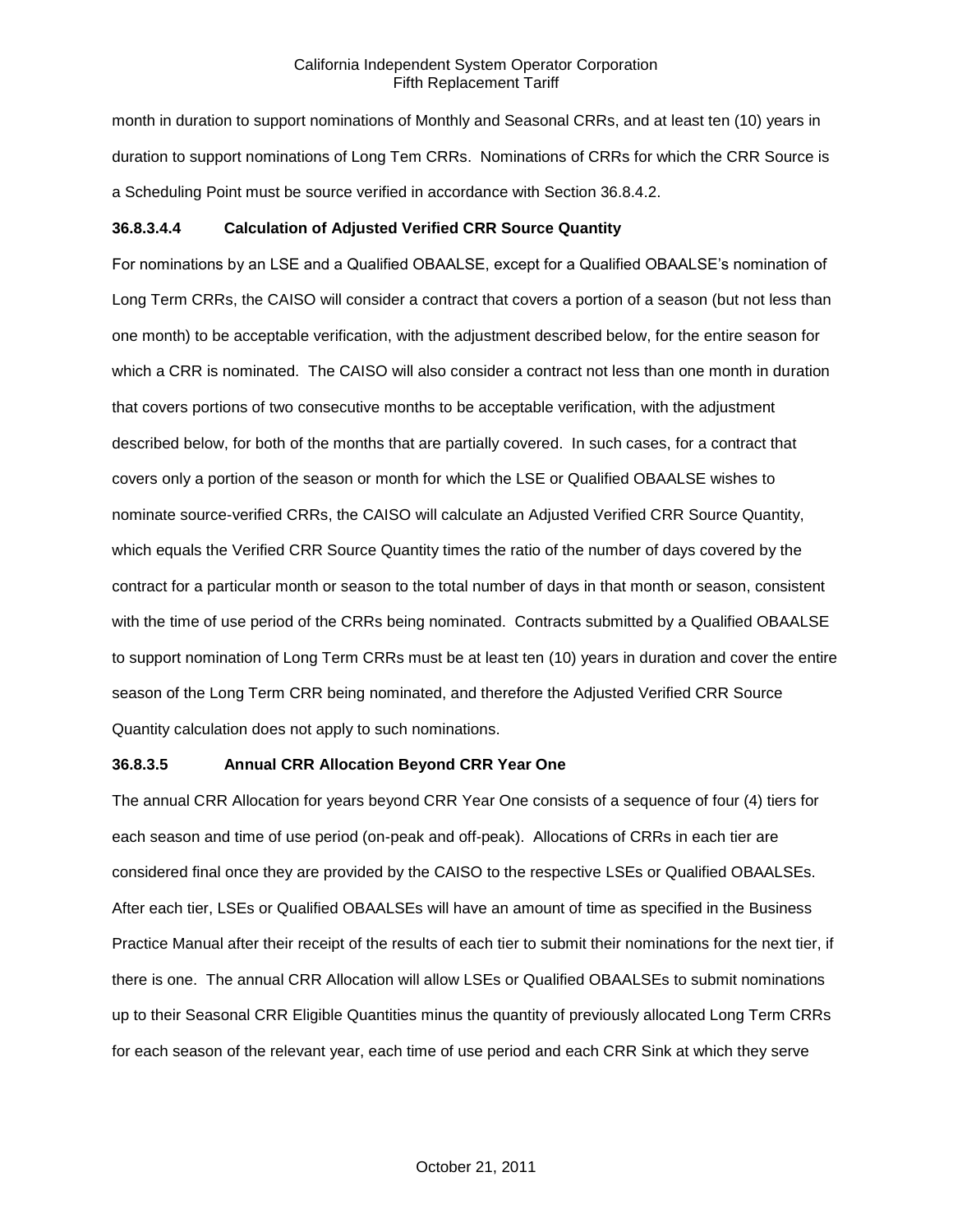month in duration to support nominations of Monthly and Seasonal CRRs, and at least ten (10) years in duration to support nominations of Long Tem CRRs. Nominations of CRRs for which the CRR Source is a Scheduling Point must be source verified in accordance with Section 36.8.4.2.

**36.8.3.4.4 Calculation of Adjusted Verified CRR Source Quantity**

For nominations by an LSE and a Qualified OBAALSE, except for a Qualified OBAALSE's nomination of Long Term CRRs, the CAISO will consider a contract that covers a portion of a season (but not less than one month) to be acceptable verification, with the adjustment described below, for the entire season for which a CRR is nominated. The CAISO will also consider a contract not less than one month in duration that covers portions of two consecutive months to be acceptable verification, with the adjustment described below, for both of the months that are partially covered. In such cases, for a contract that covers only a portion of the season or month for which the LSE or Qualified OBAALSE wishes to nominate source-verified CRRs, the CAISO will calculate an Adjusted Verified CRR Source Quantity, which equals the Verified CRR Source Quantity times the ratio of the number of days covered by the contract for a particular month or season to the total number of days in that month or season, consistent with the time of use period of the CRRs being nominated. Contracts submitted by a Qualified OBAALSE to support nomination of Long Term CRRs must be at least ten (10) years in duration and cover the entire season of the Long Term CRR being nominated, and therefore the Adjusted Verified CRR Source Quantity calculation does not apply to such nominations.

**36.8.3.5 Annual CRR Allocation Beyond CRR Year One**

The annual CRR Allocation for years beyond CRR Year One consists of a sequence of four (4) tiers for each season and time of use period (on-peak and off-peak). Allocations of CRRs in each tier are considered final once they are provided by the CAISO to the respective LSEs or Qualified OBAALSEs. After each tier, LSEs or Qualified OBAALSEs will have an amount of time as specified in the Business Practice Manual after their receipt of the results of each tier to submit their nominations for the next tier, if there is one. The annual CRR Allocation will allow LSEs or Qualified OBAALSEs to submit nominations up to their Seasonal CRR Eligible Quantities minus the quantity of previously allocated Long Term CRRs for each season of the relevant year, each time of use period and each CRR Sink at which they serve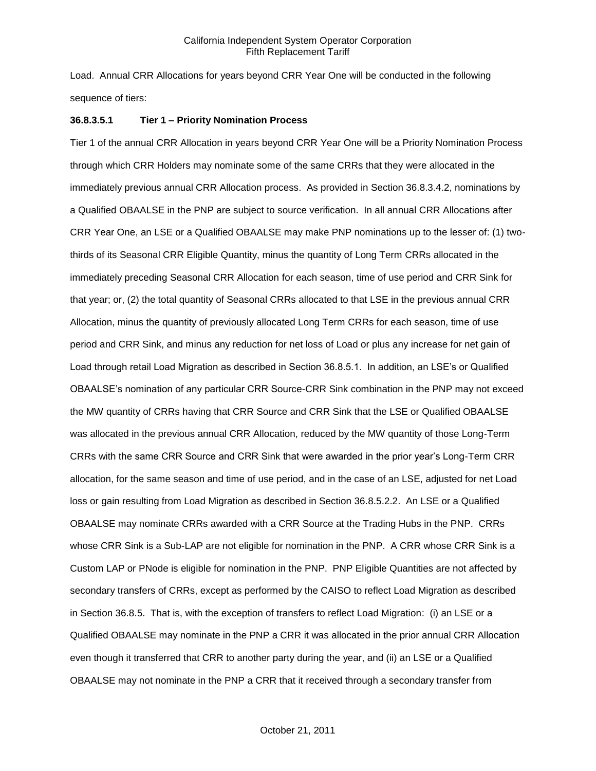Load. Annual CRR Allocations for years beyond CRR Year One will be conducted in the following sequence of tiers:

**36.8.3.5.1 Tier 1 – Priority Nomination Process**

Tier 1 of the annual CRR Allocation in years beyond CRR Year One will be a Priority Nomination Process through which CRR Holders may nominate some of the same CRRs that they were allocated in the immediately previous annual CRR Allocation process. As provided in Section 36.8.3.4.2, nominations by a Qualified OBAALSE in the PNP are subject to source verification. In all annual CRR Allocations after CRR Year One, an LSE or a Qualified OBAALSE may make PNP nominations up to the lesser of: (1) two-thirds of its Seasonal CRR Eligible Quantity, minus the quantity of Long Term CRRs allocated in the immediately preceding Seasonal CRR Allocation for each season, time of use period and CRR Sink for that year; or, (2) the total quantity of Seasonal CRRs allocated to that LSE in the previous annual CRR Allocation, minus the quantity of previously allocated Long Term CRRs for each season, time of use period and CRR Sink, and minus any reduction for net loss of Load or plus any increase for net gain of Load through retail Load Migration as described in Section 36.8.5.1. In addition, an LSE's or Qualified OBAALSE's nomination of any particular CRR Source-CRR Sink combination in the PNP may not exceed the MW quantity of CRRs having that CRR Source and CRR Sink that the LSE or Qualified OBAALSE was allocated in the previous annual CRR Allocation, reduced by the MW quantity of those Long-Term CRRs with the same CRR Source and CRR Sink that were awarded in the prior year's Long-Term CRR allocation, for the same season and time of use period, and in the case of an LSE, adjusted for net Load loss or gain resulting from Load Migration as described in Section 36.8.5.2.2. An LSE or a Qualified OBAALSE may nominate CRRs awarded with a CRR Source at the Trading Hubs in the PNP. CRRs whose CRR Sink is a Sub-LAP are not eligible for nomination in the PNP. A CRR whose CRR Sink is a Custom LAP or PNode is eligible for nomination in the PNP. PNP Eligible Quantities are not affected by secondary transfers of CRRs, except as performed by the CAISO to reflect Load Migration as described in Section 36.8.5. That is, with the exception of transfers to reflect Load Migration: (i) an LSE or a Qualified OBAALSE may nominate in the PNP a CRR it was allocated in the prior annual CRR Allocation even though it transferred that CRR to another party during the year, and (ii) an LSE or a Qualified OBAALSE may not nominate in the PNP a CRR that it received through a secondary transfer from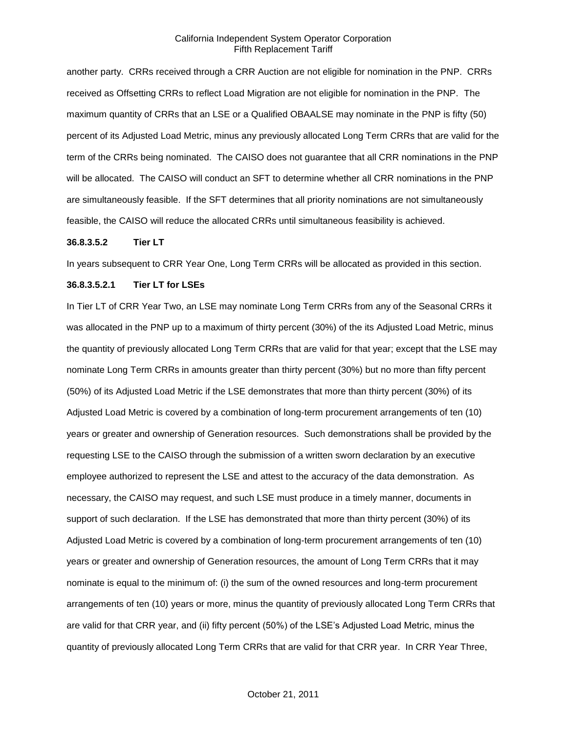another party. CRRs received through a CRR Auction are not eligible for nomination in the PNP. CRRs received as Offsetting CRRs to reflect Load Migration are not eligible for nomination in the PNP. The maximum quantity of CRRs that an LSE or a Qualified OBAALSE may nominate in the PNP is fifty (50) percent of its Adjusted Load Metric, minus any previously allocated Long Term CRRs that are valid for the term of the CRRs being nominated. The CAISO does not guarantee that all CRR nominations in the PNP will be allocated. The CAISO will conduct an SFT to determine whether all CRR nominations in the PNP are simultaneously feasible. If the SFT determines that all priority nominations are not simultaneously feasible, the CAISO will reduce the allocated CRRs until simultaneous feasibility is achieved.

**36.8.3.5.2 Tier LT**

In years subsequent to CRR Year One, Long Term CRRs will be allocated as provided in this section.

**36.8.3.5.2.1 Tier LT for LSEs**

In Tier LT of CRR Year Two, an LSE may nominate Long Term CRRs from any of the Seasonal CRRs it was allocated in the PNP up to a maximum of thirty percent (30%) of the its Adjusted Load Metric, minus the quantity of previously allocated Long Term CRRs that are valid for that year; except that the LSE may nominate Long Term CRRs in amounts greater than thirty percent (30%) but no more than fifty percent (50%) of its Adjusted Load Metric if the LSE demonstrates that more than thirty percent (30%) of its Adjusted Load Metric is covered by a combination of long-term procurement arrangements of ten (10) years or greater and ownership of Generation resources. Such demonstrations shall be provided by the requesting LSE to the CAISO through the submission of a written sworn declaration by an executive employee authorized to represent the LSE and attest to the accuracy of the data demonstration. As necessary, the CAISO may request, and such LSE must produce in a timely manner, documents in support of such declaration. If the LSE has demonstrated that more than thirty percent (30%) of its Adjusted Load Metric is covered by a combination of long-term procurement arrangements of ten (10) years or greater and ownership of Generation resources, the amount of Long Term CRRs that it may nominate is equal to the minimum of: (i) the sum of the owned resources and long-term procurement arrangements of ten (10) years or more, minus the quantity of previously allocated Long Term CRRs that are valid for that CRR year, and (ii) fifty percent (50%) of the LSE's Adjusted Load Metric, minus the quantity of previously allocated Long Term CRRs that are valid for that CRR year. In CRR Year Three,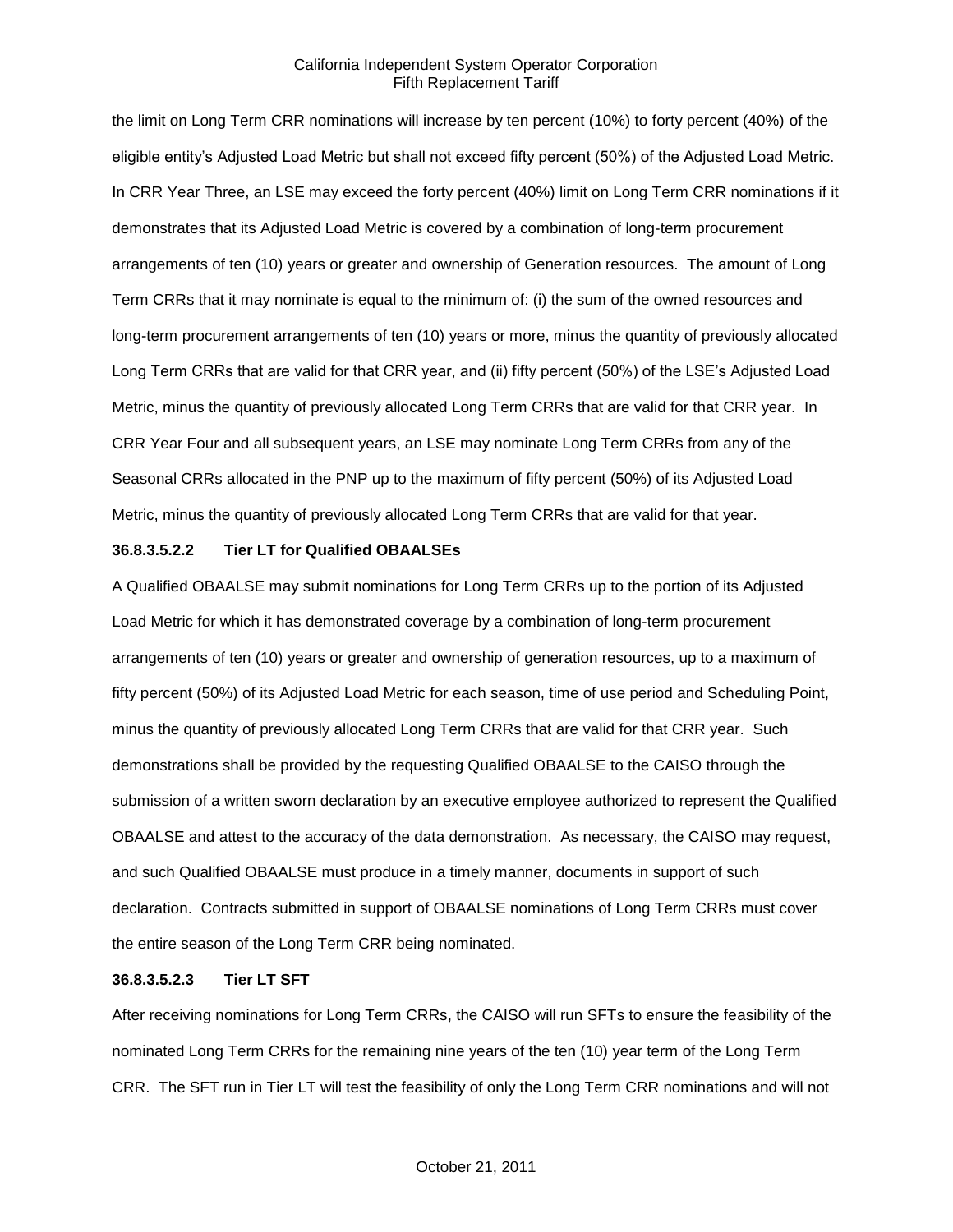the limit on Long Term CRR nominations will increase by ten percent (10%) to forty percent (40%) of the eligible entity's Adjusted Load Metric but shall not exceed fifty percent (50%) of the Adjusted Load Metric. In CRR Year Three, an LSE may exceed the forty percent (40%) limit on Long Term CRR nominations if it demonstrates that its Adjusted Load Metric is covered by a combination of long-term procurement arrangements of ten (10) years or greater and ownership of Generation resources. The amount of Long Term CRRs that it may nominate is equal to the minimum of: (i) the sum of the owned resources and long-term procurement arrangements of ten (10) years or more, minus the quantity of previously allocated Long Term CRRs that are valid for that CRR year, and (ii) fifty percent (50%) of the LSE's Adjusted Load Metric, minus the quantity of previously allocated Long Term CRRs that are valid for that CRR year. In CRR Year Four and all subsequent years, an LSE may nominate Long Term CRRs from any of the Seasonal CRRs allocated in the PNP up to the maximum of fifty percent (50%) of its Adjusted Load Metric, minus the quantity of previously allocated Long Term CRRs that are valid for that year.

**36.8.3.5.2.2 Tier LT for Qualified OBAALSEs**

A Qualified OBAALSE may submit nominations for Long Term CRRs up to the portion of its Adjusted Load Metric for which it has demonstrated coverage by a combination of long-term procurement arrangements of ten (10) years or greater and ownership of generation resources, up to a maximum of fifty percent (50%) of its Adjusted Load Metric for each season, time of use period and Scheduling Point, minus the quantity of previously allocated Long Term CRRs that are valid for that CRR year. Such demonstrations shall be provided by the requesting Qualified OBAALSE to the CAISO through the submission of a written sworn declaration by an executive employee authorized to represent the Qualified OBAALSE and attest to the accuracy of the data demonstration. As necessary, the CAISO may request, and such Qualified OBAALSE must produce in a timely manner, documents in support of such declaration. Contracts submitted in support of OBAALSE nominations of Long Term CRRs must cover the entire season of the Long Term CRR being nominated.

**36.8.3.5.2.3 Tier LT SFT**

After receiving nominations for Long Term CRRs, the CAISO will run SFTs to ensure the feasibility of the nominated Long Term CRRs for the remaining nine years of the ten (10) year term of the Long Term CRR. The SFT run in Tier LT will test the feasibility of only the Long Term CRR nominations and will not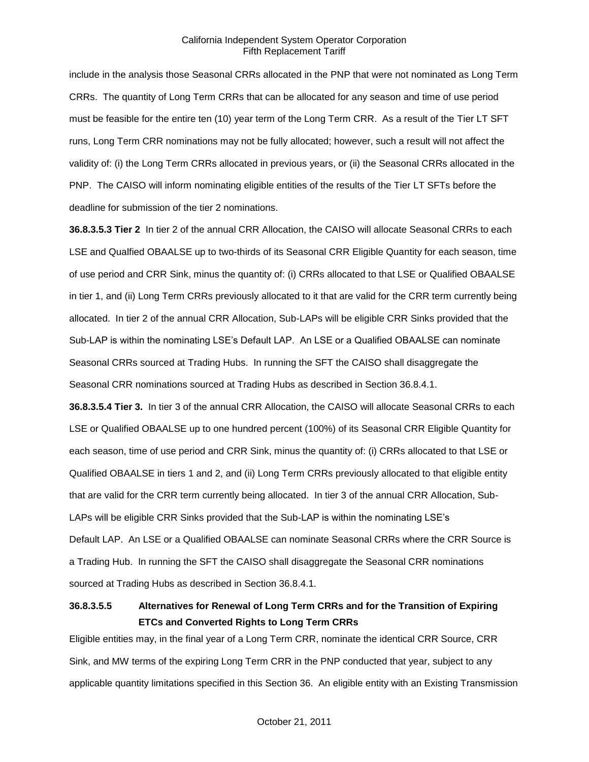include in the analysis those Seasonal CRRs allocated in the PNP that were not nominated as Long Term CRRs. The quantity of Long Term CRRs that can be allocated for any season and time of use period must be feasible for the entire ten (10) year term of the Long Term CRR. As a result of the Tier LT SFT runs, Long Term CRR nominations may not be fully allocated; however, such a result will not affect the validity of: (i) the Long Term CRRs allocated in previous years, or (ii) the Seasonal CRRs allocated in the PNP. The CAISO will inform nominating eligible entities of the results of the Tier LT SFTs before the deadline for submission of the tier 2 nominations.

**36.8.3.5.3 Tier 2** In tier 2 of the annual CRR Allocation, the CAISO will allocate Seasonal CRRs to each LSE and Qualfied OBAALSE up to two-thirds of its Seasonal CRR Eligible Quantity for each season, time of use period and CRR Sink, minus the quantity of: (i) CRRs allocated to that LSE or Qualified OBAALSE in tier 1, and (ii) Long Term CRRs previously allocated to it that are valid for the CRR term currently being allocated. In tier 2 of the annual CRR Allocation, Sub-LAPs will be eligible CRR Sinks provided that the Sub-LAP is within the nominating LSE's Default LAP. An LSE or a Qualified OBAALSE can nominate Seasonal CRRs sourced at Trading Hubs. In running the SFT the CAISO shall disaggregate the Seasonal CRR nominations sourced at Trading Hubs as described in Section 36.8.4.1.

**36.8.3.5.4 Tier 3.** In tier 3 of the annual CRR Allocation, the CAISO will allocate Seasonal CRRs to each LSE or Qualified OBAALSE up to one hundred percent (100%) of its Seasonal CRR Eligible Quantity for each season, time of use period and CRR Sink, minus the quantity of: (i) CRRs allocated to that LSE or Qualified OBAALSE in tiers 1 and 2, and (ii) Long Term CRRs previously allocated to that eligible entity that are valid for the CRR term currently being allocated. In tier 3 of the annual CRR Allocation, Sub-LAPs will be eligible CRR Sinks provided that the Sub-LAP is within the nominating LSE's Default LAP. An LSE or a Qualified OBAALSE can nominate Seasonal CRRs where the CRR Source is a Trading Hub. In running the SFT the CAISO shall disaggregate the Seasonal CRR nominations sourced at Trading Hubs as described in Section 36.8.4.1.

**36.8.3.5.5 Alternatives for Renewal of Long Term CRRs and for the Transition of Expiring ETCs and Converted Rights to Long Term CRRs**

Eligible entities may, in the final year of a Long Term CRR, nominate the identical CRR Source, CRR Sink, and MW terms of the expiring Long Term CRR in the PNP conducted that year, subject to any applicable quantity limitations specified in this Section 36. An eligible entity with an Existing Transmission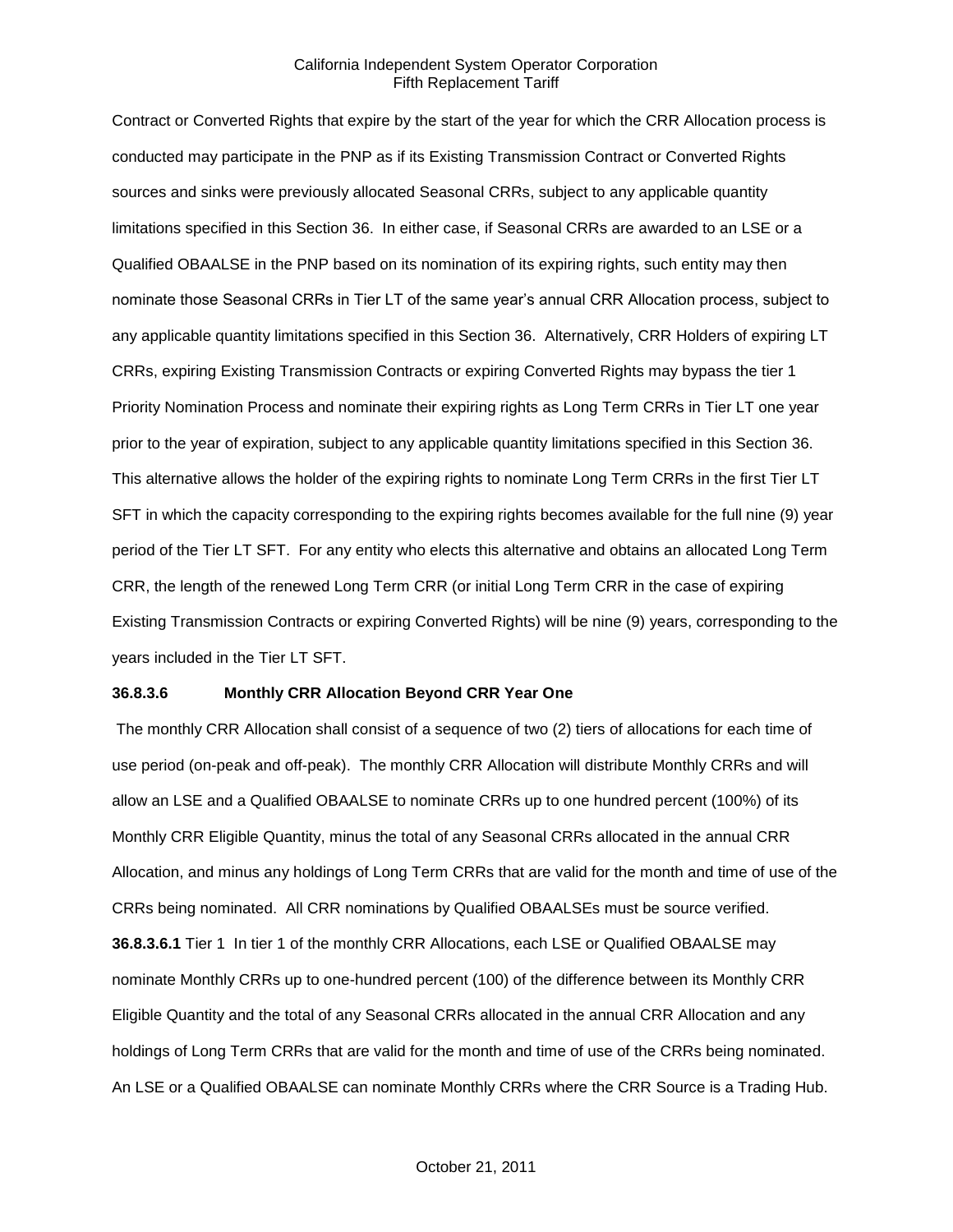Contract or Converted Rights that expire by the start of the year for which the CRR Allocation process is conducted may participate in the PNP as if its Existing Transmission Contract or Converted Rights sources and sinks were previously allocated Seasonal CRRs, subject to any applicable quantity limitations specified in this Section 36. In either case, if Seasonal CRRs are awarded to an LSE or a Qualified OBAALSE in the PNP based on its nomination of its expiring rights, such entity may then nominate those Seasonal CRRs in Tier LT of the same year's annual CRR Allocation process, subject to any applicable quantity limitations specified in this Section 36. Alternatively, CRR Holders of expiring LT CRRs, expiring Existing Transmission Contracts or expiring Converted Rights may bypass the tier 1 Priority Nomination Process and nominate their expiring rights as Long Term CRRs in Tier LT one year prior to the year of expiration, subject to any applicable quantity limitations specified in this Section 36. This alternative allows the holder of the expiring rights to nominate Long Term CRRs in the first Tier LT SFT in which the capacity corresponding to the expiring rights becomes available for the full nine (9) year period of the Tier LT SFT. For any entity who elects this alternative and obtains an allocated Long Term CRR, the length of the renewed Long Term CRR (or initial Long Term CRR in the case of expiring Existing Transmission Contracts or expiring Converted Rights) will be nine (9) years, corresponding to the years included in the Tier LT SFT.

**36.8.3.6 Monthly CRR Allocation Beyond CRR Year One**

The monthly CRR Allocation shall consist of a sequence of two (2) tiers of allocations for each time of use period (on-peak and off-peak). The monthly CRR Allocation will distribute Monthly CRRs and will allow an LSE and a Qualified OBAALSE to nominate CRRs up to one hundred percent (100%) of its Monthly CRR Eligible Quantity, minus the total of any Seasonal CRRs allocated in the annual CRR Allocation, and minus any holdings of Long Term CRRs that are valid for the month and time of use of the CRRs being nominated. All CRR nominations by Qualified OBAALSEs must be source verified.

**36.8.3.6.1** Tier 1 In tier 1 of the monthly CRR Allocations, each LSE or Qualified OBAALSE may nominate Monthly CRRs up to one-hundred percent (100) of the difference between its Monthly CRR Eligible Quantity and the total of any Seasonal CRRs allocated in the annual CRR Allocation and any holdings of Long Term CRRs that are valid for the month and time of use of the CRRs being nominated. An LSE or a Qualified OBAALSE can nominate Monthly CRRs where the CRR Source is a Trading Hub.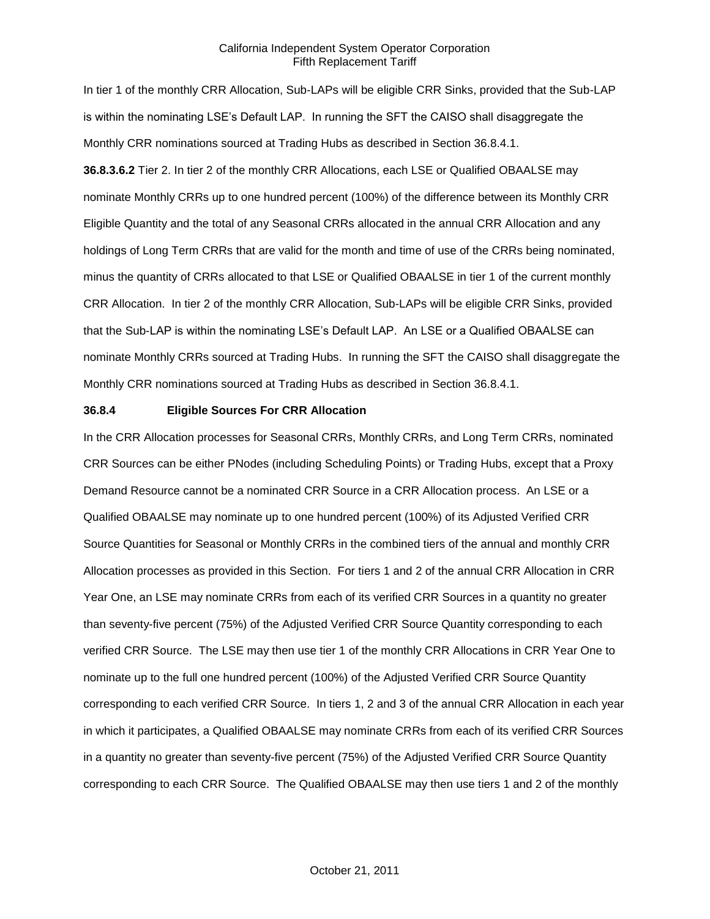In tier 1 of the monthly CRR Allocation, Sub-LAPs will be eligible CRR Sinks, provided that the Sub-LAP is within the nominating LSE's Default LAP. In running the SFT the CAISO shall disaggregate the Monthly CRR nominations sourced at Trading Hubs as described in Section 36.8.4.1.

**36.8.3.6.2** Tier 2. In tier 2 of the monthly CRR Allocations, each LSE or Qualified OBAALSE may nominate Monthly CRRs up to one hundred percent (100%) of the difference between its Monthly CRR Eligible Quantity and the total of any Seasonal CRRs allocated in the annual CRR Allocation and any holdings of Long Term CRRs that are valid for the month and time of use of the CRRs being nominated, minus the quantity of CRRs allocated to that LSE or Qualified OBAALSE in tier 1 of the current monthly CRR Allocation. In tier 2 of the monthly CRR Allocation, Sub-LAPs will be eligible CRR Sinks, provided that the Sub-LAP is within the nominating LSE's Default LAP. An LSE or a Qualified OBAALSE can nominate Monthly CRRs sourced at Trading Hubs. In running the SFT the CAISO shall disaggregate the Monthly CRR nominations sourced at Trading Hubs as described in Section 36.8.4.1.

### 36.8.4 Eligible Sources For CRR Allocation

In the CRR Allocation processes for Seasonal CRRs, Monthly CRRs, and Long Term CRRs, nominated CRR Sources can be either PNodes (including Scheduling Points) or Trading Hubs, except that a Proxy Demand Resource cannot be a nominated CRR Source in a CRR Allocation process. An LSE or a Qualified OBAALSE may nominate up to one hundred percent (100%) of its Adjusted Verified CRR Source Quantities for Seasonal or Monthly CRRs in the combined tiers of the annual and monthly CRR Allocation processes as provided in this Section. For tiers 1 and 2 of the annual CRR Allocation in CRR Year One, an LSE may nominate CRRs from each of its verified CRR Sources in a quantity no greater than seventy-five percent (75%) of the Adjusted Verified CRR Source Quantity corresponding to each verified CRR Source. The LSE may then use tier 1 of the monthly CRR Allocations in CRR Year One to nominate up to the full one hundred percent (100%) of the Adjusted Verified CRR Source Quantity corresponding to each verified CRR Source. In tiers 1, 2 and 3 of the annual CRR Allocation in each year in which it participates, a Qualified OBAALSE may nominate CRRs from each of its verified CRR Sources in a quantity no greater than seventy-five percent (75%) of the Adjusted Verified CRR Source Quantity corresponding to each CRR Source. The Qualified OBAALSE may then use tiers 1 and 2 of the monthly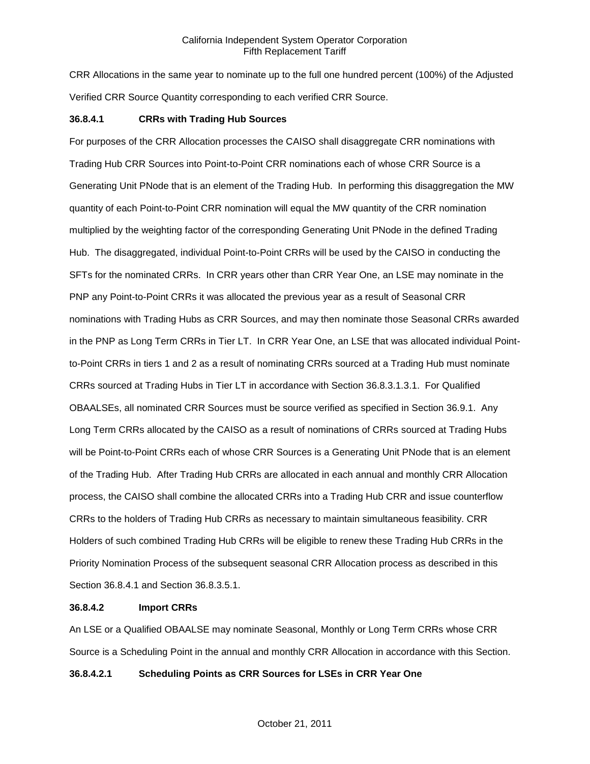CRR Allocations in the same year to nominate up to the full one hundred percent (100%) of the Adjusted Verified CRR Source Quantity corresponding to each verified CRR Source.

**36.8.4.1 CRRs with Trading Hub Sources**

For purposes of the CRR Allocation processes the CAISO shall disaggregate CRR nominations with Trading Hub CRR Sources into Point-to-Point CRR nominations each of whose CRR Source is a Generating Unit PNode that is an element of the Trading Hub. In performing this disaggregation the MW quantity of each Point-to-Point CRR nomination will equal the MW quantity of the CRR nomination multiplied by the weighting factor of the corresponding Generating Unit PNode in the defined Trading Hub. The disaggregated, individual Point-to-Point CRRs will be used by the CAISO in conducting the SFTs for the nominated CRRs. In CRR years other than CRR Year One, an LSE may nominate in the PNP any Point-to-Point CRRs it was allocated the previous year as a result of Seasonal CRR nominations with Trading Hubs as CRR Sources, and may then nominate those Seasonal CRRs awarded in the PNP as Long Term CRRs in Tier LT. In CRR Year One, an LSE that was allocated individual Point-to-Point CRRs in tiers 1 and 2 as a result of nominating CRRs sourced at a Trading Hub must nominate CRRs sourced at Trading Hubs in Tier LT in accordance with Section 36.8.3.1.3.1. For Qualified OBAALSEs, all nominated CRR Sources must be source verified as specified in Section 36.9.1. Any Long Term CRRs allocated by the CAISO as a result of nominations of CRRs sourced at Trading Hubs will be Point-to-Point CRRs each of whose CRR Sources is a Generating Unit PNode that is an element of the Trading Hub. After Trading Hub CRRs are allocated in each annual and monthly CRR Allocation process, the CAISO shall combine the allocated CRRs into a Trading Hub CRR and issue counterflow CRRs to the holders of Trading Hub CRRs as necessary to maintain simultaneous feasibility. CRR Holders of such combined Trading Hub CRRs will be eligible to renew these Trading Hub CRRs in the Priority Nomination Process of the subsequent seasonal CRR Allocation process as described in this Section 36.8.4.1 and Section 36.8.3.5.1.

**36.8.4.2 Import CRRs**

An LSE or a Qualified OBAALSE may nominate Seasonal, Monthly or Long Term CRRs whose CRR Source is a Scheduling Point in the annual and monthly CRR Allocation in accordance with this Section.

**36.8.4.2.1 Scheduling Points as CRR Sources for LSEs in CRR Year One**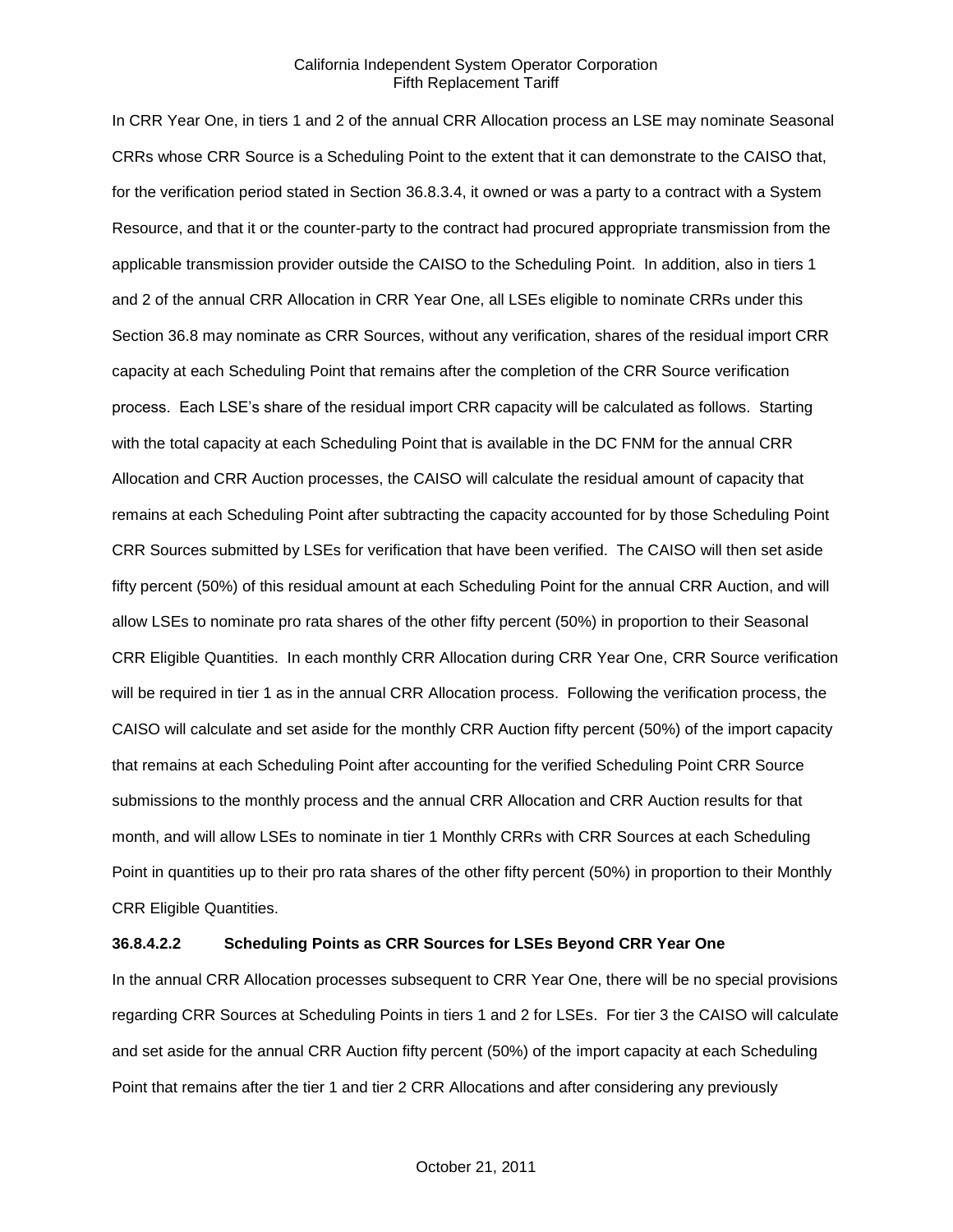In CRR Year One, in tiers 1 and 2 of the annual CRR Allocation process an LSE may nominate Seasonal CRRs whose CRR Source is a Scheduling Point to the extent that it can demonstrate to the CAISO that, for the verification period stated in Section 36.8.3.4, it owned or was a party to a contract with a System Resource, and that it or the counter-party to the contract had procured appropriate transmission from the applicable transmission provider outside the CAISO to the Scheduling Point. In addition, also in tiers 1 and 2 of the annual CRR Allocation in CRR Year One, all LSEs eligible to nominate CRRs under this Section 36.8 may nominate as CRR Sources, without any verification, shares of the residual import CRR capacity at each Scheduling Point that remains after the completion of the CRR Source verification process. Each LSE's share of the residual import CRR capacity will be calculated as follows. Starting with the total capacity at each Scheduling Point that is available in the DC FNM for the annual CRR Allocation and CRR Auction processes, the CAISO will calculate the residual amount of capacity that remains at each Scheduling Point after subtracting the capacity accounted for by those Scheduling Point CRR Sources submitted by LSEs for verification that have been verified. The CAISO will then set aside fifty percent (50%) of this residual amount at each Scheduling Point for the annual CRR Auction, and will allow LSEs to nominate pro rata shares of the other fifty percent (50%) in proportion to their Seasonal CRR Eligible Quantities. In each monthly CRR Allocation during CRR Year One, CRR Source verification will be required in tier 1 as in the annual CRR Allocation process. Following the verification process, the CAISO will calculate and set aside for the monthly CRR Auction fifty percent (50%) of the import capacity that remains at each Scheduling Point after accounting for the verified Scheduling Point CRR Source submissions to the monthly process and the annual CRR Allocation and CRR Auction results for that month, and will allow LSEs to nominate in tier 1 Monthly CRRs with CRR Sources at each Scheduling Point in quantities up to their pro rata shares of the other fifty percent (50%) in proportion to their Monthly CRR Eligible Quantities.

**36.8.4.2.2 Scheduling Points as CRR Sources for LSEs Beyond CRR Year One**

In the annual CRR Allocation processes subsequent to CRR Year One, there will be no special provisions regarding CRR Sources at Scheduling Points in tiers 1 and 2 for LSEs. For tier 3 the CAISO will calculate and set aside for the annual CRR Auction fifty percent (50%) of the import capacity at each Scheduling Point that remains after the tier 1 and tier 2 CRR Allocations and after considering any previously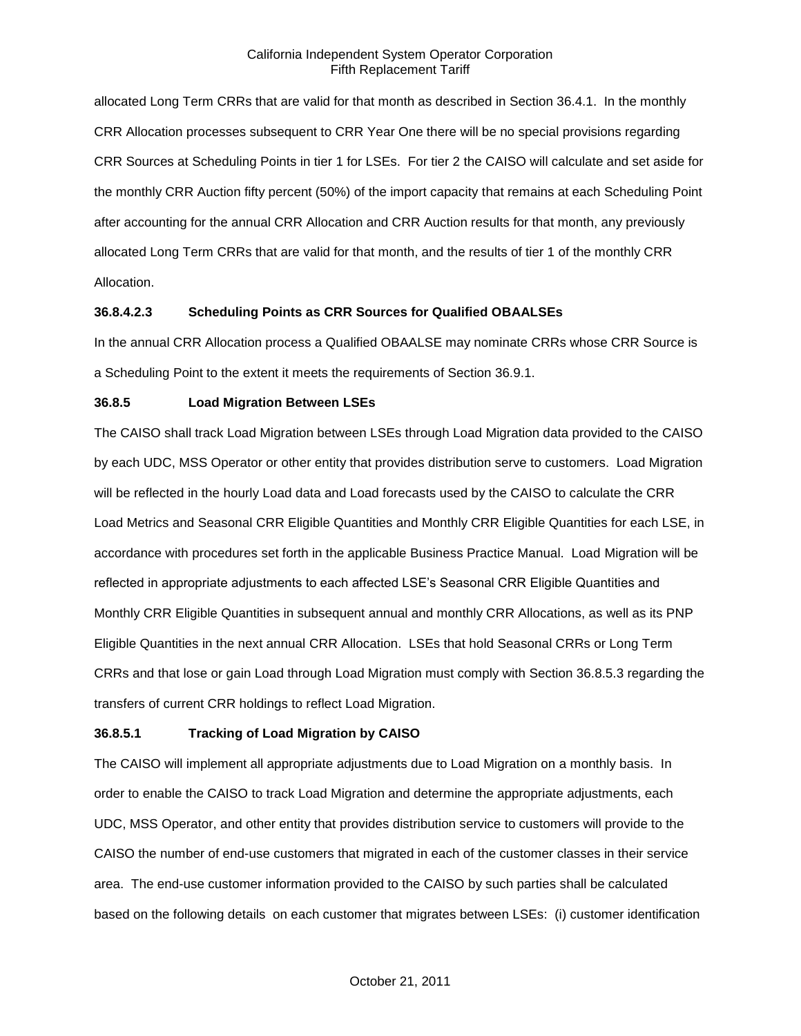allocated Long Term CRRs that are valid for that month as described in Section 36.4.1. In the monthly CRR Allocation processes subsequent to CRR Year One there will be no special provisions regarding CRR Sources at Scheduling Points in tier 1 for LSEs. For tier 2 the CAISO will calculate and set aside for the monthly CRR Auction fifty percent (50%) of the import capacity that remains at each Scheduling Point after accounting for the annual CRR Allocation and CRR Auction results for that month, any previously allocated Long Term CRRs that are valid for that month, and the results of tier 1 of the monthly CRR Allocation.

**36.8.4.2.3 Scheduling Points as CRR Sources for Qualified OBAALSEs**

In the annual CRR Allocation process a Qualified OBAALSE may nominate CRRs whose CRR Source is a Scheduling Point to the extent it meets the requirements of Section 36.9.1.

**36.8.5 Load Migration Between LSEs**

The CAISO shall track Load Migration between LSEs through Load Migration data provided to the CAISO by each UDC, MSS Operator or other entity that provides distribution serve to customers. Load Migration will be reflected in the hourly Load data and Load forecasts used by the CAISO to calculate the CRR Load Metrics and Seasonal CRR Eligible Quantities and Monthly CRR Eligible Quantities for each LSE, in accordance with procedures set forth in the applicable Business Practice Manual. Load Migration will be reflected in appropriate adjustments to each affected LSE's Seasonal CRR Eligible Quantities and Monthly CRR Eligible Quantities in subsequent annual and monthly CRR Allocations, as well as its PNP Eligible Quantities in the next annual CRR Allocation. LSEs that hold Seasonal CRRs or Long Term CRRs and that lose or gain Load through Load Migration must comply with Section 36.8.5.3 regarding the transfers of current CRR holdings to reflect Load Migration.

**36.8.5.1 Tracking of Load Migration by CAISO**

The CAISO will implement all appropriate adjustments due to Load Migration on a monthly basis. In order to enable the CAISO to track Load Migration and determine the appropriate adjustments, each UDC, MSS Operator, and other entity that provides distribution service to customers will provide to the CAISO the number of end-use customers that migrated in each of the customer classes in their service area. The end-use customer information provided to the CAISO by such parties shall be calculated based on the following details on each customer that migrates between LSEs: (i) customer identification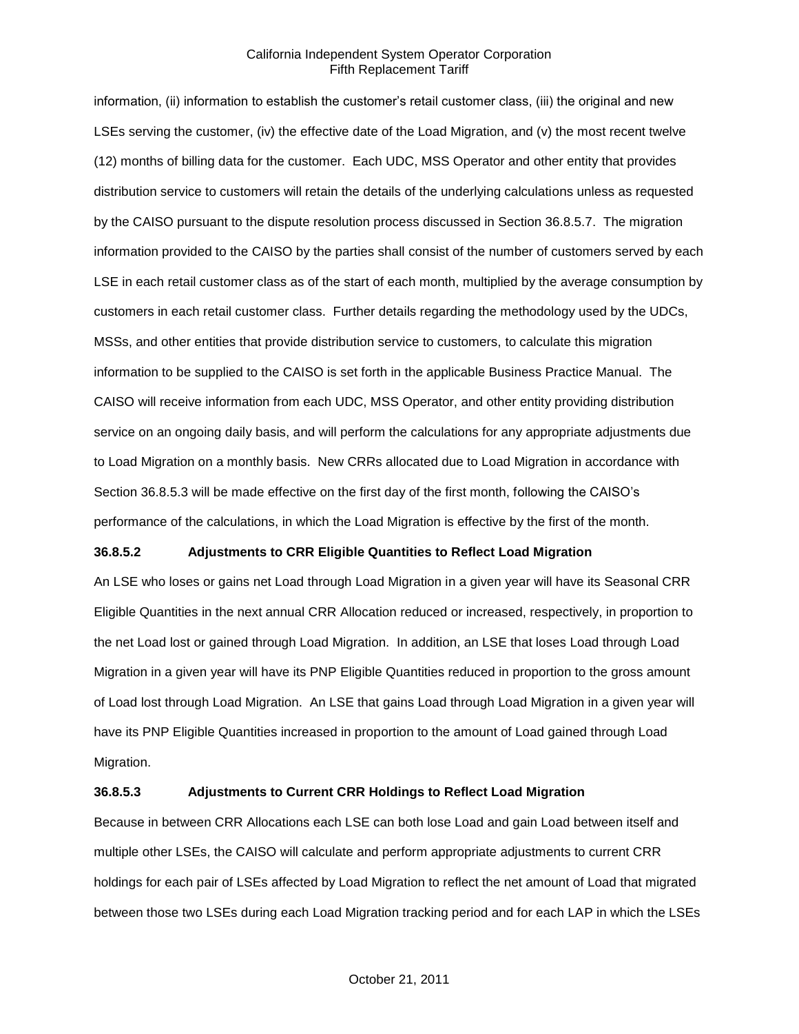information, (ii) information to establish the customer's retail customer class, (iii) the original and new LSEs serving the customer, (iv) the effective date of the Load Migration, and (v) the most recent twelve (12) months of billing data for the customer. Each UDC, MSS Operator and other entity that provides distribution service to customers will retain the details of the underlying calculations unless as requested by the CAISO pursuant to the dispute resolution process discussed in Section 36.8.5.7. The migration information provided to the CAISO by the parties shall consist of the number of customers served by each LSE in each retail customer class as of the start of each month, multiplied by the average consumption by customers in each retail customer class. Further details regarding the methodology used by the UDCs, MSSs, and other entities that provide distribution service to customers, to calculate this migration information to be supplied to the CAISO is set forth in the applicable Business Practice Manual. The CAISO will receive information from each UDC, MSS Operator, and other entity providing distribution service on an ongoing daily basis, and will perform the calculations for any appropriate adjustments due to Load Migration on a monthly basis. New CRRs allocated due to Load Migration in accordance with Section 36.8.5.3 will be made effective on the first day of the first month, following the CAISO's performance of the calculations, in which the Load Migration is effective by the first of the month.

**36.8.5.2 Adjustments to CRR Eligible Quantities to Reflect Load Migration**

An LSE who loses or gains net Load through Load Migration in a given year will have its Seasonal CRR Eligible Quantities in the next annual CRR Allocation reduced or increased, respectively, in proportion to the net Load lost or gained through Load Migration. In addition, an LSE that loses Load through Load Migration in a given year will have its PNP Eligible Quantities reduced in proportion to the gross amount of Load lost through Load Migration. An LSE that gains Load through Load Migration in a given year will have its PNP Eligible Quantities increased in proportion to the amount of Load gained through Load Migration.

**36.8.5.3 Adjustments to Current CRR Holdings to Reflect Load Migration**

Because in between CRR Allocations each LSE can both lose Load and gain Load between itself and multiple other LSEs, the CAISO will calculate and perform appropriate adjustments to current CRR holdings for each pair of LSEs affected by Load Migration to reflect the net amount of Load that migrated between those two LSEs during each Load Migration tracking period and for each LAP in which the LSEs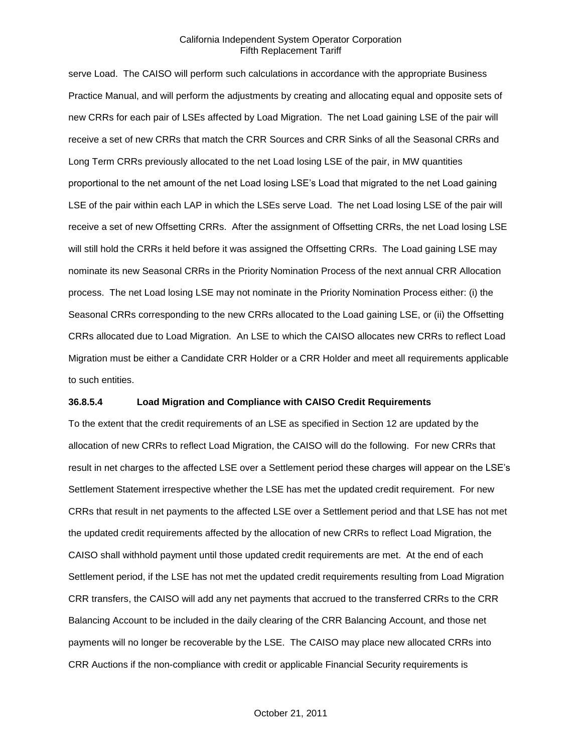serve Load. The CAISO will perform such calculations in accordance with the appropriate Business Practice Manual, and will perform the adjustments by creating and allocating equal and opposite sets of new CRRs for each pair of LSEs affected by Load Migration. The net Load gaining LSE of the pair will receive a set of new CRRs that match the CRR Sources and CRR Sinks of all the Seasonal CRRs and Long Term CRRs previously allocated to the net Load losing LSE of the pair, in MW quantities proportional to the net amount of the net Load losing LSE's Load that migrated to the net Load gaining LSE of the pair within each LAP in which the LSEs serve Load. The net Load losing LSE of the pair will receive a set of new Offsetting CRRs. After the assignment of Offsetting CRRs, the net Load losing LSE will still hold the CRRs it held before it was assigned the Offsetting CRRs. The Load gaining LSE may nominate its new Seasonal CRRs in the Priority Nomination Process of the next annual CRR Allocation process. The net Load losing LSE may not nominate in the Priority Nomination Process either: (i) the Seasonal CRRs corresponding to the new CRRs allocated to the Load gaining LSE, or (ii) the Offsetting CRRs allocated due to Load Migration. An LSE to which the CAISO allocates new CRRs to reflect Load Migration must be either a Candidate CRR Holder or a CRR Holder and meet all requirements applicable to such entities.

**36.8.5.4 Load Migration and Compliance with CAISO Credit Requirements**

To the extent that the credit requirements of an LSE as specified in Section 12 are updated by the allocation of new CRRs to reflect Load Migration, the CAISO will do the following. For new CRRs that result in net charges to the affected LSE over a Settlement period these charges will appear on the LSE's Settlement Statement irrespective whether the LSE has met the updated credit requirement. For new CRRs that result in net payments to the affected LSE over a Settlement period and that LSE has not met the updated credit requirements affected by the allocation of new CRRs to reflect Load Migration, the CAISO shall withhold payment until those updated credit requirements are met. At the end of each Settlement period, if the LSE has not met the updated credit requirements resulting from Load Migration CRR transfers, the CAISO will add any net payments that accrued to the transferred CRRs to the CRR Balancing Account to be included in the daily clearing of the CRR Balancing Account, and those net payments will no longer be recoverable by the LSE. The CAISO may place new allocated CRRs into CRR Auctions if the non-compliance with credit or applicable Financial Security requirements is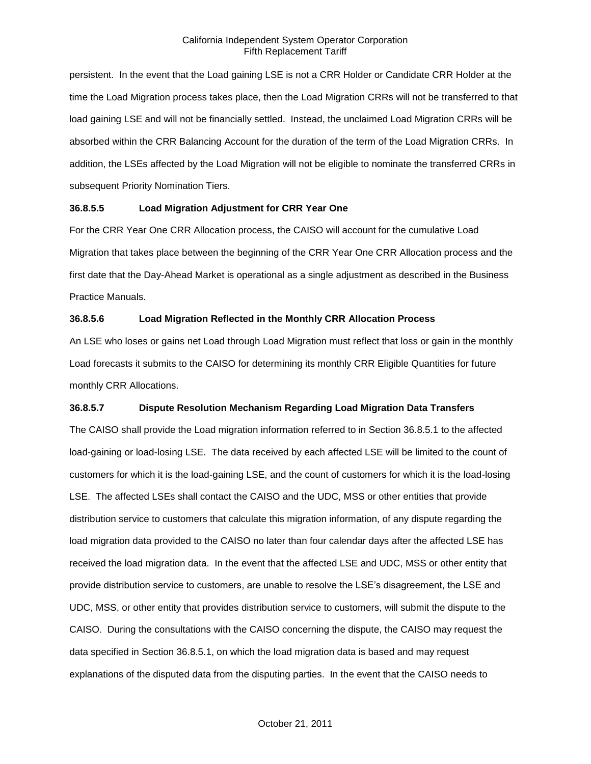persistent. In the event that the Load gaining LSE is not a CRR Holder or Candidate CRR Holder at the time the Load Migration process takes place, then the Load Migration CRRs will not be transferred to that load gaining LSE and will not be financially settled. Instead, the unclaimed Load Migration CRRs will be absorbed within the CRR Balancing Account for the duration of the term of the Load Migration CRRs. In addition, the LSEs affected by the Load Migration will not be eligible to nominate the transferred CRRs in subsequent Priority Nomination Tiers.

**36.8.5.5 Load Migration Adjustment for CRR Year One**

For the CRR Year One CRR Allocation process, the CAISO will account for the cumulative Load Migration that takes place between the beginning of the CRR Year One CRR Allocation process and the first date that the Day-Ahead Market is operational as a single adjustment as described in the Business Practice Manuals.

**36.8.5.6 Load Migration Reflected in the Monthly CRR Allocation Process**

An LSE who loses or gains net Load through Load Migration must reflect that loss or gain in the monthly Load forecasts it submits to the CAISO for determining its monthly CRR Eligible Quantities for future monthly CRR Allocations.

**36.8.5.7 Dispute Resolution Mechanism Regarding Load Migration Data Transfers**

The CAISO shall provide the Load migration information referred to in Section 36.8.5.1 to the affected load-gaining or load-losing LSE. The data received by each affected LSE will be limited to the count of customers for which it is the load-gaining LSE, and the count of customers for which it is the load-losing LSE. The affected LSEs shall contact the CAISO and the UDC, MSS or other entities that provide distribution service to customers that calculate this migration information, of any dispute regarding the load migration data provided to the CAISO no later than four calendar days after the affected LSE has received the load migration data. In the event that the affected LSE and UDC, MSS or other entity that provide distribution service to customers, are unable to resolve the LSE's disagreement, the LSE and UDC, MSS, or other entity that provides distribution service to customers, will submit the dispute to the CAISO. During the consultations with the CAISO concerning the dispute, the CAISO may request the data specified in Section 36.8.5.1, on which the load migration data is based and may request explanations of the disputed data from the disputing parties. In the event that the CAISO needs to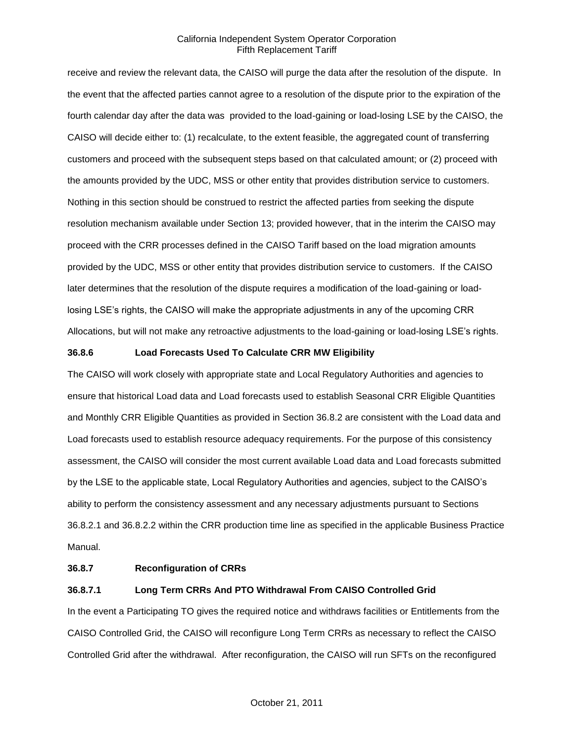receive and review the relevant data, the CAISO will purge the data after the resolution of the dispute. In the event that the affected parties cannot agree to a resolution of the dispute prior to the expiration of the fourth calendar day after the data was provided to the load-gaining or load-losing LSE by the CAISO, the CAISO will decide either to: (1) recalculate, to the extent feasible, the aggregated count of transferring customers and proceed with the subsequent steps based on that calculated amount; or (2) proceed with the amounts provided by the UDC, MSS or other entity that provides distribution service to customers. Nothing in this section should be construed to restrict the affected parties from seeking the dispute resolution mechanism available under Section 13; provided however, that in the interim the CAISO may proceed with the CRR processes defined in the CAISO Tariff based on the load migration amounts provided by the UDC, MSS or other entity that provides distribution service to customers. If the CAISO later determines that the resolution of the dispute requires a modification of the load-gaining or load-losing LSE's rights, the CAISO will make the appropriate adjustments in any of the upcoming CRR Allocations, but will not make any retroactive adjustments to the load-gaining or load-losing LSE's rights.

**36.8.6 Load Forecasts Used To Calculate CRR MW Eligibility**

The CAISO will work closely with appropriate state and Local Regulatory Authorities and agencies to ensure that historical Load data and Load forecasts used to establish Seasonal CRR Eligible Quantities and Monthly CRR Eligible Quantities as provided in Section 36.8.2 are consistent with the Load data and Load forecasts used to establish resource adequacy requirements. For the purpose of this consistency assessment, the CAISO will consider the most current available Load data and Load forecasts submitted by the LSE to the applicable state, Local Regulatory Authorities and agencies, subject to the CAISO's ability to perform the consistency assessment and any necessary adjustments pursuant to Sections 36.8.2.1 and 36.8.2.2 within the CRR production time line as specified in the applicable Business Practice Manual.

**36.8.7 Reconfiguration of CRRs**

**36.8.7.1 Long Term CRRs And PTO Withdrawal From CAISO Controlled Grid**

In the event a Participating TO gives the required notice and withdraws facilities or Entitlements from the CAISO Controlled Grid, the CAISO will reconfigure Long Term CRRs as necessary to reflect the CAISO Controlled Grid after the withdrawal. After reconfiguration, the CAISO will run SFTs on the reconfigured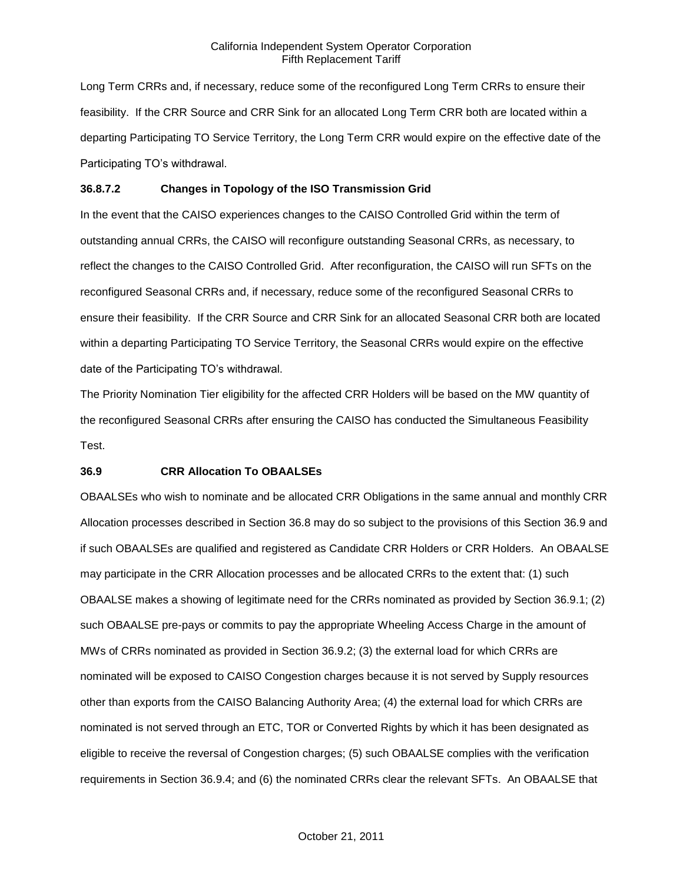Long Term CRRs and, if necessary, reduce some of the reconfigured Long Term CRRs to ensure their feasibility. If the CRR Source and CRR Sink for an allocated Long Term CRR both are located within a departing Participating TO Service Territory, the Long Term CRR would expire on the effective date of the Participating TO's withdrawal.

### 36.8.7.2 Changes in Topology of the ISO Transmission Grid

In the event that the CAISO experiences changes to the CAISO Controlled Grid within the term of outstanding annual CRRs, the CAISO will reconfigure outstanding Seasonal CRRs, as necessary, to reflect the changes to the CAISO Controlled Grid. After reconfiguration, the CAISO will run SFTs on the reconfigured Seasonal CRRs and, if necessary, reduce some of the reconfigured Seasonal CRRs to ensure their feasibility. If the CRR Source and CRR Sink for an allocated Seasonal CRR both are located within a departing Participating TO Service Territory, the Seasonal CRRs would expire on the effective date of the Participating TO's withdrawal.

The Priority Nomination Tier eligibility for the affected CRR Holders will be based on the MW quantity of the reconfigured Seasonal CRRs after ensuring the CAISO has conducted the Simultaneous Feasibility Test.

## 36.9 CRR Allocation To OBAALSEs

OBAALSEs who wish to nominate and be allocated CRR Obligations in the same annual and monthly CRR Allocation processes described in Section 36.8 may do so subject to the provisions of this Section 36.9 and if such OBAALSEs are qualified and registered as Candidate CRR Holders or CRR Holders. An OBAALSE may participate in the CRR Allocation processes and be allocated CRRs to the extent that: (1) such OBAALSE makes a showing of legitimate need for the CRRs nominated as provided by Section 36.9.1; (2) such OBAALSE pre-pays or commits to pay the appropriate Wheeling Access Charge in the amount of MWs of CRRs nominated as provided in Section 36.9.2; (3) the external load for which CRRs are nominated will be exposed to CAISO Congestion charges because it is not served by Supply resources other than exports from the CAISO Balancing Authority Area; (4) the external load for which CRRs are nominated is not served through an ETC, TOR or Converted Rights by which it has been designated as eligible to receive the reversal of Congestion charges; (5) such OBAALSE complies with the verification requirements in Section 36.9.4; and (6) the nominated CRRs clear the relevant SFTs. An OBAALSE that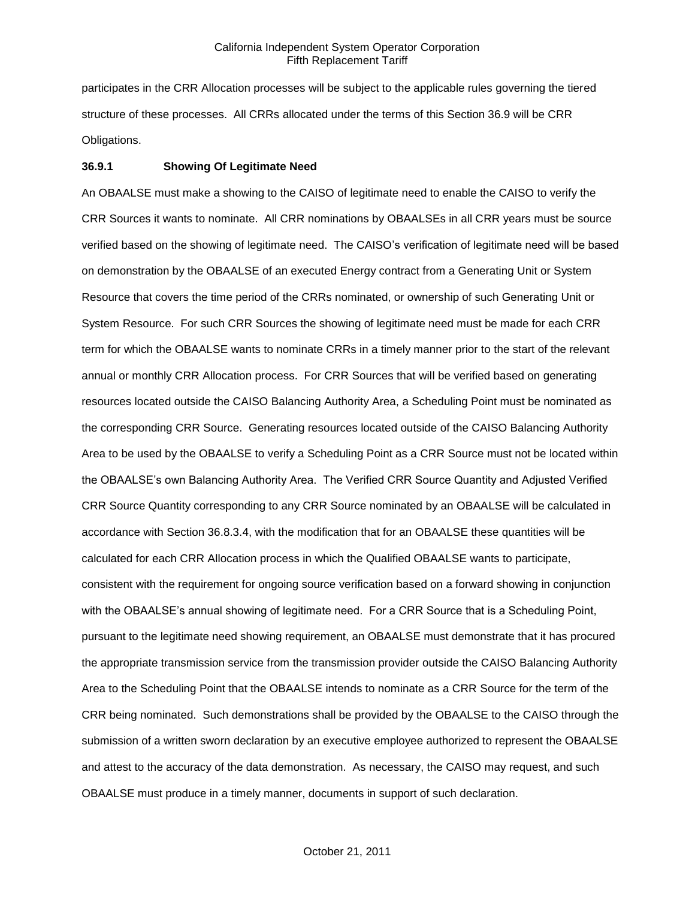participates in the CRR Allocation processes will be subject to the applicable rules governing the tiered structure of these processes. All CRRs allocated under the terms of this Section 36.9 will be CRR Obligations.

### 36.9.1 Showing Of Legitimate Need

An OBAALSE must make a showing to the CAISO of legitimate need to enable the CAISO to verify the CRR Sources it wants to nominate. All CRR nominations by OBAALSEs in all CRR years must be source verified based on the showing of legitimate need. The CAISO's verification of legitimate need will be based on demonstration by the OBAALSE of an executed Energy contract from a Generating Unit or System Resource that covers the time period of the CRRs nominated, or ownership of such Generating Unit or System Resource. For such CRR Sources the showing of legitimate need must be made for each CRR term for which the OBAALSE wants to nominate CRRs in a timely manner prior to the start of the relevant annual or monthly CRR Allocation process. For CRR Sources that will be verified based on generating resources located outside the CAISO Balancing Authority Area, a Scheduling Point must be nominated as the corresponding CRR Source. Generating resources located outside of the CAISO Balancing Authority Area to be used by the OBAALSE to verify a Scheduling Point as a CRR Source must not be located within the OBAALSE's own Balancing Authority Area. The Verified CRR Source Quantity and Adjusted Verified CRR Source Quantity corresponding to any CRR Source nominated by an OBAALSE will be calculated in accordance with Section 36.8.3.4, with the modification that for an OBAALSE these quantities will be calculated for each CRR Allocation process in which the Qualified OBAALSE wants to participate, consistent with the requirement for ongoing source verification based on a forward showing in conjunction with the OBAALSE's annual showing of legitimate need. For a CRR Source that is a Scheduling Point, pursuant to the legitimate need showing requirement, an OBAALSE must demonstrate that it has procured the appropriate transmission service from the transmission provider outside the CAISO Balancing Authority Area to the Scheduling Point that the OBAALSE intends to nominate as a CRR Source for the term of the CRR being nominated. Such demonstrations shall be provided by the OBAALSE to the CAISO through the submission of a written sworn declaration by an executive employee authorized to represent the OBAALSE and attest to the accuracy of the data demonstration. As necessary, the CAISO may request, and such OBAALSE must produce in a timely manner, documents in support of such declaration.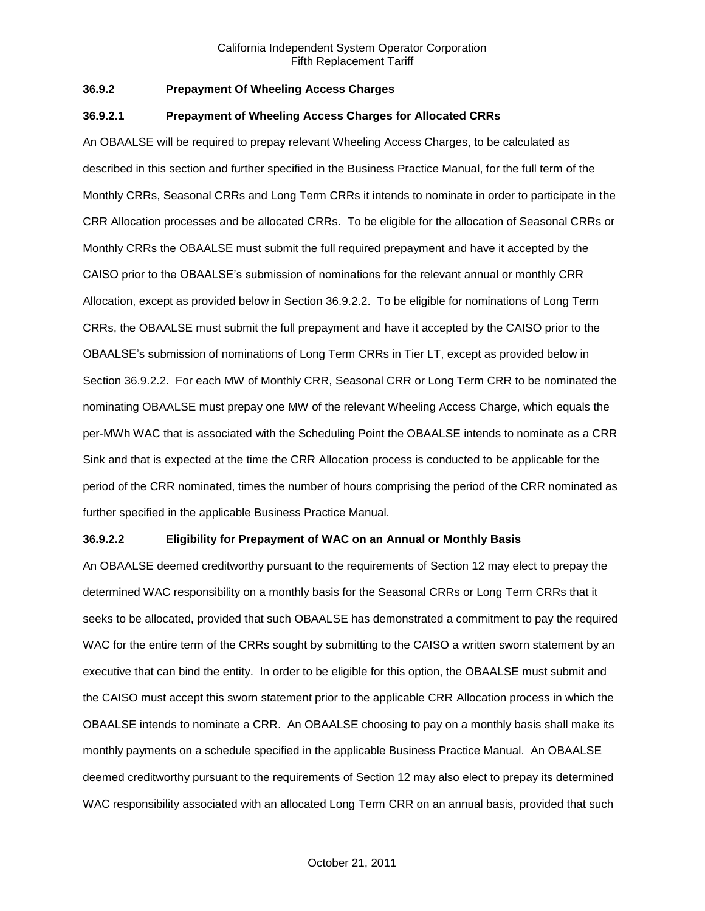### 36.9.2 Prepayment Of Wheeling Access Charges

#### 36.9.2.1 Prepayment of Wheeling Access Charges for Allocated CRRs

An OBAALSE will be required to prepay relevant Wheeling Access Charges, to be calculated as described in this section and further specified in the Business Practice Manual, for the full term of the Monthly CRRs, Seasonal CRRs and Long Term CRRs it intends to nominate in order to participate in the CRR Allocation processes and be allocated CRRs. To be eligible for the allocation of Seasonal CRRs or Monthly CRRs the OBAALSE must submit the full required prepayment and have it accepted by the CAISO prior to the OBAALSE's submission of nominations for the relevant annual or monthly CRR Allocation, except as provided below in Section 36.9.2.2. To be eligible for nominations of Long Term CRRs, the OBAALSE must submit the full prepayment and have it accepted by the CAISO prior to the OBAALSE's submission of nominations of Long Term CRRs in Tier LT, except as provided below in Section 36.9.2.2. For each MW of Monthly CRR, Seasonal CRR or Long Term CRR to be nominated the nominating OBAALSE must prepay one MW of the relevant Wheeling Access Charge, which equals the per-MWh WAC that is associated with the Scheduling Point the OBAALSE intends to nominate as a CRR Sink and that is expected at the time the CRR Allocation process is conducted to be applicable for the period of the CRR nominated, times the number of hours comprising the period of the CRR nominated as further specified in the applicable Business Practice Manual.

#### 36.9.2.2 Eligibility for Prepayment of WAC on an Annual or Monthly Basis

An OBAALSE deemed creditworthy pursuant to the requirements of Section 12 may elect to prepay the determined WAC responsibility on a monthly basis for the Seasonal CRRs or Long Term CRRs that it seeks to be allocated, provided that such OBAALSE has demonstrated a commitment to pay the required WAC for the entire term of the CRRs sought by submitting to the CAISO a written sworn statement by an executive that can bind the entity. In order to be eligible for this option, the OBAALSE must submit and the CAISO must accept this sworn statement prior to the applicable CRR Allocation process in which the OBAALSE intends to nominate a CRR. An OBAALSE choosing to pay on a monthly basis shall make its monthly payments on a schedule specified in the applicable Business Practice Manual. An OBAALSE deemed creditworthy pursuant to the requirements of Section 12 may also elect to prepay its determined WAC responsibility associated with an allocated Long Term CRR on an annual basis, provided that such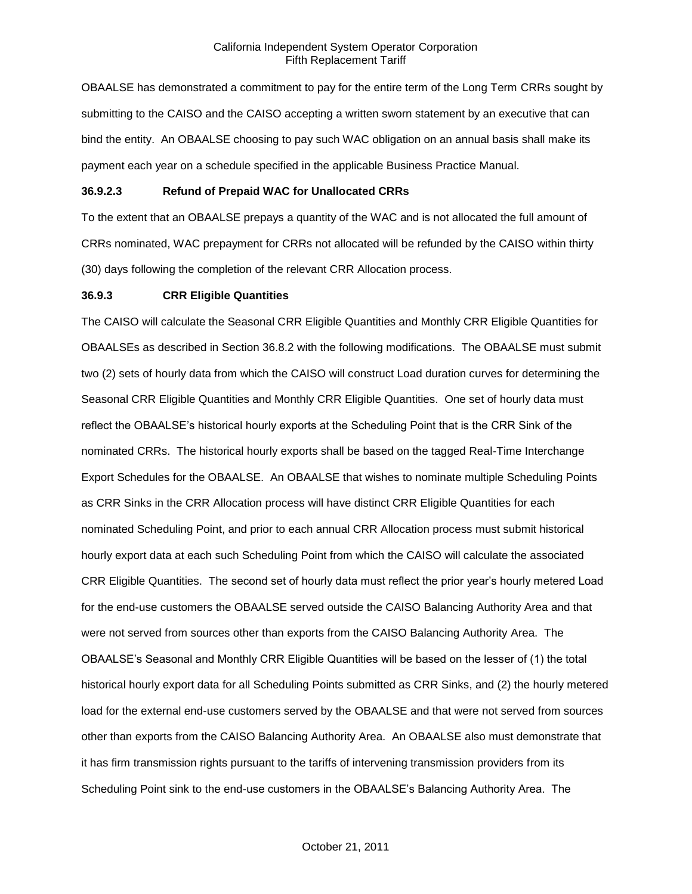OBAALSE has demonstrated a commitment to pay for the entire term of the Long Term CRRs sought by submitting to the CAISO and the CAISO accepting a written sworn statement by an executive that can bind the entity. An OBAALSE choosing to pay such WAC obligation on an annual basis shall make its payment each year on a schedule specified in the applicable Business Practice Manual.

#### 36.9.2.3 Refund of Prepaid WAC for Unallocated CRRs

To the extent that an OBAALSE prepays a quantity of the WAC and is not allocated the full amount of CRRs nominated, WAC prepayment for CRRs not allocated will be refunded by the CAISO within thirty (30) days following the completion of the relevant CRR Allocation process.

### 36.9.3 CRR Eligible Quantities

The CAISO will calculate the Seasonal CRR Eligible Quantities and Monthly CRR Eligible Quantities for OBAALSEs as described in Section 36.8.2 with the following modifications. The OBAALSE must submit two (2) sets of hourly data from which the CAISO will construct Load duration curves for determining the Seasonal CRR Eligible Quantities and Monthly CRR Eligible Quantities. One set of hourly data must reflect the OBAALSE's historical hourly exports at the Scheduling Point that is the CRR Sink of the nominated CRRs. The historical hourly exports shall be based on the tagged Real-Time Interchange Export Schedules for the OBAALSE. An OBAALSE that wishes to nominate multiple Scheduling Points as CRR Sinks in the CRR Allocation process will have distinct CRR Eligible Quantities for each nominated Scheduling Point, and prior to each annual CRR Allocation process must submit historical hourly export data at each such Scheduling Point from which the CAISO will calculate the associated CRR Eligible Quantities. The second set of hourly data must reflect the prior year's hourly metered Load for the end-use customers the OBAALSE served outside the CAISO Balancing Authority Area and that were not served from sources other than exports from the CAISO Balancing Authority Area. The OBAALSE's Seasonal and Monthly CRR Eligible Quantities will be based on the lesser of (1) the total historical hourly export data for all Scheduling Points submitted as CRR Sinks, and (2) the hourly metered load for the external end-use customers served by the OBAALSE and that were not served from sources other than exports from the CAISO Balancing Authority Area. An OBAALSE also must demonstrate that it has firm transmission rights pursuant to the tariffs of intervening transmission providers from its Scheduling Point sink to the end-use customers in the OBAALSE's Balancing Authority Area. The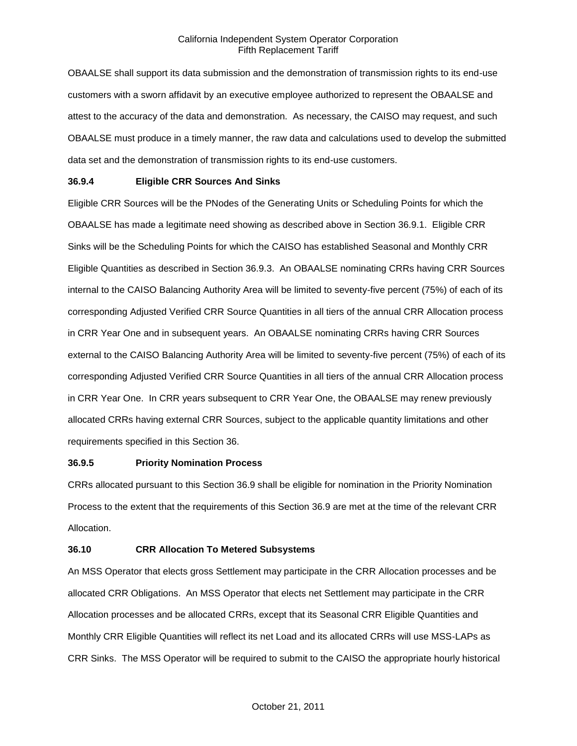OBAALSE shall support its data submission and the demonstration of transmission rights to its end-use customers with a sworn affidavit by an executive employee authorized to represent the OBAALSE and attest to the accuracy of the data and demonstration. As necessary, the CAISO may request, and such OBAALSE must produce in a timely manner, the raw data and calculations used to develop the submitted data set and the demonstration of transmission rights to its end-use customers.

### 36.9.4 Eligible CRR Sources And Sinks

Eligible CRR Sources will be the PNodes of the Generating Units or Scheduling Points for which the OBAALSE has made a legitimate need showing as described above in Section 36.9.1. Eligible CRR Sinks will be the Scheduling Points for which the CAISO has established Seasonal and Monthly CRR Eligible Quantities as described in Section 36.9.3. An OBAALSE nominating CRRs having CRR Sources internal to the CAISO Balancing Authority Area will be limited to seventy-five percent (75%) of each of its corresponding Adjusted Verified CRR Source Quantities in all tiers of the annual CRR Allocation process in CRR Year One and in subsequent years. An OBAALSE nominating CRRs having CRR Sources external to the CAISO Balancing Authority Area will be limited to seventy-five percent (75%) of each of its corresponding Adjusted Verified CRR Source Quantities in all tiers of the annual CRR Allocation process in CRR Year One. In CRR years subsequent to CRR Year One, the OBAALSE may renew previously allocated CRRs having external CRR Sources, subject to the applicable quantity limitations and other requirements specified in this Section 36.

### 36.9.5 Priority Nomination Process

CRRs allocated pursuant to this Section 36.9 shall be eligible for nomination in the Priority Nomination Process to the extent that the requirements of this Section 36.9 are met at the time of the relevant CRR Allocation.

## 36.10 CRR Allocation To Metered Subsystems

An MSS Operator that elects gross Settlement may participate in the CRR Allocation processes and be allocated CRR Obligations. An MSS Operator that elects net Settlement may participate in the CRR Allocation processes and be allocated CRRs, except that its Seasonal CRR Eligible Quantities and Monthly CRR Eligible Quantities will reflect its net Load and its allocated CRRs will use MSS-LAPs as CRR Sinks. The MSS Operator will be required to submit to the CAISO the appropriate hourly historical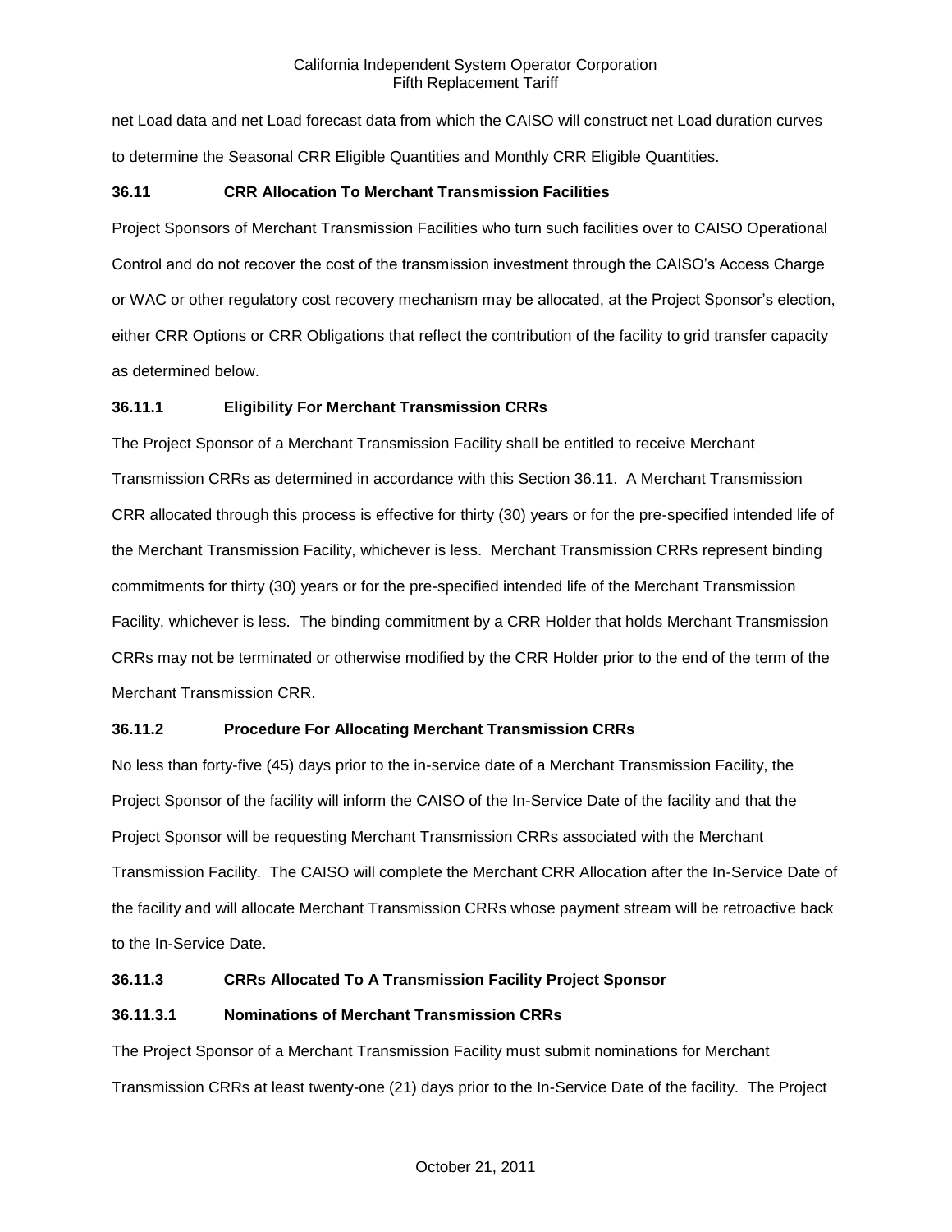net Load data and net Load forecast data from which the CAISO will construct net Load duration curves to determine the Seasonal CRR Eligible Quantities and Monthly CRR Eligible Quantities.

### 36.11 CRR Allocation To Merchant Transmission Facilities

Project Sponsors of Merchant Transmission Facilities who turn such facilities over to CAISO Operational Control and do not recover the cost of the transmission investment through the CAISO's Access Charge or WAC or other regulatory cost recovery mechanism may be allocated, at the Project Sponsor's election, either CRR Options or CRR Obligations that reflect the contribution of the facility to grid transfer capacity as determined below.

#### 36.11.1 Eligibility For Merchant Transmission CRRs

The Project Sponsor of a Merchant Transmission Facility shall be entitled to receive Merchant Transmission CRRs as determined in accordance with this Section 36.11. A Merchant Transmission CRR allocated through this process is effective for thirty (30) years or for the pre-specified intended life of the Merchant Transmission Facility, whichever is less. Merchant Transmission CRRs represent binding commitments for thirty (30) years or for the pre-specified intended life of the Merchant Transmission Facility, whichever is less. The binding commitment by a CRR Holder that holds Merchant Transmission CRRs may not be terminated or otherwise modified by the CRR Holder prior to the end of the term of the Merchant Transmission CRR.

#### 36.11.2 Procedure For Allocating Merchant Transmission CRRs

No less than forty-five (45) days prior to the in-service date of a Merchant Transmission Facility, the Project Sponsor of the facility will inform the CAISO of the In-Service Date of the facility and that the Project Sponsor will be requesting Merchant Transmission CRRs associated with the Merchant Transmission Facility. The CAISO will complete the Merchant CRR Allocation after the In-Service Date of the facility and will allocate Merchant Transmission CRRs whose payment stream will be retroactive back to the In-Service Date.

#### 36.11.3 CRRs Allocated To A Transmission Facility Project Sponsor

##### 36.11.3.1 Nominations of Merchant Transmission CRRs

The Project Sponsor of a Merchant Transmission Facility must submit nominations for Merchant Transmission CRRs at least twenty-one (21) days prior to the In-Service Date of the facility. The Project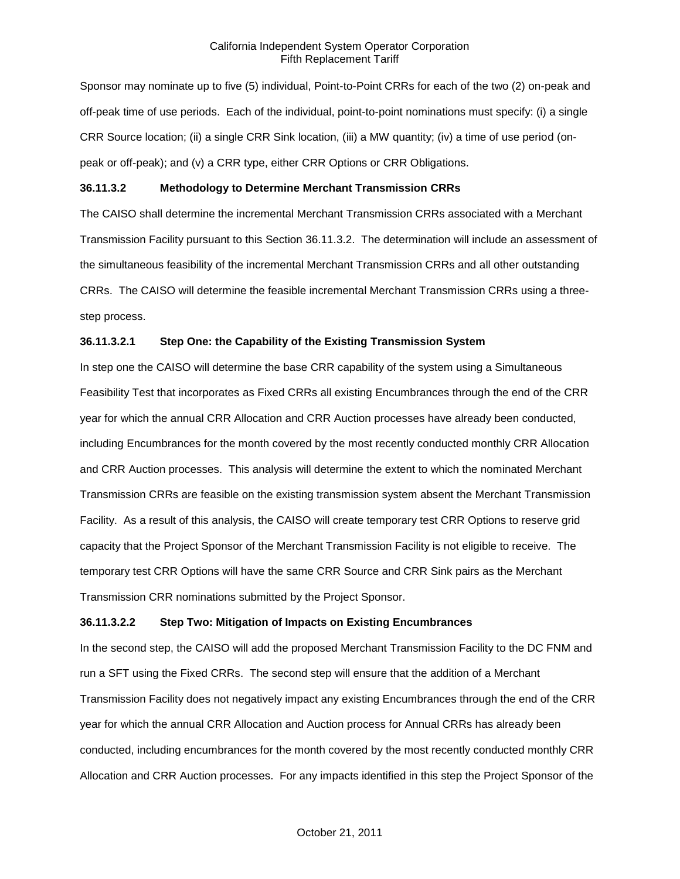Sponsor may nominate up to five (5) individual, Point-to-Point CRRs for each of the two (2) on-peak and off-peak time of use periods. Each of the individual, point-to-point nominations must specify: (i) a single CRR Source location; (ii) a single CRR Sink location, (iii) a MW quantity; (iv) a time of use period (on-peak or off-peak); and (v) a CRR type, either CRR Options or CRR Obligations.

### 36.11.3.2 Methodology to Determine Merchant Transmission CRRs

The CAISO shall determine the incremental Merchant Transmission CRRs associated with a Merchant Transmission Facility pursuant to this Section 36.11.3.2. The determination will include an assessment of the simultaneous feasibility of the incremental Merchant Transmission CRRs and all other outstanding CRRs. The CAISO will determine the feasible incremental Merchant Transmission CRRs using a three-step process.

#### 36.11.3.2.1 Step One: the Capability of the Existing Transmission System

In step one the CAISO will determine the base CRR capability of the system using a Simultaneous Feasibility Test that incorporates as Fixed CRRs all existing Encumbrances through the end of the CRR year for which the annual CRR Allocation and CRR Auction processes have already been conducted, including Encumbrances for the month covered by the most recently conducted monthly CRR Allocation and CRR Auction processes. This analysis will determine the extent to which the nominated Merchant Transmission CRRs are feasible on the existing transmission system absent the Merchant Transmission Facility. As a result of this analysis, the CAISO will create temporary test CRR Options to reserve grid capacity that the Project Sponsor of the Merchant Transmission Facility is not eligible to receive. The temporary test CRR Options will have the same CRR Source and CRR Sink pairs as the Merchant Transmission CRR nominations submitted by the Project Sponsor.

#### 36.11.3.2.2 Step Two: Mitigation of Impacts on Existing Encumbrances

In the second step, the CAISO will add the proposed Merchant Transmission Facility to the DC FNM and run a SFT using the Fixed CRRs. The second step will ensure that the addition of a Merchant Transmission Facility does not negatively impact any existing Encumbrances through the end of the CRR year for which the annual CRR Allocation and Auction process for Annual CRRs has already been conducted, including encumbrances for the month covered by the most recently conducted monthly CRR Allocation and CRR Auction processes. For any impacts identified in this step the Project Sponsor of the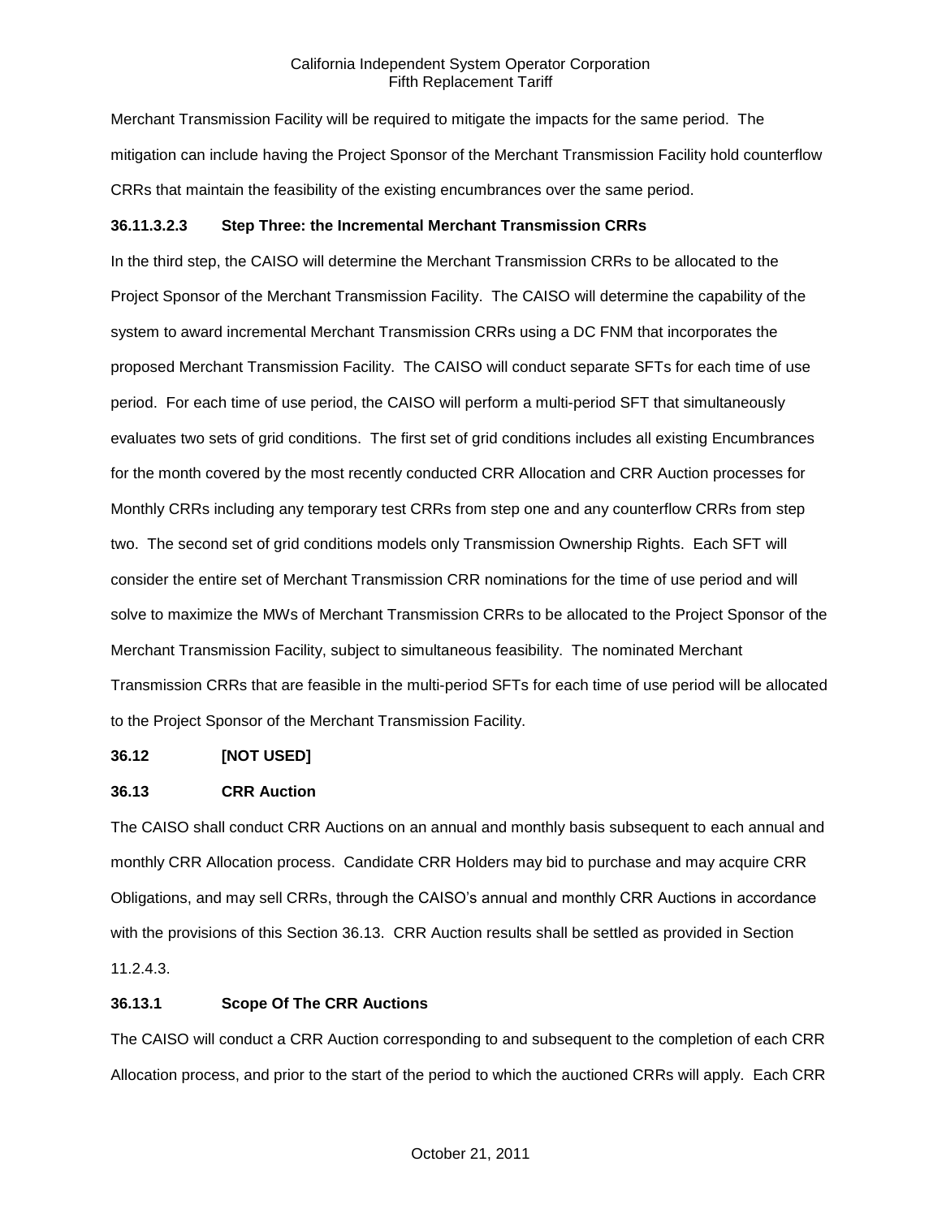Merchant Transmission Facility will be required to mitigate the impacts for the same period. The mitigation can include having the Project Sponsor of the Merchant Transmission Facility hold counterflow CRRs that maintain the feasibility of the existing encumbrances over the same period.

**36.11.3.2.3 Step Three: the Incremental Merchant Transmission CRRs**

In the third step, the CAISO will determine the Merchant Transmission CRRs to be allocated to the Project Sponsor of the Merchant Transmission Facility. The CAISO will determine the capability of the system to award incremental Merchant Transmission CRRs using a DC FNM that incorporates the proposed Merchant Transmission Facility. The CAISO will conduct separate SFTs for each time of use period. For each time of use period, the CAISO will perform a multi-period SFT that simultaneously evaluates two sets of grid conditions. The first set of grid conditions includes all existing Encumbrances for the month covered by the most recently conducted CRR Allocation and CRR Auction processes for Monthly CRRs including any temporary test CRRs from step one and any counterflow CRRs from step two. The second set of grid conditions models only Transmission Ownership Rights. Each SFT will consider the entire set of Merchant Transmission CRR nominations for the time of use period and will solve to maximize the MWs of Merchant Transmission CRRs to be allocated to the Project Sponsor of the Merchant Transmission Facility, subject to simultaneous feasibility. The nominated Merchant Transmission CRRs that are feasible in the multi-period SFTs for each time of use period will be allocated to the Project Sponsor of the Merchant Transmission Facility.

**36.12 [NOT USED]**

**36.13 CRR Auction**

The CAISO shall conduct CRR Auctions on an annual and monthly basis subsequent to each annual and monthly CRR Allocation process. Candidate CRR Holders may bid to purchase and may acquire CRR Obligations, and may sell CRRs, through the CAISO's annual and monthly CRR Auctions in accordance with the provisions of this Section 36.13. CRR Auction results shall be settled as provided in Section 11.2.4.3.

**36.13.1 Scope Of The CRR Auctions**

The CAISO will conduct a CRR Auction corresponding to and subsequent to the completion of each CRR Allocation process, and prior to the start of the period to which the auctioned CRRs will apply. Each CRR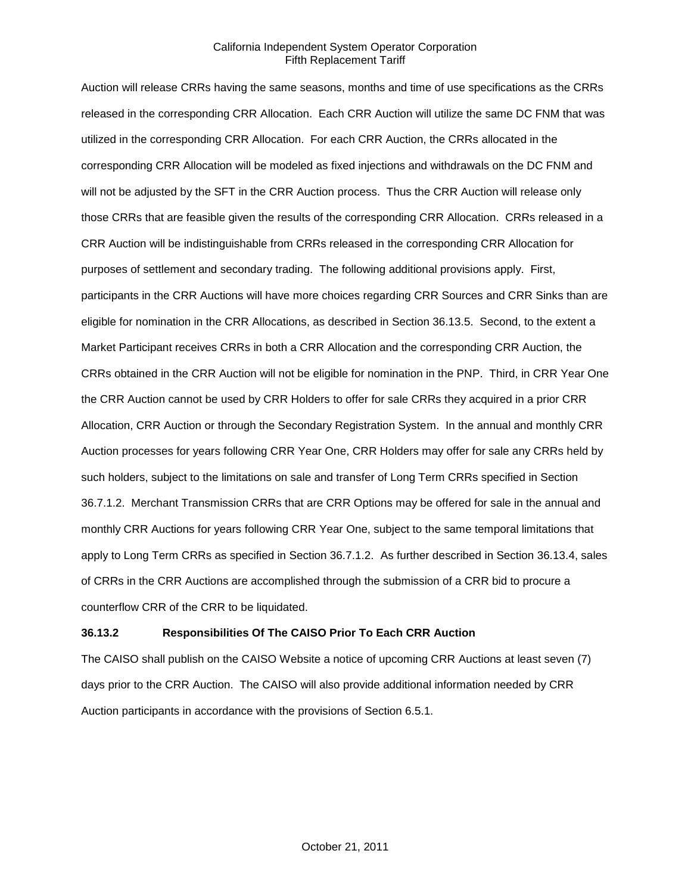Auction will release CRRs having the same seasons, months and time of use specifications as the CRRs released in the corresponding CRR Allocation. Each CRR Auction will utilize the same DC FNM that was utilized in the corresponding CRR Allocation. For each CRR Auction, the CRRs allocated in the corresponding CRR Allocation will be modeled as fixed injections and withdrawals on the DC FNM and will not be adjusted by the SFT in the CRR Auction process. Thus the CRR Auction will release only those CRRs that are feasible given the results of the corresponding CRR Allocation. CRRs released in a CRR Auction will be indistinguishable from CRRs released in the corresponding CRR Allocation for purposes of settlement and secondary trading. The following additional provisions apply. First, participants in the CRR Auctions will have more choices regarding CRR Sources and CRR Sinks than are eligible for nomination in the CRR Allocations, as described in Section 36.13.5. Second, to the extent a Market Participant receives CRRs in both a CRR Allocation and the corresponding CRR Auction, the CRRs obtained in the CRR Auction will not be eligible for nomination in the PNP. Third, in CRR Year One the CRR Auction cannot be used by CRR Holders to offer for sale CRRs they acquired in a prior CRR Allocation, CRR Auction or through the Secondary Registration System. In the annual and monthly CRR Auction processes for years following CRR Year One, CRR Holders may offer for sale any CRRs held by such holders, subject to the limitations on sale and transfer of Long Term CRRs specified in Section 36.7.1.2. Merchant Transmission CRRs that are CRR Options may be offered for sale in the annual and monthly CRR Auctions for years following CRR Year One, subject to the same temporal limitations that apply to Long Term CRRs as specified in Section 36.7.1.2. As further described in Section 36.13.4, sales of CRRs in the CRR Auctions are accomplished through the submission of a CRR bid to procure a counterflow CRR of the CRR to be liquidated.

**36.13.2 Responsibilities Of The CAISO Prior To Each CRR Auction**

The CAISO shall publish on the CAISO Website a notice of upcoming CRR Auctions at least seven (7) days prior to the CRR Auction. The CAISO will also provide additional information needed by CRR Auction participants in accordance with the provisions of Section 6.5.1.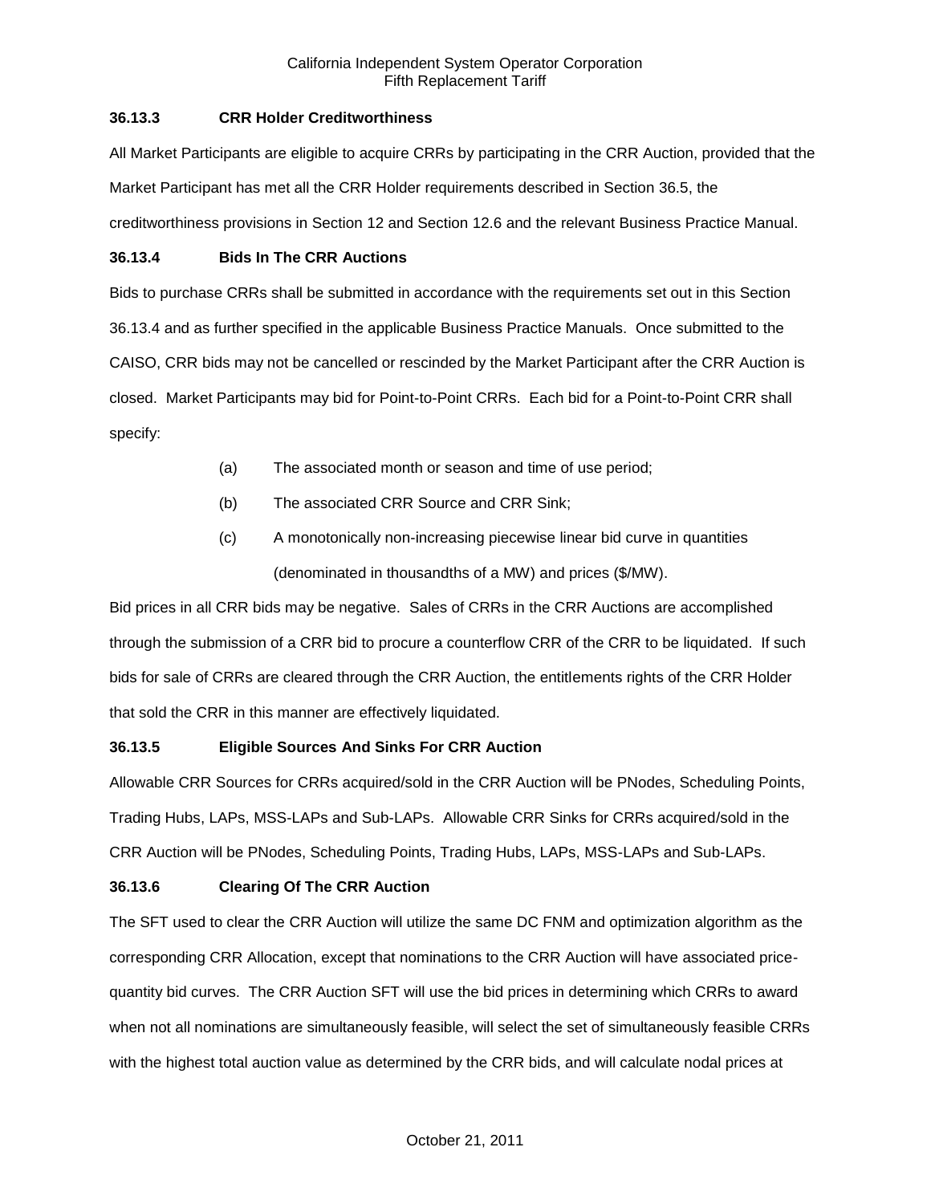### 36.13.3 CRR Holder Creditworthiness

All Market Participants are eligible to acquire CRRs by participating in the CRR Auction, provided that the Market Participant has met all the CRR Holder requirements described in Section 36.5, the creditworthiness provisions in Section 12 and Section 12.6 and the relevant Business Practice Manual.

### 36.13.4 Bids In The CRR Auctions

Bids to purchase CRRs shall be submitted in accordance with the requirements set out in this Section 36.13.4 and as further specified in the applicable Business Practice Manuals. Once submitted to the CAISO, CRR bids may not be cancelled or rescinded by the Market Participant after the CRR Auction is closed. Market Participants may bid for Point-to-Point CRRs. Each bid for a Point-to-Point CRR shall specify:

(a) The associated month or season and time of use period;

(b) The associated CRR Source and CRR Sink;

(c) A monotonically non-increasing piecewise linear bid curve in quantities (denominated in thousandths of a MW) and prices ($/MW).

Bid prices in all CRR bids may be negative. Sales of CRRs in the CRR Auctions are accomplished through the submission of a CRR bid to procure a counterflow CRR of the CRR to be liquidated. If such bids for sale of CRRs are cleared through the CRR Auction, the entitlements rights of the CRR Holder that sold the CRR in this manner are effectively liquidated.

### 36.13.5 Eligible Sources And Sinks For CRR Auction

Allowable CRR Sources for CRRs acquired/sold in the CRR Auction will be PNodes, Scheduling Points, Trading Hubs, LAPs, MSS-LAPs and Sub-LAPs. Allowable CRR Sinks for CRRs acquired/sold in the CRR Auction will be PNodes, Scheduling Points, Trading Hubs, LAPs, MSS-LAPs and Sub-LAPs.

### 36.13.6 Clearing Of The CRR Auction

The SFT used to clear the CRR Auction will utilize the same DC FNM and optimization algorithm as the corresponding CRR Allocation, except that nominations to the CRR Auction will have associated price-quantity bid curves. The CRR Auction SFT will use the bid prices in determining which CRRs to award when not all nominations are simultaneously feasible, will select the set of simultaneously feasible CRRs with the highest total auction value as determined by the CRR bids, and will calculate nodal prices at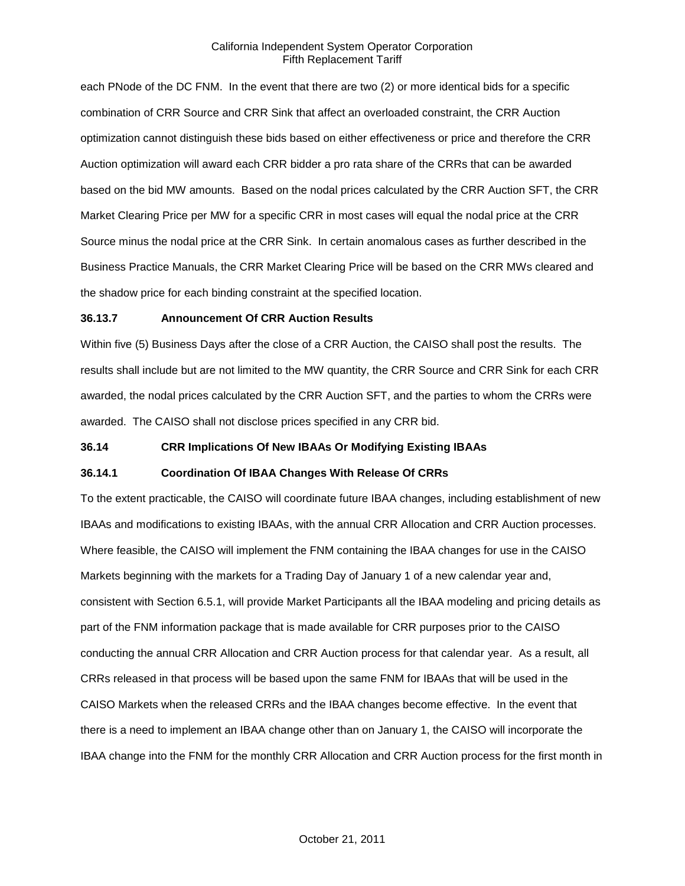each PNode of the DC FNM. In the event that there are two (2) or more identical bids for a specific combination of CRR Source and CRR Sink that affect an overloaded constraint, the CRR Auction optimization cannot distinguish these bids based on either effectiveness or price and therefore the CRR Auction optimization will award each CRR bidder a pro rata share of the CRRs that can be awarded based on the bid MW amounts. Based on the nodal prices calculated by the CRR Auction SFT, the CRR Market Clearing Price per MW for a specific CRR in most cases will equal the nodal price at the CRR Source minus the nodal price at the CRR Sink. In certain anomalous cases as further described in the Business Practice Manuals, the CRR Market Clearing Price will be based on the CRR MWs cleared and the shadow price for each binding constraint at the specified location.

**36.13.7 Announcement Of CRR Auction Results**

Within five (5) Business Days after the close of a CRR Auction, the CAISO shall post the results. The results shall include but are not limited to the MW quantity, the CRR Source and CRR Sink for each CRR awarded, the nodal prices calculated by the CRR Auction SFT, and the parties to whom the CRRs were awarded. The CAISO shall not disclose prices specified in any CRR bid.

**36.14 CRR Implications Of New IBAAs Or Modifying Existing IBAAs**

**36.14.1 Coordination Of IBAA Changes With Release Of CRRs**

To the extent practicable, the CAISO will coordinate future IBAA changes, including establishment of new IBAAs and modifications to existing IBAAs, with the annual CRR Allocation and CRR Auction processes. Where feasible, the CAISO will implement the FNM containing the IBAA changes for use in the CAISO Markets beginning with the markets for a Trading Day of January 1 of a new calendar year and, consistent with Section 6.5.1, will provide Market Participants all the IBAA modeling and pricing details as part of the FNM information package that is made available for CRR purposes prior to the CAISO conducting the annual CRR Allocation and CRR Auction process for that calendar year. As a result, all CRRs released in that process will be based upon the same FNM for IBAAs that will be used in the CAISO Markets when the released CRRs and the IBAA changes become effective. In the event that there is a need to implement an IBAA change other than on January 1, the CAISO will incorporate the IBAA change into the FNM for the monthly CRR Allocation and CRR Auction process for the first month in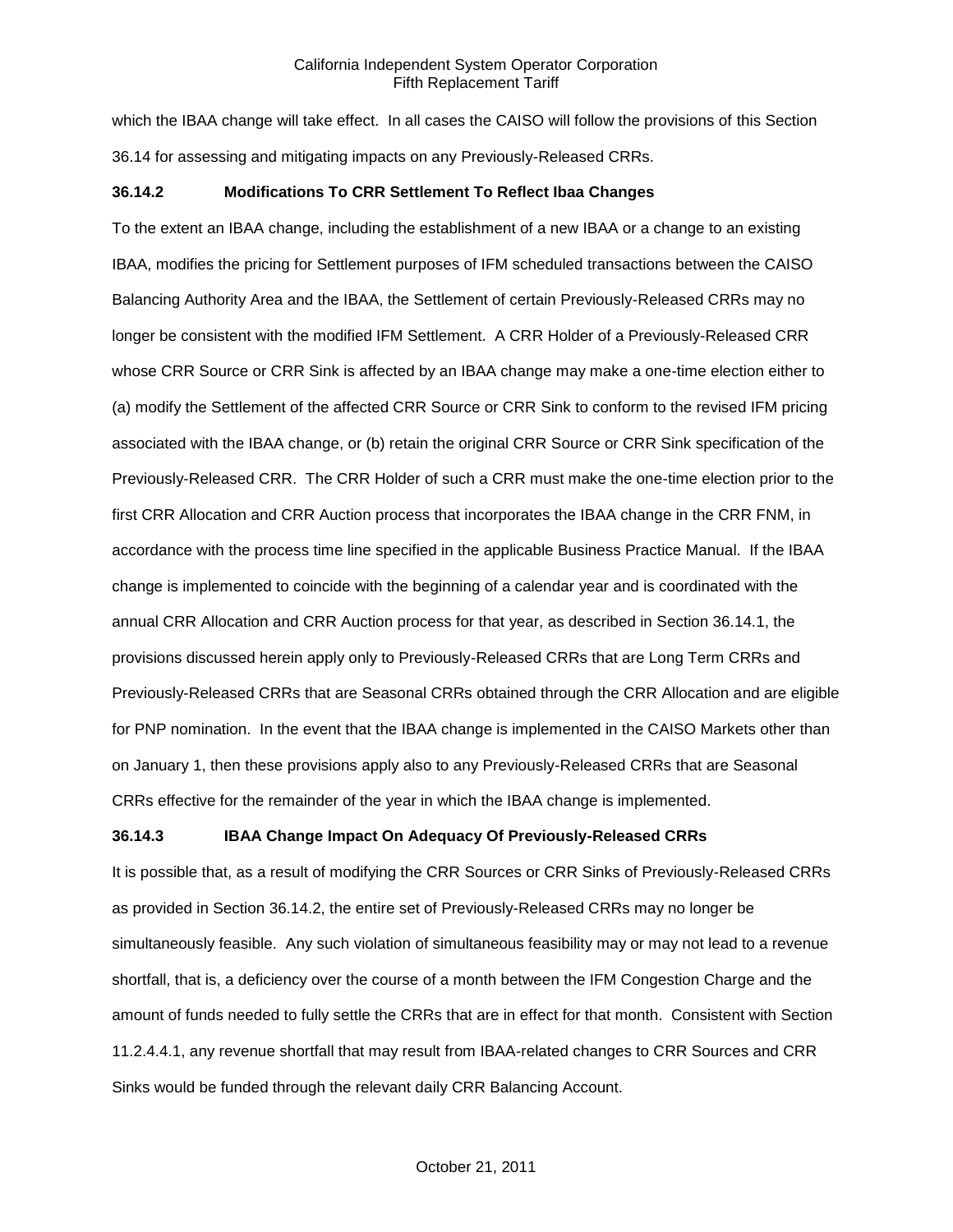which the IBAA change will take effect. In all cases the CAISO will follow the provisions of this Section 36.14 for assessing and mitigating impacts on any Previously-Released CRRs.

### 36.14.2 Modifications To CRR Settlement To Reflect Ibaa Changes

To the extent an IBAA change, including the establishment of a new IBAA or a change to an existing IBAA, modifies the pricing for Settlement purposes of IFM scheduled transactions between the CAISO Balancing Authority Area and the IBAA, the Settlement of certain Previously-Released CRRs may no longer be consistent with the modified IFM Settlement. A CRR Holder of a Previously-Released CRR whose CRR Source or CRR Sink is affected by an IBAA change may make a one-time election either to (a) modify the Settlement of the affected CRR Source or CRR Sink to conform to the revised IFM pricing associated with the IBAA change, or (b) retain the original CRR Source or CRR Sink specification of the Previously-Released CRR. The CRR Holder of such a CRR must make the one-time election prior to the first CRR Allocation and CRR Auction process that incorporates the IBAA change in the CRR FNM, in accordance with the process time line specified in the applicable Business Practice Manual. If the IBAA change is implemented to coincide with the beginning of a calendar year and is coordinated with the annual CRR Allocation and CRR Auction process for that year, as described in Section 36.14.1, the provisions discussed herein apply only to Previously-Released CRRs that are Long Term CRRs and Previously-Released CRRs that are Seasonal CRRs obtained through the CRR Allocation and are eligible for PNP nomination. In the event that the IBAA change is implemented in the CAISO Markets other than on January 1, then these provisions apply also to any Previously-Released CRRs that are Seasonal CRRs effective for the remainder of the year in which the IBAA change is implemented.

### 36.14.3 IBAA Change Impact On Adequacy Of Previously-Released CRRs

It is possible that, as a result of modifying the CRR Sources or CRR Sinks of Previously-Released CRRs as provided in Section 36.14.2, the entire set of Previously-Released CRRs may no longer be simultaneously feasible. Any such violation of simultaneous feasibility may or may not lead to a revenue shortfall, that is, a deficiency over the course of a month between the IFM Congestion Charge and the amount of funds needed to fully settle the CRRs that are in effect for that month. Consistent with Section 11.2.4.4.1, any revenue shortfall that may result from IBAA-related changes to CRR Sources and CRR Sinks would be funded through the relevant daily CRR Balancing Account.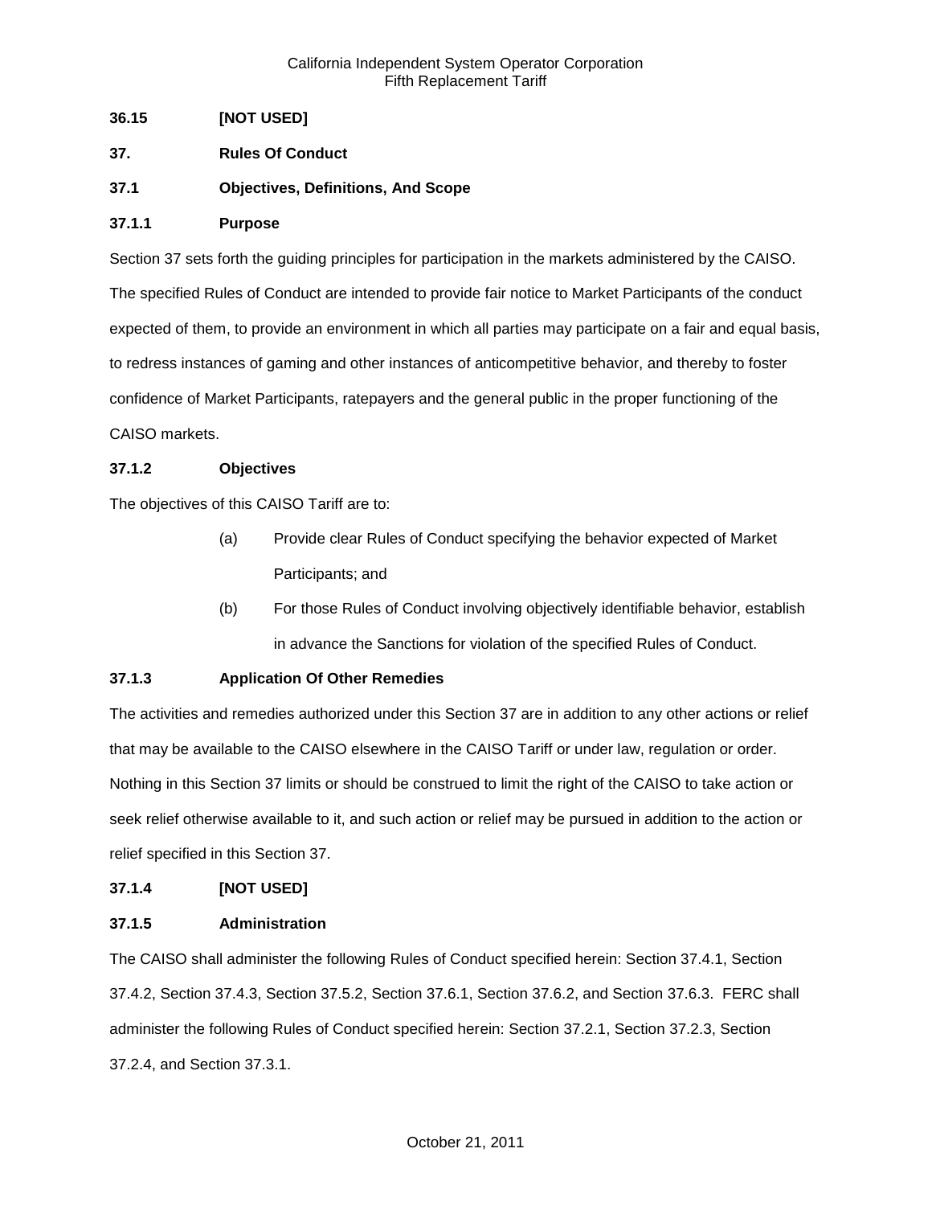**36.15 [NOT USED]**

## 37. Rules Of Conduct

### 37.1 Objectives, Definitions, And Scope

#### 37.1.1 Purpose

Section 37 sets forth the guiding principles for participation in the markets administered by the CAISO. The specified Rules of Conduct are intended to provide fair notice to Market Participants of the conduct expected of them, to provide an environment in which all parties may participate on a fair and equal basis, to redress instances of gaming and other instances of anticompetitive behavior, and thereby to foster confidence of Market Participants, ratepayers and the general public in the proper functioning of the CAISO markets.

#### 37.1.2 Objectives

The objectives of this CAISO Tariff are to:

(a) Provide clear Rules of Conduct specifying the behavior expected of Market Participants; and

(b) For those Rules of Conduct involving objectively identifiable behavior, establish in advance the Sanctions for violation of the specified Rules of Conduct.

#### 37.1.3 Application Of Other Remedies

The activities and remedies authorized under this Section 37 are in addition to any other actions or relief that may be available to the CAISO elsewhere in the CAISO Tariff or under law, regulation or order. Nothing in this Section 37 limits or should be construed to limit the right of the CAISO to take action or seek relief otherwise available to it, and such action or relief may be pursued in addition to the action or relief specified in this Section 37.

#### 37.1.4 [NOT USED]

#### 37.1.5 Administration

The CAISO shall administer the following Rules of Conduct specified herein: Section 37.4.1, Section 37.4.2, Section 37.4.3, Section 37.5.2, Section 37.6.1, Section 37.6.2, and Section 37.6.3. FERC shall administer the following Rules of Conduct specified herein: Section 37.2.1, Section 37.2.3, Section 37.2.4, and Section 37.3.1.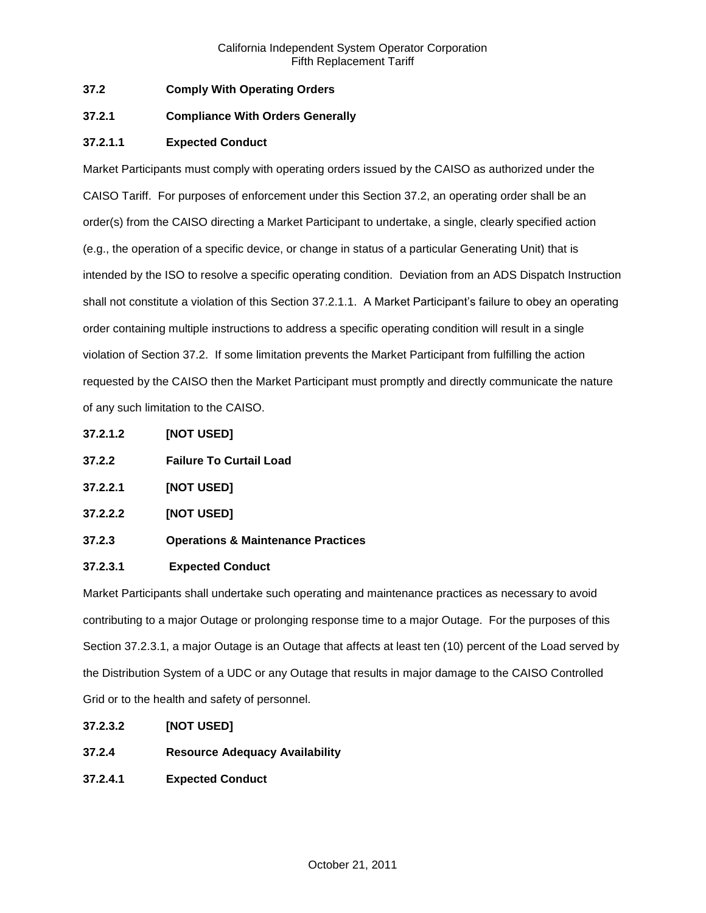**37.2 Comply With Operating Orders**

**37.2.1 Compliance With Orders Generally**

**37.2.1.1 Expected Conduct**

Market Participants must comply with operating orders issued by the CAISO as authorized under the CAISO Tariff. For purposes of enforcement under this Section 37.2, an operating order shall be an order(s) from the CAISO directing a Market Participant to undertake, a single, clearly specified action (e.g., the operation of a specific device, or change in status of a particular Generating Unit) that is intended by the ISO to resolve a specific operating condition. Deviation from an ADS Dispatch Instruction shall not constitute a violation of this Section 37.2.1.1. A Market Participant's failure to obey an operating order containing multiple instructions to address a specific operating condition will result in a single violation of Section 37.2. If some limitation prevents the Market Participant from fulfilling the action requested by the CAISO then the Market Participant must promptly and directly communicate the nature of any such limitation to the CAISO.

**37.2.1.2 [NOT USED]**

**37.2.2 Failure To Curtail Load**

**37.2.2.1 [NOT USED]**

**37.2.2.2 [NOT USED]**

**37.2.3 Operations & Maintenance Practices**

**37.2.3.1 Expected Conduct**

Market Participants shall undertake such operating and maintenance practices as necessary to avoid contributing to a major Outage or prolonging response time to a major Outage. For the purposes of this Section 37.2.3.1, a major Outage is an Outage that affects at least ten (10) percent of the Load served by the Distribution System of a UDC or any Outage that results in major damage to the CAISO Controlled Grid or to the health and safety of personnel.

**37.2.3.2 [NOT USED]**

**37.2.4 Resource Adequacy Availability**

**37.2.4.1 Expected Conduct**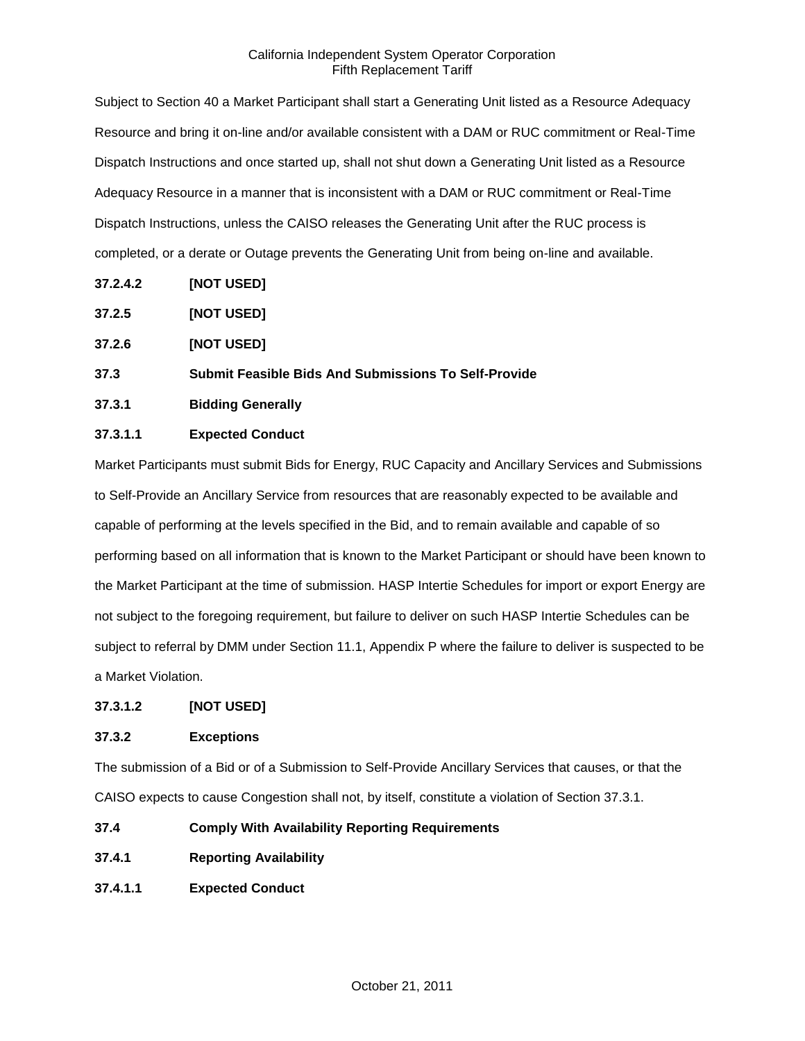Subject to Section 40 a Market Participant shall start a Generating Unit listed as a Resource Adequacy Resource and bring it on-line and/or available consistent with a DAM or RUC commitment or Real-Time Dispatch Instructions and once started up, shall not shut down a Generating Unit listed as a Resource Adequacy Resource in a manner that is inconsistent with a DAM or RUC commitment or Real-Time Dispatch Instructions, unless the CAISO releases the Generating Unit after the RUC process is completed, or a derate or Outage prevents the Generating Unit from being on-line and available.

**37.2.4.2 [NOT USED]**

**37.2.5 [NOT USED]**

**37.2.6 [NOT USED]**

**37.3 Submit Feasible Bids And Submissions To Self-Provide**

**37.3.1 Bidding Generally**

**37.3.1.1 Expected Conduct**

Market Participants must submit Bids for Energy, RUC Capacity and Ancillary Services and Submissions to Self-Provide an Ancillary Service from resources that are reasonably expected to be available and capable of performing at the levels specified in the Bid, and to remain available and capable of so performing based on all information that is known to the Market Participant or should have been known to the Market Participant at the time of submission. HASP Intertie Schedules for import or export Energy are not subject to the foregoing requirement, but failure to deliver on such HASP Intertie Schedules can be subject to referral by DMM under Section 11.1, Appendix P where the failure to deliver is suspected to be a Market Violation.

**37.3.1.2 [NOT USED]**

**37.3.2 Exceptions**

The submission of a Bid or of a Submission to Self-Provide Ancillary Services that causes, or that the CAISO expects to cause Congestion shall not, by itself, constitute a violation of Section 37.3.1.

**37.4 Comply With Availability Reporting Requirements**

**37.4.1 Reporting Availability**

**37.4.1.1 Expected Conduct**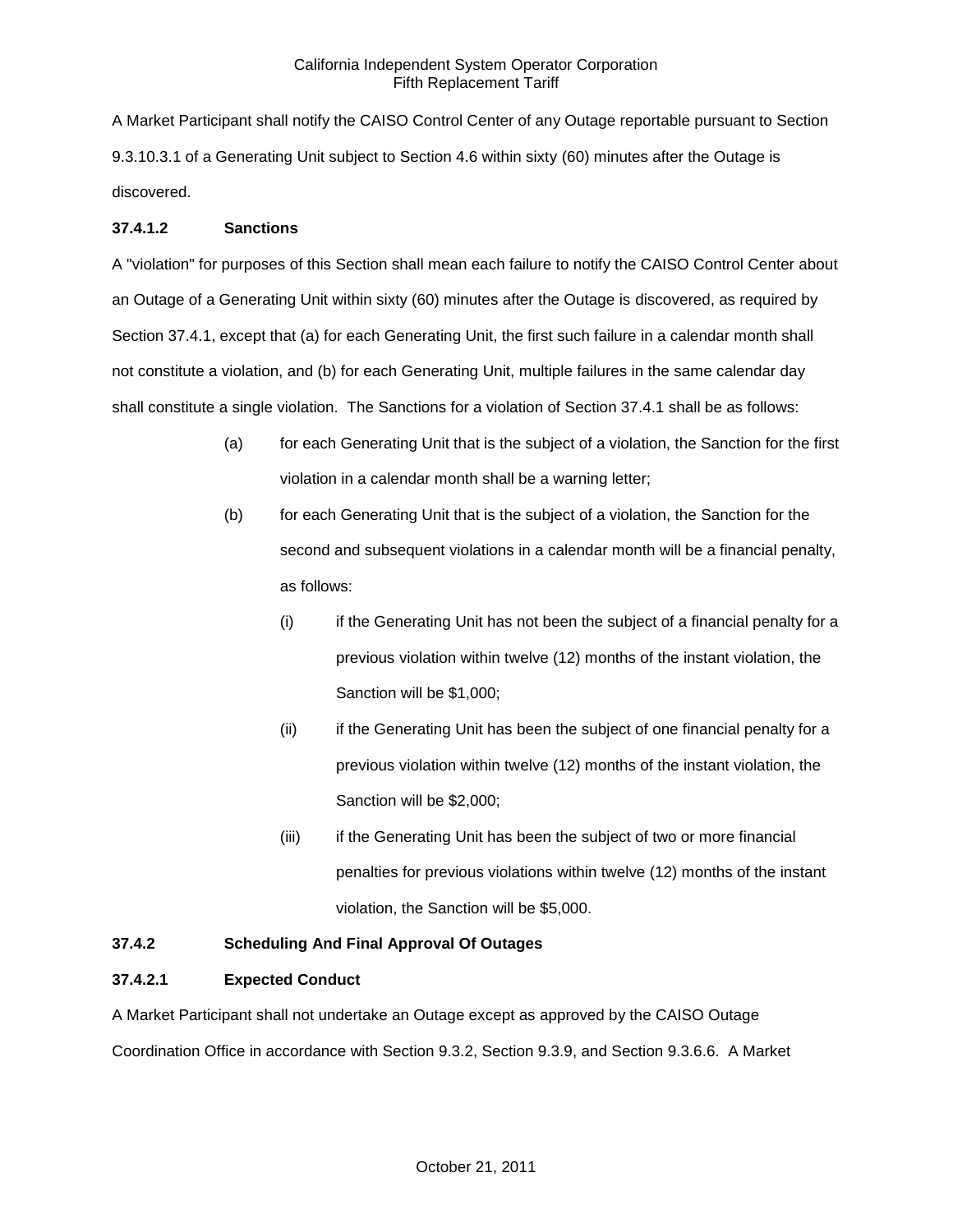A Market Participant shall notify the CAISO Control Center of any Outage reportable pursuant to Section 9.3.10.3.1 of a Generating Unit subject to Section 4.6 within sixty (60) minutes after the Outage is discovered.

**37.4.1.2 Sanctions**

A "violation" for purposes of this Section shall mean each failure to notify the CAISO Control Center about an Outage of a Generating Unit within sixty (60) minutes after the Outage is discovered, as required by Section 37.4.1, except that (a) for each Generating Unit, the first such failure in a calendar month shall not constitute a violation, and (b) for each Generating Unit, multiple failures in the same calendar day shall constitute a single violation. The Sanctions for a violation of Section 37.4.1 shall be as follows:

(a) for each Generating Unit that is the subject of a violation, the Sanction for the first violation in a calendar month shall be a warning letter;

(b) for each Generating Unit that is the subject of a violation, the Sanction for the second and subsequent violations in a calendar month will be a financial penalty, as follows:

  (i) if the Generating Unit has not been the subject of a financial penalty for a previous violation within twelve (12) months of the instant violation, the Sanction will be $1,000;

  (ii) if the Generating Unit has been the subject of one financial penalty for a previous violation within twelve (12) months of the instant violation, the Sanction will be $2,000;

  (iii) if the Generating Unit has been the subject of two or more financial penalties for previous violations within twelve (12) months of the instant violation, the Sanction will be $5,000.

**37.4.2 Scheduling And Final Approval Of Outages**

**37.4.2.1 Expected Conduct**

A Market Participant shall not undertake an Outage except as approved by the CAISO Outage Coordination Office in accordance with Section 9.3.2, Section 9.3.9, and Section 9.3.6.6. A Market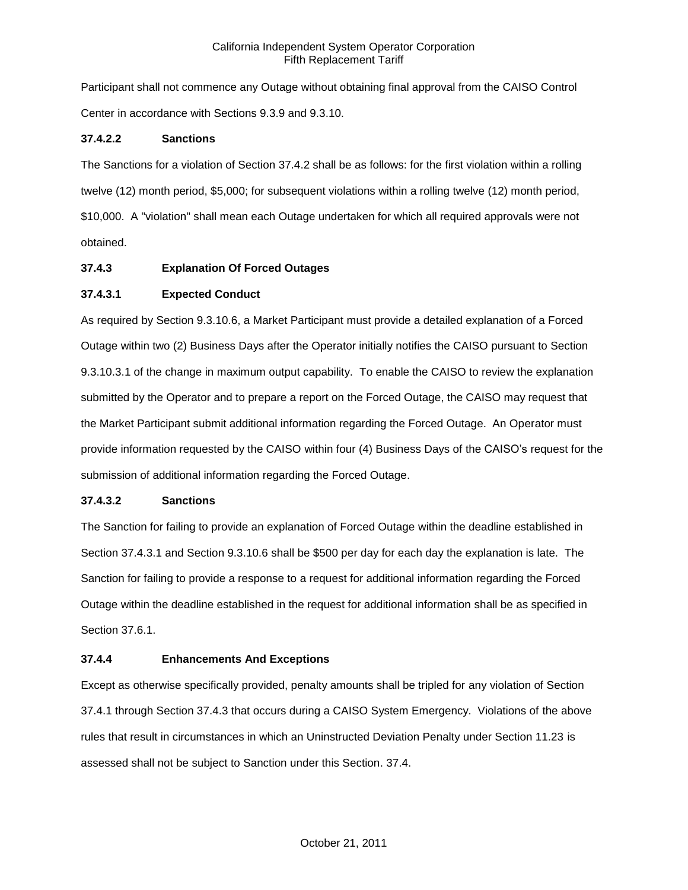Participant shall not commence any Outage without obtaining final approval from the CAISO Control Center in accordance with Sections 9.3.9 and 9.3.10.

**37.4.2.2 Sanctions**

The Sanctions for a violation of Section 37.4.2 shall be as follows: for the first violation within a rolling twelve (12) month period, $5,000; for subsequent violations within a rolling twelve (12) month period, $10,000. A "violation" shall mean each Outage undertaken for which all required approvals were not obtained.

**37.4.3 Explanation Of Forced Outages**

**37.4.3.1 Expected Conduct**

As required by Section 9.3.10.6, a Market Participant must provide a detailed explanation of a Forced Outage within two (2) Business Days after the Operator initially notifies the CAISO pursuant to Section 9.3.10.3.1 of the change in maximum output capability. To enable the CAISO to review the explanation submitted by the Operator and to prepare a report on the Forced Outage, the CAISO may request that the Market Participant submit additional information regarding the Forced Outage. An Operator must provide information requested by the CAISO within four (4) Business Days of the CAISO's request for the submission of additional information regarding the Forced Outage.

**37.4.3.2 Sanctions**

The Sanction for failing to provide an explanation of Forced Outage within the deadline established in Section 37.4.3.1 and Section 9.3.10.6 shall be $500 per day for each day the explanation is late. The Sanction for failing to provide a response to a request for additional information regarding the Forced Outage within the deadline established in the request for additional information shall be as specified in Section 37.6.1.

**37.4.4 Enhancements And Exceptions**

Except as otherwise specifically provided, penalty amounts shall be tripled for any violation of Section 37.4.1 through Section 37.4.3 that occurs during a CAISO System Emergency. Violations of the above rules that result in circumstances in which an Uninstructed Deviation Penalty under Section 11.23 is assessed shall not be subject to Sanction under this Section. 37.4.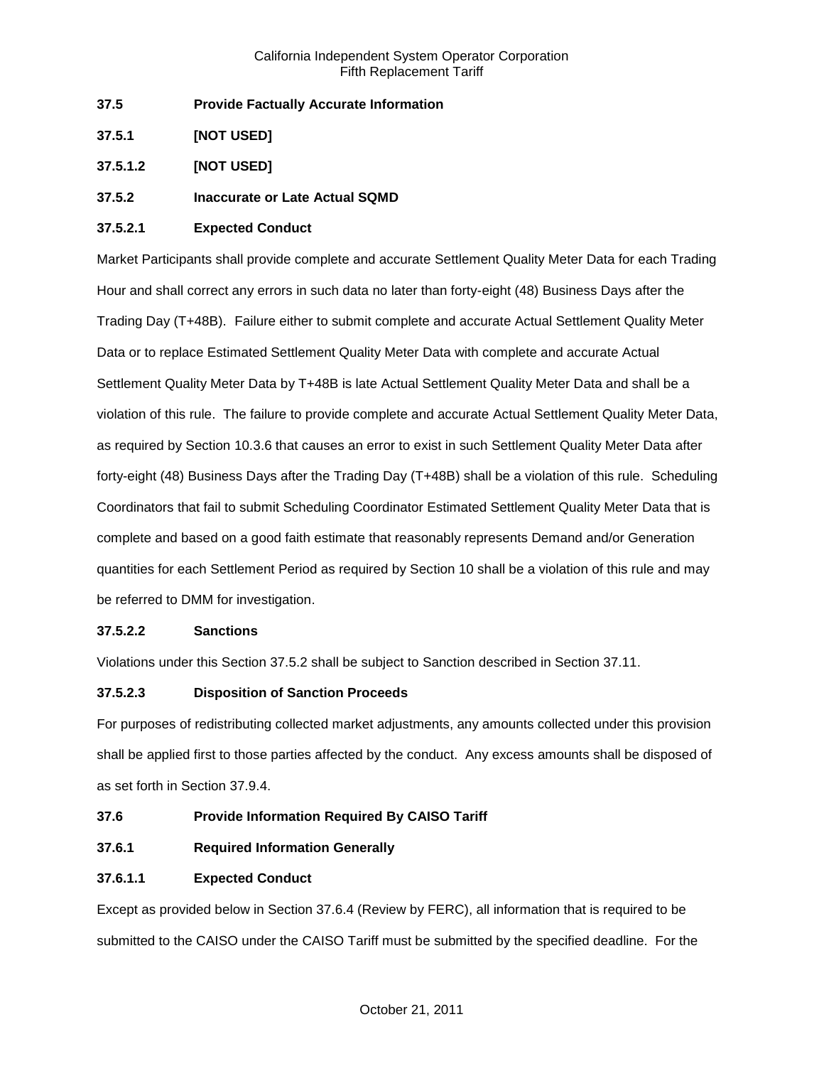**37.5 Provide Factually Accurate Information**

**37.5.1 [NOT USED]**

**37.5.1.2 [NOT USED]**

**37.5.2 Inaccurate or Late Actual SQMD**

**37.5.2.1 Expected Conduct**

Market Participants shall provide complete and accurate Settlement Quality Meter Data for each Trading Hour and shall correct any errors in such data no later than forty-eight (48) Business Days after the Trading Day (T+48B). Failure either to submit complete and accurate Actual Settlement Quality Meter Data or to replace Estimated Settlement Quality Meter Data with complete and accurate Actual Settlement Quality Meter Data by T+48B is late Actual Settlement Quality Meter Data and shall be a violation of this rule. The failure to provide complete and accurate Actual Settlement Quality Meter Data, as required by Section 10.3.6 that causes an error to exist in such Settlement Quality Meter Data after forty-eight (48) Business Days after the Trading Day (T+48B) shall be a violation of this rule. Scheduling Coordinators that fail to submit Scheduling Coordinator Estimated Settlement Quality Meter Data that is complete and based on a good faith estimate that reasonably represents Demand and/or Generation quantities for each Settlement Period as required by Section 10 shall be a violation of this rule and may be referred to DMM for investigation.

**37.5.2.2 Sanctions**

Violations under this Section 37.5.2 shall be subject to Sanction described in Section 37.11.

**37.5.2.3 Disposition of Sanction Proceeds**

For purposes of redistributing collected market adjustments, any amounts collected under this provision shall be applied first to those parties affected by the conduct. Any excess amounts shall be disposed of as set forth in Section 37.9.4.

**37.6 Provide Information Required By CAISO Tariff**

**37.6.1 Required Information Generally**

**37.6.1.1 Expected Conduct**

Except as provided below in Section 37.6.4 (Review by FERC), all information that is required to be submitted to the CAISO under the CAISO Tariff must be submitted by the specified deadline. For the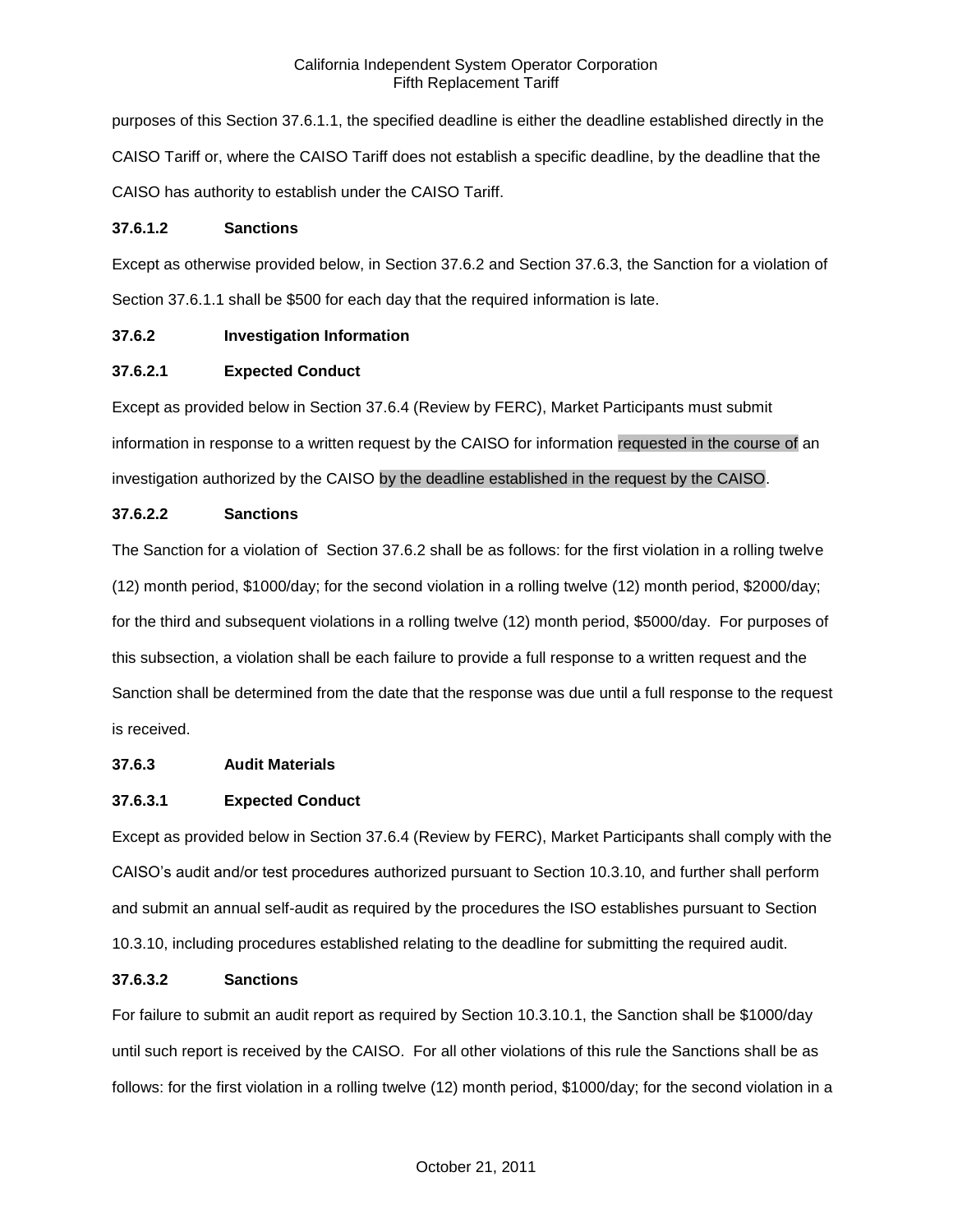purposes of this Section 37.6.1.1, the specified deadline is either the deadline established directly in the CAISO Tariff or, where the CAISO Tariff does not establish a specific deadline, by the deadline that the CAISO has authority to establish under the CAISO Tariff.

**37.6.1.2 Sanctions**

Except as otherwise provided below, in Section 37.6.2 and Section 37.6.3, the Sanction for a violation of Section 37.6.1.1 shall be $500 for each day that the required information is late.

**37.6.2 Investigation Information**

**37.6.2.1 Expected Conduct**

Except as provided below in Section 37.6.4 (Review by FERC), Market Participants must submit information in response to a written request by the CAISO for information requested in the course of an investigation authorized by the CAISO by the deadline established in the request by the CAISO.

**37.6.2.2 Sanctions**

The Sanction for a violation of Section 37.6.2 shall be as follows: for the first violation in a rolling twelve (12) month period, $1000/day; for the second violation in a rolling twelve (12) month period, $2000/day; for the third and subsequent violations in a rolling twelve (12) month period, $5000/day. For purposes of this subsection, a violation shall be each failure to provide a full response to a written request and the Sanction shall be determined from the date that the response was due until a full response to the request is received.

**37.6.3 Audit Materials**

**37.6.3.1 Expected Conduct**

Except as provided below in Section 37.6.4 (Review by FERC), Market Participants shall comply with the CAISO's audit and/or test procedures authorized pursuant to Section 10.3.10, and further shall perform and submit an annual self-audit as required by the procedures the ISO establishes pursuant to Section 10.3.10, including procedures established relating to the deadline for submitting the required audit.

**37.6.3.2 Sanctions**

For failure to submit an audit report as required by Section 10.3.10.1, the Sanction shall be $1000/day until such report is received by the CAISO. For all other violations of this rule the Sanctions shall be as follows: for the first violation in a rolling twelve (12) month period, $1000/day; for the second violation in a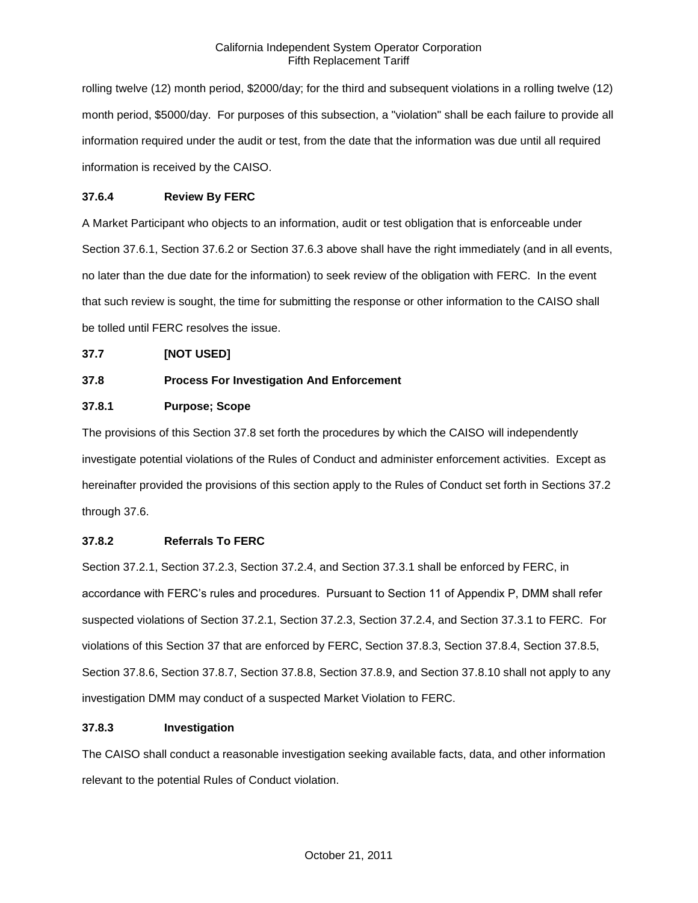rolling twelve (12) month period, $2000/day; for the third and subsequent violations in a rolling twelve (12) month period, $5000/day. For purposes of this subsection, a "violation" shall be each failure to provide all information required under the audit or test, from the date that the information was due until all required information is received by the CAISO.

### 37.6.4 Review By FERC

A Market Participant who objects to an information, audit or test obligation that is enforceable under Section 37.6.1, Section 37.6.2 or Section 37.6.3 above shall have the right immediately (and in all events, no later than the due date for the information) to seek review of the obligation with FERC. In the event that such review is sought, the time for submitting the response or other information to the CAISO shall be tolled until FERC resolves the issue.

## 37.7 [NOT USED]

## 37.8 Process For Investigation And Enforcement

### 37.8.1 Purpose; Scope

The provisions of this Section 37.8 set forth the procedures by which the CAISO will independently investigate potential violations of the Rules of Conduct and administer enforcement activities. Except as hereinafter provided the provisions of this section apply to the Rules of Conduct set forth in Sections 37.2 through 37.6.

### 37.8.2 Referrals To FERC

Section 37.2.1, Section 37.2.3, Section 37.2.4, and Section 37.3.1 shall be enforced by FERC, in accordance with FERC's rules and procedures. Pursuant to Section 11 of Appendix P, DMM shall refer suspected violations of Section 37.2.1, Section 37.2.3, Section 37.2.4, and Section 37.3.1 to FERC. For violations of this Section 37 that are enforced by FERC, Section 37.8.3, Section 37.8.4, Section 37.8.5, Section 37.8.6, Section 37.8.7, Section 37.8.8, Section 37.8.9, and Section 37.8.10 shall not apply to any investigation DMM may conduct of a suspected Market Violation to FERC.

### 37.8.3 Investigation

The CAISO shall conduct a reasonable investigation seeking available facts, data, and other information relevant to the potential Rules of Conduct violation.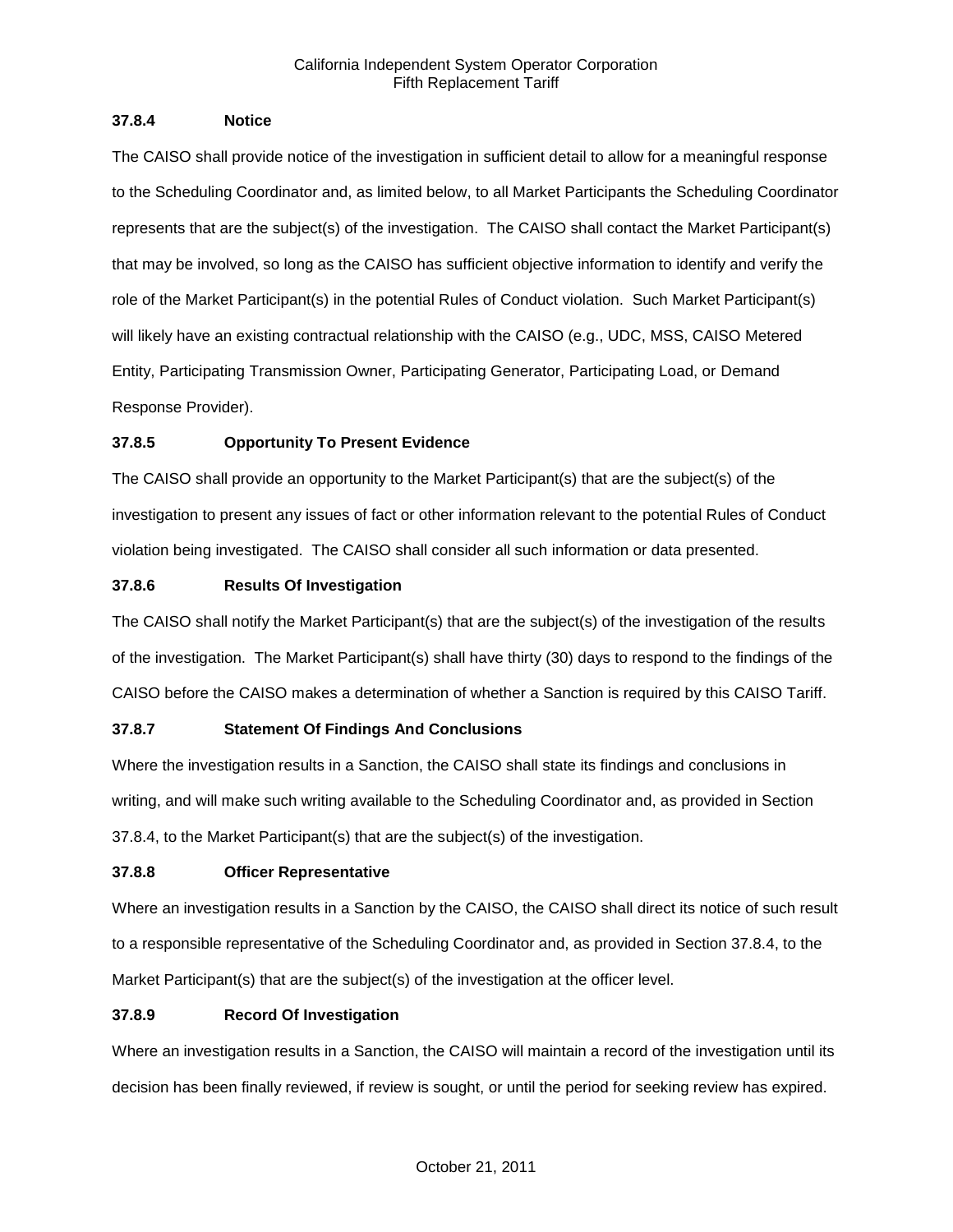### 37.8.4 Notice

The CAISO shall provide notice of the investigation in sufficient detail to allow for a meaningful response to the Scheduling Coordinator and, as limited below, to all Market Participants the Scheduling Coordinator represents that are the subject(s) of the investigation. The CAISO shall contact the Market Participant(s) that may be involved, so long as the CAISO has sufficient objective information to identify and verify the role of the Market Participant(s) in the potential Rules of Conduct violation. Such Market Participant(s) will likely have an existing contractual relationship with the CAISO (e.g., UDC, MSS, CAISO Metered Entity, Participating Transmission Owner, Participating Generator, Participating Load, or Demand Response Provider).

### 37.8.5 Opportunity To Present Evidence

The CAISO shall provide an opportunity to the Market Participant(s) that are the subject(s) of the investigation to present any issues of fact or other information relevant to the potential Rules of Conduct violation being investigated. The CAISO shall consider all such information or data presented.

### 37.8.6 Results Of Investigation

The CAISO shall notify the Market Participant(s) that are the subject(s) of the investigation of the results of the investigation. The Market Participant(s) shall have thirty (30) days to respond to the findings of the CAISO before the CAISO makes a determination of whether a Sanction is required by this CAISO Tariff.

### 37.8.7 Statement Of Findings And Conclusions

Where the investigation results in a Sanction, the CAISO shall state its findings and conclusions in writing, and will make such writing available to the Scheduling Coordinator and, as provided in Section 37.8.4, to the Market Participant(s) that are the subject(s) of the investigation.

### 37.8.8 Officer Representative

Where an investigation results in a Sanction by the CAISO, the CAISO shall direct its notice of such result to a responsible representative of the Scheduling Coordinator and, as provided in Section 37.8.4, to the Market Participant(s) that are the subject(s) of the investigation at the officer level.

### 37.8.9 Record Of Investigation

Where an investigation results in a Sanction, the CAISO will maintain a record of the investigation until its decision has been finally reviewed, if review is sought, or until the period for seeking review has expired.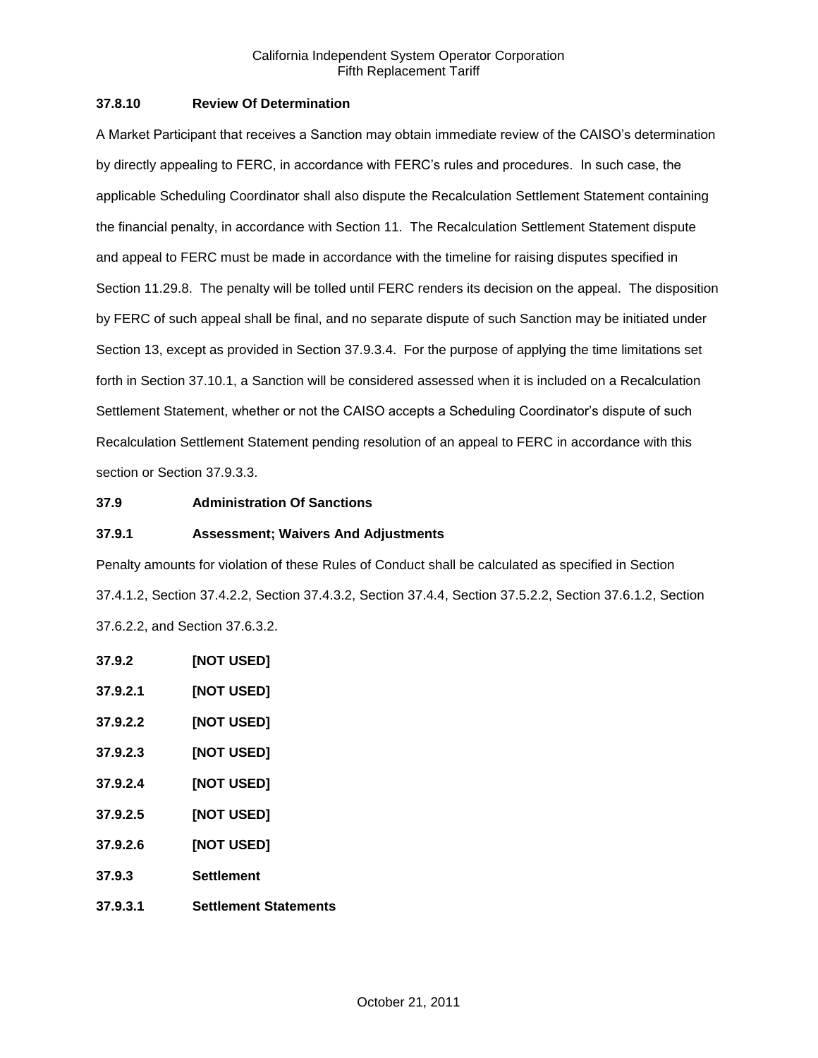### 37.8.10 Review Of Determination

A Market Participant that receives a Sanction may obtain immediate review of the CAISO's determination by directly appealing to FERC, in accordance with FERC's rules and procedures. In such case, the applicable Scheduling Coordinator shall also dispute the Recalculation Settlement Statement containing the financial penalty, in accordance with Section 11. The Recalculation Settlement Statement dispute and appeal to FERC must be made in accordance with the timeline for raising disputes specified in Section 11.29.8. The penalty will be tolled until FERC renders its decision on the appeal. The disposition by FERC of such appeal shall be final, and no separate dispute of such Sanction may be initiated under Section 13, except as provided in Section 37.9.3.4. For the purpose of applying the time limitations set forth in Section 37.10.1, a Sanction will be considered assessed when it is included on a Recalculation Settlement Statement, whether or not the CAISO accepts a Scheduling Coordinator's dispute of such Recalculation Settlement Statement pending resolution of an appeal to FERC in accordance with this section or Section 37.9.3.3.

## 37.9 Administration Of Sanctions

### 37.9.1 Assessment; Waivers And Adjustments

Penalty amounts for violation of these Rules of Conduct shall be calculated as specified in Section 37.4.1.2, Section 37.4.2.2, Section 37.4.3.2, Section 37.4.4, Section 37.5.2.2, Section 37.6.1.2, Section 37.6.2.2, and Section 37.6.3.2.

### 37.9.2 [NOT USED]

#### 37.9.2.1 [NOT USED]

#### 37.9.2.2 [NOT USED]

#### 37.9.2.3 [NOT USED]

#### 37.9.2.4 [NOT USED]

#### 37.9.2.5 [NOT USED]

#### 37.9.2.6 [NOT USED]

### 37.9.3 Settlement

#### 37.9.3.1 Settlement Statements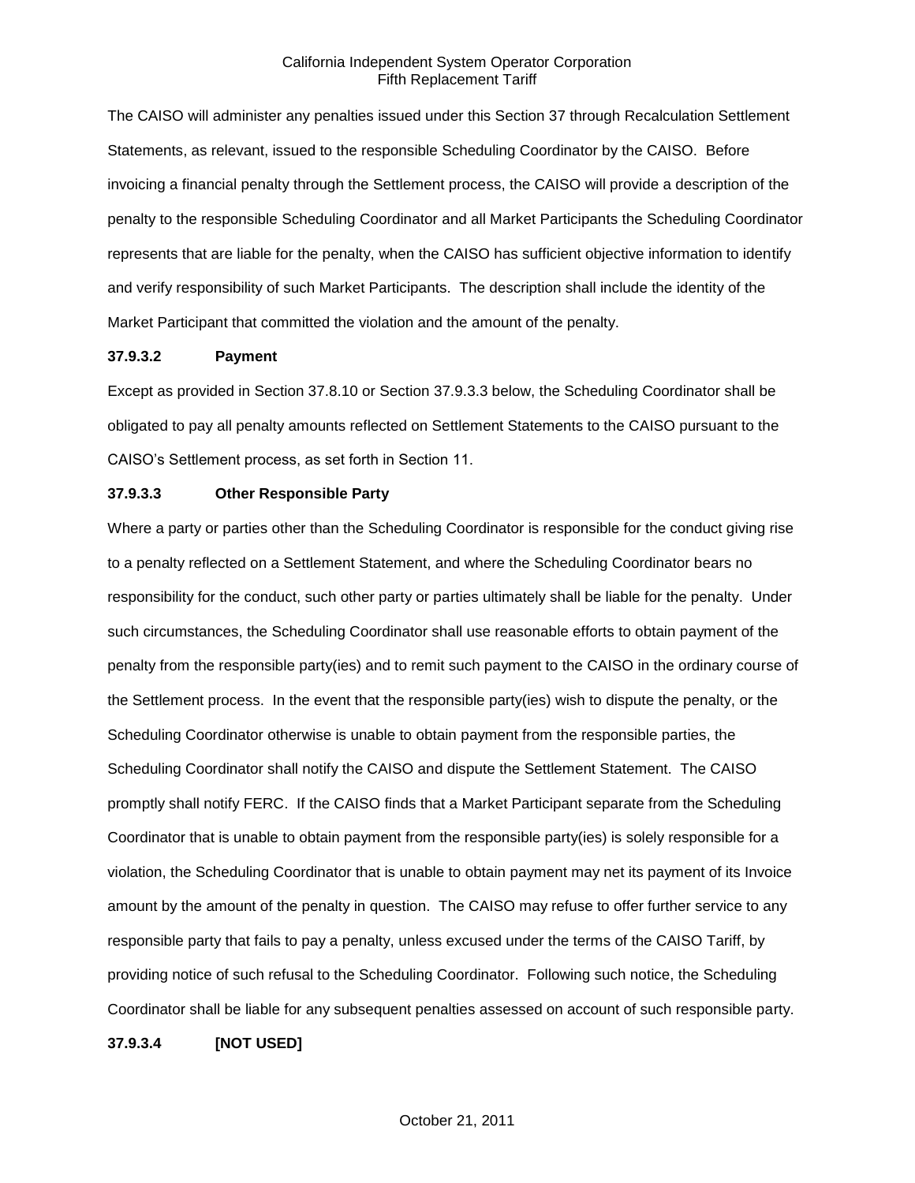The CAISO will administer any penalties issued under this Section 37 through Recalculation Settlement Statements, as relevant, issued to the responsible Scheduling Coordinator by the CAISO. Before invoicing a financial penalty through the Settlement process, the CAISO will provide a description of the penalty to the responsible Scheduling Coordinator and all Market Participants the Scheduling Coordinator represents that are liable for the penalty, when the CAISO has sufficient objective information to identify and verify responsibility of such Market Participants. The description shall include the identity of the Market Participant that committed the violation and the amount of the penalty.

**37.9.3.2 Payment**

Except as provided in Section 37.8.10 or Section 37.9.3.3 below, the Scheduling Coordinator shall be obligated to pay all penalty amounts reflected on Settlement Statements to the CAISO pursuant to the CAISO's Settlement process, as set forth in Section 11.

**37.9.3.3 Other Responsible Party**

Where a party or parties other than the Scheduling Coordinator is responsible for the conduct giving rise to a penalty reflected on a Settlement Statement, and where the Scheduling Coordinator bears no responsibility for the conduct, such other party or parties ultimately shall be liable for the penalty. Under such circumstances, the Scheduling Coordinator shall use reasonable efforts to obtain payment of the penalty from the responsible party(ies) and to remit such payment to the CAISO in the ordinary course of the Settlement process. In the event that the responsible party(ies) wish to dispute the penalty, or the Scheduling Coordinator otherwise is unable to obtain payment from the responsible parties, the Scheduling Coordinator shall notify the CAISO and dispute the Settlement Statement. The CAISO promptly shall notify FERC. If the CAISO finds that a Market Participant separate from the Scheduling Coordinator that is unable to obtain payment from the responsible party(ies) is solely responsible for a violation, the Scheduling Coordinator that is unable to obtain payment may net its payment of its Invoice amount by the amount of the penalty in question. The CAISO may refuse to offer further service to any responsible party that fails to pay a penalty, unless excused under the terms of the CAISO Tariff, by providing notice of such refusal to the Scheduling Coordinator. Following such notice, the Scheduling Coordinator shall be liable for any subsequent penalties assessed on account of such responsible party.

**37.9.3.4 [NOT USED]**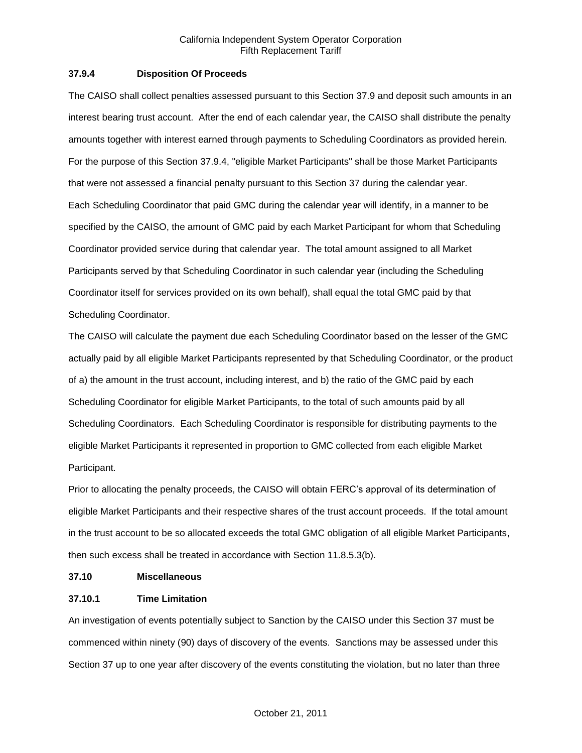### 37.9.4 Disposition Of Proceeds

The CAISO shall collect penalties assessed pursuant to this Section 37.9 and deposit such amounts in an interest bearing trust account. After the end of each calendar year, the CAISO shall distribute the penalty amounts together with interest earned through payments to Scheduling Coordinators as provided herein. For the purpose of this Section 37.9.4, "eligible Market Participants" shall be those Market Participants that were not assessed a financial penalty pursuant to this Section 37 during the calendar year.

Each Scheduling Coordinator that paid GMC during the calendar year will identify, in a manner to be specified by the CAISO, the amount of GMC paid by each Market Participant for whom that Scheduling Coordinator provided service during that calendar year. The total amount assigned to all Market Participants served by that Scheduling Coordinator in such calendar year (including the Scheduling Coordinator itself for services provided on its own behalf), shall equal the total GMC paid by that Scheduling Coordinator.

The CAISO will calculate the payment due each Scheduling Coordinator based on the lesser of the GMC actually paid by all eligible Market Participants represented by that Scheduling Coordinator, or the product of a) the amount in the trust account, including interest, and b) the ratio of the GMC paid by each Scheduling Coordinator for eligible Market Participants, to the total of such amounts paid by all Scheduling Coordinators. Each Scheduling Coordinator is responsible for distributing payments to the eligible Market Participants it represented in proportion to GMC collected from each eligible Market Participant.

Prior to allocating the penalty proceeds, the CAISO will obtain FERC's approval of its determination of eligible Market Participants and their respective shares of the trust account proceeds. If the total amount in the trust account to be so allocated exceeds the total GMC obligation of all eligible Market Participants, then such excess shall be treated in accordance with Section 11.8.5.3(b).

## 37.10 Miscellaneous

### 37.10.1 Time Limitation

An investigation of events potentially subject to Sanction by the CAISO under this Section 37 must be commenced within ninety (90) days of discovery of the events. Sanctions may be assessed under this Section 37 up to one year after discovery of the events constituting the violation, but no later than three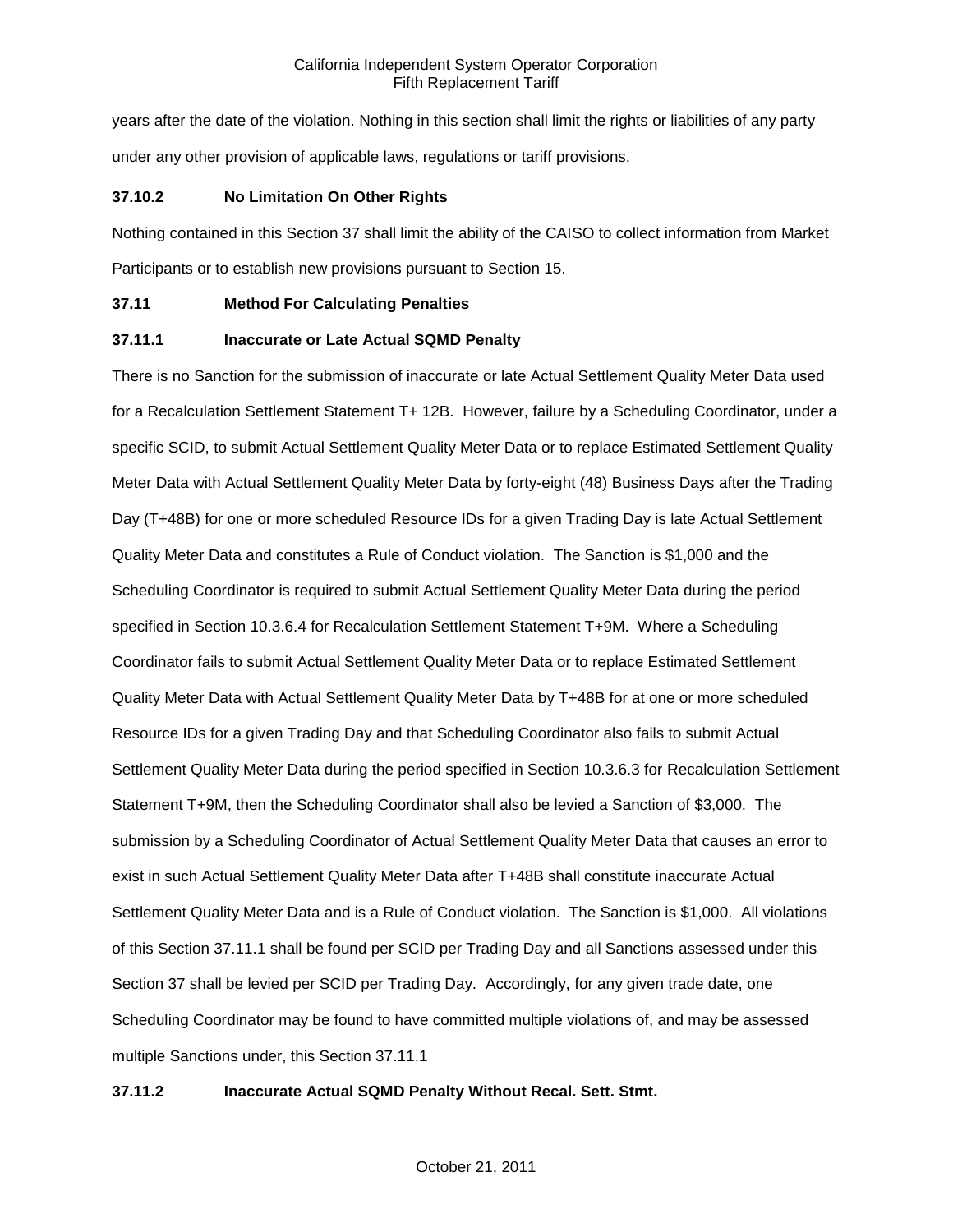years after the date of the violation. Nothing in this section shall limit the rights or liabilities of any party under any other provision of applicable laws, regulations or tariff provisions.

### 37.10.2 No Limitation On Other Rights

Nothing contained in this Section 37 shall limit the ability of the CAISO to collect information from Market Participants or to establish new provisions pursuant to Section 15.

### 37.11 Method For Calculating Penalties

### 37.11.1 Inaccurate or Late Actual SQMD Penalty

There is no Sanction for the submission of inaccurate or late Actual Settlement Quality Meter Data used for a Recalculation Settlement Statement T+ 12B. However, failure by a Scheduling Coordinator, under a specific SCID, to submit Actual Settlement Quality Meter Data or to replace Estimated Settlement Quality Meter Data with Actual Settlement Quality Meter Data by forty-eight (48) Business Days after the Trading Day (T+48B) for one or more scheduled Resource IDs for a given Trading Day is late Actual Settlement Quality Meter Data and constitutes a Rule of Conduct violation. The Sanction is $1,000 and the Scheduling Coordinator is required to submit Actual Settlement Quality Meter Data during the period specified in Section 10.3.6.4 for Recalculation Settlement Statement T+9M. Where a Scheduling Coordinator fails to submit Actual Settlement Quality Meter Data or to replace Estimated Settlement Quality Meter Data with Actual Settlement Quality Meter Data by T+48B for at one or more scheduled Resource IDs for a given Trading Day and that Scheduling Coordinator also fails to submit Actual Settlement Quality Meter Data during the period specified in Section 10.3.6.3 for Recalculation Settlement Statement T+9M, then the Scheduling Coordinator shall also be levied a Sanction of $3,000. The submission by a Scheduling Coordinator of Actual Settlement Quality Meter Data that causes an error to exist in such Actual Settlement Quality Meter Data after T+48B shall constitute inaccurate Actual Settlement Quality Meter Data and is a Rule of Conduct violation. The Sanction is $1,000. All violations of this Section 37.11.1 shall be found per SCID per Trading Day and all Sanctions assessed under this Section 37 shall be levied per SCID per Trading Day. Accordingly, for any given trade date, one Scheduling Coordinator may be found to have committed multiple violations of, and may be assessed multiple Sanctions under, this Section 37.11.1

### 37.11.2 Inaccurate Actual SQMD Penalty Without Recal. Sett. Stmt.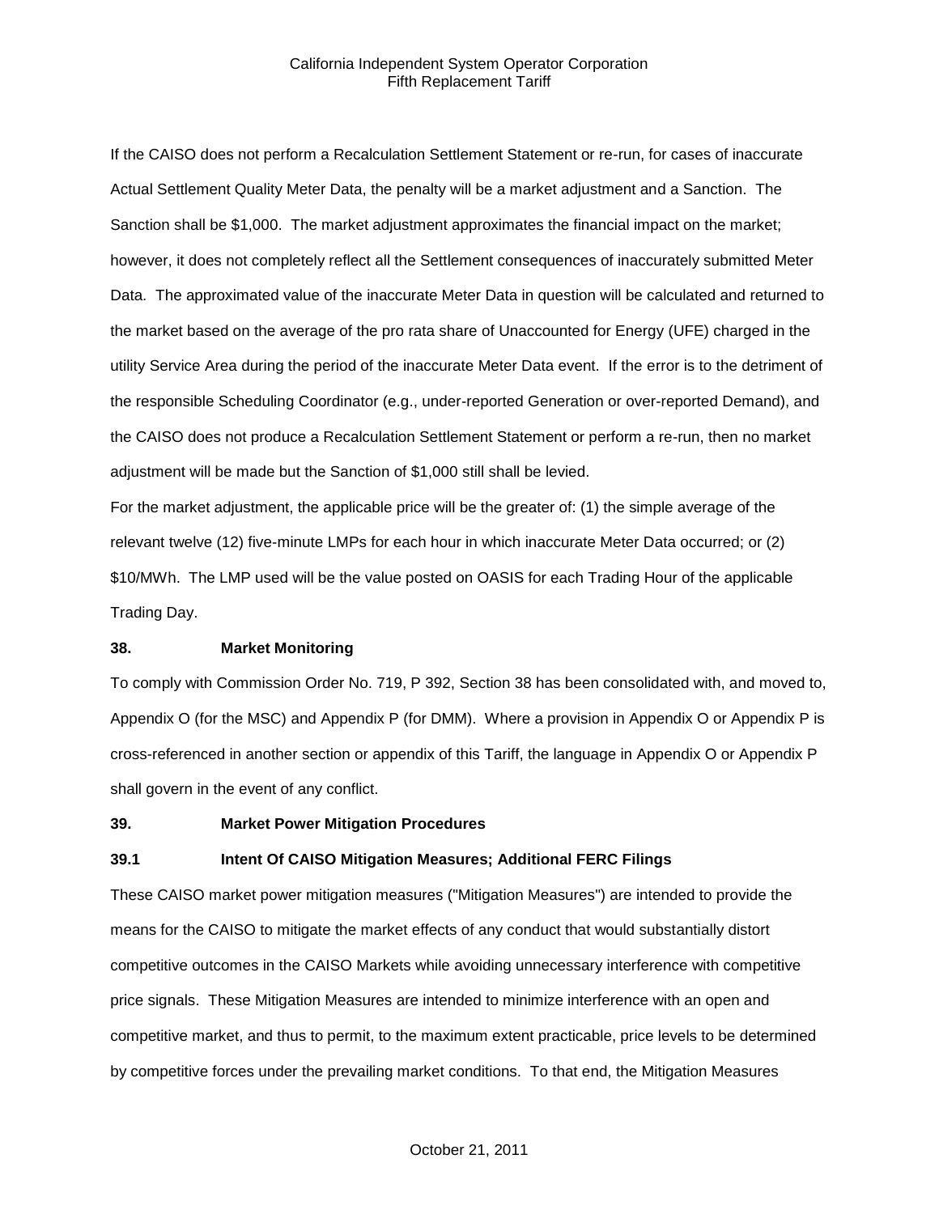If the CAISO does not perform a Recalculation Settlement Statement or re-run, for cases of inaccurate Actual Settlement Quality Meter Data, the penalty will be a market adjustment and a Sanction. The Sanction shall be $1,000. The market adjustment approximates the financial impact on the market; however, it does not completely reflect all the Settlement consequences of inaccurately submitted Meter Data. The approximated value of the inaccurate Meter Data in question will be calculated and returned to the market based on the average of the pro rata share of Unaccounted for Energy (UFE) charged in the utility Service Area during the period of the inaccurate Meter Data event. If the error is to the detriment of the responsible Scheduling Coordinator (e.g., under-reported Generation or over-reported Demand), and the CAISO does not produce a Recalculation Settlement Statement or perform a re-run, then no market adjustment will be made but the Sanction of $1,000 still shall be levied.

For the market adjustment, the applicable price will be the greater of: (1) the simple average of the relevant twelve (12) five-minute LMPs for each hour in which inaccurate Meter Data occurred; or (2) $10/MWh. The LMP used will be the value posted on OASIS for each Trading Hour of the applicable Trading Day.

## 38. Market Monitoring

To comply with Commission Order No. 719, P 392, Section 38 has been consolidated with, and moved to, Appendix O (for the MSC) and Appendix P (for DMM). Where a provision in Appendix O or Appendix P is cross-referenced in another section or appendix of this Tariff, the language in Appendix O or Appendix P shall govern in the event of any conflict.

## 39. Market Power Mitigation Procedures

### 39.1 Intent Of CAISO Mitigation Measures; Additional FERC Filings

These CAISO market power mitigation measures ("Mitigation Measures") are intended to provide the means for the CAISO to mitigate the market effects of any conduct that would substantially distort competitive outcomes in the CAISO Markets while avoiding unnecessary interference with competitive price signals. These Mitigation Measures are intended to minimize interference with an open and competitive market, and thus to permit, to the maximum extent practicable, price levels to be determined by competitive forces under the prevailing market conditions. To that end, the Mitigation Measures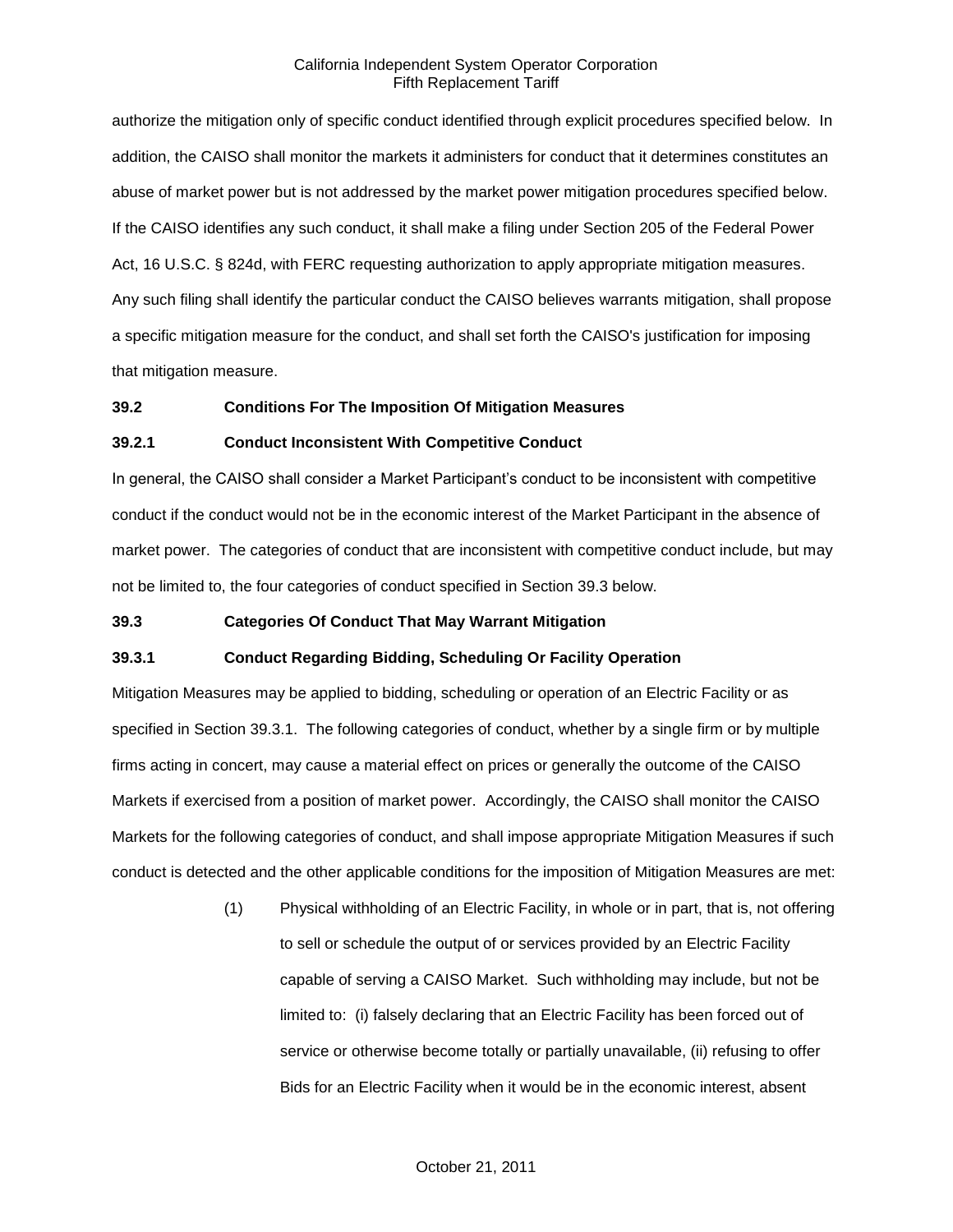authorize the mitigation only of specific conduct identified through explicit procedures specified below. In addition, the CAISO shall monitor the markets it administers for conduct that it determines constitutes an abuse of market power but is not addressed by the market power mitigation procedures specified below. If the CAISO identifies any such conduct, it shall make a filing under Section 205 of the Federal Power Act, 16 U.S.C. § 824d, with FERC requesting authorization to apply appropriate mitigation measures. Any such filing shall identify the particular conduct the CAISO believes warrants mitigation, shall propose a specific mitigation measure for the conduct, and shall set forth the CAISO's justification for imposing that mitigation measure.

**39.2 Conditions For The Imposition Of Mitigation Measures**

**39.2.1 Conduct Inconsistent With Competitive Conduct**

In general, the CAISO shall consider a Market Participant's conduct to be inconsistent with competitive conduct if the conduct would not be in the economic interest of the Market Participant in the absence of market power. The categories of conduct that are inconsistent with competitive conduct include, but may not be limited to, the four categories of conduct specified in Section 39.3 below.

**39.3 Categories Of Conduct That May Warrant Mitigation**

**39.3.1 Conduct Regarding Bidding, Scheduling Or Facility Operation**

Mitigation Measures may be applied to bidding, scheduling or operation of an Electric Facility or as specified in Section 39.3.1. The following categories of conduct, whether by a single firm or by multiple firms acting in concert, may cause a material effect on prices or generally the outcome of the CAISO Markets if exercised from a position of market power. Accordingly, the CAISO shall monitor the CAISO Markets for the following categories of conduct, and shall impose appropriate Mitigation Measures if such conduct is detected and the other applicable conditions for the imposition of Mitigation Measures are met:

(1) Physical withholding of an Electric Facility, in whole or in part, that is, not offering to sell or schedule the output of or services provided by an Electric Facility capable of serving a CAISO Market. Such withholding may include, but not be limited to: (i) falsely declaring that an Electric Facility has been forced out of service or otherwise become totally or partially unavailable, (ii) refusing to offer Bids for an Electric Facility when it would be in the economic interest, absent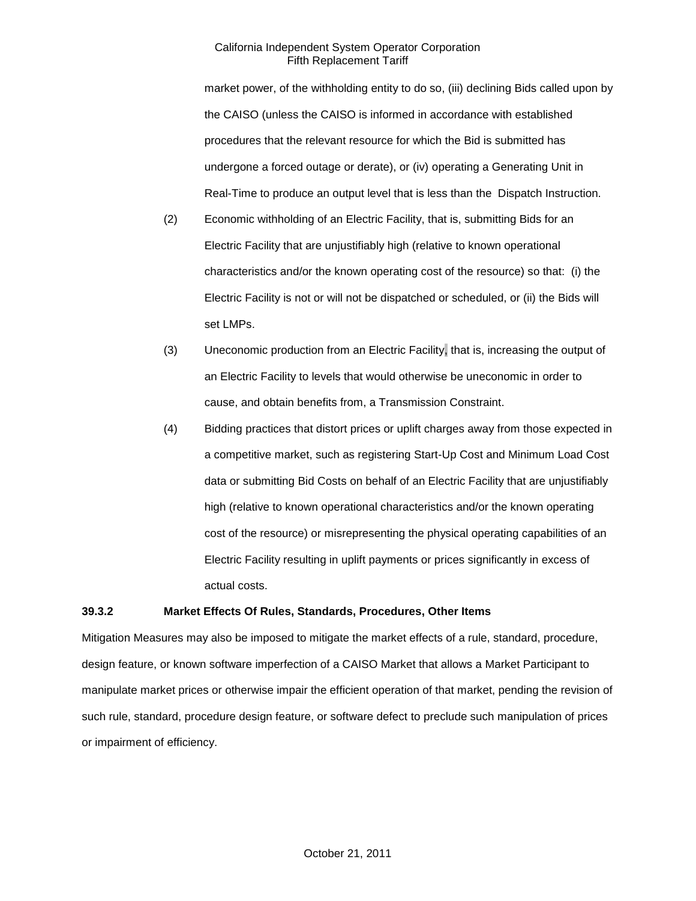market power, of the withholding entity to do so, (iii) declining Bids called upon by the CAISO (unless the CAISO is informed in accordance with established procedures that the relevant resource for which the Bid is submitted has undergone a forced outage or derate), or (iv) operating a Generating Unit in Real-Time to produce an output level that is less than the Dispatch Instruction.

(2) Economic withholding of an Electric Facility, that is, submitting Bids for an Electric Facility that are unjustifiably high (relative to known operational characteristics and/or the known operating cost of the resource) so that: (i) the Electric Facility is not or will not be dispatched or scheduled, or (ii) the Bids will set LMPs.

(3) Uneconomic production from an Electric Facility, that is, increasing the output of an Electric Facility to levels that would otherwise be uneconomic in order to cause, and obtain benefits from, a Transmission Constraint.

(4) Bidding practices that distort prices or uplift charges away from those expected in a competitive market, such as registering Start-Up Cost and Minimum Load Cost data or submitting Bid Costs on behalf of an Electric Facility that are unjustifiably high (relative to known operational characteristics and/or the known operating cost of the resource) or misrepresenting the physical operating capabilities of an Electric Facility resulting in uplift payments or prices significantly in excess of actual costs.

**39.3.2 Market Effects Of Rules, Standards, Procedures, Other Items**

Mitigation Measures may also be imposed to mitigate the market effects of a rule, standard, procedure, design feature, or known software imperfection of a CAISO Market that allows a Market Participant to manipulate market prices or otherwise impair the efficient operation of that market, pending the revision of such rule, standard, procedure design feature, or software defect to preclude such manipulation of prices or impairment of efficiency.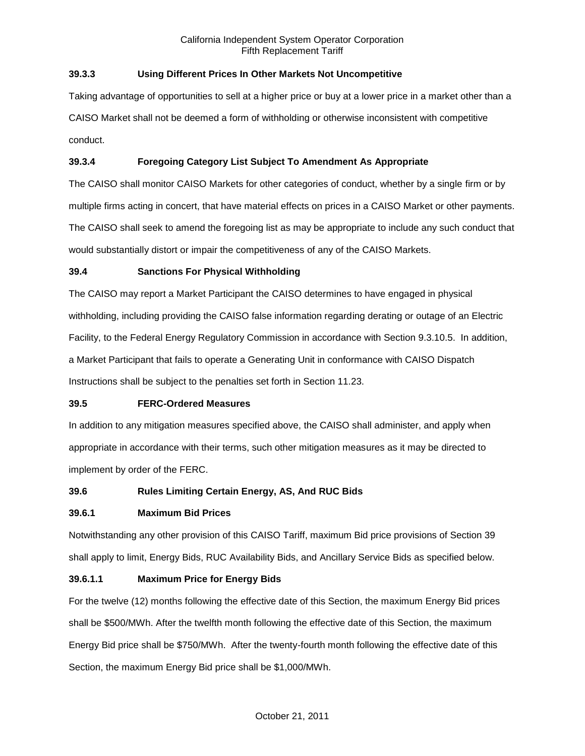### 39.3.3 Using Different Prices In Other Markets Not Uncompetitive

Taking advantage of opportunities to sell at a higher price or buy at a lower price in a market other than a CAISO Market shall not be deemed a form of withholding or otherwise inconsistent with competitive conduct.

### 39.3.4 Foregoing Category List Subject To Amendment As Appropriate

The CAISO shall monitor CAISO Markets for other categories of conduct, whether by a single firm or by multiple firms acting in concert, that have material effects on prices in a CAISO Market or other payments. The CAISO shall seek to amend the foregoing list as may be appropriate to include any such conduct that would substantially distort or impair the competitiveness of any of the CAISO Markets.

## 39.4 Sanctions For Physical Withholding

The CAISO may report a Market Participant the CAISO determines to have engaged in physical withholding, including providing the CAISO false information regarding derating or outage of an Electric Facility, to the Federal Energy Regulatory Commission in accordance with Section 9.3.10.5. In addition, a Market Participant that fails to operate a Generating Unit in conformance with CAISO Dispatch Instructions shall be subject to the penalties set forth in Section 11.23.

## 39.5 FERC-Ordered Measures

In addition to any mitigation measures specified above, the CAISO shall administer, and apply when appropriate in accordance with their terms, such other mitigation measures as it may be directed to implement by order of the FERC.

## 39.6 Rules Limiting Certain Energy, AS, And RUC Bids

### 39.6.1 Maximum Bid Prices

Notwithstanding any other provision of this CAISO Tariff, maximum Bid price provisions of Section 39 shall apply to limit, Energy Bids, RUC Availability Bids, and Ancillary Service Bids as specified below.

#### 39.6.1.1 Maximum Price for Energy Bids

For the twelve (12) months following the effective date of this Section, the maximum Energy Bid prices shall be $500/MWh. After the twelfth month following the effective date of this Section, the maximum Energy Bid price shall be $750/MWh. After the twenty-fourth month following the effective date of this Section, the maximum Energy Bid price shall be $1,000/MWh.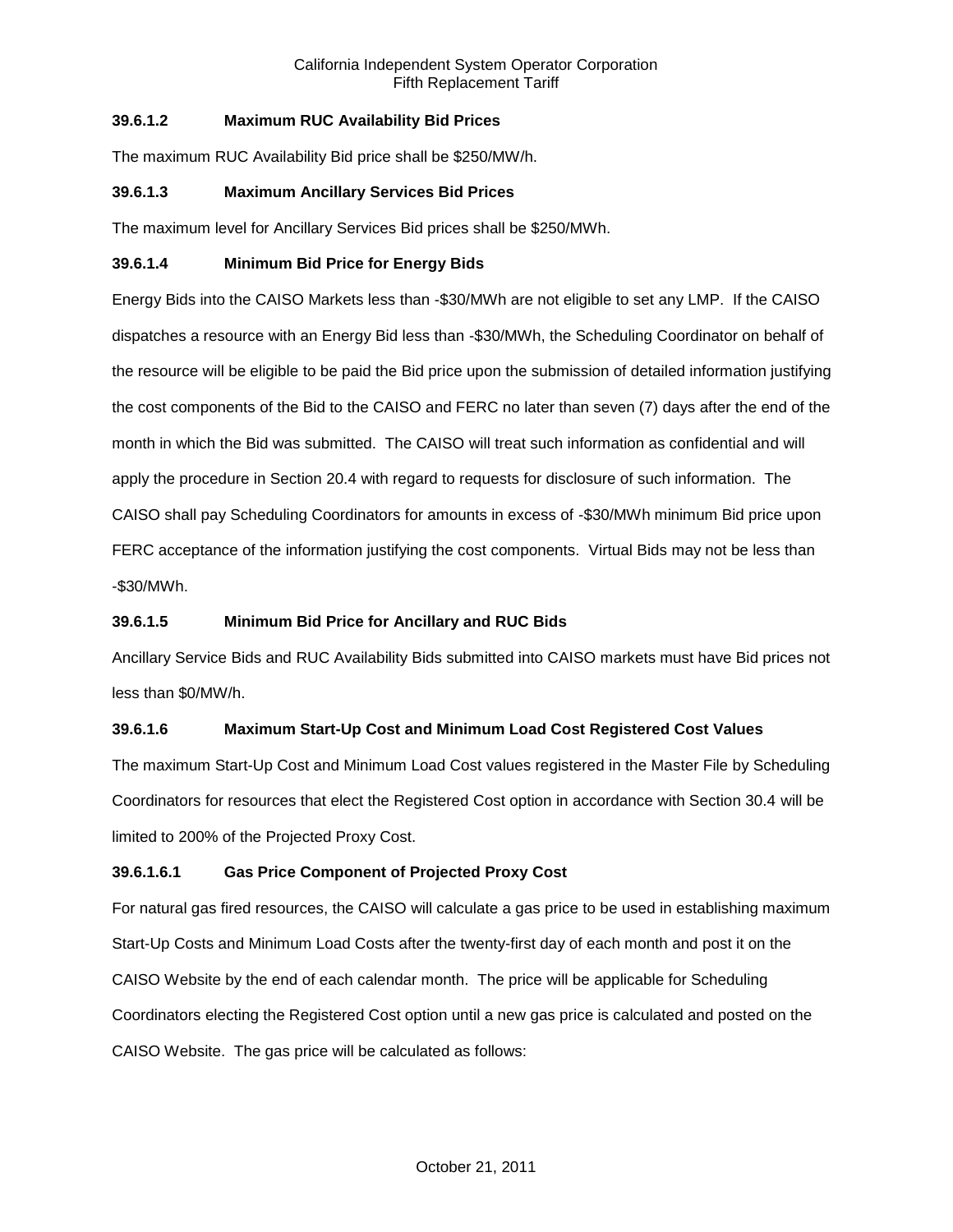### 39.6.1.2 Maximum RUC Availability Bid Prices

The maximum RUC Availability Bid price shall be $250/MW/h.

### 39.6.1.3 Maximum Ancillary Services Bid Prices

The maximum level for Ancillary Services Bid prices shall be $250/MWh.

### 39.6.1.4 Minimum Bid Price for Energy Bids

Energy Bids into the CAISO Markets less than -$30/MWh are not eligible to set any LMP. If the CAISO dispatches a resource with an Energy Bid less than -$30/MWh, the Scheduling Coordinator on behalf of the resource will be eligible to be paid the Bid price upon the submission of detailed information justifying the cost components of the Bid to the CAISO and FERC no later than seven (7) days after the end of the month in which the Bid was submitted. The CAISO will treat such information as confidential and will apply the procedure in Section 20.4 with regard to requests for disclosure of such information. The CAISO shall pay Scheduling Coordinators for amounts in excess of -$30/MWh minimum Bid price upon FERC acceptance of the information justifying the cost components. Virtual Bids may not be less than -$30/MWh.

### 39.6.1.5 Minimum Bid Price for Ancillary and RUC Bids

Ancillary Service Bids and RUC Availability Bids submitted into CAISO markets must have Bid prices not less than $0/MW/h.

### 39.6.1.6 Maximum Start-Up Cost and Minimum Load Cost Registered Cost Values

The maximum Start-Up Cost and Minimum Load Cost values registered in the Master File by Scheduling Coordinators for resources that elect the Registered Cost option in accordance with Section 30.4 will be limited to 200% of the Projected Proxy Cost.

#### 39.6.1.6.1 Gas Price Component of Projected Proxy Cost

For natural gas fired resources, the CAISO will calculate a gas price to be used in establishing maximum Start-Up Costs and Minimum Load Costs after the twenty-first day of each month and post it on the CAISO Website by the end of each calendar month. The price will be applicable for Scheduling Coordinators electing the Registered Cost option until a new gas price is calculated and posted on the CAISO Website. The gas price will be calculated as follows: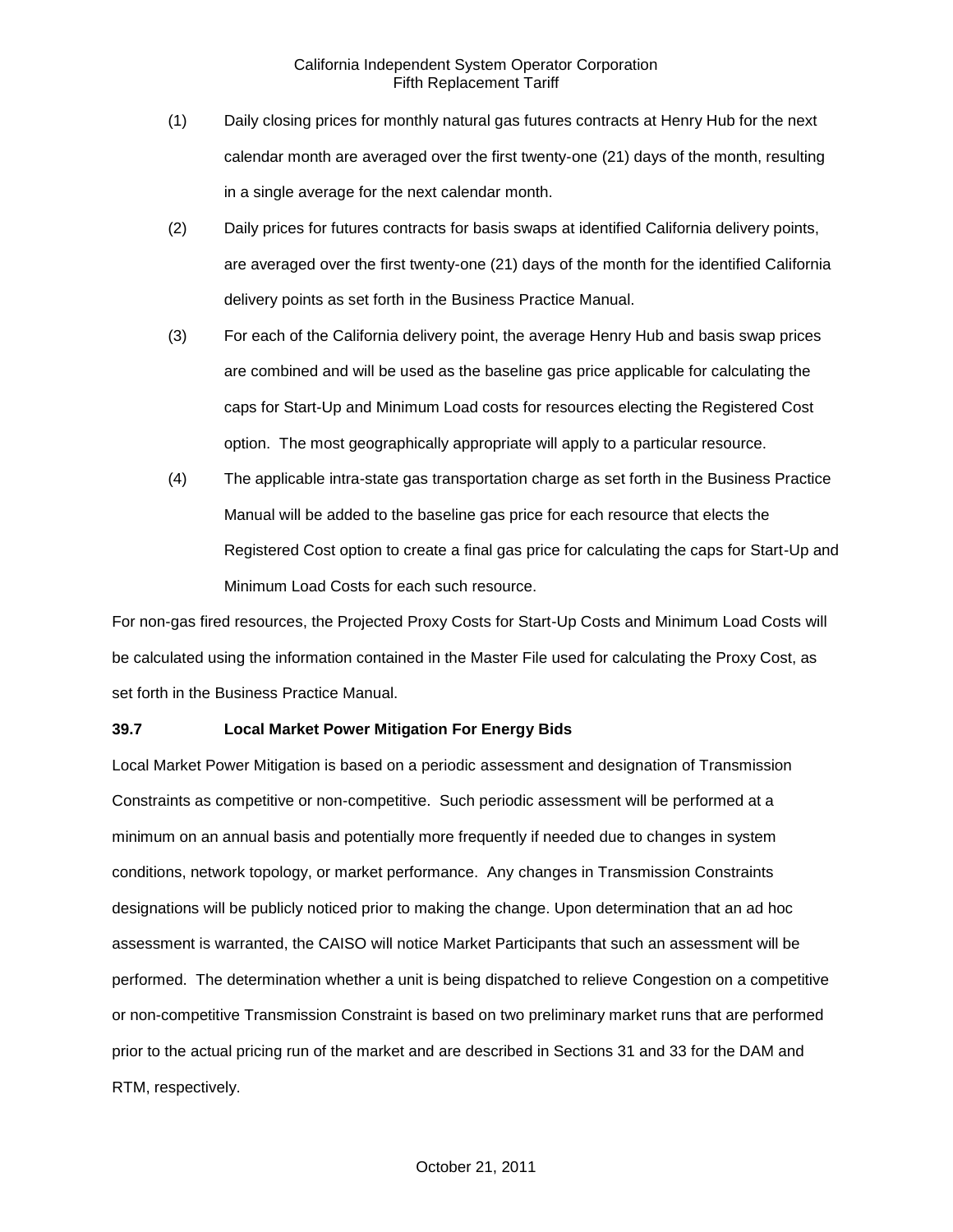(1) Daily closing prices for monthly natural gas futures contracts at Henry Hub for the next calendar month are averaged over the first twenty-one (21) days of the month, resulting in a single average for the next calendar month.

(2) Daily prices for futures contracts for basis swaps at identified California delivery points, are averaged over the first twenty-one (21) days of the month for the identified California delivery points as set forth in the Business Practice Manual.

(3) For each of the California delivery point, the average Henry Hub and basis swap prices are combined and will be used as the baseline gas price applicable for calculating the caps for Start-Up and Minimum Load costs for resources electing the Registered Cost option. The most geographically appropriate will apply to a particular resource.

(4) The applicable intra-state gas transportation charge as set forth in the Business Practice Manual will be added to the baseline gas price for each resource that elects the Registered Cost option to create a final gas price for calculating the caps for Start-Up and Minimum Load Costs for each such resource.

For non-gas fired resources, the Projected Proxy Costs for Start-Up Costs and Minimum Load Costs will be calculated using the information contained in the Master File used for calculating the Proxy Cost, as set forth in the Business Practice Manual.

**39.7 Local Market Power Mitigation For Energy Bids**

Local Market Power Mitigation is based on a periodic assessment and designation of Transmission Constraints as competitive or non-competitive. Such periodic assessment will be performed at a minimum on an annual basis and potentially more frequently if needed due to changes in system conditions, network topology, or market performance. Any changes in Transmission Constraints designations will be publicly noticed prior to making the change. Upon determination that an ad hoc assessment is warranted, the CAISO will notice Market Participants that such an assessment will be performed. The determination whether a unit is being dispatched to relieve Congestion on a competitive or non-competitive Transmission Constraint is based on two preliminary market runs that are performed prior to the actual pricing run of the market and are described in Sections 31 and 33 for the DAM and RTM, respectively.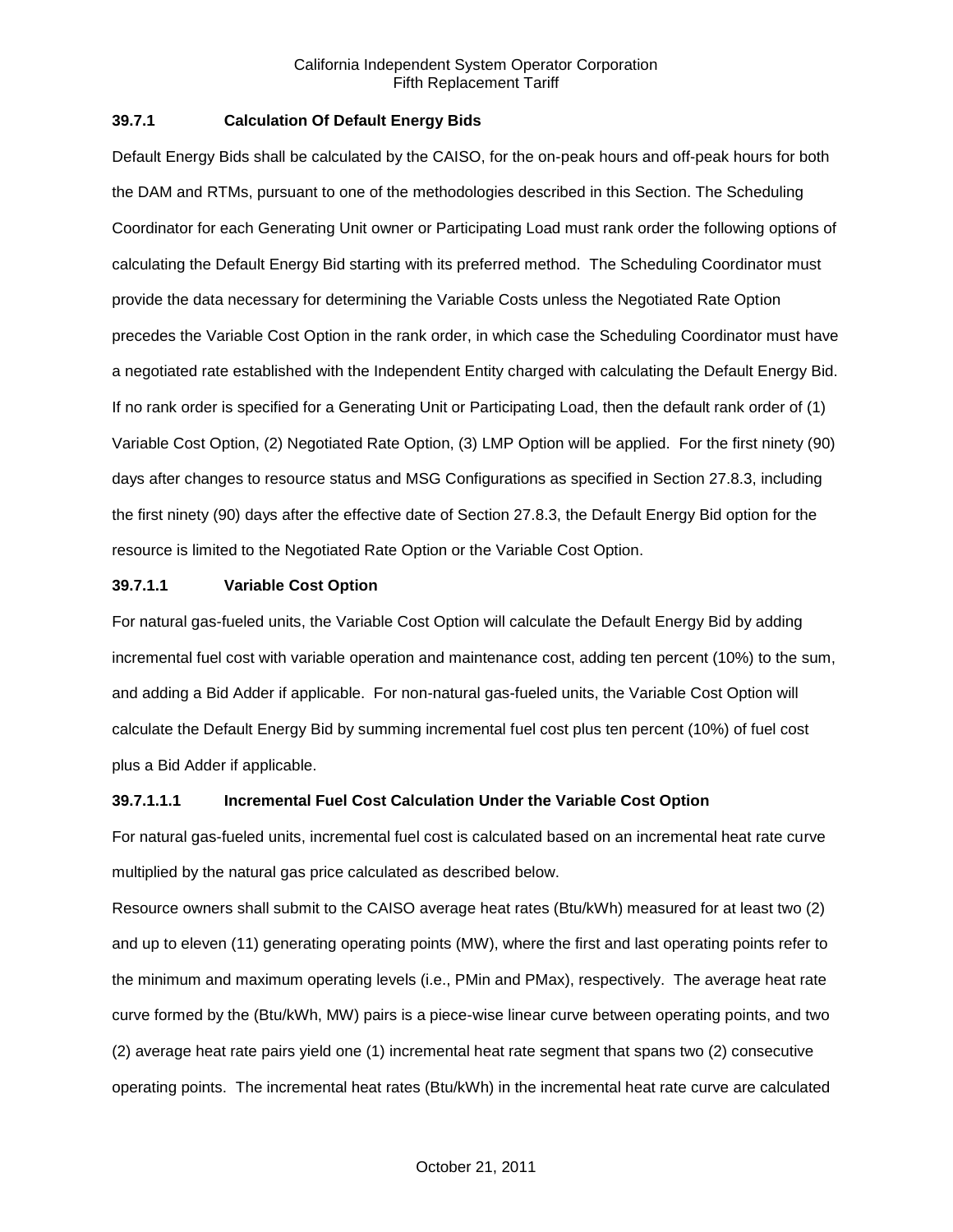### 39.7.1 Calculation Of Default Energy Bids

Default Energy Bids shall be calculated by the CAISO, for the on-peak hours and off-peak hours for both the DAM and RTMs, pursuant to one of the methodologies described in this Section. The Scheduling Coordinator for each Generating Unit owner or Participating Load must rank order the following options of calculating the Default Energy Bid starting with its preferred method. The Scheduling Coordinator must provide the data necessary for determining the Variable Costs unless the Negotiated Rate Option precedes the Variable Cost Option in the rank order, in which case the Scheduling Coordinator must have a negotiated rate established with the Independent Entity charged with calculating the Default Energy Bid. If no rank order is specified for a Generating Unit or Participating Load, then the default rank order of (1) Variable Cost Option, (2) Negotiated Rate Option, (3) LMP Option will be applied. For the first ninety (90) days after changes to resource status and MSG Configurations as specified in Section 27.8.3, including the first ninety (90) days after the effective date of Section 27.8.3, the Default Energy Bid option for the resource is limited to the Negotiated Rate Option or the Variable Cost Option.

#### 39.7.1.1 Variable Cost Option

For natural gas-fueled units, the Variable Cost Option will calculate the Default Energy Bid by adding incremental fuel cost with variable operation and maintenance cost, adding ten percent (10%) to the sum, and adding a Bid Adder if applicable. For non-natural gas-fueled units, the Variable Cost Option will calculate the Default Energy Bid by summing incremental fuel cost plus ten percent (10%) of fuel cost plus a Bid Adder if applicable.

##### 39.7.1.1.1 Incremental Fuel Cost Calculation Under the Variable Cost Option

For natural gas-fueled units, incremental fuel cost is calculated based on an incremental heat rate curve multiplied by the natural gas price calculated as described below.

Resource owners shall submit to the CAISO average heat rates (Btu/kWh) measured for at least two (2) and up to eleven (11) generating operating points (MW), where the first and last operating points refer to the minimum and maximum operating levels (i.e., PMin and PMax), respectively. The average heat rate curve formed by the (Btu/kWh, MW) pairs is a piece-wise linear curve between operating points, and two (2) average heat rate pairs yield one (1) incremental heat rate segment that spans two (2) consecutive operating points. The incremental heat rates (Btu/kWh) in the incremental heat rate curve are calculated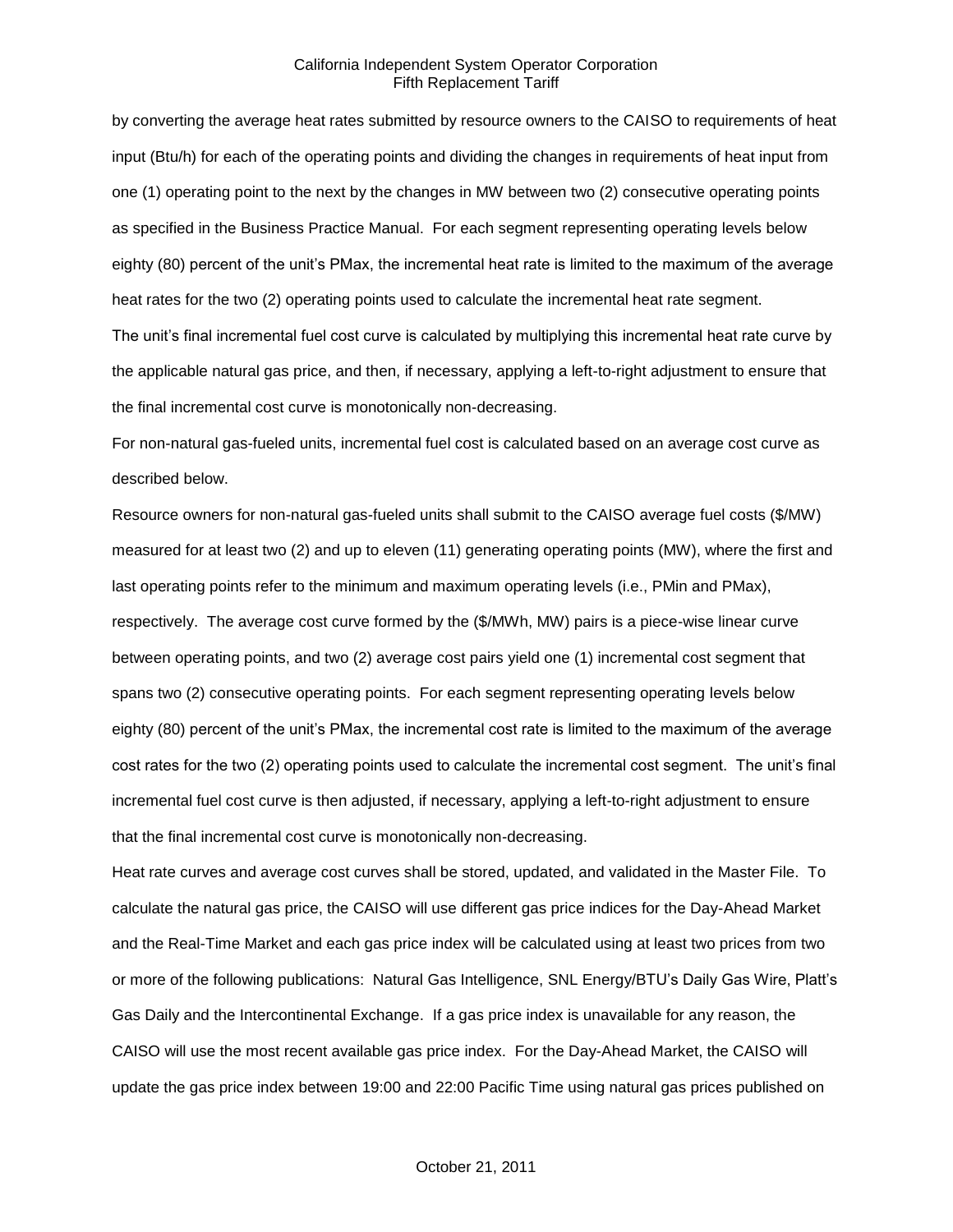by converting the average heat rates submitted by resource owners to the CAISO to requirements of heat input (Btu/h) for each of the operating points and dividing the changes in requirements of heat input from one (1) operating point to the next by the changes in MW between two (2) consecutive operating points as specified in the Business Practice Manual. For each segment representing operating levels below eighty (80) percent of the unit's PMax, the incremental heat rate is limited to the maximum of the average heat rates for the two (2) operating points used to calculate the incremental heat rate segment.

The unit's final incremental fuel cost curve is calculated by multiplying this incremental heat rate curve by the applicable natural gas price, and then, if necessary, applying a left-to-right adjustment to ensure that the final incremental cost curve is monotonically non-decreasing.

For non-natural gas-fueled units, incremental fuel cost is calculated based on an average cost curve as described below.

Resource owners for non-natural gas-fueled units shall submit to the CAISO average fuel costs ($/MW) measured for at least two (2) and up to eleven (11) generating operating points (MW), where the first and last operating points refer to the minimum and maximum operating levels (i.e., PMin and PMax), respectively. The average cost curve formed by the ($/MWh, MW) pairs is a piece-wise linear curve between operating points, and two (2) average cost pairs yield one (1) incremental cost segment that spans two (2) consecutive operating points. For each segment representing operating levels below eighty (80) percent of the unit's PMax, the incremental cost rate is limited to the maximum of the average cost rates for the two (2) operating points used to calculate the incremental cost segment. The unit's final incremental fuel cost curve is then adjusted, if necessary, applying a left-to-right adjustment to ensure that the final incremental cost curve is monotonically non-decreasing.

Heat rate curves and average cost curves shall be stored, updated, and validated in the Master File. To calculate the natural gas price, the CAISO will use different gas price indices for the Day-Ahead Market and the Real-Time Market and each gas price index will be calculated using at least two prices from two or more of the following publications: Natural Gas Intelligence, SNL Energy/BTU's Daily Gas Wire, Platt's Gas Daily and the Intercontinental Exchange. If a gas price index is unavailable for any reason, the CAISO will use the most recent available gas price index. For the Day-Ahead Market, the CAISO will update the gas price index between 19:00 and 22:00 Pacific Time using natural gas prices published on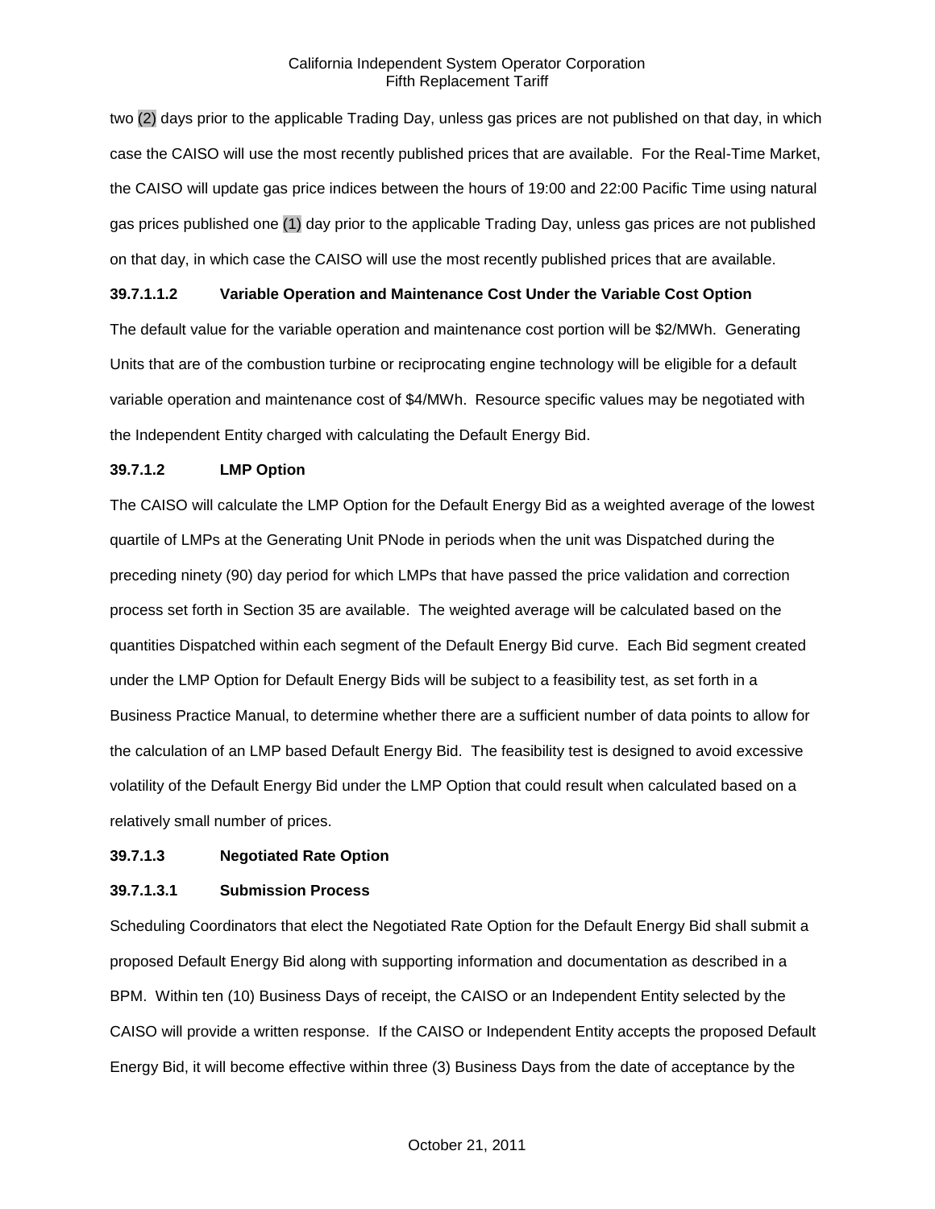two (2) days prior to the applicable Trading Day, unless gas prices are not published on that day, in which case the CAISO will use the most recently published prices that are available. For the Real-Time Market, the CAISO will update gas price indices between the hours of 19:00 and 22:00 Pacific Time using natural gas prices published one (1) day prior to the applicable Trading Day, unless gas prices are not published on that day, in which case the CAISO will use the most recently published prices that are available.

**39.7.1.1.2 Variable Operation and Maintenance Cost Under the Variable Cost Option**

The default value for the variable operation and maintenance cost portion will be \$2/MWh. Generating Units that are of the combustion turbine or reciprocating engine technology will be eligible for a default variable operation and maintenance cost of \$4/MWh. Resource specific values may be negotiated with the Independent Entity charged with calculating the Default Energy Bid.

**39.7.1.2 LMP Option**

The CAISO will calculate the LMP Option for the Default Energy Bid as a weighted average of the lowest quartile of LMPs at the Generating Unit PNode in periods when the unit was Dispatched during the preceding ninety (90) day period for which LMPs that have passed the price validation and correction process set forth in Section 35 are available. The weighted average will be calculated based on the quantities Dispatched within each segment of the Default Energy Bid curve. Each Bid segment created under the LMP Option for Default Energy Bids will be subject to a feasibility test, as set forth in a Business Practice Manual, to determine whether there are a sufficient number of data points to allow for the calculation of an LMP based Default Energy Bid. The feasibility test is designed to avoid excessive volatility of the Default Energy Bid under the LMP Option that could result when calculated based on a relatively small number of prices.

**39.7.1.3 Negotiated Rate Option**

**39.7.1.3.1 Submission Process**

Scheduling Coordinators that elect the Negotiated Rate Option for the Default Energy Bid shall submit a proposed Default Energy Bid along with supporting information and documentation as described in a BPM. Within ten (10) Business Days of receipt, the CAISO or an Independent Entity selected by the CAISO will provide a written response. If the CAISO or Independent Entity accepts the proposed Default Energy Bid, it will become effective within three (3) Business Days from the date of acceptance by the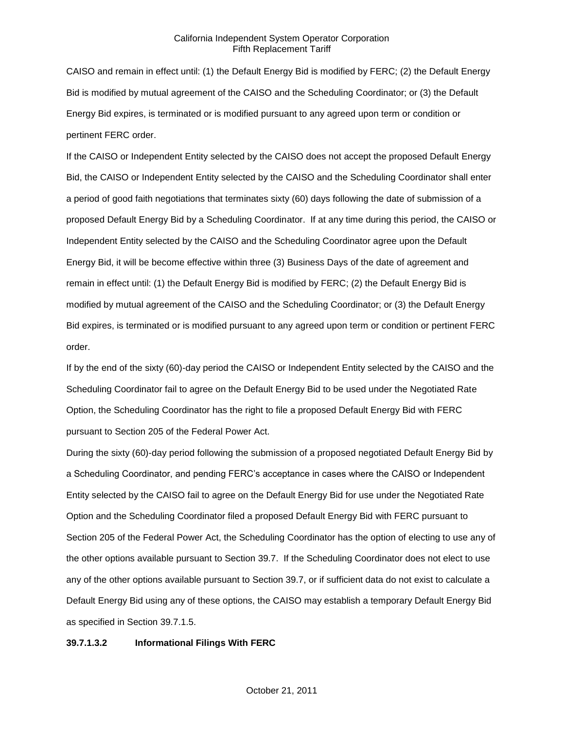CAISO and remain in effect until: (1) the Default Energy Bid is modified by FERC; (2) the Default Energy Bid is modified by mutual agreement of the CAISO and the Scheduling Coordinator; or (3) the Default Energy Bid expires, is terminated or is modified pursuant to any agreed upon term or condition or pertinent FERC order.

If the CAISO or Independent Entity selected by the CAISO does not accept the proposed Default Energy Bid, the CAISO or Independent Entity selected by the CAISO and the Scheduling Coordinator shall enter a period of good faith negotiations that terminates sixty (60) days following the date of submission of a proposed Default Energy Bid by a Scheduling Coordinator. If at any time during this period, the CAISO or Independent Entity selected by the CAISO and the Scheduling Coordinator agree upon the Default Energy Bid, it will be become effective within three (3) Business Days of the date of agreement and remain in effect until: (1) the Default Energy Bid is modified by FERC; (2) the Default Energy Bid is modified by mutual agreement of the CAISO and the Scheduling Coordinator; or (3) the Default Energy Bid expires, is terminated or is modified pursuant to any agreed upon term or condition or pertinent FERC order.

If by the end of the sixty (60)-day period the CAISO or Independent Entity selected by the CAISO and the Scheduling Coordinator fail to agree on the Default Energy Bid to be used under the Negotiated Rate Option, the Scheduling Coordinator has the right to file a proposed Default Energy Bid with FERC pursuant to Section 205 of the Federal Power Act.

During the sixty (60)-day period following the submission of a proposed negotiated Default Energy Bid by a Scheduling Coordinator, and pending FERC's acceptance in cases where the CAISO or Independent Entity selected by the CAISO fail to agree on the Default Energy Bid for use under the Negotiated Rate Option and the Scheduling Coordinator filed a proposed Default Energy Bid with FERC pursuant to Section 205 of the Federal Power Act, the Scheduling Coordinator has the option of electing to use any of the other options available pursuant to Section 39.7. If the Scheduling Coordinator does not elect to use any of the other options available pursuant to Section 39.7, or if sufficient data do not exist to calculate a Default Energy Bid using any of these options, the CAISO may establish a temporary Default Energy Bid as specified in Section 39.7.1.5.

**39.7.1.3.2 Informational Filings With FERC**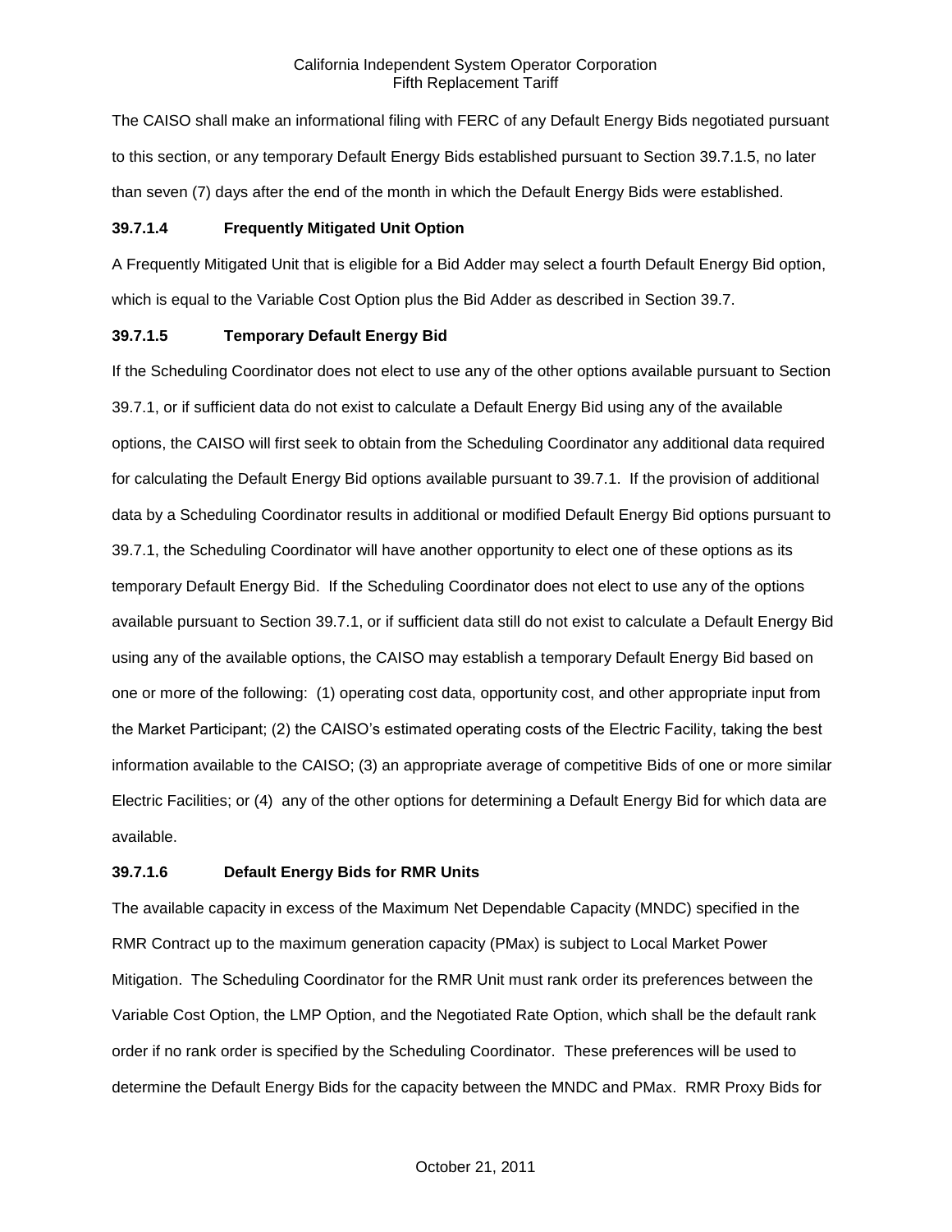The CAISO shall make an informational filing with FERC of any Default Energy Bids negotiated pursuant to this section, or any temporary Default Energy Bids established pursuant to Section 39.7.1.5, no later than seven (7) days after the end of the month in which the Default Energy Bids were established.

**39.7.1.4 Frequently Mitigated Unit Option**

A Frequently Mitigated Unit that is eligible for a Bid Adder may select a fourth Default Energy Bid option, which is equal to the Variable Cost Option plus the Bid Adder as described in Section 39.7.

**39.7.1.5 Temporary Default Energy Bid**

If the Scheduling Coordinator does not elect to use any of the other options available pursuant to Section 39.7.1, or if sufficient data do not exist to calculate a Default Energy Bid using any of the available options, the CAISO will first seek to obtain from the Scheduling Coordinator any additional data required for calculating the Default Energy Bid options available pursuant to 39.7.1. If the provision of additional data by a Scheduling Coordinator results in additional or modified Default Energy Bid options pursuant to 39.7.1, the Scheduling Coordinator will have another opportunity to elect one of these options as its temporary Default Energy Bid. If the Scheduling Coordinator does not elect to use any of the options available pursuant to Section 39.7.1, or if sufficient data still do not exist to calculate a Default Energy Bid using any of the available options, the CAISO may establish a temporary Default Energy Bid based on one or more of the following: (1) operating cost data, opportunity cost, and other appropriate input from the Market Participant; (2) the CAISO's estimated operating costs of the Electric Facility, taking the best information available to the CAISO; (3) an appropriate average of competitive Bids of one or more similar Electric Facilities; or (4) any of the other options for determining a Default Energy Bid for which data are available.

**39.7.1.6 Default Energy Bids for RMR Units**

The available capacity in excess of the Maximum Net Dependable Capacity (MNDC) specified in the RMR Contract up to the maximum generation capacity (PMax) is subject to Local Market Power Mitigation. The Scheduling Coordinator for the RMR Unit must rank order its preferences between the Variable Cost Option, the LMP Option, and the Negotiated Rate Option, which shall be the default rank order if no rank order is specified by the Scheduling Coordinator. These preferences will be used to determine the Default Energy Bids for the capacity between the MNDC and PMax. RMR Proxy Bids for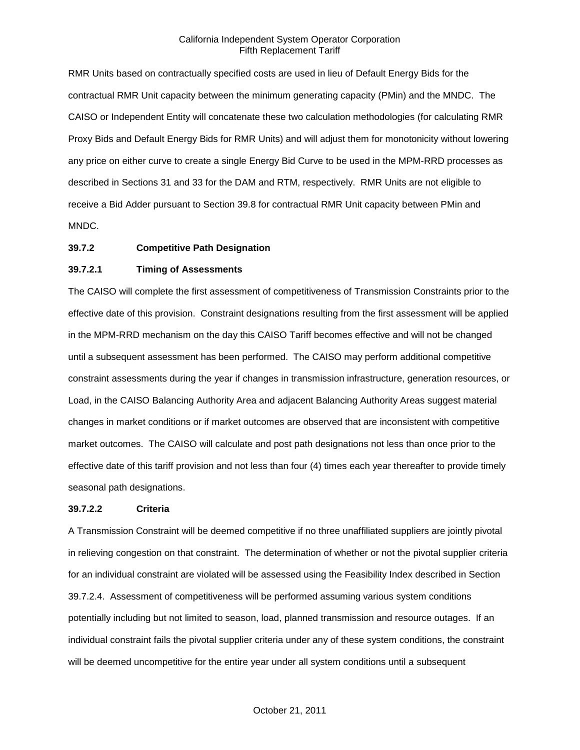RMR Units based on contractually specified costs are used in lieu of Default Energy Bids for the contractual RMR Unit capacity between the minimum generating capacity (PMin) and the MNDC. The CAISO or Independent Entity will concatenate these two calculation methodologies (for calculating RMR Proxy Bids and Default Energy Bids for RMR Units) and will adjust them for monotonicity without lowering any price on either curve to create a single Energy Bid Curve to be used in the MPM-RRD processes as described in Sections 31 and 33 for the DAM and RTM, respectively. RMR Units are not eligible to receive a Bid Adder pursuant to Section 39.8 for contractual RMR Unit capacity between PMin and MNDC.

**39.7.2 Competitive Path Designation**

**39.7.2.1 Timing of Assessments**

The CAISO will complete the first assessment of competitiveness of Transmission Constraints prior to the effective date of this provision. Constraint designations resulting from the first assessment will be applied in the MPM-RRD mechanism on the day this CAISO Tariff becomes effective and will not be changed until a subsequent assessment has been performed. The CAISO may perform additional competitive constraint assessments during the year if changes in transmission infrastructure, generation resources, or Load, in the CAISO Balancing Authority Area and adjacent Balancing Authority Areas suggest material changes in market conditions or if market outcomes are observed that are inconsistent with competitive market outcomes. The CAISO will calculate and post path designations not less than once prior to the effective date of this tariff provision and not less than four (4) times each year thereafter to provide timely seasonal path designations.

**39.7.2.2 Criteria**

A Transmission Constraint will be deemed competitive if no three unaffiliated suppliers are jointly pivotal in relieving congestion on that constraint. The determination of whether or not the pivotal supplier criteria for an individual constraint are violated will be assessed using the Feasibility Index described in Section 39.7.2.4. Assessment of competitiveness will be performed assuming various system conditions potentially including but not limited to season, load, planned transmission and resource outages. If an individual constraint fails the pivotal supplier criteria under any of these system conditions, the constraint will be deemed uncompetitive for the entire year under all system conditions until a subsequent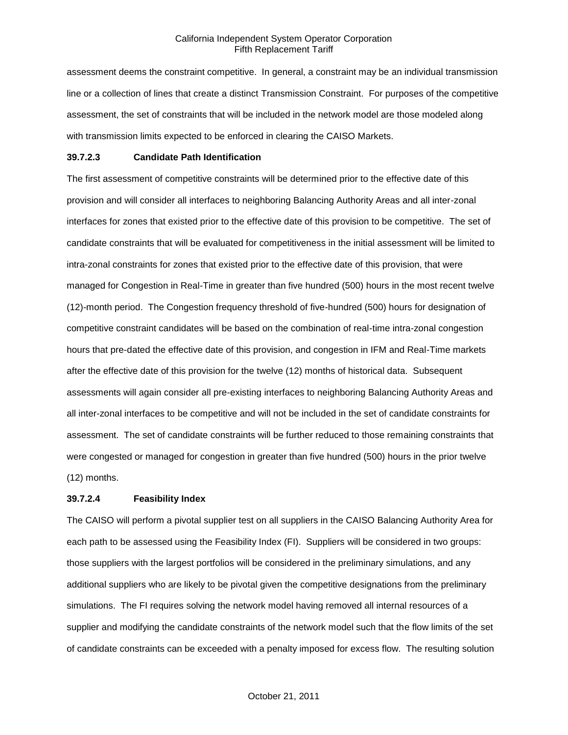assessment deems the constraint competitive. In general, a constraint may be an individual transmission line or a collection of lines that create a distinct Transmission Constraint. For purposes of the competitive assessment, the set of constraints that will be included in the network model are those modeled along with transmission limits expected to be enforced in clearing the CAISO Markets.

**39.7.2.3 Candidate Path Identification**

The first assessment of competitive constraints will be determined prior to the effective date of this provision and will consider all interfaces to neighboring Balancing Authority Areas and all inter-zonal interfaces for zones that existed prior to the effective date of this provision to be competitive. The set of candidate constraints that will be evaluated for competitiveness in the initial assessment will be limited to intra-zonal constraints for zones that existed prior to the effective date of this provision, that were managed for Congestion in Real-Time in greater than five hundred (500) hours in the most recent twelve (12)-month period. The Congestion frequency threshold of five-hundred (500) hours for designation of competitive constraint candidates will be based on the combination of real-time intra-zonal congestion hours that pre-dated the effective date of this provision, and congestion in IFM and Real-Time markets after the effective date of this provision for the twelve (12) months of historical data. Subsequent assessments will again consider all pre-existing interfaces to neighboring Balancing Authority Areas and all inter-zonal interfaces to be competitive and will not be included in the set of candidate constraints for assessment. The set of candidate constraints will be further reduced to those remaining constraints that were congested or managed for congestion in greater than five hundred (500) hours in the prior twelve (12) months.

**39.7.2.4 Feasibility Index**

The CAISO will perform a pivotal supplier test on all suppliers in the CAISO Balancing Authority Area for each path to be assessed using the Feasibility Index (FI). Suppliers will be considered in two groups: those suppliers with the largest portfolios will be considered in the preliminary simulations, and any additional suppliers who are likely to be pivotal given the competitive designations from the preliminary simulations. The FI requires solving the network model having removed all internal resources of a supplier and modifying the candidate constraints of the network model such that the flow limits of the set of candidate constraints can be exceeded with a penalty imposed for excess flow. The resulting solution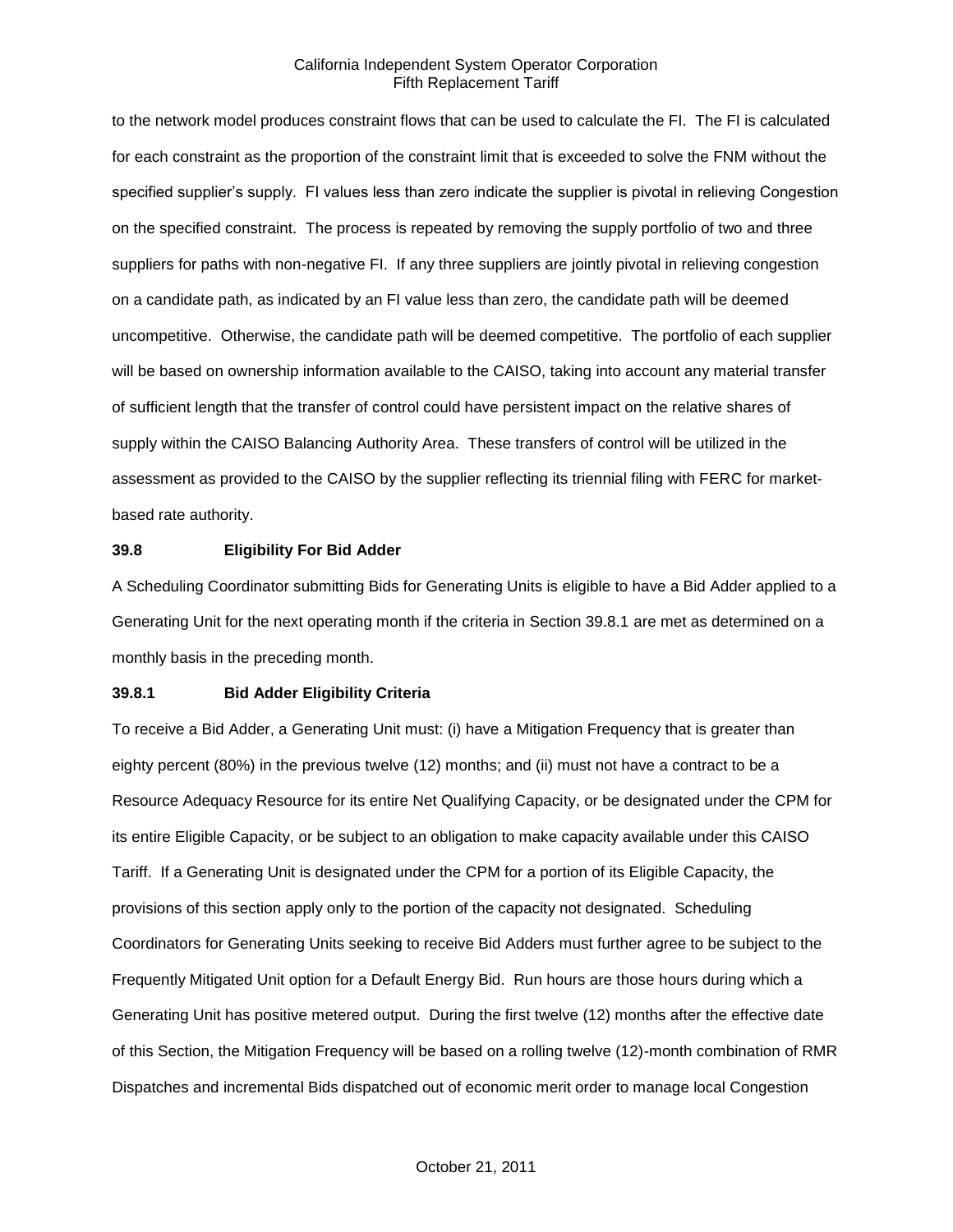to the network model produces constraint flows that can be used to calculate the FI. The FI is calculated for each constraint as the proportion of the constraint limit that is exceeded to solve the FNM without the specified supplier's supply. FI values less than zero indicate the supplier is pivotal in relieving Congestion on the specified constraint. The process is repeated by removing the supply portfolio of two and three suppliers for paths with non-negative FI. If any three suppliers are jointly pivotal in relieving congestion on a candidate path, as indicated by an FI value less than zero, the candidate path will be deemed uncompetitive. Otherwise, the candidate path will be deemed competitive. The portfolio of each supplier will be based on ownership information available to the CAISO, taking into account any material transfer of sufficient length that the transfer of control could have persistent impact on the relative shares of supply within the CAISO Balancing Authority Area. These transfers of control will be utilized in the assessment as provided to the CAISO by the supplier reflecting its triennial filing with FERC for market-based rate authority.

### 39.8 Eligibility For Bid Adder

A Scheduling Coordinator submitting Bids for Generating Units is eligible to have a Bid Adder applied to a Generating Unit for the next operating month if the criteria in Section 39.8.1 are met as determined on a monthly basis in the preceding month.

#### 39.8.1 Bid Adder Eligibility Criteria

To receive a Bid Adder, a Generating Unit must: (i) have a Mitigation Frequency that is greater than eighty percent (80%) in the previous twelve (12) months; and (ii) must not have a contract to be a Resource Adequacy Resource for its entire Net Qualifying Capacity, or be designated under the CPM for its entire Eligible Capacity, or be subject to an obligation to make capacity available under this CAISO Tariff. If a Generating Unit is designated under the CPM for a portion of its Eligible Capacity, the provisions of this section apply only to the portion of the capacity not designated. Scheduling Coordinators for Generating Units seeking to receive Bid Adders must further agree to be subject to the Frequently Mitigated Unit option for a Default Energy Bid. Run hours are those hours during which a Generating Unit has positive metered output. During the first twelve (12) months after the effective date of this Section, the Mitigation Frequency will be based on a rolling twelve (12)-month combination of RMR Dispatches and incremental Bids dispatched out of economic merit order to manage local Congestion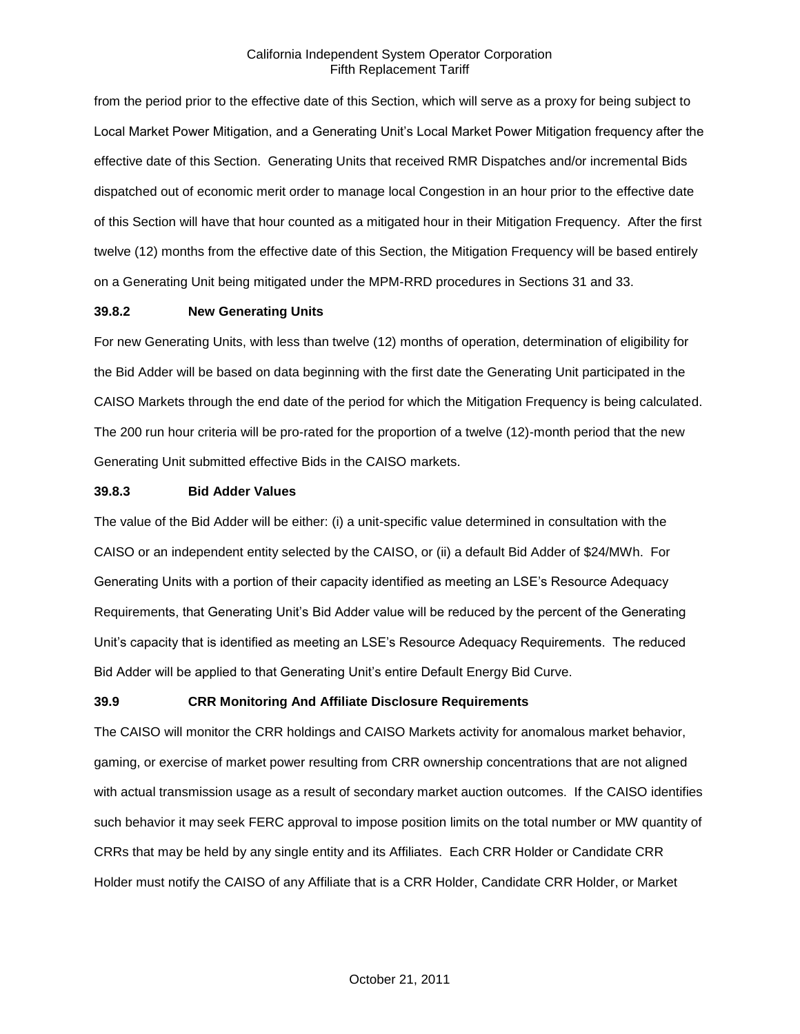from the period prior to the effective date of this Section, which will serve as a proxy for being subject to Local Market Power Mitigation, and a Generating Unit's Local Market Power Mitigation frequency after the effective date of this Section. Generating Units that received RMR Dispatches and/or incremental Bids dispatched out of economic merit order to manage local Congestion in an hour prior to the effective date of this Section will have that hour counted as a mitigated hour in their Mitigation Frequency. After the first twelve (12) months from the effective date of this Section, the Mitigation Frequency will be based entirely on a Generating Unit being mitigated under the MPM-RRD procedures in Sections 31 and 33.

### 39.8.2 New Generating Units

For new Generating Units, with less than twelve (12) months of operation, determination of eligibility for the Bid Adder will be based on data beginning with the first date the Generating Unit participated in the CAISO Markets through the end date of the period for which the Mitigation Frequency is being calculated. The 200 run hour criteria will be pro-rated for the proportion of a twelve (12)-month period that the new Generating Unit submitted effective Bids in the CAISO markets.

### 39.8.3 Bid Adder Values

The value of the Bid Adder will be either: (i) a unit-specific value determined in consultation with the CAISO or an independent entity selected by the CAISO, or (ii) a default Bid Adder of $24/MWh. For Generating Units with a portion of their capacity identified as meeting an LSE's Resource Adequacy Requirements, that Generating Unit's Bid Adder value will be reduced by the percent of the Generating Unit's capacity that is identified as meeting an LSE's Resource Adequacy Requirements. The reduced Bid Adder will be applied to that Generating Unit's entire Default Energy Bid Curve.

### 39.9 CRR Monitoring And Affiliate Disclosure Requirements

The CAISO will monitor the CRR holdings and CAISO Markets activity for anomalous market behavior, gaming, or exercise of market power resulting from CRR ownership concentrations that are not aligned with actual transmission usage as a result of secondary market auction outcomes. If the CAISO identifies such behavior it may seek FERC approval to impose position limits on the total number or MW quantity of CRRs that may be held by any single entity and its Affiliates. Each CRR Holder or Candidate CRR Holder must notify the CAISO of any Affiliate that is a CRR Holder, Candidate CRR Holder, or Market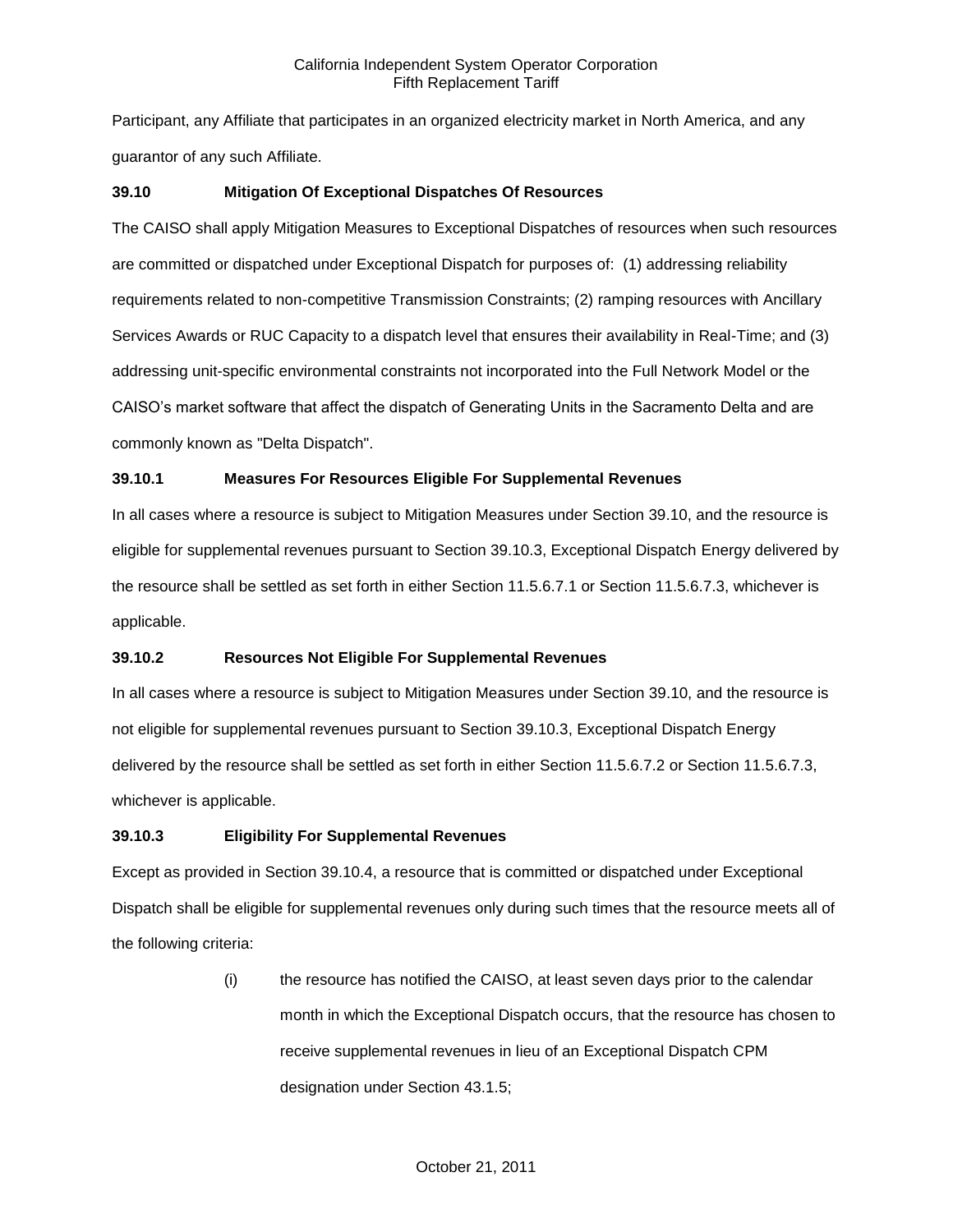Participant, any Affiliate that participates in an organized electricity market in North America, and any guarantor of any such Affiliate.

### 39.10 Mitigation Of Exceptional Dispatches Of Resources

The CAISO shall apply Mitigation Measures to Exceptional Dispatches of resources when such resources are committed or dispatched under Exceptional Dispatch for purposes of: (1) addressing reliability requirements related to non-competitive Transmission Constraints; (2) ramping resources with Ancillary Services Awards or RUC Capacity to a dispatch level that ensures their availability in Real-Time; and (3) addressing unit-specific environmental constraints not incorporated into the Full Network Model or the CAISO's market software that affect the dispatch of Generating Units in the Sacramento Delta and are commonly known as "Delta Dispatch".

### 39.10.1 Measures For Resources Eligible For Supplemental Revenues

In all cases where a resource is subject to Mitigation Measures under Section 39.10, and the resource is eligible for supplemental revenues pursuant to Section 39.10.3, Exceptional Dispatch Energy delivered by the resource shall be settled as set forth in either Section 11.5.6.7.1 or Section 11.5.6.7.3, whichever is applicable.

### 39.10.2 Resources Not Eligible For Supplemental Revenues

In all cases where a resource is subject to Mitigation Measures under Section 39.10, and the resource is not eligible for supplemental revenues pursuant to Section 39.10.3, Exceptional Dispatch Energy delivered by the resource shall be settled as set forth in either Section 11.5.6.7.2 or Section 11.5.6.7.3, whichever is applicable.

### 39.10.3 Eligibility For Supplemental Revenues

Except as provided in Section 39.10.4, a resource that is committed or dispatched under Exceptional Dispatch shall be eligible for supplemental revenues only during such times that the resource meets all of the following criteria:

(i) the resource has notified the CAISO, at least seven days prior to the calendar month in which the Exceptional Dispatch occurs, that the resource has chosen to receive supplemental revenues in lieu of an Exceptional Dispatch CPM designation under Section 43.1.5;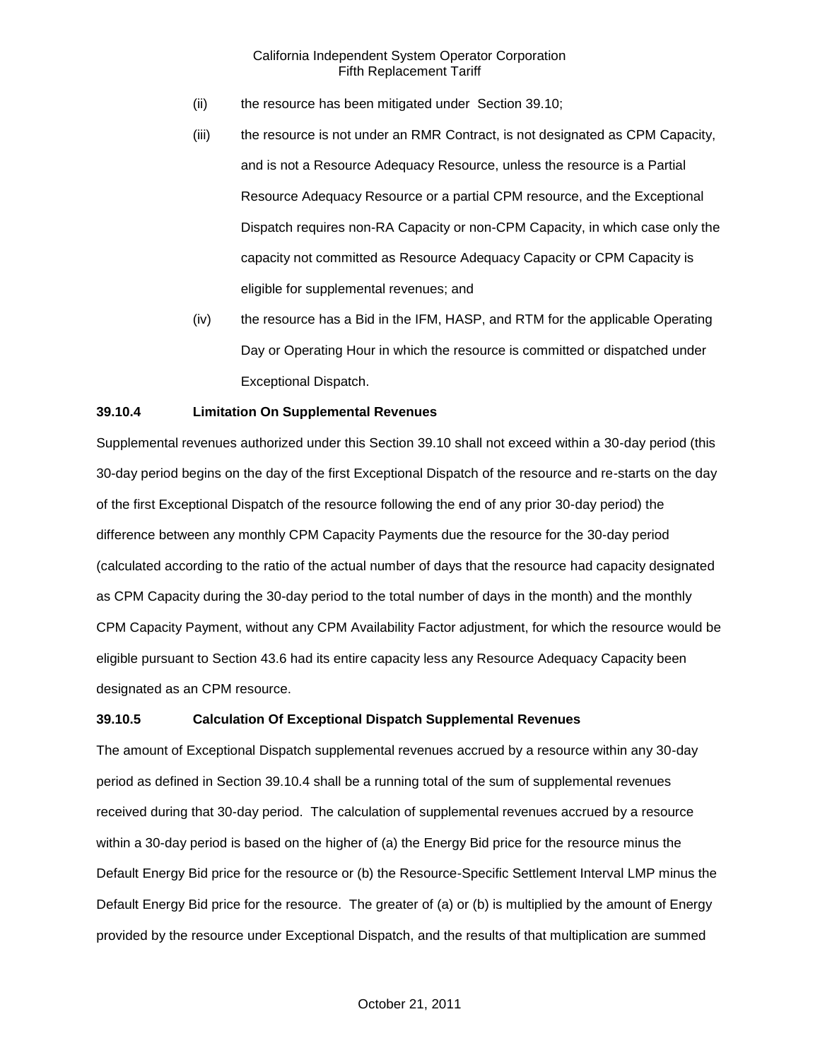(ii) the resource has been mitigated under Section 39.10;

(iii) the resource is not under an RMR Contract, is not designated as CPM Capacity, and is not a Resource Adequacy Resource, unless the resource is a Partial Resource Adequacy Resource or a partial CPM resource, and the Exceptional Dispatch requires non-RA Capacity or non-CPM Capacity, in which case only the capacity not committed as Resource Adequacy Capacity or CPM Capacity is eligible for supplemental revenues; and

(iv) the resource has a Bid in the IFM, HASP, and RTM for the applicable Operating Day or Operating Hour in which the resource is committed or dispatched under Exceptional Dispatch.

**39.10.4 Limitation On Supplemental Revenues**

Supplemental revenues authorized under this Section 39.10 shall not exceed within a 30-day period (this 30-day period begins on the day of the first Exceptional Dispatch of the resource and re-starts on the day of the first Exceptional Dispatch of the resource following the end of any prior 30-day period) the difference between any monthly CPM Capacity Payments due the resource for the 30-day period (calculated according to the ratio of the actual number of days that the resource had capacity designated as CPM Capacity during the 30-day period to the total number of days in the month) and the monthly CPM Capacity Payment, without any CPM Availability Factor adjustment, for which the resource would be eligible pursuant to Section 43.6 had its entire capacity less any Resource Adequacy Capacity been designated as an CPM resource.

**39.10.5 Calculation Of Exceptional Dispatch Supplemental Revenues**

The amount of Exceptional Dispatch supplemental revenues accrued by a resource within any 30-day period as defined in Section 39.10.4 shall be a running total of the sum of supplemental revenues received during that 30-day period. The calculation of supplemental revenues accrued by a resource within a 30-day period is based on the higher of (a) the Energy Bid price for the resource minus the Default Energy Bid price for the resource or (b) the Resource-Specific Settlement Interval LMP minus the Default Energy Bid price for the resource. The greater of (a) or (b) is multiplied by the amount of Energy provided by the resource under Exceptional Dispatch, and the results of that multiplication are summed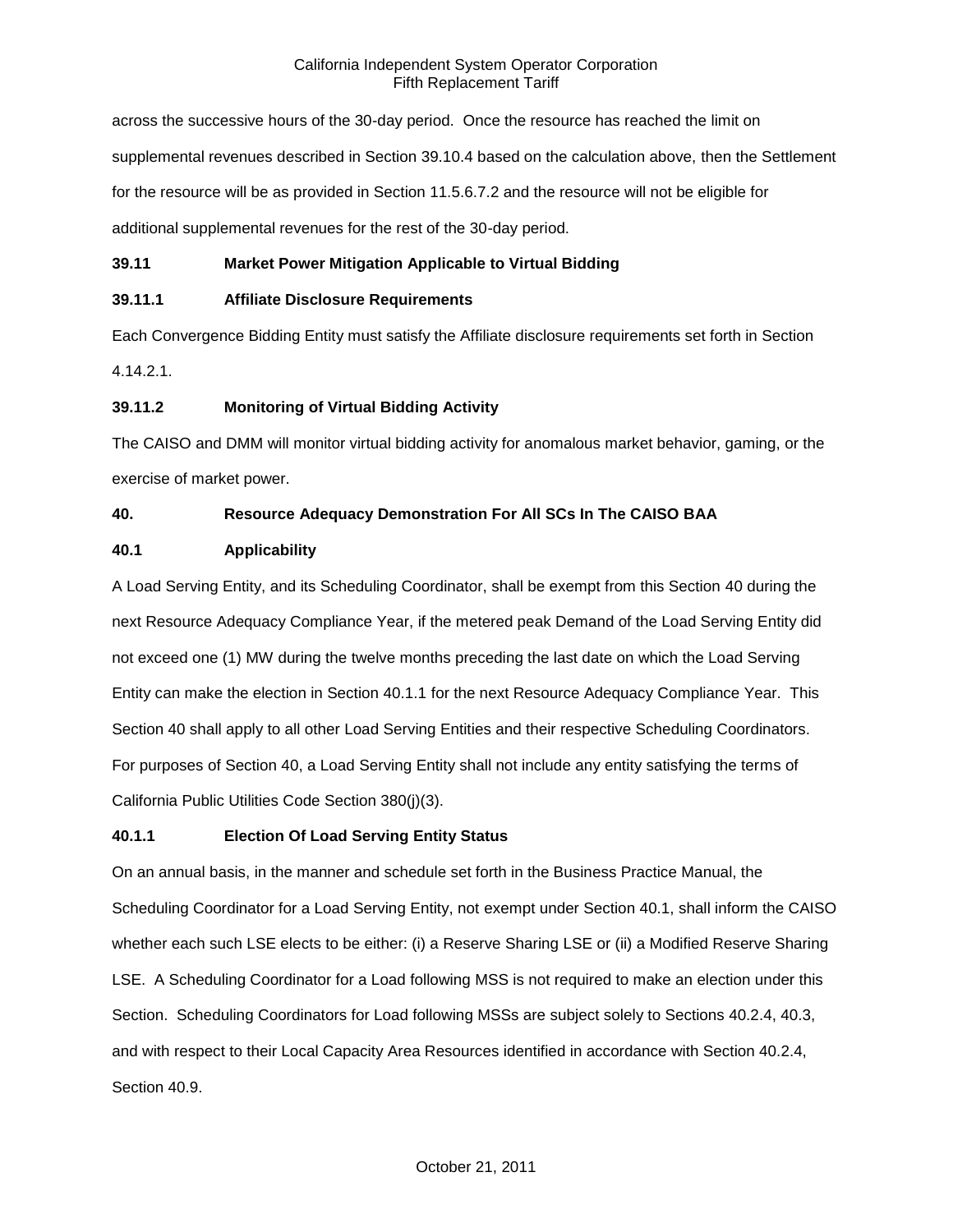across the successive hours of the 30-day period. Once the resource has reached the limit on supplemental revenues described in Section 39.10.4 based on the calculation above, then the Settlement for the resource will be as provided in Section 11.5.6.7.2 and the resource will not be eligible for additional supplemental revenues for the rest of the 30-day period.

**39.11 Market Power Mitigation Applicable to Virtual Bidding**

**39.11.1 Affiliate Disclosure Requirements**

Each Convergence Bidding Entity must satisfy the Affiliate disclosure requirements set forth in Section 4.14.2.1.

**39.11.2 Monitoring of Virtual Bidding Activity**

The CAISO and DMM will monitor virtual bidding activity for anomalous market behavior, gaming, or the exercise of market power.

**40. Resource Adequacy Demonstration For All SCs In The CAISO BAA**

**40.1 Applicability**

A Load Serving Entity, and its Scheduling Coordinator, shall be exempt from this Section 40 during the next Resource Adequacy Compliance Year, if the metered peak Demand of the Load Serving Entity did not exceed one (1) MW during the twelve months preceding the last date on which the Load Serving Entity can make the election in Section 40.1.1 for the next Resource Adequacy Compliance Year. This Section 40 shall apply to all other Load Serving Entities and their respective Scheduling Coordinators. For purposes of Section 40, a Load Serving Entity shall not include any entity satisfying the terms of California Public Utilities Code Section 380(j)(3).

**40.1.1 Election Of Load Serving Entity Status**

On an annual basis, in the manner and schedule set forth in the Business Practice Manual, the Scheduling Coordinator for a Load Serving Entity, not exempt under Section 40.1, shall inform the CAISO whether each such LSE elects to be either: (i) a Reserve Sharing LSE or (ii) a Modified Reserve Sharing LSE. A Scheduling Coordinator for a Load following MSS is not required to make an election under this Section. Scheduling Coordinators for Load following MSSs are subject solely to Sections 40.2.4, 40.3, and with respect to their Local Capacity Area Resources identified in accordance with Section 40.2.4, Section 40.9.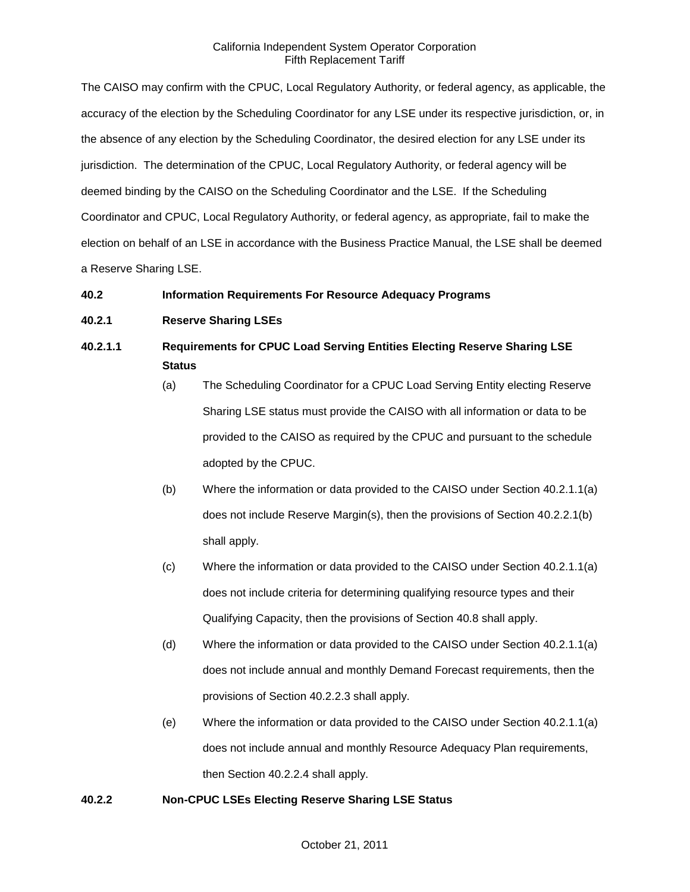The CAISO may confirm with the CPUC, Local Regulatory Authority, or federal agency, as applicable, the accuracy of the election by the Scheduling Coordinator for any LSE under its respective jurisdiction, or, in the absence of any election by the Scheduling Coordinator, the desired election for any LSE under its jurisdiction. The determination of the CPUC, Local Regulatory Authority, or federal agency will be deemed binding by the CAISO on the Scheduling Coordinator and the LSE. If the Scheduling Coordinator and CPUC, Local Regulatory Authority, or federal agency, as appropriate, fail to make the election on behalf of an LSE in accordance with the Business Practice Manual, the LSE shall be deemed a Reserve Sharing LSE.

**40.2 Information Requirements For Resource Adequacy Programs**

**40.2.1 Reserve Sharing LSEs**

**40.2.1.1 Requirements for CPUC Load Serving Entities Electing Reserve Sharing LSE Status**

(a) The Scheduling Coordinator for a CPUC Load Serving Entity electing Reserve Sharing LSE status must provide the CAISO with all information or data to be provided to the CAISO as required by the CPUC and pursuant to the schedule adopted by the CPUC.

(b) Where the information or data provided to the CAISO under Section 40.2.1.1(a) does not include Reserve Margin(s), then the provisions of Section 40.2.2.1(b) shall apply.

(c) Where the information or data provided to the CAISO under Section 40.2.1.1(a) does not include criteria for determining qualifying resource types and their Qualifying Capacity, then the provisions of Section 40.8 shall apply.

(d) Where the information or data provided to the CAISO under Section 40.2.1.1(a) does not include annual and monthly Demand Forecast requirements, then the provisions of Section 40.2.2.3 shall apply.

(e) Where the information or data provided to the CAISO under Section 40.2.1.1(a) does not include annual and monthly Resource Adequacy Plan requirements, then Section 40.2.2.4 shall apply.

**40.2.2 Non-CPUC LSEs Electing Reserve Sharing LSE Status**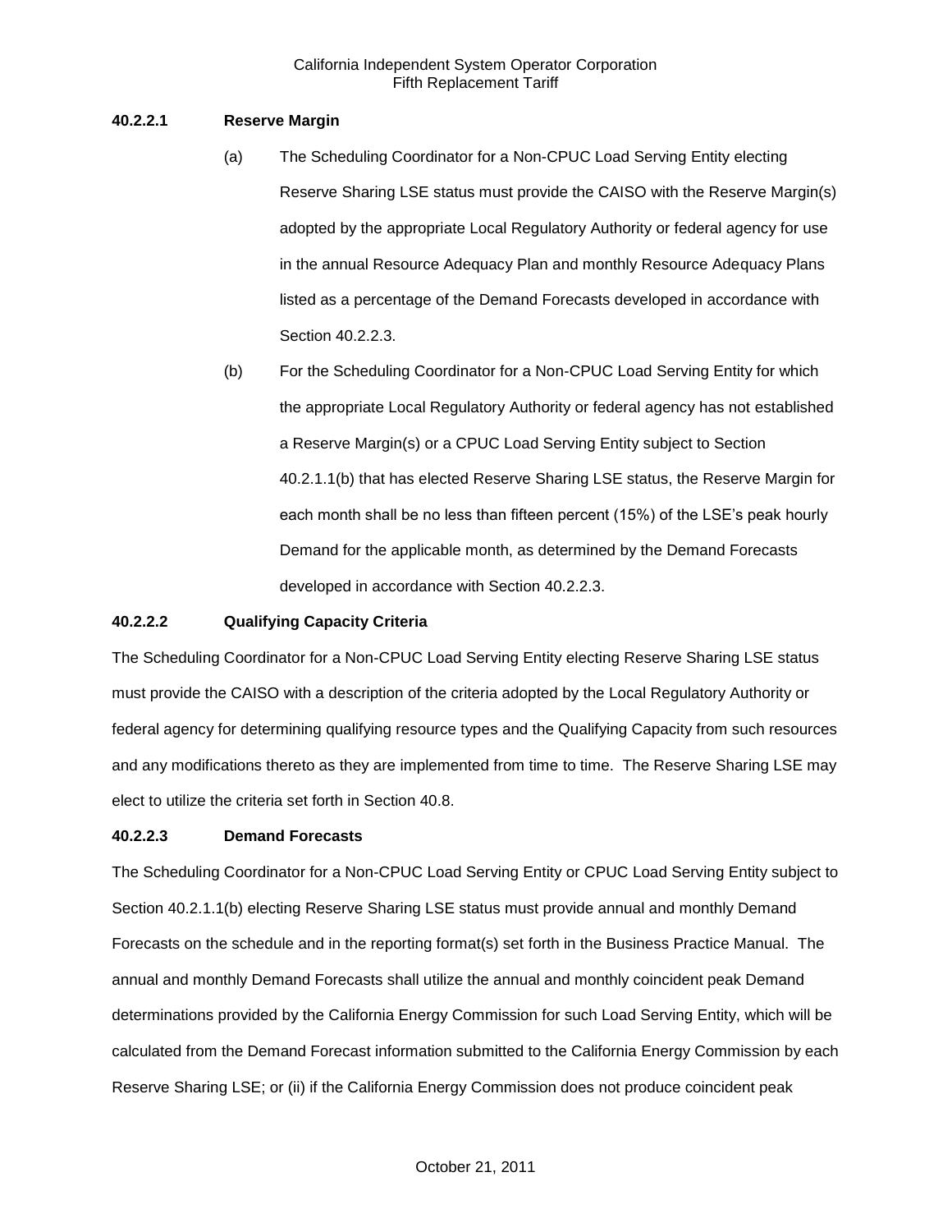**40.2.2.1 Reserve Margin**

(a) The Scheduling Coordinator for a Non-CPUC Load Serving Entity electing Reserve Sharing LSE status must provide the CAISO with the Reserve Margin(s) adopted by the appropriate Local Regulatory Authority or federal agency for use in the annual Resource Adequacy Plan and monthly Resource Adequacy Plans listed as a percentage of the Demand Forecasts developed in accordance with Section 40.2.2.3.

(b) For the Scheduling Coordinator for a Non-CPUC Load Serving Entity for which the appropriate Local Regulatory Authority or federal agency has not established a Reserve Margin(s) or a CPUC Load Serving Entity subject to Section 40.2.1.1(b) that has elected Reserve Sharing LSE status, the Reserve Margin for each month shall be no less than fifteen percent (15%) of the LSE's peak hourly Demand for the applicable month, as determined by the Demand Forecasts developed in accordance with Section 40.2.2.3.

**40.2.2.2 Qualifying Capacity Criteria**

The Scheduling Coordinator for a Non-CPUC Load Serving Entity electing Reserve Sharing LSE status must provide the CAISO with a description of the criteria adopted by the Local Regulatory Authority or federal agency for determining qualifying resource types and the Qualifying Capacity from such resources and any modifications thereto as they are implemented from time to time. The Reserve Sharing LSE may elect to utilize the criteria set forth in Section 40.8.

**40.2.2.3 Demand Forecasts**

The Scheduling Coordinator for a Non-CPUC Load Serving Entity or CPUC Load Serving Entity subject to Section 40.2.1.1(b) electing Reserve Sharing LSE status must provide annual and monthly Demand Forecasts on the schedule and in the reporting format(s) set forth in the Business Practice Manual. The annual and monthly Demand Forecasts shall utilize the annual and monthly coincident peak Demand determinations provided by the California Energy Commission for such Load Serving Entity, which will be calculated from the Demand Forecast information submitted to the California Energy Commission by each Reserve Sharing LSE; or (ii) if the California Energy Commission does not produce coincident peak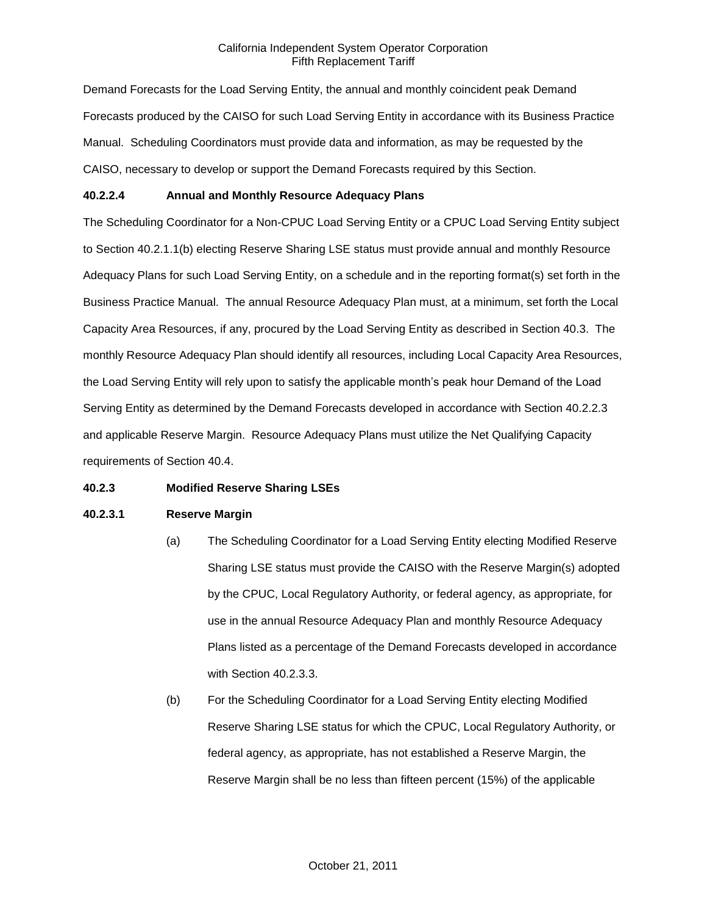Demand Forecasts for the Load Serving Entity, the annual and monthly coincident peak Demand Forecasts produced by the CAISO for such Load Serving Entity in accordance with its Business Practice Manual. Scheduling Coordinators must provide data and information, as may be requested by the CAISO, necessary to develop or support the Demand Forecasts required by this Section.

**40.2.2.4 Annual and Monthly Resource Adequacy Plans**

The Scheduling Coordinator for a Non-CPUC Load Serving Entity or a CPUC Load Serving Entity subject to Section 40.2.1.1(b) electing Reserve Sharing LSE status must provide annual and monthly Resource Adequacy Plans for such Load Serving Entity, on a schedule and in the reporting format(s) set forth in the Business Practice Manual. The annual Resource Adequacy Plan must, at a minimum, set forth the Local Capacity Area Resources, if any, procured by the Load Serving Entity as described in Section 40.3. The monthly Resource Adequacy Plan should identify all resources, including Local Capacity Area Resources, the Load Serving Entity will rely upon to satisfy the applicable month's peak hour Demand of the Load Serving Entity as determined by the Demand Forecasts developed in accordance with Section 40.2.2.3 and applicable Reserve Margin. Resource Adequacy Plans must utilize the Net Qualifying Capacity requirements of Section 40.4.

**40.2.3 Modified Reserve Sharing LSEs**

**40.2.3.1 Reserve Margin**

(a) The Scheduling Coordinator for a Load Serving Entity electing Modified Reserve Sharing LSE status must provide the CAISO with the Reserve Margin(s) adopted by the CPUC, Local Regulatory Authority, or federal agency, as appropriate, for use in the annual Resource Adequacy Plan and monthly Resource Adequacy Plans listed as a percentage of the Demand Forecasts developed in accordance with Section 40.2.3.3.

(b) For the Scheduling Coordinator for a Load Serving Entity electing Modified Reserve Sharing LSE status for which the CPUC, Local Regulatory Authority, or federal agency, as appropriate, has not established a Reserve Margin, the Reserve Margin shall be no less than fifteen percent (15%) of the applicable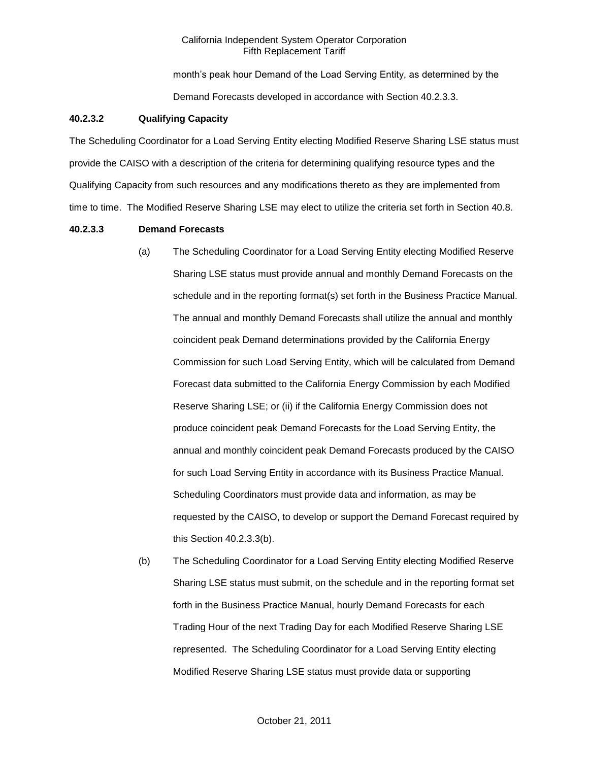month's peak hour Demand of the Load Serving Entity, as determined by the Demand Forecasts developed in accordance with Section 40.2.3.3.

**40.2.3.2 Qualifying Capacity**

The Scheduling Coordinator for a Load Serving Entity electing Modified Reserve Sharing LSE status must provide the CAISO with a description of the criteria for determining qualifying resource types and the Qualifying Capacity from such resources and any modifications thereto as they are implemented from time to time. The Modified Reserve Sharing LSE may elect to utilize the criteria set forth in Section 40.8.

**40.2.3.3 Demand Forecasts**

(a) The Scheduling Coordinator for a Load Serving Entity electing Modified Reserve Sharing LSE status must provide annual and monthly Demand Forecasts on the schedule and in the reporting format(s) set forth in the Business Practice Manual. The annual and monthly Demand Forecasts shall utilize the annual and monthly coincident peak Demand determinations provided by the California Energy Commission for such Load Serving Entity, which will be calculated from Demand Forecast data submitted to the California Energy Commission by each Modified Reserve Sharing LSE; or (ii) if the California Energy Commission does not produce coincident peak Demand Forecasts for the Load Serving Entity, the annual and monthly coincident peak Demand Forecasts produced by the CAISO for such Load Serving Entity in accordance with its Business Practice Manual. Scheduling Coordinators must provide data and information, as may be requested by the CAISO, to develop or support the Demand Forecast required by this Section 40.2.3.3(b).

(b) The Scheduling Coordinator for a Load Serving Entity electing Modified Reserve Sharing LSE status must submit, on the schedule and in the reporting format set forth in the Business Practice Manual, hourly Demand Forecasts for each Trading Hour of the next Trading Day for each Modified Reserve Sharing LSE represented. The Scheduling Coordinator for a Load Serving Entity electing Modified Reserve Sharing LSE status must provide data or supporting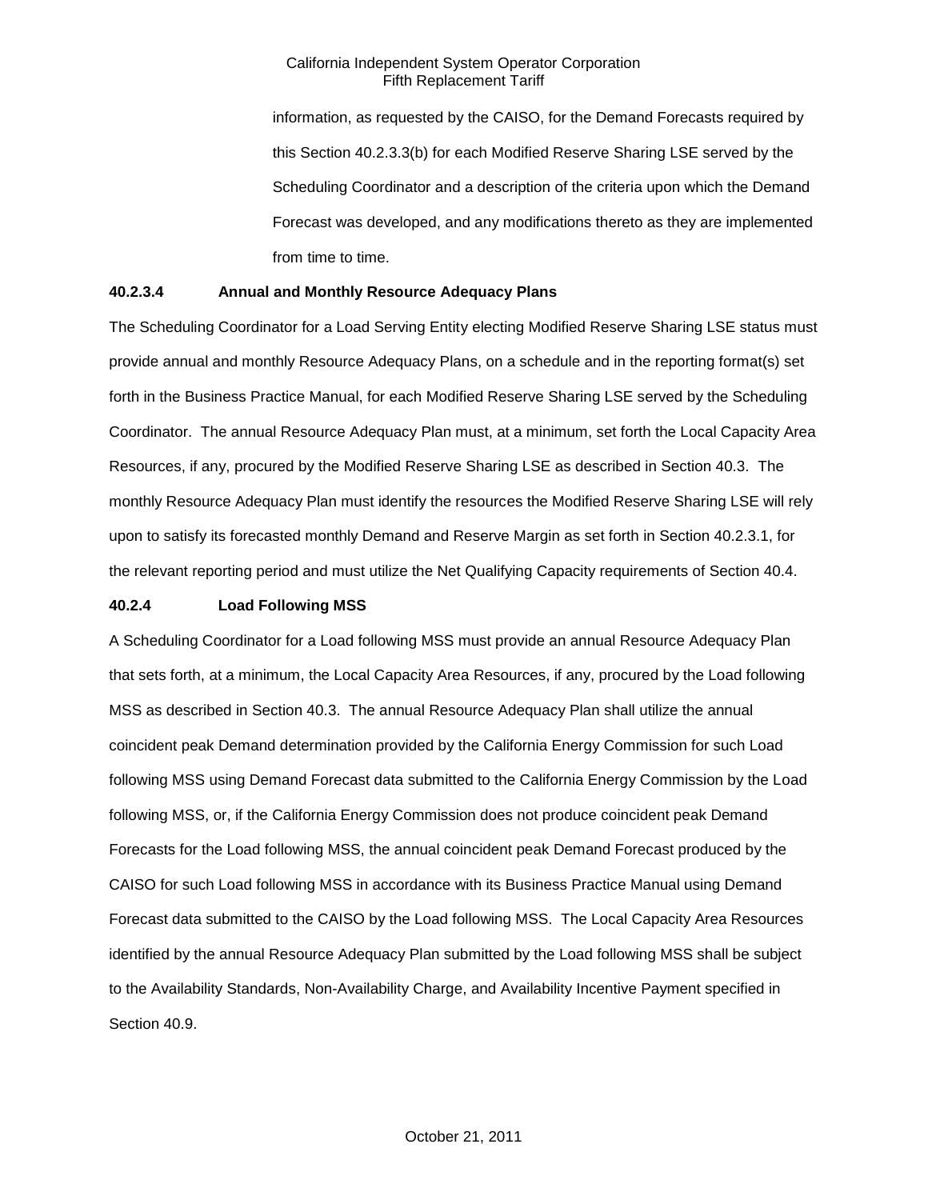information, as requested by the CAISO, for the Demand Forecasts required by this Section 40.2.3.3(b) for each Modified Reserve Sharing LSE served by the Scheduling Coordinator and a description of the criteria upon which the Demand Forecast was developed, and any modifications thereto as they are implemented from time to time.

**40.2.3.4 Annual and Monthly Resource Adequacy Plans**

The Scheduling Coordinator for a Load Serving Entity electing Modified Reserve Sharing LSE status must provide annual and monthly Resource Adequacy Plans, on a schedule and in the reporting format(s) set forth in the Business Practice Manual, for each Modified Reserve Sharing LSE served by the Scheduling Coordinator. The annual Resource Adequacy Plan must, at a minimum, set forth the Local Capacity Area Resources, if any, procured by the Modified Reserve Sharing LSE as described in Section 40.3. The monthly Resource Adequacy Plan must identify the resources the Modified Reserve Sharing LSE will rely upon to satisfy its forecasted monthly Demand and Reserve Margin as set forth in Section 40.2.3.1, for the relevant reporting period and must utilize the Net Qualifying Capacity requirements of Section 40.4.

**40.2.4 Load Following MSS**

A Scheduling Coordinator for a Load following MSS must provide an annual Resource Adequacy Plan that sets forth, at a minimum, the Local Capacity Area Resources, if any, procured by the Load following MSS as described in Section 40.3. The annual Resource Adequacy Plan shall utilize the annual coincident peak Demand determination provided by the California Energy Commission for such Load following MSS using Demand Forecast data submitted to the California Energy Commission by the Load following MSS, or, if the California Energy Commission does not produce coincident peak Demand Forecasts for the Load following MSS, the annual coincident peak Demand Forecast produced by the CAISO for such Load following MSS in accordance with its Business Practice Manual using Demand Forecast data submitted to the CAISO by the Load following MSS. The Local Capacity Area Resources identified by the annual Resource Adequacy Plan submitted by the Load following MSS shall be subject to the Availability Standards, Non-Availability Charge, and Availability Incentive Payment specified in Section 40.9.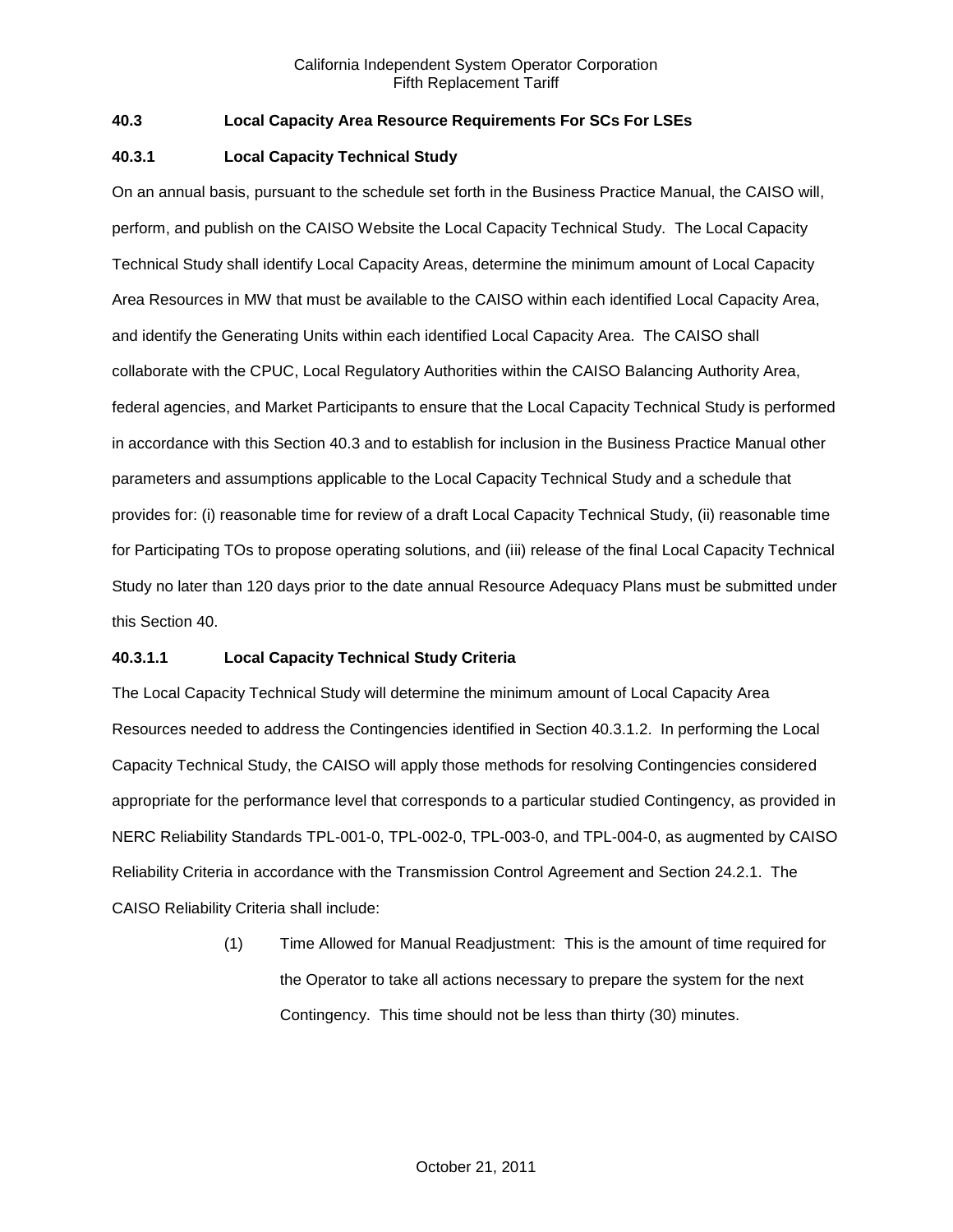### 40.3 Local Capacity Area Resource Requirements For SCs For LSEs

#### 40.3.1 Local Capacity Technical Study

On an annual basis, pursuant to the schedule set forth in the Business Practice Manual, the CAISO will, perform, and publish on the CAISO Website the Local Capacity Technical Study. The Local Capacity Technical Study shall identify Local Capacity Areas, determine the minimum amount of Local Capacity Area Resources in MW that must be available to the CAISO within each identified Local Capacity Area, and identify the Generating Units within each identified Local Capacity Area. The CAISO shall collaborate with the CPUC, Local Regulatory Authorities within the CAISO Balancing Authority Area, federal agencies, and Market Participants to ensure that the Local Capacity Technical Study is performed in accordance with this Section 40.3 and to establish for inclusion in the Business Practice Manual other parameters and assumptions applicable to the Local Capacity Technical Study and a schedule that provides for: (i) reasonable time for review of a draft Local Capacity Technical Study, (ii) reasonable time for Participating TOs to propose operating solutions, and (iii) release of the final Local Capacity Technical Study no later than 120 days prior to the date annual Resource Adequacy Plans must be submitted under this Section 40.

##### 40.3.1.1 Local Capacity Technical Study Criteria

The Local Capacity Technical Study will determine the minimum amount of Local Capacity Area Resources needed to address the Contingencies identified in Section 40.3.1.2. In performing the Local Capacity Technical Study, the CAISO will apply those methods for resolving Contingencies considered appropriate for the performance level that corresponds to a particular studied Contingency, as provided in NERC Reliability Standards TPL-001-0, TPL-002-0, TPL-003-0, and TPL-004-0, as augmented by CAISO Reliability Criteria in accordance with the Transmission Control Agreement and Section 24.2.1. The CAISO Reliability Criteria shall include:

(1) Time Allowed for Manual Readjustment: This is the amount of time required for the Operator to take all actions necessary to prepare the system for the next Contingency. This time should not be less than thirty (30) minutes.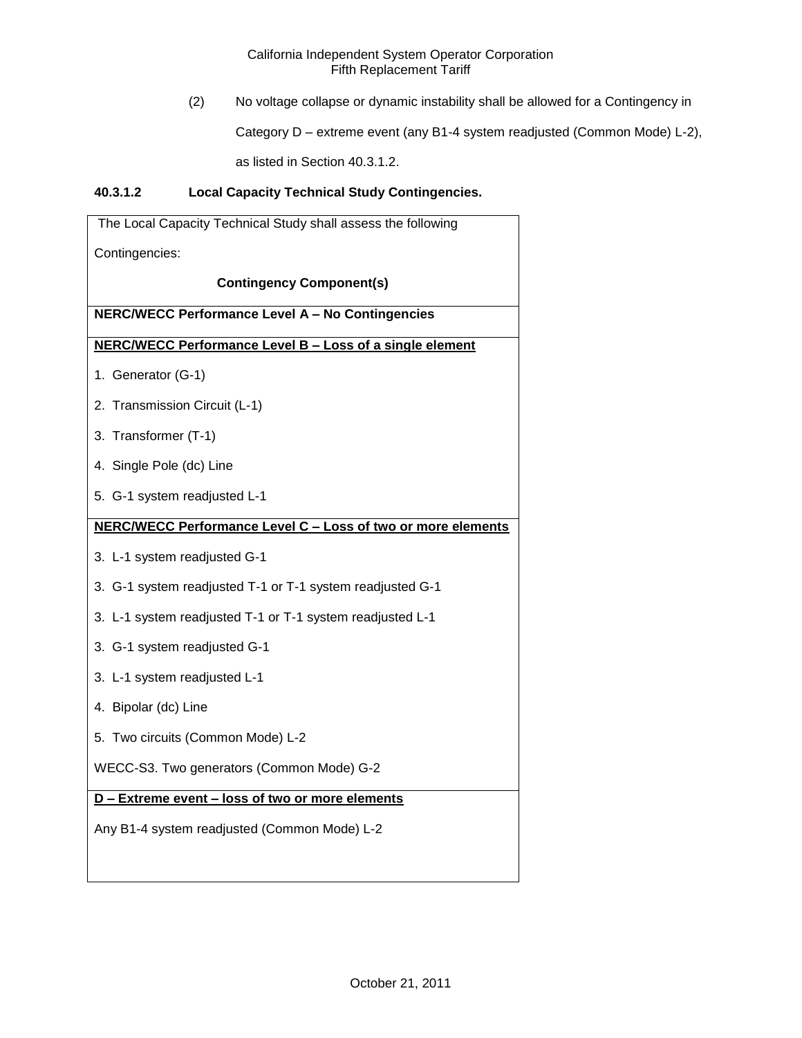(2) No voltage collapse or dynamic instability shall be allowed for a Contingency in Category D – extreme event (any B1-4 system readjusted (Common Mode) L-2), as listed in Section 40.3.1.2.

**40.3.1.2 Local Capacity Technical Study Contingencies.**

| The Local Capacity Technical Study shall assess the following Contingencies: **Contingency Component(s)** |
|---|
| **NERC/WECC Performance Level A – No Contingencies** |
| **NERC/WECC Performance Level B – Loss of a single element** |
| 1. Generator (G-1) |
| 2. Transmission Circuit (L-1) |
| 3. Transformer (T-1) |
| 4. Single Pole (dc) Line |
| 5. G-1 system readjusted L-1 |
| **NERC/WECC Performance Level C – Loss of two or more elements** |
| 3. L-1 system readjusted G-1 |
| 3. G-1 system readjusted T-1 or T-1 system readjusted G-1 |
| 3. L-1 system readjusted T-1 or T-1 system readjusted L-1 |
| 3. G-1 system readjusted G-1 |
| 3. L-1 system readjusted L-1 |
| 4. Bipolar (dc) Line |
| 5. Two circuits (Common Mode) L-2 |
| WECC-S3. Two generators (Common Mode) G-2 |
| **D – Extreme event – loss of two or more elements** |
| Any B1-4 system readjusted (Common Mode) L-2 |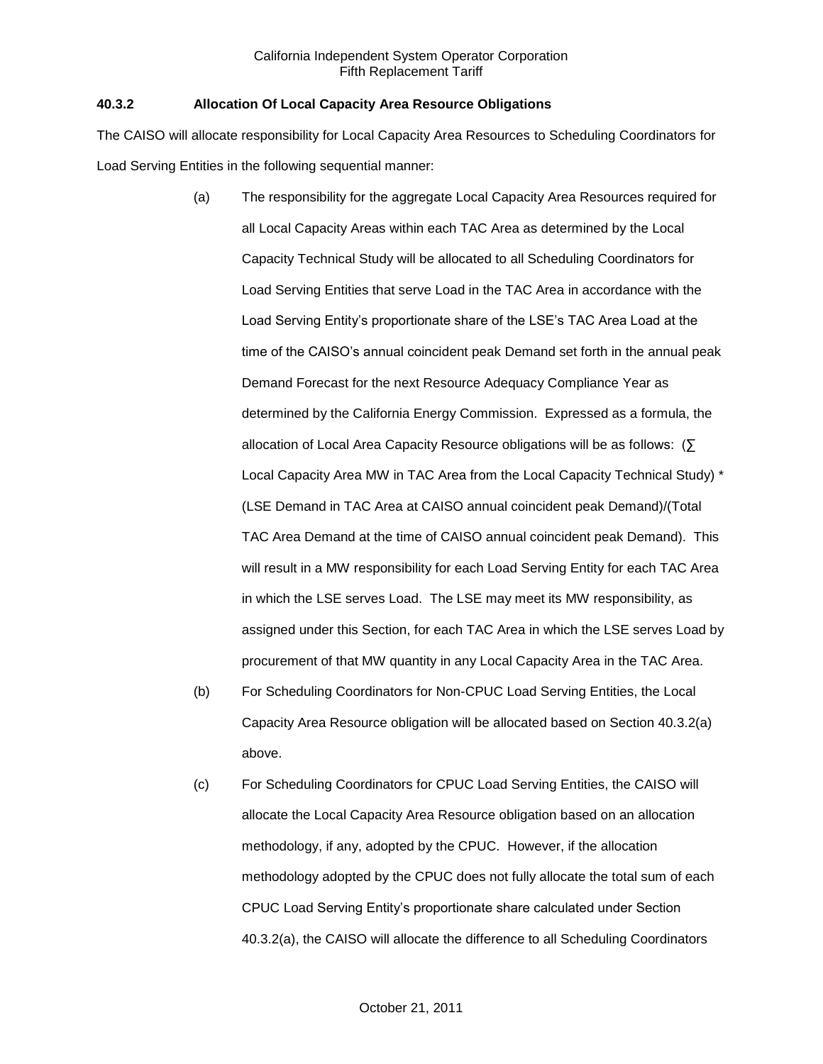### 40.3.2 Allocation Of Local Capacity Area Resource Obligations

The CAISO will allocate responsibility for Local Capacity Area Resources to Scheduling Coordinators for Load Serving Entities in the following sequential manner:

(a) The responsibility for the aggregate Local Capacity Area Resources required for all Local Capacity Areas within each TAC Area as determined by the Local Capacity Technical Study will be allocated to all Scheduling Coordinators for Load Serving Entities that serve Load in the TAC Area in accordance with the Load Serving Entity's proportionate share of the LSE's TAC Area Load at the time of the CAISO's annual coincident peak Demand set forth in the annual peak Demand Forecast for the next Resource Adequacy Compliance Year as determined by the California Energy Commission. Expressed as a formula, the allocation of Local Area Capacity Resource obligations will be as follows: (∑ Local Capacity Area MW in TAC Area from the Local Capacity Technical Study) * (LSE Demand in TAC Area at CAISO annual coincident peak Demand)/(Total TAC Area Demand at the time of CAISO annual coincident peak Demand). This will result in a MW responsibility for each Load Serving Entity for each TAC Area in which the LSE serves Load. The LSE may meet its MW responsibility, as assigned under this Section, for each TAC Area in which the LSE serves Load by procurement of that MW quantity in any Local Capacity Area in the TAC Area.

(b) For Scheduling Coordinators for Non-CPUC Load Serving Entities, the Local Capacity Area Resource obligation will be allocated based on Section 40.3.2(a) above.

(c) For Scheduling Coordinators for CPUC Load Serving Entities, the CAISO will allocate the Local Capacity Area Resource obligation based on an allocation methodology, if any, adopted by the CPUC. However, if the allocation methodology adopted by the CPUC does not fully allocate the total sum of each CPUC Load Serving Entity's proportionate share calculated under Section 40.3.2(a), the CAISO will allocate the difference to all Scheduling Coordinators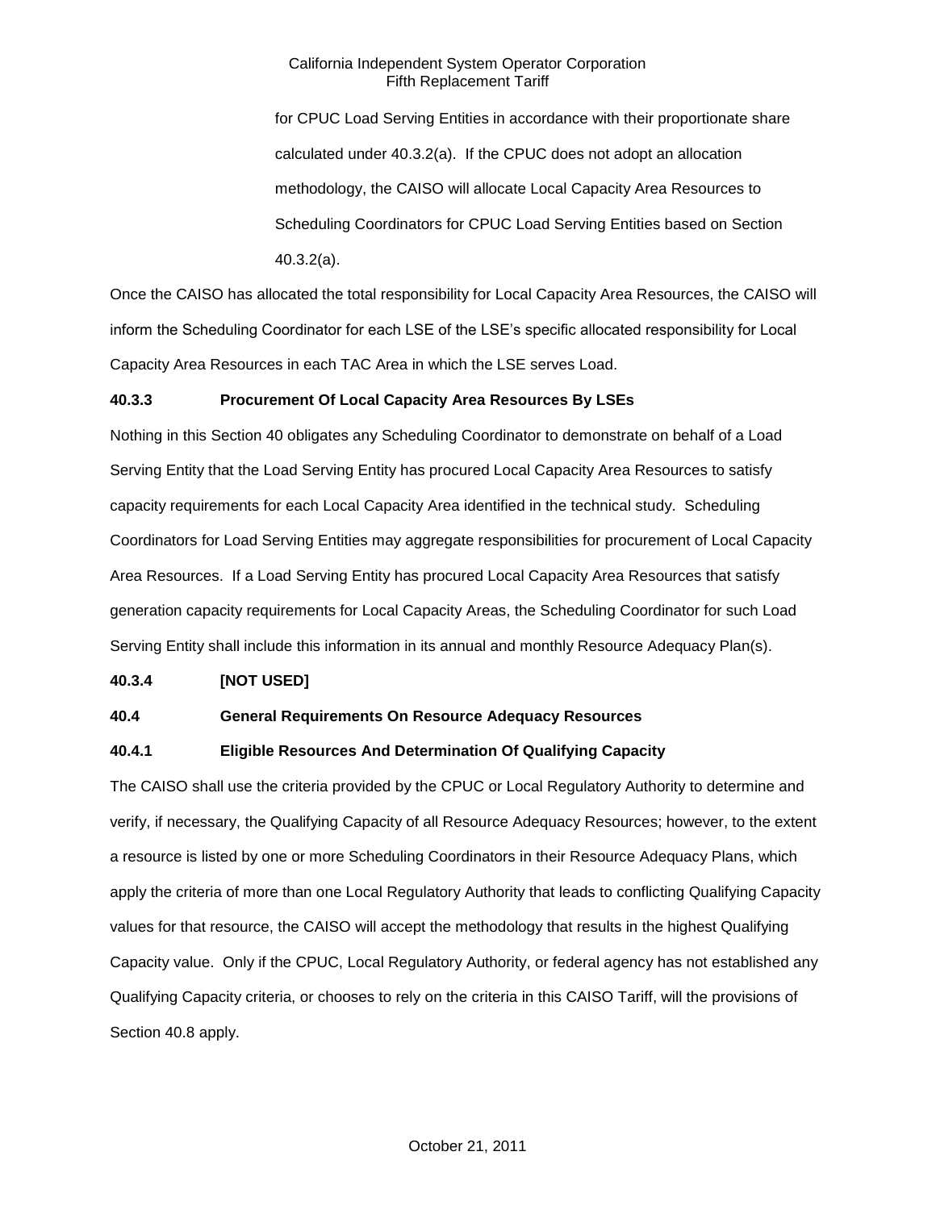for CPUC Load Serving Entities in accordance with their proportionate share calculated under 40.3.2(a). If the CPUC does not adopt an allocation methodology, the CAISO will allocate Local Capacity Area Resources to Scheduling Coordinators for CPUC Load Serving Entities based on Section 40.3.2(a).

Once the CAISO has allocated the total responsibility for Local Capacity Area Resources, the CAISO will inform the Scheduling Coordinator for each LSE of the LSE's specific allocated responsibility for Local Capacity Area Resources in each TAC Area in which the LSE serves Load.

**40.3.3 Procurement Of Local Capacity Area Resources By LSEs**

Nothing in this Section 40 obligates any Scheduling Coordinator to demonstrate on behalf of a Load Serving Entity that the Load Serving Entity has procured Local Capacity Area Resources to satisfy capacity requirements for each Local Capacity Area identified in the technical study. Scheduling Coordinators for Load Serving Entities may aggregate responsibilities for procurement of Local Capacity Area Resources. If a Load Serving Entity has procured Local Capacity Area Resources that satisfy generation capacity requirements for Local Capacity Areas, the Scheduling Coordinator for such Load Serving Entity shall include this information in its annual and monthly Resource Adequacy Plan(s).

**40.3.4 [NOT USED]**

**40.4 General Requirements On Resource Adequacy Resources**

**40.4.1 Eligible Resources And Determination Of Qualifying Capacity**

The CAISO shall use the criteria provided by the CPUC or Local Regulatory Authority to determine and verify, if necessary, the Qualifying Capacity of all Resource Adequacy Resources; however, to the extent a resource is listed by one or more Scheduling Coordinators in their Resource Adequacy Plans, which apply the criteria of more than one Local Regulatory Authority that leads to conflicting Qualifying Capacity values for that resource, the CAISO will accept the methodology that results in the highest Qualifying Capacity value. Only if the CPUC, Local Regulatory Authority, or federal agency has not established any Qualifying Capacity criteria, or chooses to rely on the criteria in this CAISO Tariff, will the provisions of Section 40.8 apply.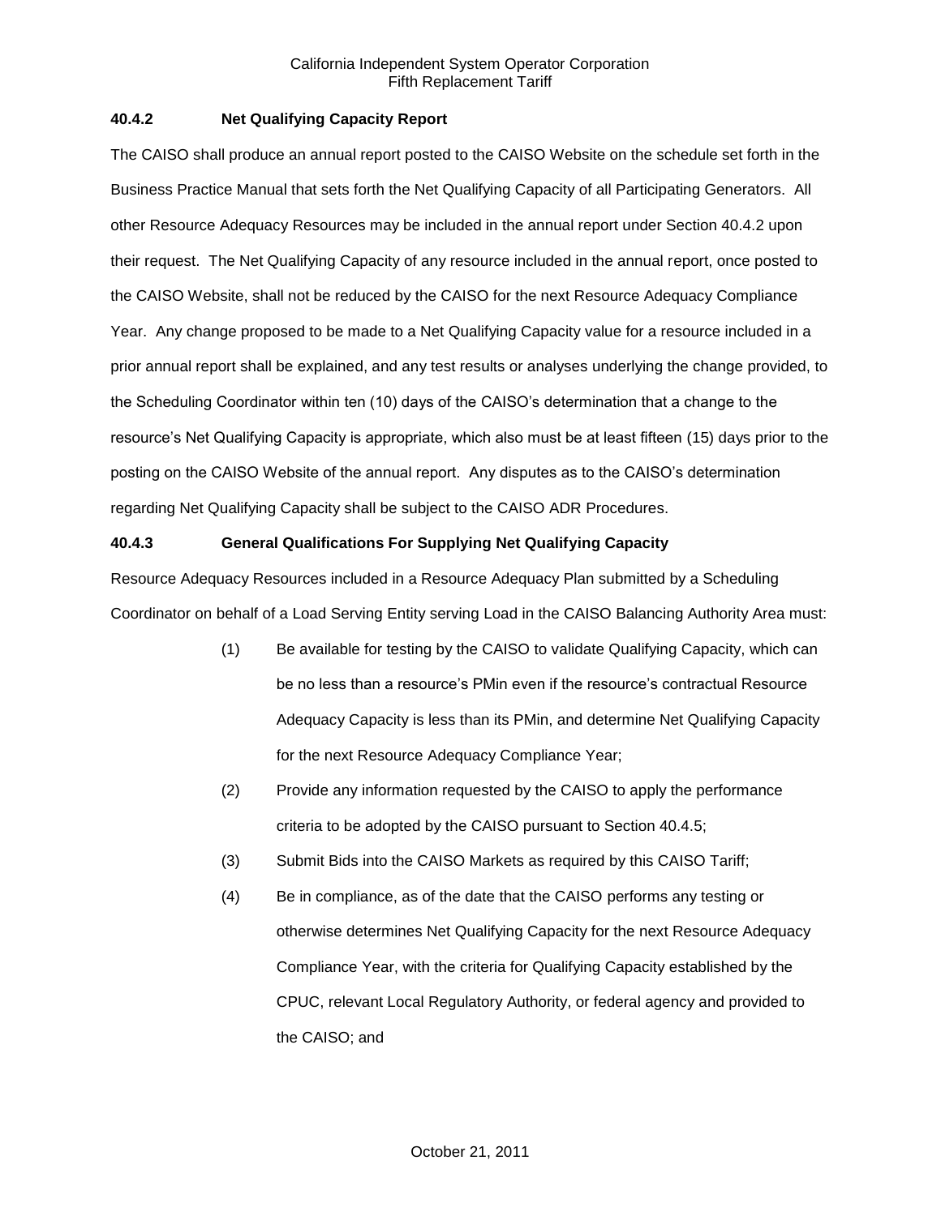### 40.4.2 Net Qualifying Capacity Report

The CAISO shall produce an annual report posted to the CAISO Website on the schedule set forth in the Business Practice Manual that sets forth the Net Qualifying Capacity of all Participating Generators. All other Resource Adequacy Resources may be included in the annual report under Section 40.4.2 upon their request. The Net Qualifying Capacity of any resource included in the annual report, once posted to the CAISO Website, shall not be reduced by the CAISO for the next Resource Adequacy Compliance Year. Any change proposed to be made to a Net Qualifying Capacity value for a resource included in a prior annual report shall be explained, and any test results or analyses underlying the change provided, to the Scheduling Coordinator within ten (10) days of the CAISO's determination that a change to the resource's Net Qualifying Capacity is appropriate, which also must be at least fifteen (15) days prior to the posting on the CAISO Website of the annual report. Any disputes as to the CAISO's determination regarding Net Qualifying Capacity shall be subject to the CAISO ADR Procedures.

### 40.4.3 General Qualifications For Supplying Net Qualifying Capacity

Resource Adequacy Resources included in a Resource Adequacy Plan submitted by a Scheduling Coordinator on behalf of a Load Serving Entity serving Load in the CAISO Balancing Authority Area must:

(1) Be available for testing by the CAISO to validate Qualifying Capacity, which can be no less than a resource's PMin even if the resource's contractual Resource Adequacy Capacity is less than its PMin, and determine Net Qualifying Capacity for the next Resource Adequacy Compliance Year;

(2) Provide any information requested by the CAISO to apply the performance criteria to be adopted by the CAISO pursuant to Section 40.4.5;

(3) Submit Bids into the CAISO Markets as required by this CAISO Tariff;

(4) Be in compliance, as of the date that the CAISO performs any testing or otherwise determines Net Qualifying Capacity for the next Resource Adequacy Compliance Year, with the criteria for Qualifying Capacity established by the CPUC, relevant Local Regulatory Authority, or federal agency and provided to the CAISO; and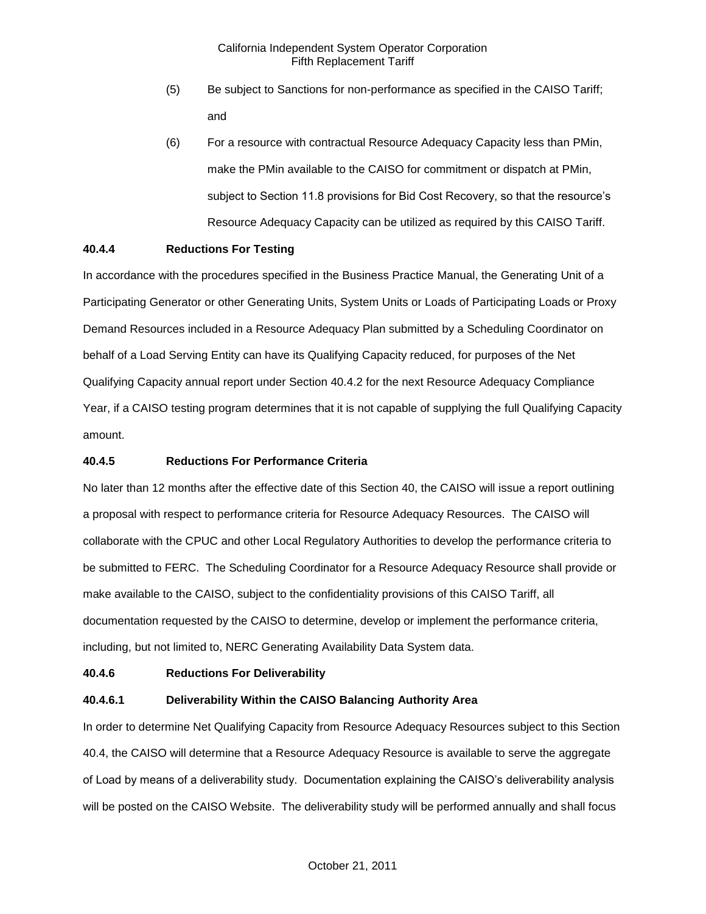(5) Be subject to Sanctions for non-performance as specified in the CAISO Tariff; and

(6) For a resource with contractual Resource Adequacy Capacity less than PMin, make the PMin available to the CAISO for commitment or dispatch at PMin, subject to Section 11.8 provisions for Bid Cost Recovery, so that the resource's Resource Adequacy Capacity can be utilized as required by this CAISO Tariff.

**40.4.4 Reductions For Testing**

In accordance with the procedures specified in the Business Practice Manual, the Generating Unit of a Participating Generator or other Generating Units, System Units or Loads of Participating Loads or Proxy Demand Resources included in a Resource Adequacy Plan submitted by a Scheduling Coordinator on behalf of a Load Serving Entity can have its Qualifying Capacity reduced, for purposes of the Net Qualifying Capacity annual report under Section 40.4.2 for the next Resource Adequacy Compliance Year, if a CAISO testing program determines that it is not capable of supplying the full Qualifying Capacity amount.

**40.4.5 Reductions For Performance Criteria**

No later than 12 months after the effective date of this Section 40, the CAISO will issue a report outlining a proposal with respect to performance criteria for Resource Adequacy Resources. The CAISO will collaborate with the CPUC and other Local Regulatory Authorities to develop the performance criteria to be submitted to FERC. The Scheduling Coordinator for a Resource Adequacy Resource shall provide or make available to the CAISO, subject to the confidentiality provisions of this CAISO Tariff, all documentation requested by the CAISO to determine, develop or implement the performance criteria, including, but not limited to, NERC Generating Availability Data System data.

**40.4.6 Reductions For Deliverability**

**40.4.6.1 Deliverability Within the CAISO Balancing Authority Area**

In order to determine Net Qualifying Capacity from Resource Adequacy Resources subject to this Section 40.4, the CAISO will determine that a Resource Adequacy Resource is available to serve the aggregate of Load by means of a deliverability study. Documentation explaining the CAISO's deliverability analysis will be posted on the CAISO Website. The deliverability study will be performed annually and shall focus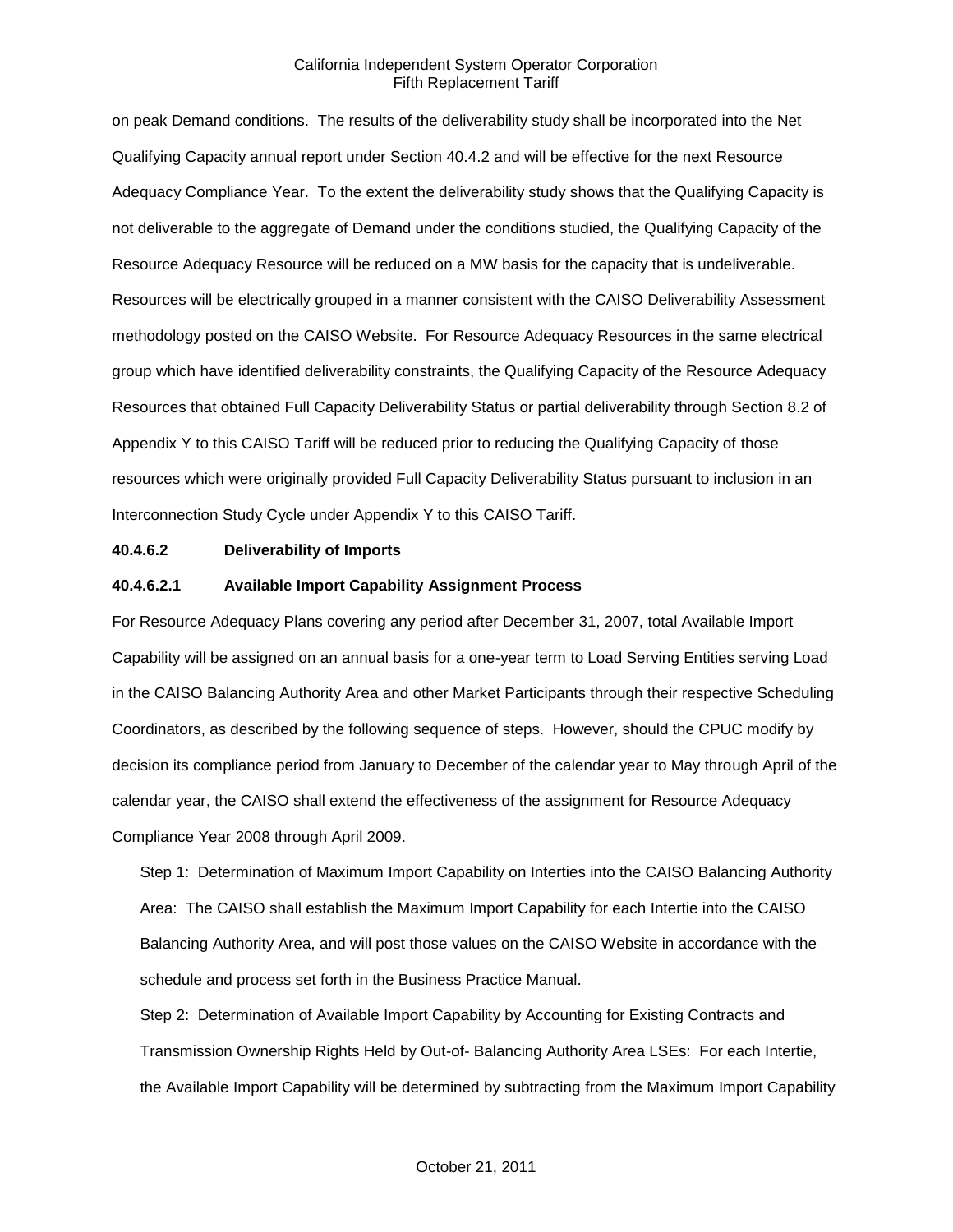on peak Demand conditions. The results of the deliverability study shall be incorporated into the Net Qualifying Capacity annual report under Section 40.4.2 and will be effective for the next Resource Adequacy Compliance Year. To the extent the deliverability study shows that the Qualifying Capacity is not deliverable to the aggregate of Demand under the conditions studied, the Qualifying Capacity of the Resource Adequacy Resource will be reduced on a MW basis for the capacity that is undeliverable. Resources will be electrically grouped in a manner consistent with the CAISO Deliverability Assessment methodology posted on the CAISO Website. For Resource Adequacy Resources in the same electrical group which have identified deliverability constraints, the Qualifying Capacity of the Resource Adequacy Resources that obtained Full Capacity Deliverability Status or partial deliverability through Section 8.2 of Appendix Y to this CAISO Tariff will be reduced prior to reducing the Qualifying Capacity of those resources which were originally provided Full Capacity Deliverability Status pursuant to inclusion in an Interconnection Study Cycle under Appendix Y to this CAISO Tariff.

**40.4.6.2 Deliverability of Imports**

**40.4.6.2.1 Available Import Capability Assignment Process**

For Resource Adequacy Plans covering any period after December 31, 2007, total Available Import Capability will be assigned on an annual basis for a one-year term to Load Serving Entities serving Load in the CAISO Balancing Authority Area and other Market Participants through their respective Scheduling Coordinators, as described by the following sequence of steps. However, should the CPUC modify by decision its compliance period from January to December of the calendar year to May through April of the calendar year, the CAISO shall extend the effectiveness of the assignment for Resource Adequacy Compliance Year 2008 through April 2009.

Step 1: Determination of Maximum Import Capability on Interties into the CAISO Balancing Authority Area: The CAISO shall establish the Maximum Import Capability for each Intertie into the CAISO Balancing Authority Area, and will post those values on the CAISO Website in accordance with the schedule and process set forth in the Business Practice Manual.

Step 2: Determination of Available Import Capability by Accounting for Existing Contracts and Transmission Ownership Rights Held by Out-of- Balancing Authority Area LSEs: For each Intertie, the Available Import Capability will be determined by subtracting from the Maximum Import Capability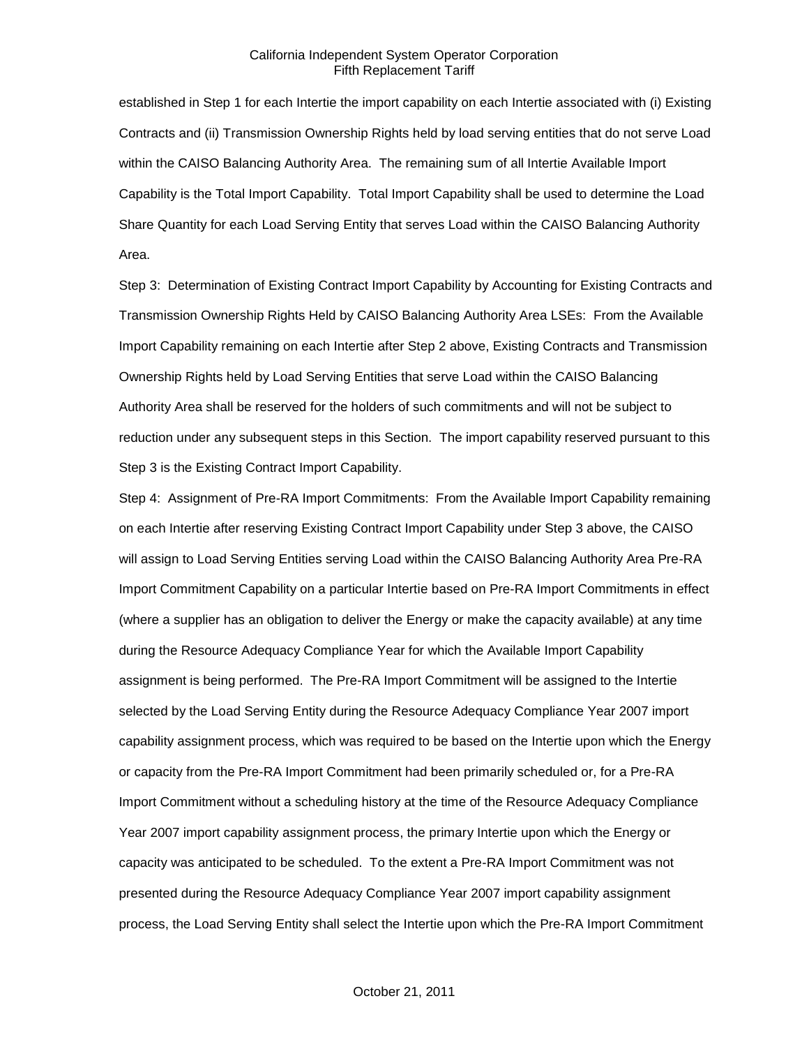established in Step 1 for each Intertie the import capability on each Intertie associated with (i) Existing Contracts and (ii) Transmission Ownership Rights held by load serving entities that do not serve Load within the CAISO Balancing Authority Area. The remaining sum of all Intertie Available Import Capability is the Total Import Capability. Total Import Capability shall be used to determine the Load Share Quantity for each Load Serving Entity that serves Load within the CAISO Balancing Authority Area.

Step 3: Determination of Existing Contract Import Capability by Accounting for Existing Contracts and Transmission Ownership Rights Held by CAISO Balancing Authority Area LSEs: From the Available Import Capability remaining on each Intertie after Step 2 above, Existing Contracts and Transmission Ownership Rights held by Load Serving Entities that serve Load within the CAISO Balancing Authority Area shall be reserved for the holders of such commitments and will not be subject to reduction under any subsequent steps in this Section. The import capability reserved pursuant to this Step 3 is the Existing Contract Import Capability.

Step 4: Assignment of Pre-RA Import Commitments: From the Available Import Capability remaining on each Intertie after reserving Existing Contract Import Capability under Step 3 above, the CAISO will assign to Load Serving Entities serving Load within the CAISO Balancing Authority Area Pre-RA Import Commitment Capability on a particular Intertie based on Pre-RA Import Commitments in effect (where a supplier has an obligation to deliver the Energy or make the capacity available) at any time during the Resource Adequacy Compliance Year for which the Available Import Capability assignment is being performed. The Pre-RA Import Commitment will be assigned to the Intertie selected by the Load Serving Entity during the Resource Adequacy Compliance Year 2007 import capability assignment process, which was required to be based on the Intertie upon which the Energy or capacity from the Pre-RA Import Commitment had been primarily scheduled or, for a Pre-RA Import Commitment without a scheduling history at the time of the Resource Adequacy Compliance Year 2007 import capability assignment process, the primary Intertie upon which the Energy or capacity was anticipated to be scheduled. To the extent a Pre-RA Import Commitment was not presented during the Resource Adequacy Compliance Year 2007 import capability assignment process, the Load Serving Entity shall select the Intertie upon which the Pre-RA Import Commitment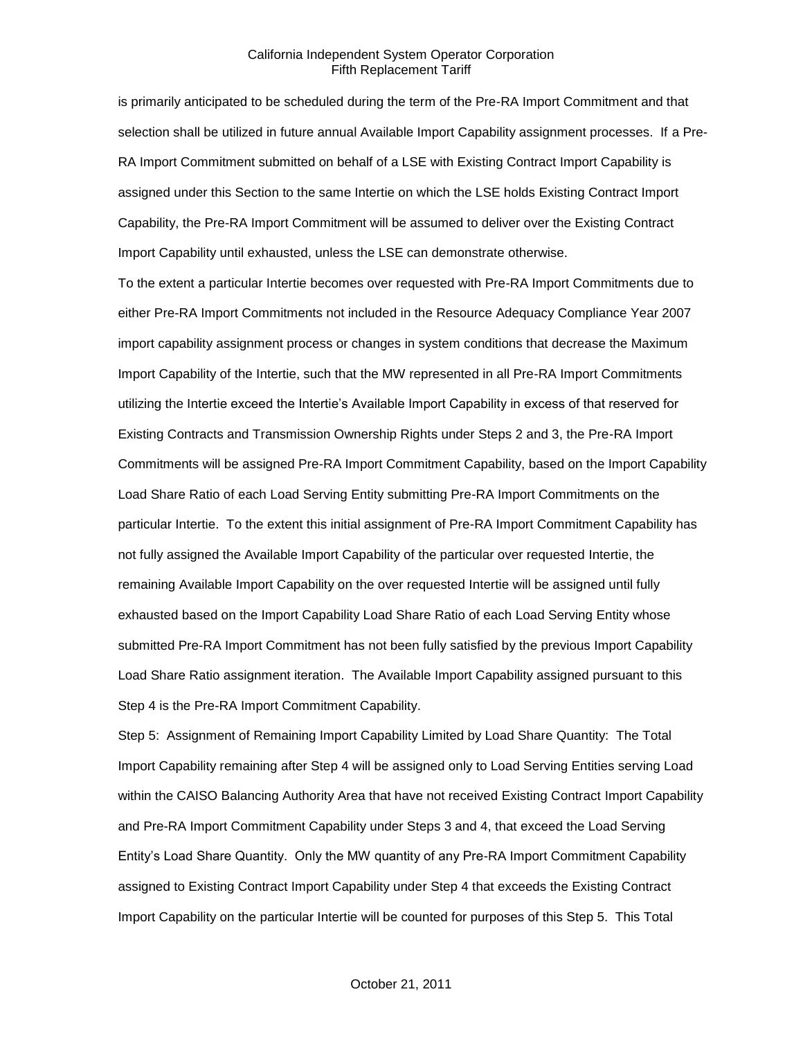is primarily anticipated to be scheduled during the term of the Pre-RA Import Commitment and that selection shall be utilized in future annual Available Import Capability assignment processes. If a Pre-RA Import Commitment submitted on behalf of a LSE with Existing Contract Import Capability is assigned under this Section to the same Intertie on which the LSE holds Existing Contract Import Capability, the Pre-RA Import Commitment will be assumed to deliver over the Existing Contract Import Capability until exhausted, unless the LSE can demonstrate otherwise.

To the extent a particular Intertie becomes over requested with Pre-RA Import Commitments due to either Pre-RA Import Commitments not included in the Resource Adequacy Compliance Year 2007 import capability assignment process or changes in system conditions that decrease the Maximum Import Capability of the Intertie, such that the MW represented in all Pre-RA Import Commitments utilizing the Intertie exceed the Intertie's Available Import Capability in excess of that reserved for Existing Contracts and Transmission Ownership Rights under Steps 2 and 3, the Pre-RA Import Commitments will be assigned Pre-RA Import Commitment Capability, based on the Import Capability Load Share Ratio of each Load Serving Entity submitting Pre-RA Import Commitments on the particular Intertie. To the extent this initial assignment of Pre-RA Import Commitment Capability has not fully assigned the Available Import Capability of the particular over requested Intertie, the remaining Available Import Capability on the over requested Intertie will be assigned until fully exhausted based on the Import Capability Load Share Ratio of each Load Serving Entity whose submitted Pre-RA Import Commitment has not been fully satisfied by the previous Import Capability Load Share Ratio assignment iteration. The Available Import Capability assigned pursuant to this Step 4 is the Pre-RA Import Commitment Capability.

Step 5: Assignment of Remaining Import Capability Limited by Load Share Quantity: The Total Import Capability remaining after Step 4 will be assigned only to Load Serving Entities serving Load within the CAISO Balancing Authority Area that have not received Existing Contract Import Capability and Pre-RA Import Commitment Capability under Steps 3 and 4, that exceed the Load Serving Entity's Load Share Quantity. Only the MW quantity of any Pre-RA Import Commitment Capability assigned to Existing Contract Import Capability under Step 4 that exceeds the Existing Contract Import Capability on the particular Intertie will be counted for purposes of this Step 5. This Total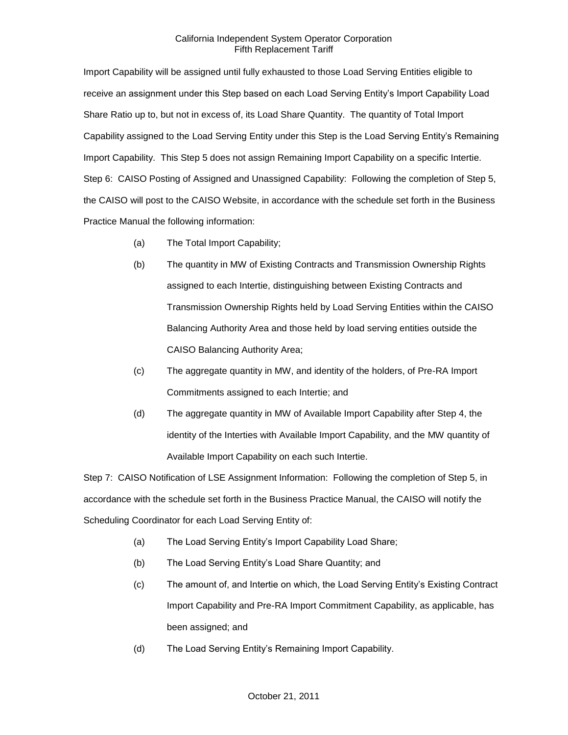Import Capability will be assigned until fully exhausted to those Load Serving Entities eligible to receive an assignment under this Step based on each Load Serving Entity's Import Capability Load Share Ratio up to, but not in excess of, its Load Share Quantity. The quantity of Total Import Capability assigned to the Load Serving Entity under this Step is the Load Serving Entity's Remaining Import Capability. This Step 5 does not assign Remaining Import Capability on a specific Intertie.

Step 6: CAISO Posting of Assigned and Unassigned Capability: Following the completion of Step 5, the CAISO will post to the CAISO Website, in accordance with the schedule set forth in the Business Practice Manual the following information:

(a) The Total Import Capability;

(b) The quantity in MW of Existing Contracts and Transmission Ownership Rights assigned to each Intertie, distinguishing between Existing Contracts and Transmission Ownership Rights held by Load Serving Entities within the CAISO Balancing Authority Area and those held by load serving entities outside the CAISO Balancing Authority Area;

(c) The aggregate quantity in MW, and identity of the holders, of Pre-RA Import Commitments assigned to each Intertie; and

(d) The aggregate quantity in MW of Available Import Capability after Step 4, the identity of the Interties with Available Import Capability, and the MW quantity of Available Import Capability on each such Intertie.

Step 7: CAISO Notification of LSE Assignment Information: Following the completion of Step 5, in accordance with the schedule set forth in the Business Practice Manual, the CAISO will notify the Scheduling Coordinator for each Load Serving Entity of:

(a) The Load Serving Entity's Import Capability Load Share;

(b) The Load Serving Entity's Load Share Quantity; and

(c) The amount of, and Intertie on which, the Load Serving Entity's Existing Contract Import Capability and Pre-RA Import Commitment Capability, as applicable, has been assigned; and

(d) The Load Serving Entity's Remaining Import Capability.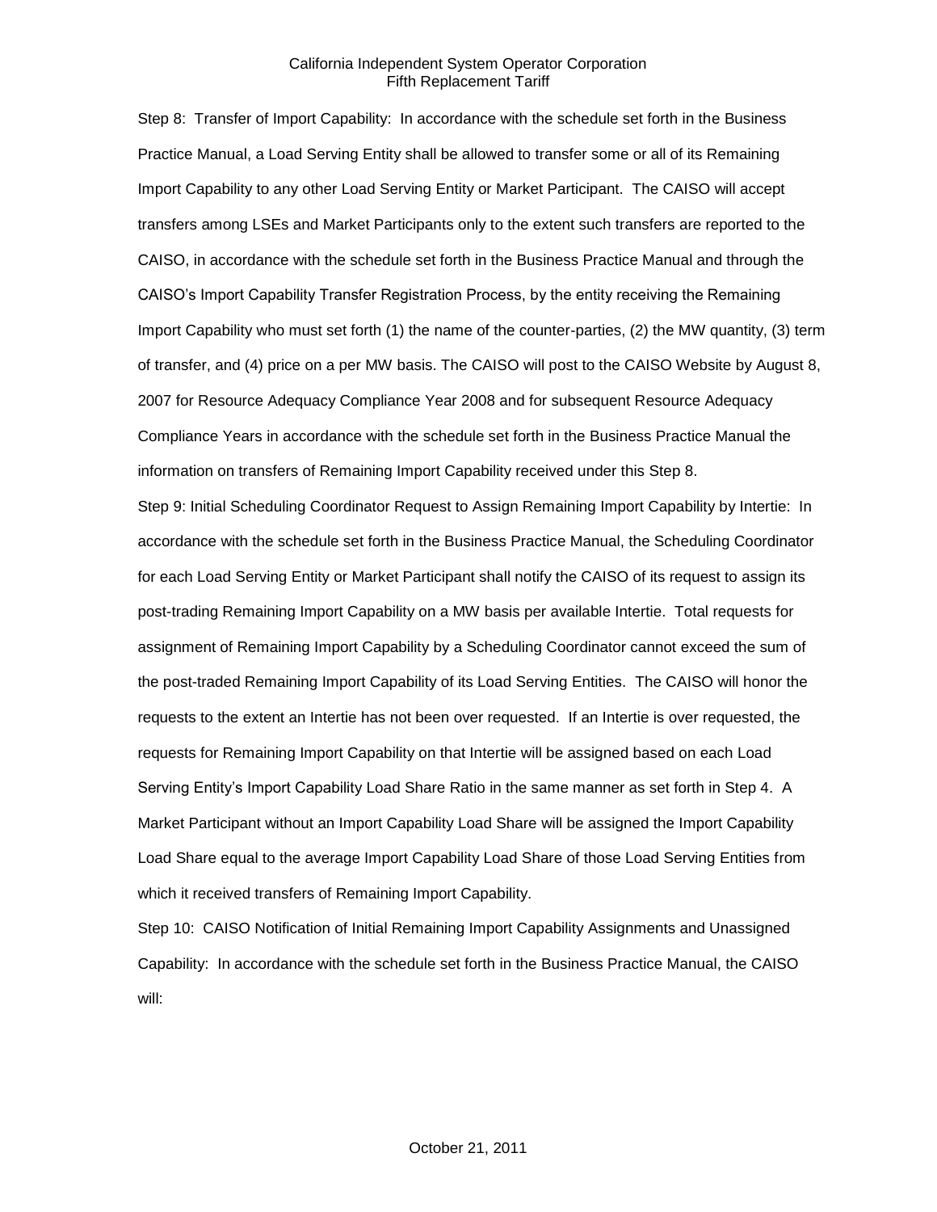Step 8: Transfer of Import Capability: In accordance with the schedule set forth in the Business Practice Manual, a Load Serving Entity shall be allowed to transfer some or all of its Remaining Import Capability to any other Load Serving Entity or Market Participant. The CAISO will accept transfers among LSEs and Market Participants only to the extent such transfers are reported to the CAISO, in accordance with the schedule set forth in the Business Practice Manual and through the CAISO's Import Capability Transfer Registration Process, by the entity receiving the Remaining Import Capability who must set forth (1) the name of the counter-parties, (2) the MW quantity, (3) term of transfer, and (4) price on a per MW basis. The CAISO will post to the CAISO Website by August 8, 2007 for Resource Adequacy Compliance Year 2008 and for subsequent Resource Adequacy Compliance Years in accordance with the schedule set forth in the Business Practice Manual the information on transfers of Remaining Import Capability received under this Step 8.

Step 9: Initial Scheduling Coordinator Request to Assign Remaining Import Capability by Intertie: In accordance with the schedule set forth in the Business Practice Manual, the Scheduling Coordinator for each Load Serving Entity or Market Participant shall notify the CAISO of its request to assign its post-trading Remaining Import Capability on a MW basis per available Intertie. Total requests for assignment of Remaining Import Capability by a Scheduling Coordinator cannot exceed the sum of the post-traded Remaining Import Capability of its Load Serving Entities. The CAISO will honor the requests to the extent an Intertie has not been over requested. If an Intertie is over requested, the requests for Remaining Import Capability on that Intertie will be assigned based on each Load Serving Entity's Import Capability Load Share Ratio in the same manner as set forth in Step 4. A Market Participant without an Import Capability Load Share will be assigned the Import Capability Load Share equal to the average Import Capability Load Share of those Load Serving Entities from which it received transfers of Remaining Import Capability.

Step 10: CAISO Notification of Initial Remaining Import Capability Assignments and Unassigned Capability: In accordance with the schedule set forth in the Business Practice Manual, the CAISO will: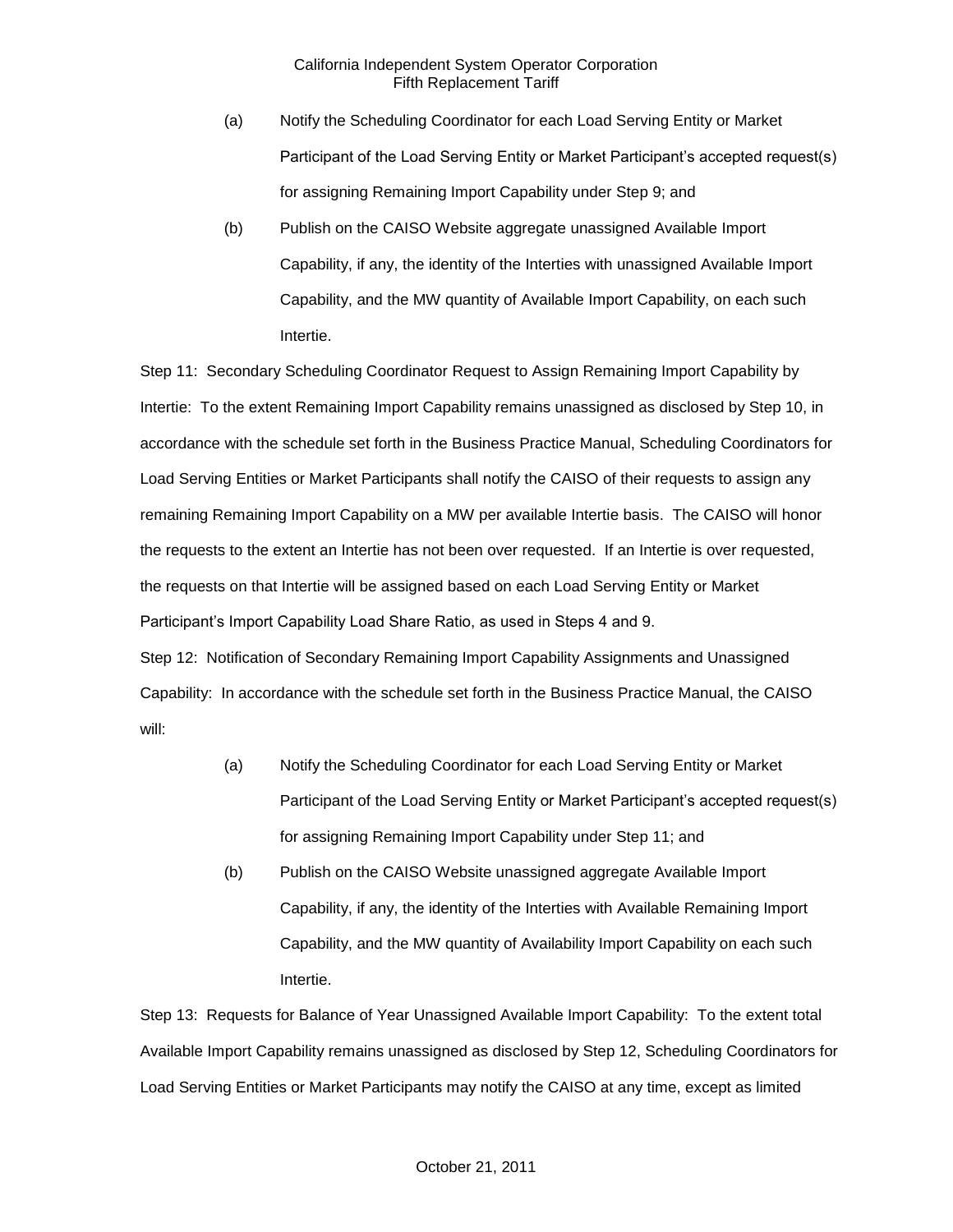(a) Notify the Scheduling Coordinator for each Load Serving Entity or Market Participant of the Load Serving Entity or Market Participant's accepted request(s) for assigning Remaining Import Capability under Step 9; and

(b) Publish on the CAISO Website aggregate unassigned Available Import Capability, if any, the identity of the Interties with unassigned Available Import Capability, and the MW quantity of Available Import Capability, on each such Intertie.

Step 11: Secondary Scheduling Coordinator Request to Assign Remaining Import Capability by Intertie: To the extent Remaining Import Capability remains unassigned as disclosed by Step 10, in accordance with the schedule set forth in the Business Practice Manual, Scheduling Coordinators for Load Serving Entities or Market Participants shall notify the CAISO of their requests to assign any remaining Remaining Import Capability on a MW per available Intertie basis. The CAISO will honor the requests to the extent an Intertie has not been over requested. If an Intertie is over requested, the requests on that Intertie will be assigned based on each Load Serving Entity or Market Participant's Import Capability Load Share Ratio, as used in Steps 4 and 9.

Step 12: Notification of Secondary Remaining Import Capability Assignments and Unassigned Capability: In accordance with the schedule set forth in the Business Practice Manual, the CAISO will:

(a) Notify the Scheduling Coordinator for each Load Serving Entity or Market Participant of the Load Serving Entity or Market Participant's accepted request(s) for assigning Remaining Import Capability under Step 11; and

(b) Publish on the CAISO Website unassigned aggregate Available Import Capability, if any, the identity of the Interties with Available Remaining Import Capability, and the MW quantity of Availability Import Capability on each such Intertie.

Step 13: Requests for Balance of Year Unassigned Available Import Capability: To the extent total Available Import Capability remains unassigned as disclosed by Step 12, Scheduling Coordinators for Load Serving Entities or Market Participants may notify the CAISO at any time, except as limited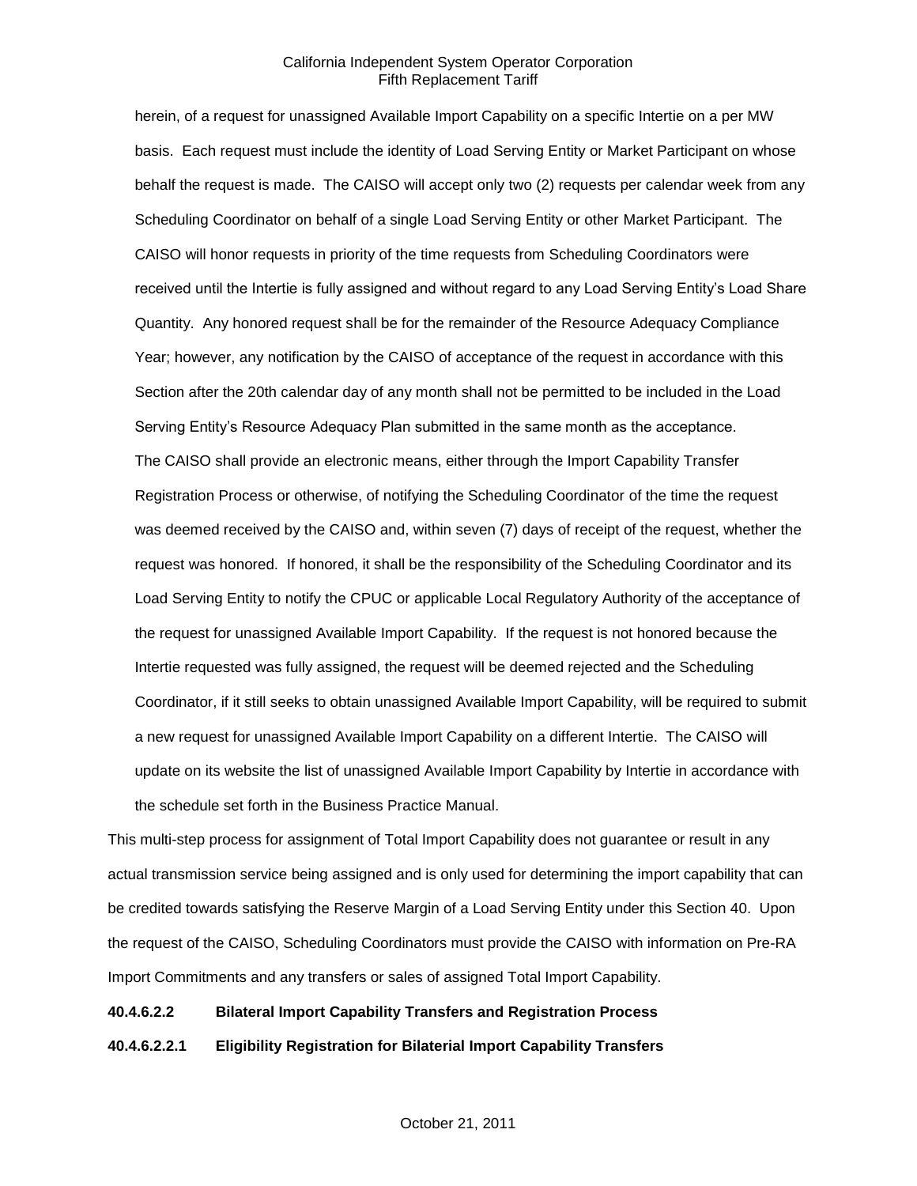herein, of a request for unassigned Available Import Capability on a specific Intertie on a per MW basis. Each request must include the identity of Load Serving Entity or Market Participant on whose behalf the request is made. The CAISO will accept only two (2) requests per calendar week from any Scheduling Coordinator on behalf of a single Load Serving Entity or other Market Participant. The CAISO will honor requests in priority of the time requests from Scheduling Coordinators were received until the Intertie is fully assigned and without regard to any Load Serving Entity's Load Share Quantity. Any honored request shall be for the remainder of the Resource Adequacy Compliance Year; however, any notification by the CAISO of acceptance of the request in accordance with this Section after the 20th calendar day of any month shall not be permitted to be included in the Load Serving Entity's Resource Adequacy Plan submitted in the same month as the acceptance.

The CAISO shall provide an electronic means, either through the Import Capability Transfer Registration Process or otherwise, of notifying the Scheduling Coordinator of the time the request was deemed received by the CAISO and, within seven (7) days of receipt of the request, whether the request was honored. If honored, it shall be the responsibility of the Scheduling Coordinator and its Load Serving Entity to notify the CPUC or applicable Local Regulatory Authority of the acceptance of the request for unassigned Available Import Capability. If the request is not honored because the Intertie requested was fully assigned, the request will be deemed rejected and the Scheduling Coordinator, if it still seeks to obtain unassigned Available Import Capability, will be required to submit a new request for unassigned Available Import Capability on a different Intertie. The CAISO will update on its website the list of unassigned Available Import Capability by Intertie in accordance with the schedule set forth in the Business Practice Manual.

This multi-step process for assignment of Total Import Capability does not guarantee or result in any actual transmission service being assigned and is only used for determining the import capability that can be credited towards satisfying the Reserve Margin of a Load Serving Entity under this Section 40. Upon the request of the CAISO, Scheduling Coordinators must provide the CAISO with information on Pre-RA Import Commitments and any transfers or sales of assigned Total Import Capability.

**40.4.6.2.2 Bilateral Import Capability Transfers and Registration Process**

**40.4.6.2.2.1 Eligibility Registration for Bilaterial Import Capability Transfers**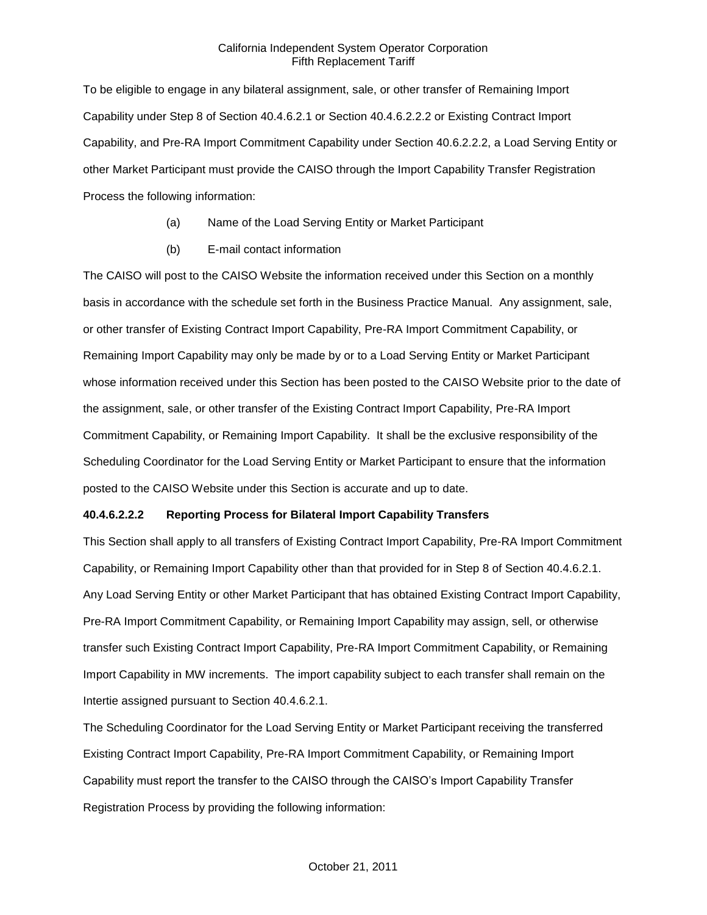To be eligible to engage in any bilateral assignment, sale, or other transfer of Remaining Import Capability under Step 8 of Section 40.4.6.2.1 or Section 40.4.6.2.2.2 or Existing Contract Import Capability, and Pre-RA Import Commitment Capability under Section 40.6.2.2.2, a Load Serving Entity or other Market Participant must provide the CAISO through the Import Capability Transfer Registration Process the following information:

(a) Name of the Load Serving Entity or Market Participant

(b) E-mail contact information

The CAISO will post to the CAISO Website the information received under this Section on a monthly basis in accordance with the schedule set forth in the Business Practice Manual. Any assignment, sale, or other transfer of Existing Contract Import Capability, Pre-RA Import Commitment Capability, or Remaining Import Capability may only be made by or to a Load Serving Entity or Market Participant whose information received under this Section has been posted to the CAISO Website prior to the date of the assignment, sale, or other transfer of the Existing Contract Import Capability, Pre-RA Import Commitment Capability, or Remaining Import Capability. It shall be the exclusive responsibility of the Scheduling Coordinator for the Load Serving Entity or Market Participant to ensure that the information posted to the CAISO Website under this Section is accurate and up to date.

**40.4.6.2.2.2 Reporting Process for Bilateral Import Capability Transfers**

This Section shall apply to all transfers of Existing Contract Import Capability, Pre-RA Import Commitment Capability, or Remaining Import Capability other than that provided for in Step 8 of Section 40.4.6.2.1. Any Load Serving Entity or other Market Participant that has obtained Existing Contract Import Capability, Pre-RA Import Commitment Capability, or Remaining Import Capability may assign, sell, or otherwise transfer such Existing Contract Import Capability, Pre-RA Import Commitment Capability, or Remaining Import Capability in MW increments. The import capability subject to each transfer shall remain on the Intertie assigned pursuant to Section 40.4.6.2.1.

The Scheduling Coordinator for the Load Serving Entity or Market Participant receiving the transferred Existing Contract Import Capability, Pre-RA Import Commitment Capability, or Remaining Import Capability must report the transfer to the CAISO through the CAISO's Import Capability Transfer Registration Process by providing the following information: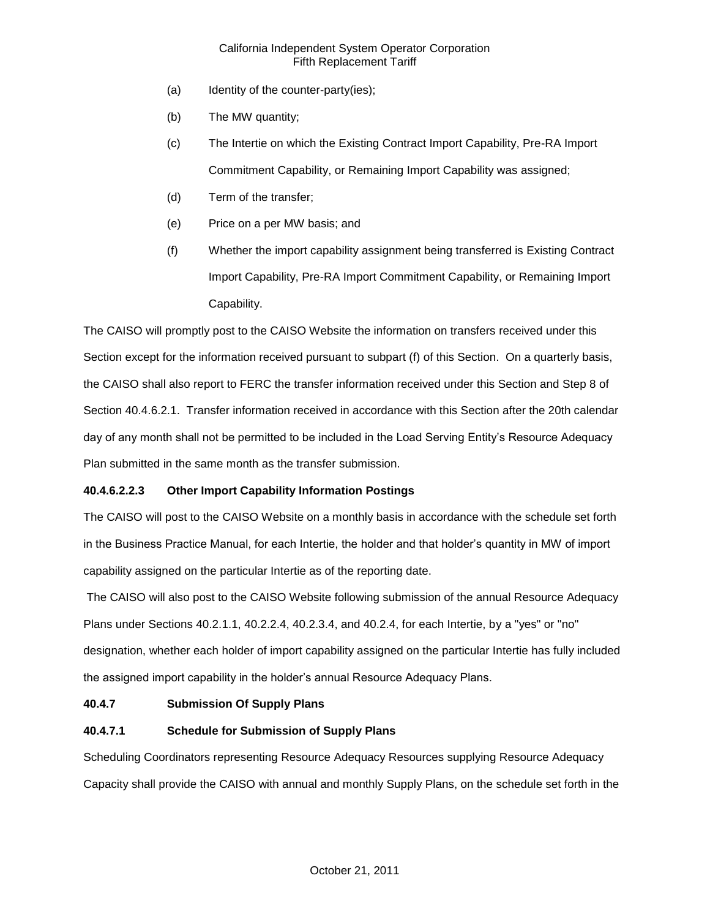(a) Identity of the counter-party(ies);

(b) The MW quantity;

(c) The Intertie on which the Existing Contract Import Capability, Pre-RA Import Commitment Capability, or Remaining Import Capability was assigned;

(d) Term of the transfer;

(e) Price on a per MW basis; and

(f) Whether the import capability assignment being transferred is Existing Contract Import Capability, Pre-RA Import Commitment Capability, or Remaining Import Capability.

The CAISO will promptly post to the CAISO Website the information on transfers received under this Section except for the information received pursuant to subpart (f) of this Section. On a quarterly basis, the CAISO shall also report to FERC the transfer information received under this Section and Step 8 of Section 40.4.6.2.1. Transfer information received in accordance with this Section after the 20th calendar day of any month shall not be permitted to be included in the Load Serving Entity's Resource Adequacy Plan submitted in the same month as the transfer submission.

**40.4.6.2.2.3 Other Import Capability Information Postings**

The CAISO will post to the CAISO Website on a monthly basis in accordance with the schedule set forth in the Business Practice Manual, for each Intertie, the holder and that holder's quantity in MW of import capability assigned on the particular Intertie as of the reporting date.

The CAISO will also post to the CAISO Website following submission of the annual Resource Adequacy Plans under Sections 40.2.1.1, 40.2.2.4, 40.2.3.4, and 40.2.4, for each Intertie, by a "yes" or "no" designation, whether each holder of import capability assigned on the particular Intertie has fully included the assigned import capability in the holder's annual Resource Adequacy Plans.

**40.4.7 Submission Of Supply Plans**

**40.4.7.1 Schedule for Submission of Supply Plans**

Scheduling Coordinators representing Resource Adequacy Resources supplying Resource Adequacy Capacity shall provide the CAISO with annual and monthly Supply Plans, on the schedule set forth in the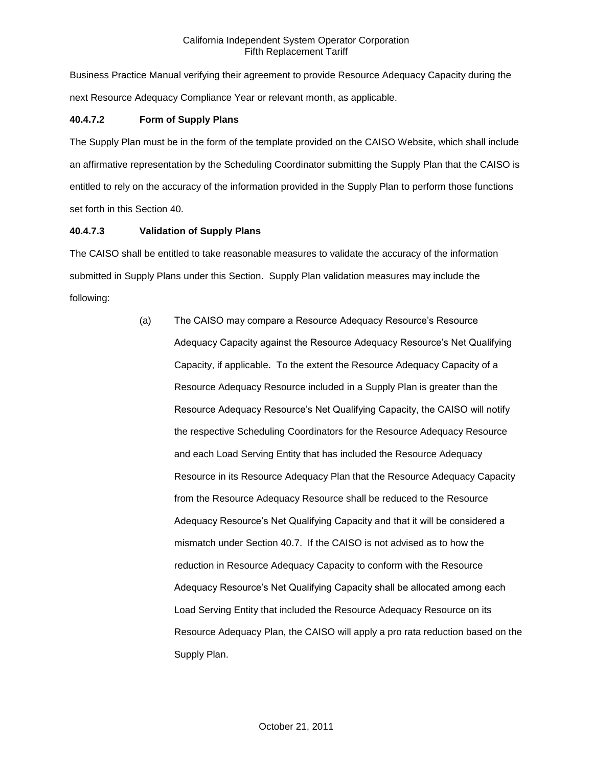Business Practice Manual verifying their agreement to provide Resource Adequacy Capacity during the next Resource Adequacy Compliance Year or relevant month, as applicable.

#### 40.4.7.2 Form of Supply Plans

The Supply Plan must be in the form of the template provided on the CAISO Website, which shall include an affirmative representation by the Scheduling Coordinator submitting the Supply Plan that the CAISO is entitled to rely on the accuracy of the information provided in the Supply Plan to perform those functions set forth in this Section 40.

#### 40.4.7.3 Validation of Supply Plans

The CAISO shall be entitled to take reasonable measures to validate the accuracy of the information submitted in Supply Plans under this Section. Supply Plan validation measures may include the following:

(a) The CAISO may compare a Resource Adequacy Resource's Resource Adequacy Capacity against the Resource Adequacy Resource's Net Qualifying Capacity, if applicable. To the extent the Resource Adequacy Capacity of a Resource Adequacy Resource included in a Supply Plan is greater than the Resource Adequacy Resource's Net Qualifying Capacity, the CAISO will notify the respective Scheduling Coordinators for the Resource Adequacy Resource and each Load Serving Entity that has included the Resource Adequacy Resource in its Resource Adequacy Plan that the Resource Adequacy Capacity from the Resource Adequacy Resource shall be reduced to the Resource Adequacy Resource's Net Qualifying Capacity and that it will be considered a mismatch under Section 40.7. If the CAISO is not advised as to how the reduction in Resource Adequacy Capacity to conform with the Resource Adequacy Resource's Net Qualifying Capacity shall be allocated among each Load Serving Entity that included the Resource Adequacy Resource on its Resource Adequacy Plan, the CAISO will apply a pro rata reduction based on the Supply Plan.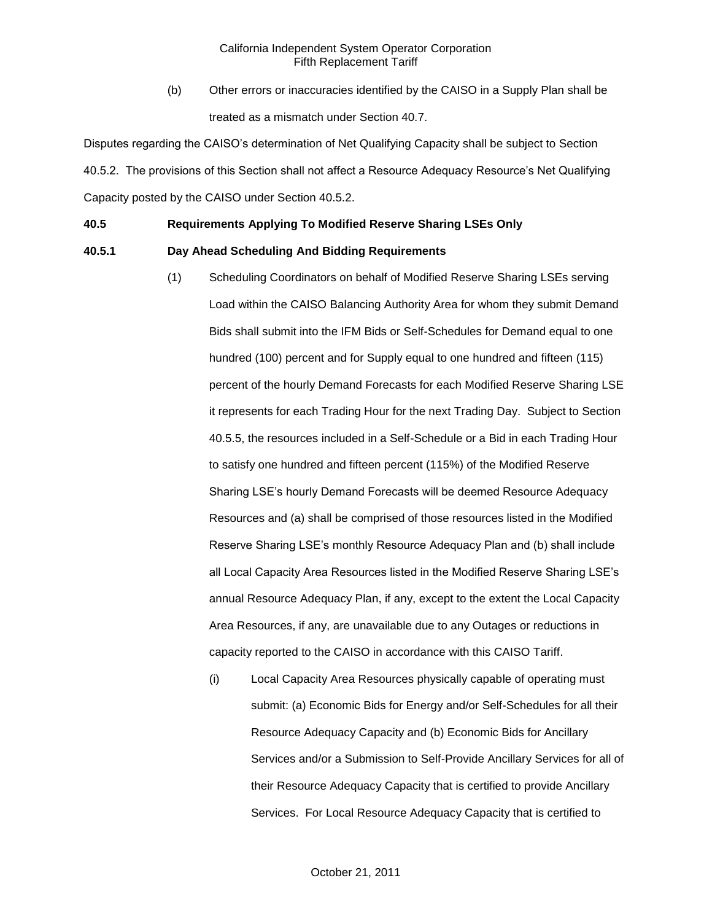(b) Other errors or inaccuracies identified by the CAISO in a Supply Plan shall be treated as a mismatch under Section 40.7.

Disputes regarding the CAISO's determination of Net Qualifying Capacity shall be subject to Section 40.5.2. The provisions of this Section shall not affect a Resource Adequacy Resource's Net Qualifying Capacity posted by the CAISO under Section 40.5.2.

**40.5 Requirements Applying To Modified Reserve Sharing LSEs Only**

**40.5.1 Day Ahead Scheduling And Bidding Requirements**

(1) Scheduling Coordinators on behalf of Modified Reserve Sharing LSEs serving Load within the CAISO Balancing Authority Area for whom they submit Demand Bids shall submit into the IFM Bids or Self-Schedules for Demand equal to one hundred (100) percent and for Supply equal to one hundred and fifteen (115) percent of the hourly Demand Forecasts for each Modified Reserve Sharing LSE it represents for each Trading Hour for the next Trading Day. Subject to Section 40.5.5, the resources included in a Self-Schedule or a Bid in each Trading Hour to satisfy one hundred and fifteen percent (115%) of the Modified Reserve Sharing LSE's hourly Demand Forecasts will be deemed Resource Adequacy Resources and (a) shall be comprised of those resources listed in the Modified Reserve Sharing LSE's monthly Resource Adequacy Plan and (b) shall include all Local Capacity Area Resources listed in the Modified Reserve Sharing LSE's annual Resource Adequacy Plan, if any, except to the extent the Local Capacity Area Resources, if any, are unavailable due to any Outages or reductions in capacity reported to the CAISO in accordance with this CAISO Tariff.

(i) Local Capacity Area Resources physically capable of operating must submit: (a) Economic Bids for Energy and/or Self-Schedules for all their Resource Adequacy Capacity and (b) Economic Bids for Ancillary Services and/or a Submission to Self-Provide Ancillary Services for all of their Resource Adequacy Capacity that is certified to provide Ancillary Services. For Local Resource Adequacy Capacity that is certified to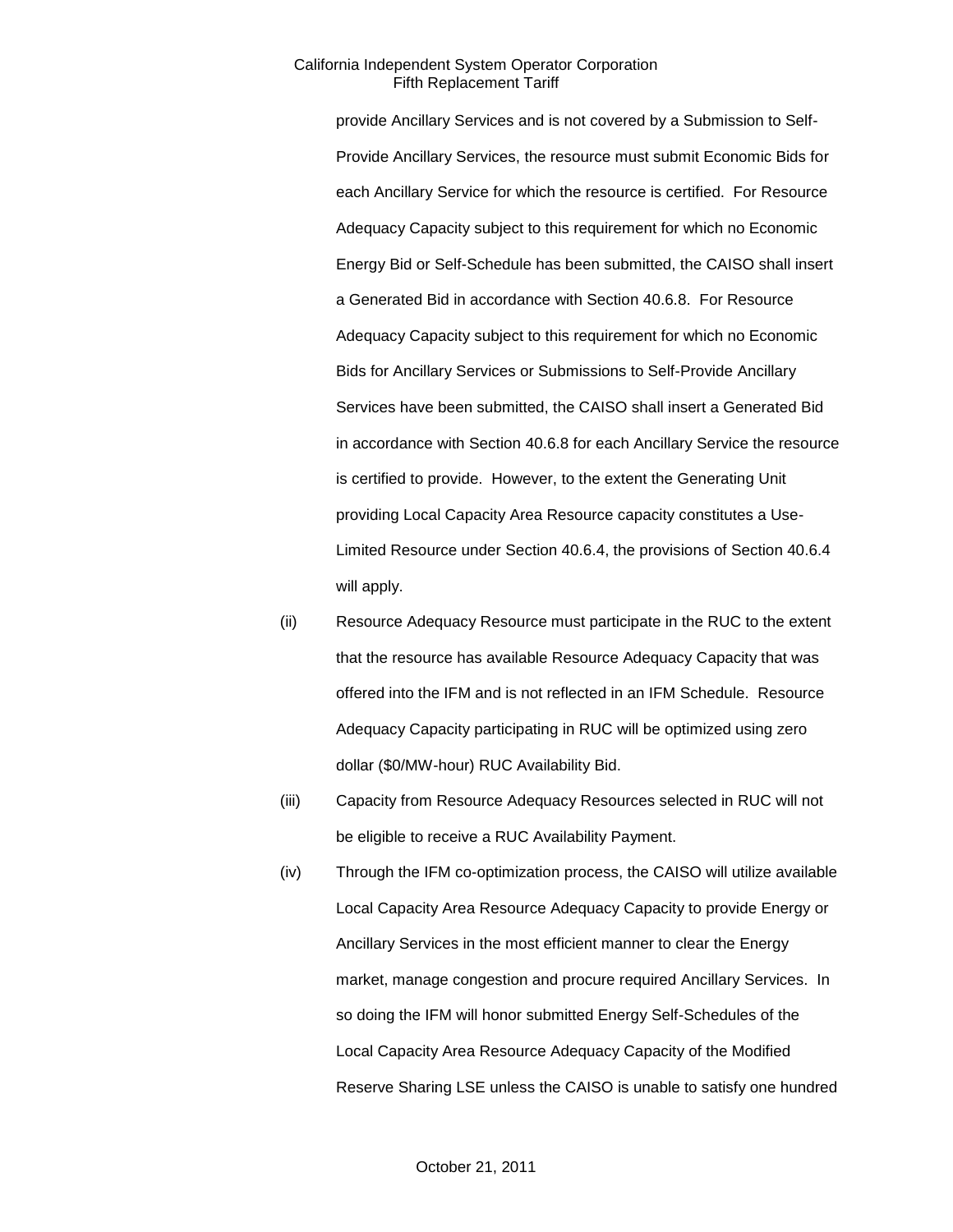provide Ancillary Services and is not covered by a Submission to Self-Provide Ancillary Services, the resource must submit Economic Bids for each Ancillary Service for which the resource is certified. For Resource Adequacy Capacity subject to this requirement for which no Economic Energy Bid or Self-Schedule has been submitted, the CAISO shall insert a Generated Bid in accordance with Section 40.6.8. For Resource Adequacy Capacity subject to this requirement for which no Economic Bids for Ancillary Services or Submissions to Self-Provide Ancillary Services have been submitted, the CAISO shall insert a Generated Bid in accordance with Section 40.6.8 for each Ancillary Service the resource is certified to provide. However, to the extent the Generating Unit providing Local Capacity Area Resource capacity constitutes a Use-Limited Resource under Section 40.6.4, the provisions of Section 40.6.4 will apply.

(ii) Resource Adequacy Resource must participate in the RUC to the extent that the resource has available Resource Adequacy Capacity that was offered into the IFM and is not reflected in an IFM Schedule. Resource Adequacy Capacity participating in RUC will be optimized using zero dollar ($0/MW-hour) RUC Availability Bid.

(iii) Capacity from Resource Adequacy Resources selected in RUC will not be eligible to receive a RUC Availability Payment.

(iv) Through the IFM co-optimization process, the CAISO will utilize available Local Capacity Area Resource Adequacy Capacity to provide Energy or Ancillary Services in the most efficient manner to clear the Energy market, manage congestion and procure required Ancillary Services. In so doing the IFM will honor submitted Energy Self-Schedules of the Local Capacity Area Resource Adequacy Capacity of the Modified Reserve Sharing LSE unless the CAISO is unable to satisfy one hundred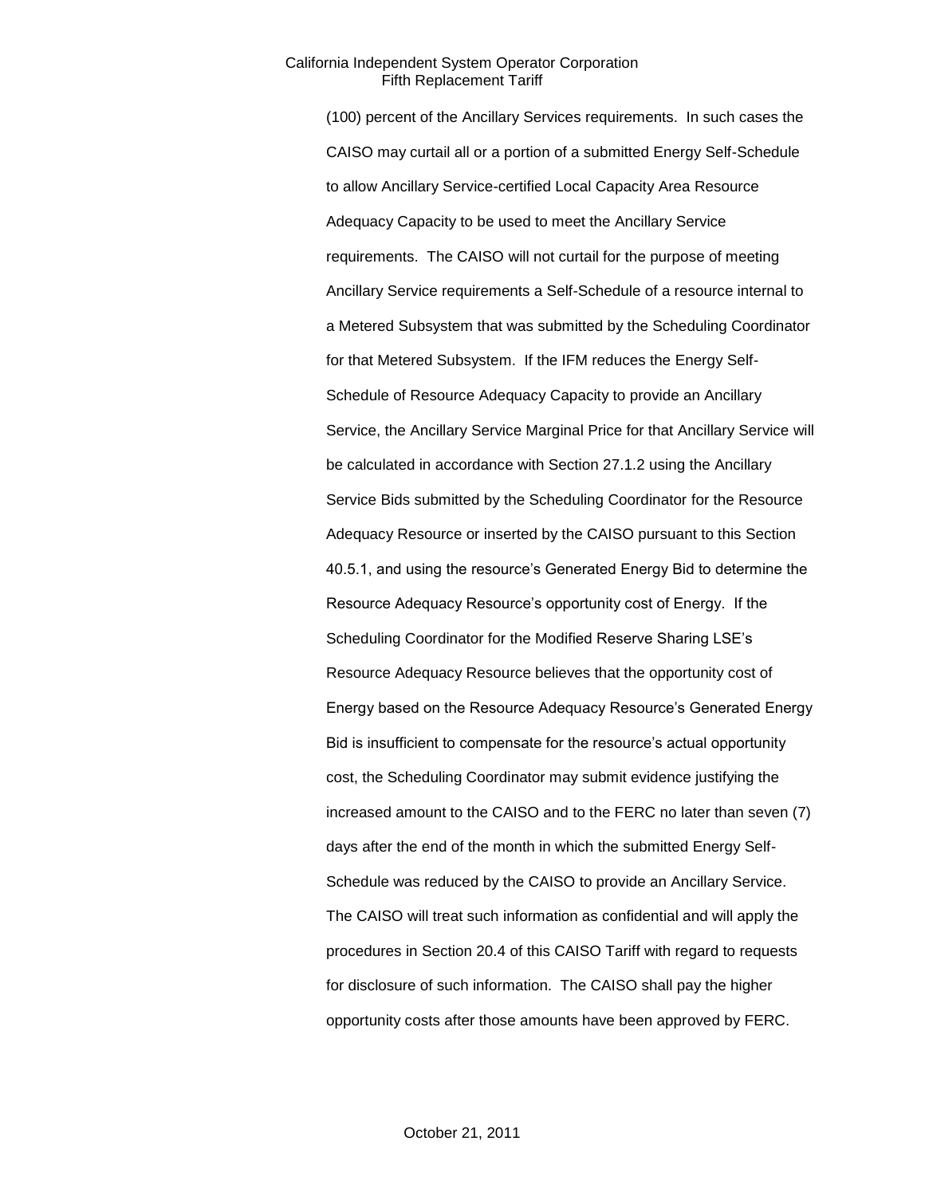(100) percent of the Ancillary Services requirements. In such cases the CAISO may curtail all or a portion of a submitted Energy Self-Schedule to allow Ancillary Service-certified Local Capacity Area Resource Adequacy Capacity to be used to meet the Ancillary Service requirements. The CAISO will not curtail for the purpose of meeting Ancillary Service requirements a Self-Schedule of a resource internal to a Metered Subsystem that was submitted by the Scheduling Coordinator for that Metered Subsystem. If the IFM reduces the Energy Self-Schedule of Resource Adequacy Capacity to provide an Ancillary Service, the Ancillary Service Marginal Price for that Ancillary Service will be calculated in accordance with Section 27.1.2 using the Ancillary Service Bids submitted by the Scheduling Coordinator for the Resource Adequacy Resource or inserted by the CAISO pursuant to this Section 40.5.1, and using the resource's Generated Energy Bid to determine the Resource Adequacy Resource's opportunity cost of Energy. If the Scheduling Coordinator for the Modified Reserve Sharing LSE's Resource Adequacy Resource believes that the opportunity cost of Energy based on the Resource Adequacy Resource's Generated Energy Bid is insufficient to compensate for the resource's actual opportunity cost, the Scheduling Coordinator may submit evidence justifying the increased amount to the CAISO and to the FERC no later than seven (7) days after the end of the month in which the submitted Energy Self-Schedule was reduced by the CAISO to provide an Ancillary Service. The CAISO will treat such information as confidential and will apply the procedures in Section 20.4 of this CAISO Tariff with regard to requests for disclosure of such information. The CAISO shall pay the higher opportunity costs after those amounts have been approved by FERC.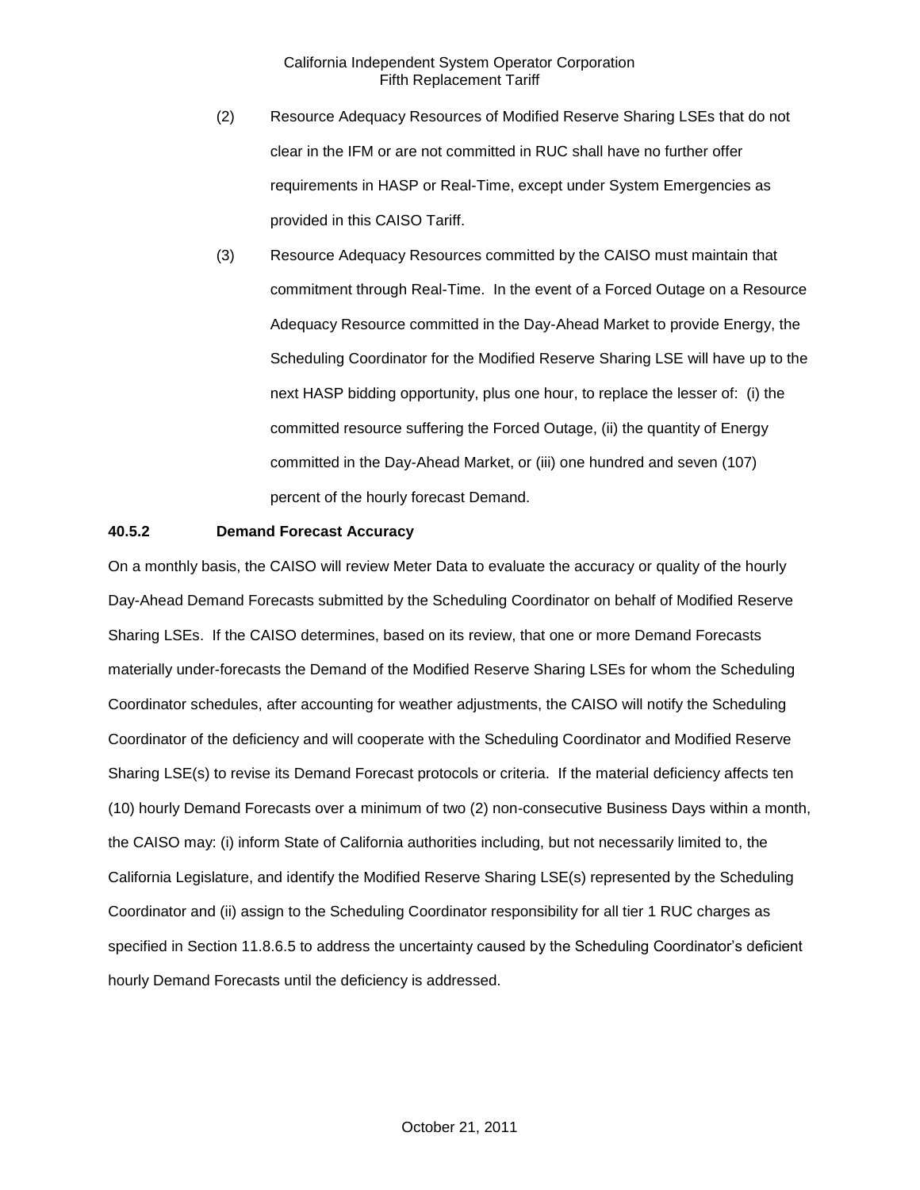(2) Resource Adequacy Resources of Modified Reserve Sharing LSEs that do not clear in the IFM or are not committed in RUC shall have no further offer requirements in HASP or Real-Time, except under System Emergencies as provided in this CAISO Tariff.

(3) Resource Adequacy Resources committed by the CAISO must maintain that commitment through Real-Time. In the event of a Forced Outage on a Resource Adequacy Resource committed in the Day-Ahead Market to provide Energy, the Scheduling Coordinator for the Modified Reserve Sharing LSE will have up to the next HASP bidding opportunity, plus one hour, to replace the lesser of: (i) the committed resource suffering the Forced Outage, (ii) the quantity of Energy committed in the Day-Ahead Market, or (iii) one hundred and seven (107) percent of the hourly forecast Demand.

**40.5.2 Demand Forecast Accuracy**

On a monthly basis, the CAISO will review Meter Data to evaluate the accuracy or quality of the hourly Day-Ahead Demand Forecasts submitted by the Scheduling Coordinator on behalf of Modified Reserve Sharing LSEs. If the CAISO determines, based on its review, that one or more Demand Forecasts materially under-forecasts the Demand of the Modified Reserve Sharing LSEs for whom the Scheduling Coordinator schedules, after accounting for weather adjustments, the CAISO will notify the Scheduling Coordinator of the deficiency and will cooperate with the Scheduling Coordinator and Modified Reserve Sharing LSE(s) to revise its Demand Forecast protocols or criteria. If the material deficiency affects ten (10) hourly Demand Forecasts over a minimum of two (2) non-consecutive Business Days within a month, the CAISO may: (i) inform State of California authorities including, but not necessarily limited to, the California Legislature, and identify the Modified Reserve Sharing LSE(s) represented by the Scheduling Coordinator and (ii) assign to the Scheduling Coordinator responsibility for all tier 1 RUC charges as specified in Section 11.8.6.5 to address the uncertainty caused by the Scheduling Coordinator's deficient hourly Demand Forecasts until the deficiency is addressed.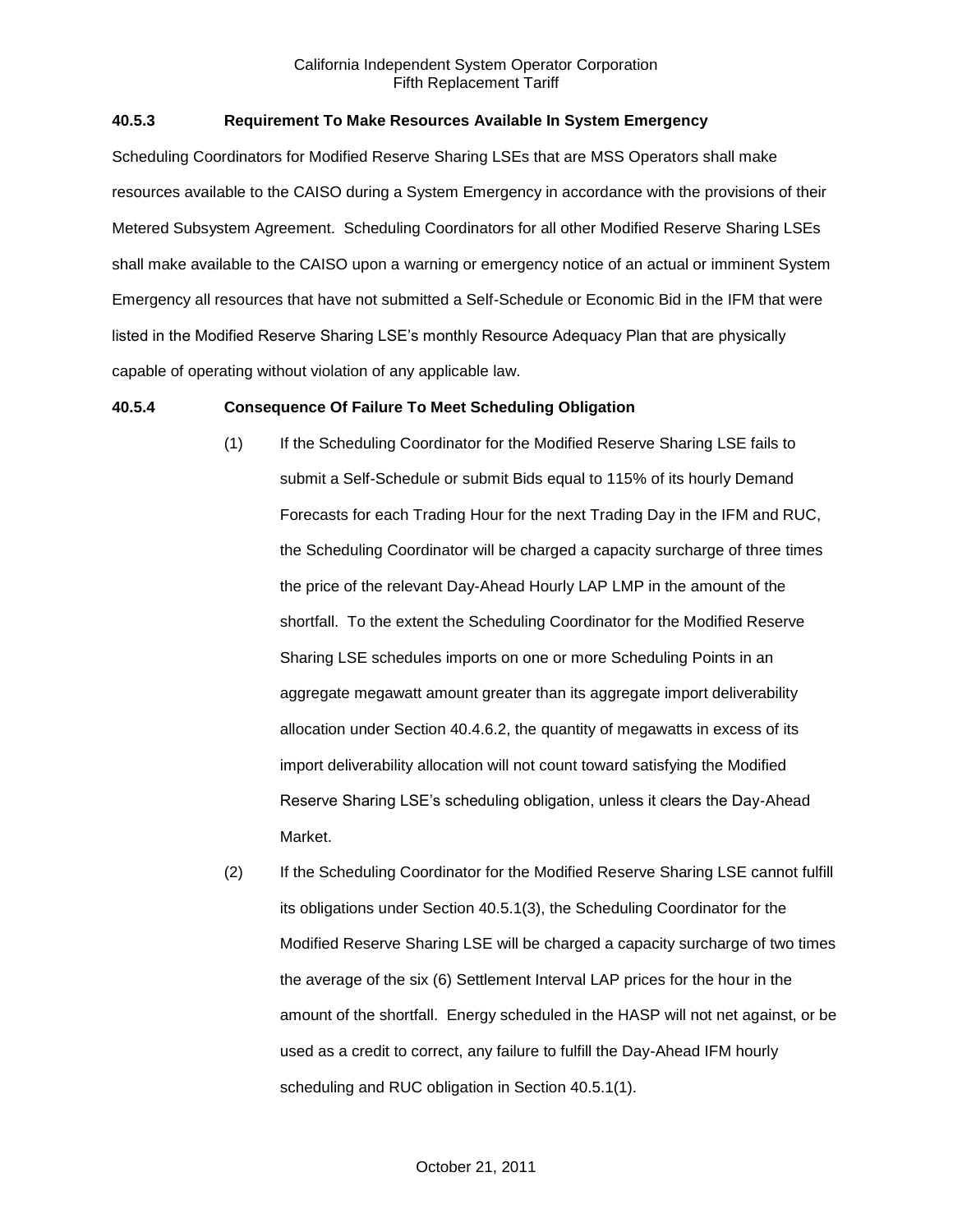### 40.5.3 Requirement To Make Resources Available In System Emergency

Scheduling Coordinators for Modified Reserve Sharing LSEs that are MSS Operators shall make resources available to the CAISO during a System Emergency in accordance with the provisions of their Metered Subsystem Agreement. Scheduling Coordinators for all other Modified Reserve Sharing LSEs shall make available to the CAISO upon a warning or emergency notice of an actual or imminent System Emergency all resources that have not submitted a Self-Schedule or Economic Bid in the IFM that were listed in the Modified Reserve Sharing LSE's monthly Resource Adequacy Plan that are physically capable of operating without violation of any applicable law.

### 40.5.4 Consequence Of Failure To Meet Scheduling Obligation

(1) If the Scheduling Coordinator for the Modified Reserve Sharing LSE fails to submit a Self-Schedule or submit Bids equal to 115% of its hourly Demand Forecasts for each Trading Hour for the next Trading Day in the IFM and RUC, the Scheduling Coordinator will be charged a capacity surcharge of three times the price of the relevant Day-Ahead Hourly LAP LMP in the amount of the shortfall. To the extent the Scheduling Coordinator for the Modified Reserve Sharing LSE schedules imports on one or more Scheduling Points in an aggregate megawatt amount greater than its aggregate import deliverability allocation under Section 40.4.6.2, the quantity of megawatts in excess of its import deliverability allocation will not count toward satisfying the Modified Reserve Sharing LSE's scheduling obligation, unless it clears the Day-Ahead Market.

(2) If the Scheduling Coordinator for the Modified Reserve Sharing LSE cannot fulfill its obligations under Section 40.5.1(3), the Scheduling Coordinator for the Modified Reserve Sharing LSE will be charged a capacity surcharge of two times the average of the six (6) Settlement Interval LAP prices for the hour in the amount of the shortfall. Energy scheduled in the HASP will not net against, or be used as a credit to correct, any failure to fulfill the Day-Ahead IFM hourly scheduling and RUC obligation in Section 40.5.1(1).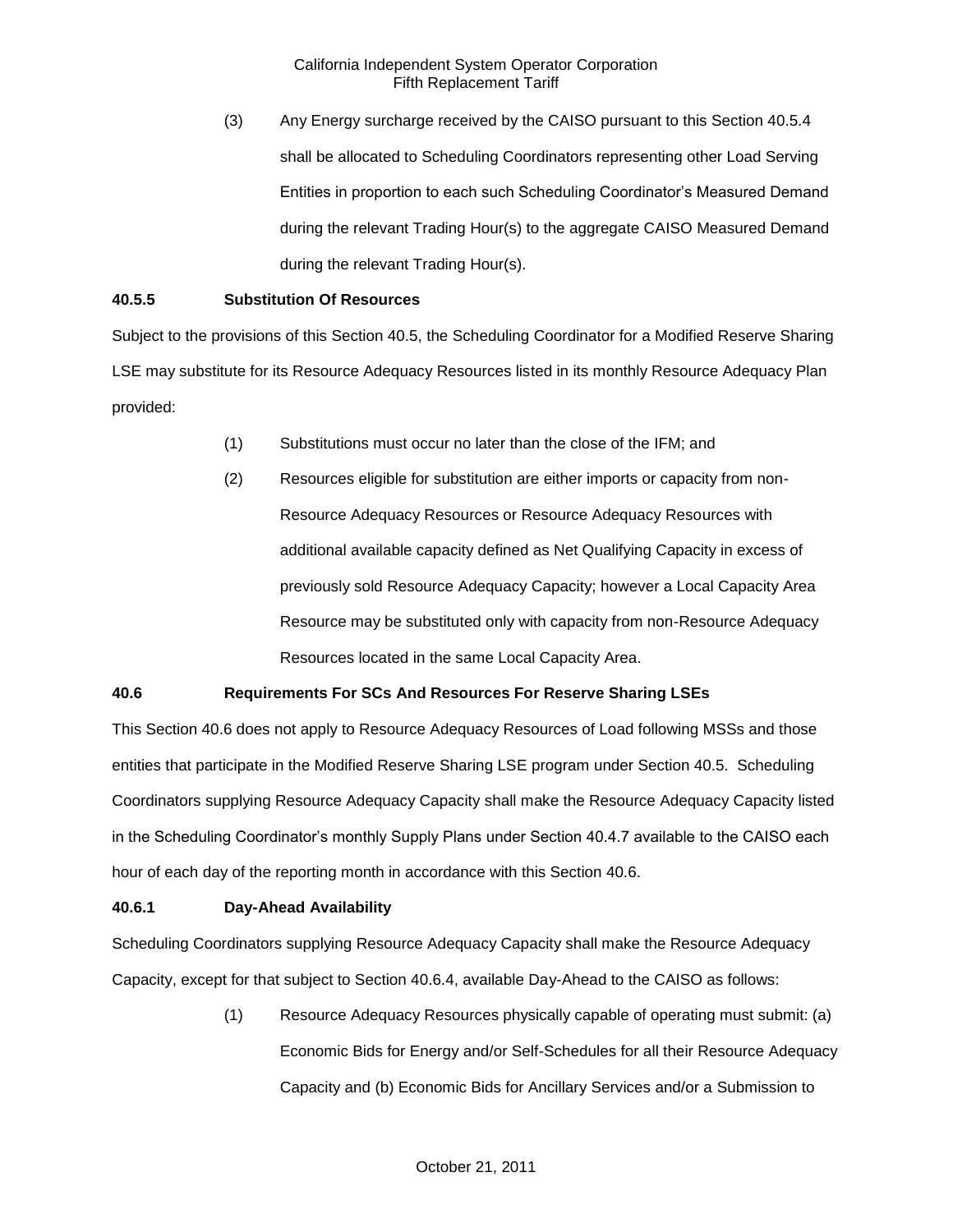(3) Any Energy surcharge received by the CAISO pursuant to this Section 40.5.4 shall be allocated to Scheduling Coordinators representing other Load Serving Entities in proportion to each such Scheduling Coordinator's Measured Demand during the relevant Trading Hour(s) to the aggregate CAISO Measured Demand during the relevant Trading Hour(s).

**40.5.5 Substitution Of Resources**

Subject to the provisions of this Section 40.5, the Scheduling Coordinator for a Modified Reserve Sharing LSE may substitute for its Resource Adequacy Resources listed in its monthly Resource Adequacy Plan provided:

(1) Substitutions must occur no later than the close of the IFM; and

(2) Resources eligible for substitution are either imports or capacity from non-Resource Adequacy Resources or Resource Adequacy Resources with additional available capacity defined as Net Qualifying Capacity in excess of previously sold Resource Adequacy Capacity; however a Local Capacity Area Resource may be substituted only with capacity from non-Resource Adequacy Resources located in the same Local Capacity Area.

**40.6 Requirements For SCs And Resources For Reserve Sharing LSEs**

This Section 40.6 does not apply to Resource Adequacy Resources of Load following MSSs and those entities that participate in the Modified Reserve Sharing LSE program under Section 40.5. Scheduling Coordinators supplying Resource Adequacy Capacity shall make the Resource Adequacy Capacity listed in the Scheduling Coordinator's monthly Supply Plans under Section 40.4.7 available to the CAISO each hour of each day of the reporting month in accordance with this Section 40.6.

**40.6.1 Day-Ahead Availability**

Scheduling Coordinators supplying Resource Adequacy Capacity shall make the Resource Adequacy Capacity, except for that subject to Section 40.6.4, available Day-Ahead to the CAISO as follows:

(1) Resource Adequacy Resources physically capable of operating must submit: (a) Economic Bids for Energy and/or Self-Schedules for all their Resource Adequacy Capacity and (b) Economic Bids for Ancillary Services and/or a Submission to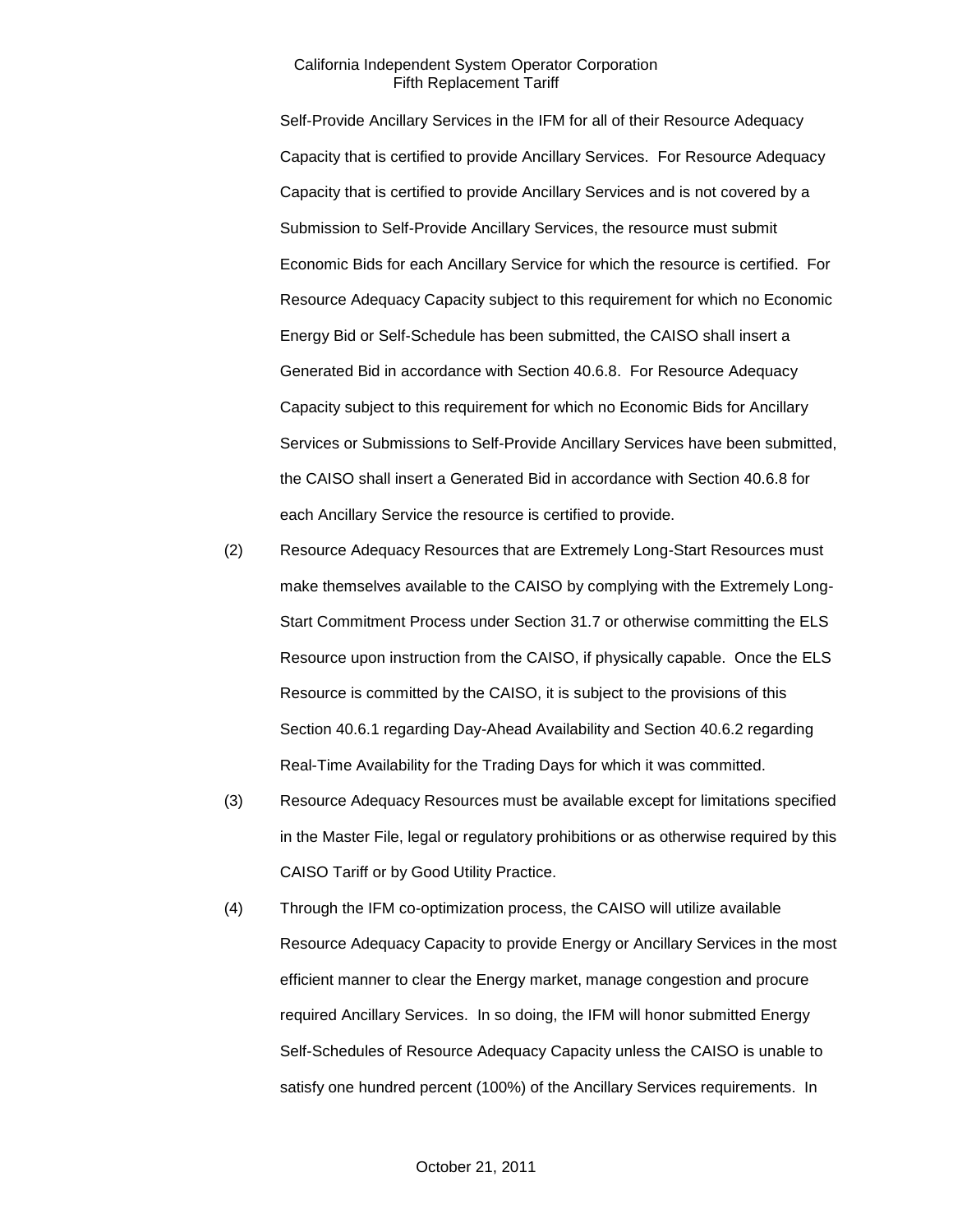Self-Provide Ancillary Services in the IFM for all of their Resource Adequacy Capacity that is certified to provide Ancillary Services. For Resource Adequacy Capacity that is certified to provide Ancillary Services and is not covered by a Submission to Self-Provide Ancillary Services, the resource must submit Economic Bids for each Ancillary Service for which the resource is certified. For Resource Adequacy Capacity subject to this requirement for which no Economic Energy Bid or Self-Schedule has been submitted, the CAISO shall insert a Generated Bid in accordance with Section 40.6.8. For Resource Adequacy Capacity subject to this requirement for which no Economic Bids for Ancillary Services or Submissions to Self-Provide Ancillary Services have been submitted, the CAISO shall insert a Generated Bid in accordance with Section 40.6.8 for each Ancillary Service the resource is certified to provide.

(2) Resource Adequacy Resources that are Extremely Long-Start Resources must make themselves available to the CAISO by complying with the Extremely Long-Start Commitment Process under Section 31.7 or otherwise committing the ELS Resource upon instruction from the CAISO, if physically capable. Once the ELS Resource is committed by the CAISO, it is subject to the provisions of this Section 40.6.1 regarding Day-Ahead Availability and Section 40.6.2 regarding Real-Time Availability for the Trading Days for which it was committed.

(3) Resource Adequacy Resources must be available except for limitations specified in the Master File, legal or regulatory prohibitions or as otherwise required by this CAISO Tariff or by Good Utility Practice.

(4) Through the IFM co-optimization process, the CAISO will utilize available Resource Adequacy Capacity to provide Energy or Ancillary Services in the most efficient manner to clear the Energy market, manage congestion and procure required Ancillary Services. In so doing, the IFM will honor submitted Energy Self-Schedules of Resource Adequacy Capacity unless the CAISO is unable to satisfy one hundred percent (100%) of the Ancillary Services requirements. In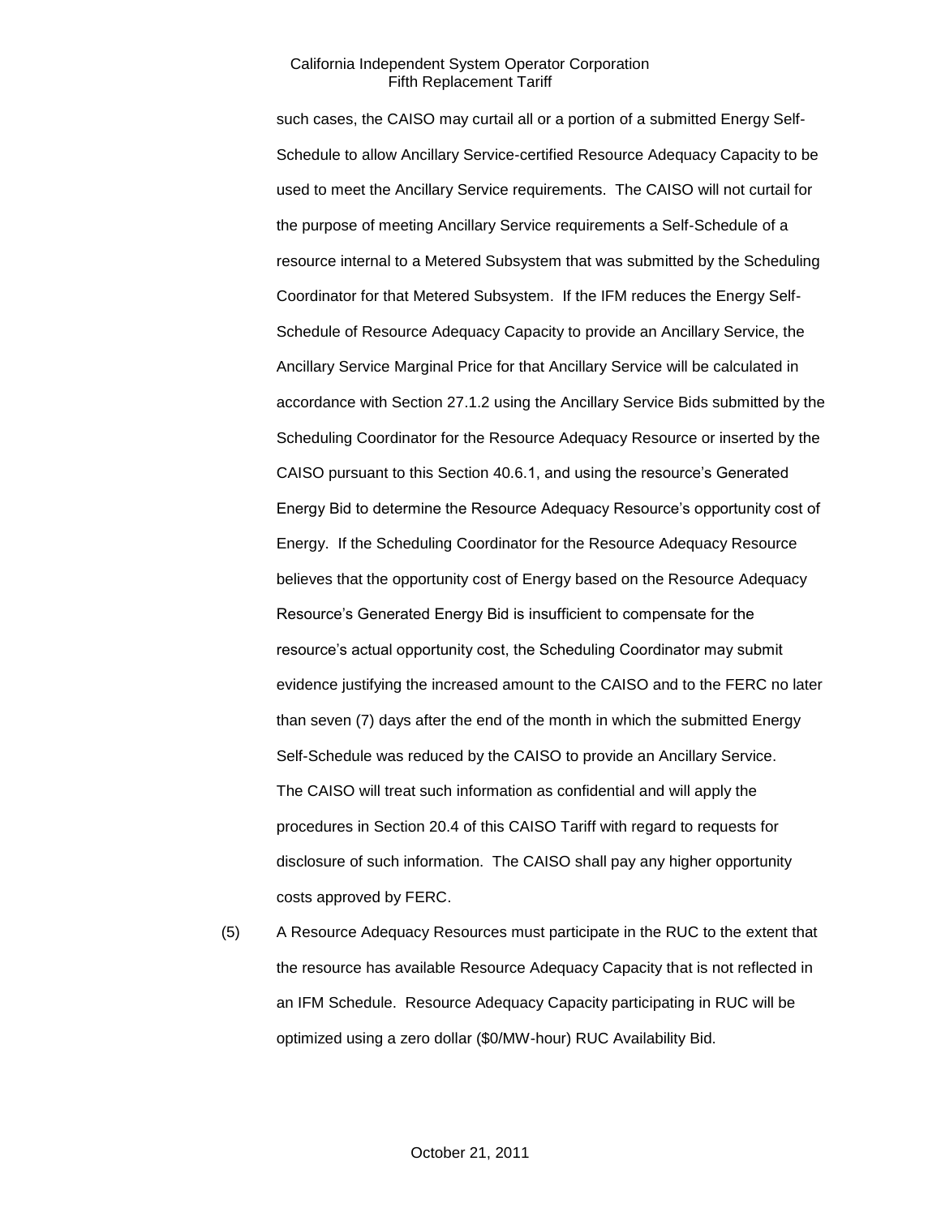such cases, the CAISO may curtail all or a portion of a submitted Energy Self-Schedule to allow Ancillary Service-certified Resource Adequacy Capacity to be used to meet the Ancillary Service requirements. The CAISO will not curtail for the purpose of meeting Ancillary Service requirements a Self-Schedule of a resource internal to a Metered Subsystem that was submitted by the Scheduling Coordinator for that Metered Subsystem. If the IFM reduces the Energy Self-Schedule of Resource Adequacy Capacity to provide an Ancillary Service, the Ancillary Service Marginal Price for that Ancillary Service will be calculated in accordance with Section 27.1.2 using the Ancillary Service Bids submitted by the Scheduling Coordinator for the Resource Adequacy Resource or inserted by the CAISO pursuant to this Section 40.6.1, and using the resource's Generated Energy Bid to determine the Resource Adequacy Resource's opportunity cost of Energy. If the Scheduling Coordinator for the Resource Adequacy Resource believes that the opportunity cost of Energy based on the Resource Adequacy Resource's Generated Energy Bid is insufficient to compensate for the resource's actual opportunity cost, the Scheduling Coordinator may submit evidence justifying the increased amount to the CAISO and to the FERC no later than seven (7) days after the end of the month in which the submitted Energy Self-Schedule was reduced by the CAISO to provide an Ancillary Service. The CAISO will treat such information as confidential and will apply the procedures in Section 20.4 of this CAISO Tariff with regard to requests for disclosure of such information. The CAISO shall pay any higher opportunity costs approved by FERC.

(5) A Resource Adequacy Resources must participate in the RUC to the extent that the resource has available Resource Adequacy Capacity that is not reflected in an IFM Schedule. Resource Adequacy Capacity participating in RUC will be optimized using a zero dollar ($0/MW-hour) RUC Availability Bid.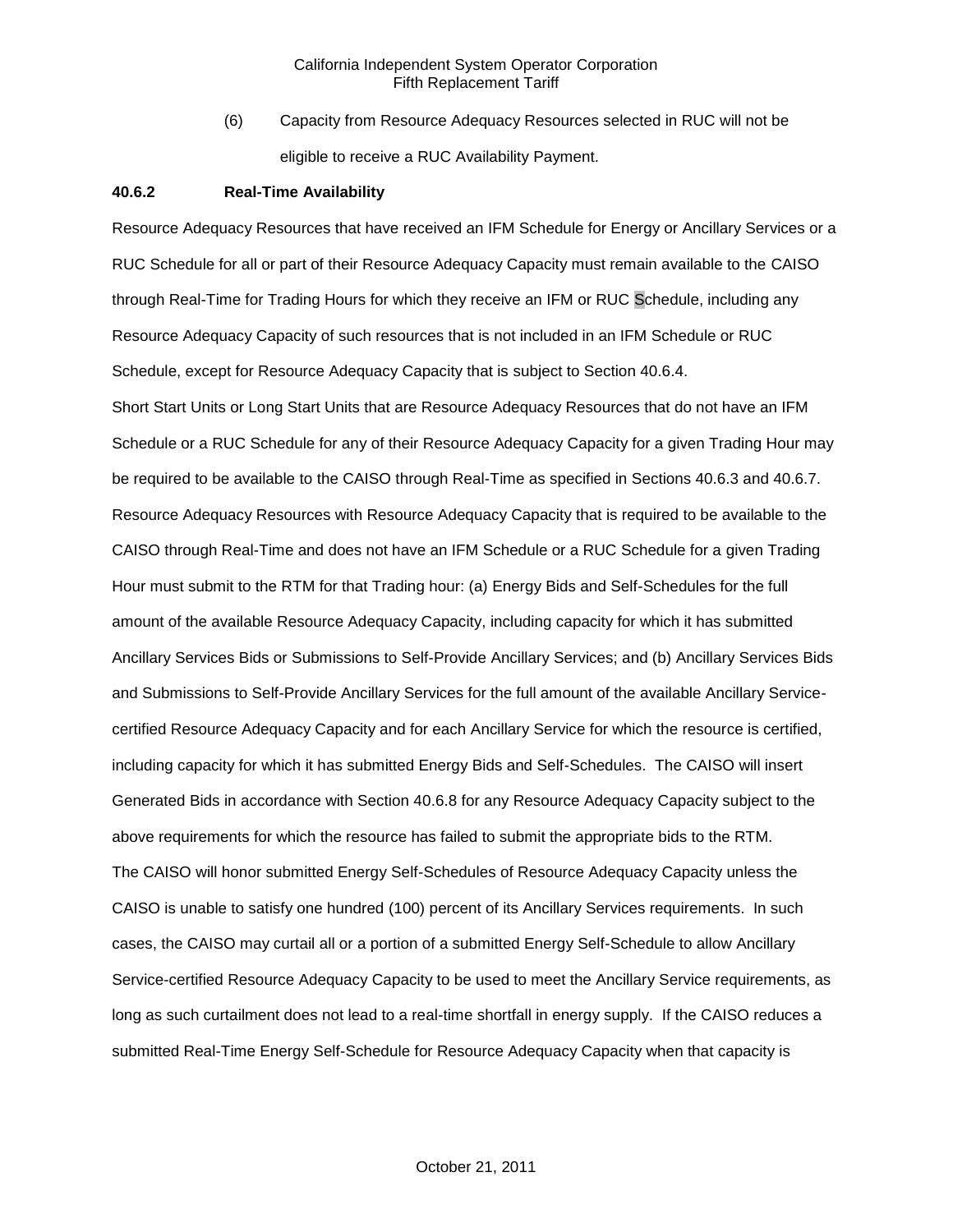(6) Capacity from Resource Adequacy Resources selected in RUC will not be eligible to receive a RUC Availability Payment.

**40.6.2 Real-Time Availability**

Resource Adequacy Resources that have received an IFM Schedule for Energy or Ancillary Services or a RUC Schedule for all or part of their Resource Adequacy Capacity must remain available to the CAISO through Real-Time for Trading Hours for which they receive an IFM or RUC Schedule, including any Resource Adequacy Capacity of such resources that is not included in an IFM Schedule or RUC Schedule, except for Resource Adequacy Capacity that is subject to Section 40.6.4.

Short Start Units or Long Start Units that are Resource Adequacy Resources that do not have an IFM Schedule or a RUC Schedule for any of their Resource Adequacy Capacity for a given Trading Hour may be required to be available to the CAISO through Real-Time as specified in Sections 40.6.3 and 40.6.7. Resource Adequacy Resources with Resource Adequacy Capacity that is required to be available to the CAISO through Real-Time and does not have an IFM Schedule or a RUC Schedule for a given Trading Hour must submit to the RTM for that Trading hour: (a) Energy Bids and Self-Schedules for the full amount of the available Resource Adequacy Capacity, including capacity for which it has submitted Ancillary Services Bids or Submissions to Self-Provide Ancillary Services; and (b) Ancillary Services Bids and Submissions to Self-Provide Ancillary Services for the full amount of the available Ancillary Service-certified Resource Adequacy Capacity and for each Ancillary Service for which the resource is certified, including capacity for which it has submitted Energy Bids and Self-Schedules. The CAISO will insert Generated Bids in accordance with Section 40.6.8 for any Resource Adequacy Capacity subject to the above requirements for which the resource has failed to submit the appropriate bids to the RTM.

The CAISO will honor submitted Energy Self-Schedules of Resource Adequacy Capacity unless the CAISO is unable to satisfy one hundred (100) percent of its Ancillary Services requirements. In such cases, the CAISO may curtail all or a portion of a submitted Energy Self-Schedule to allow Ancillary Service-certified Resource Adequacy Capacity to be used to meet the Ancillary Service requirements, as long as such curtailment does not lead to a real-time shortfall in energy supply. If the CAISO reduces a submitted Real-Time Energy Self-Schedule for Resource Adequacy Capacity when that capacity is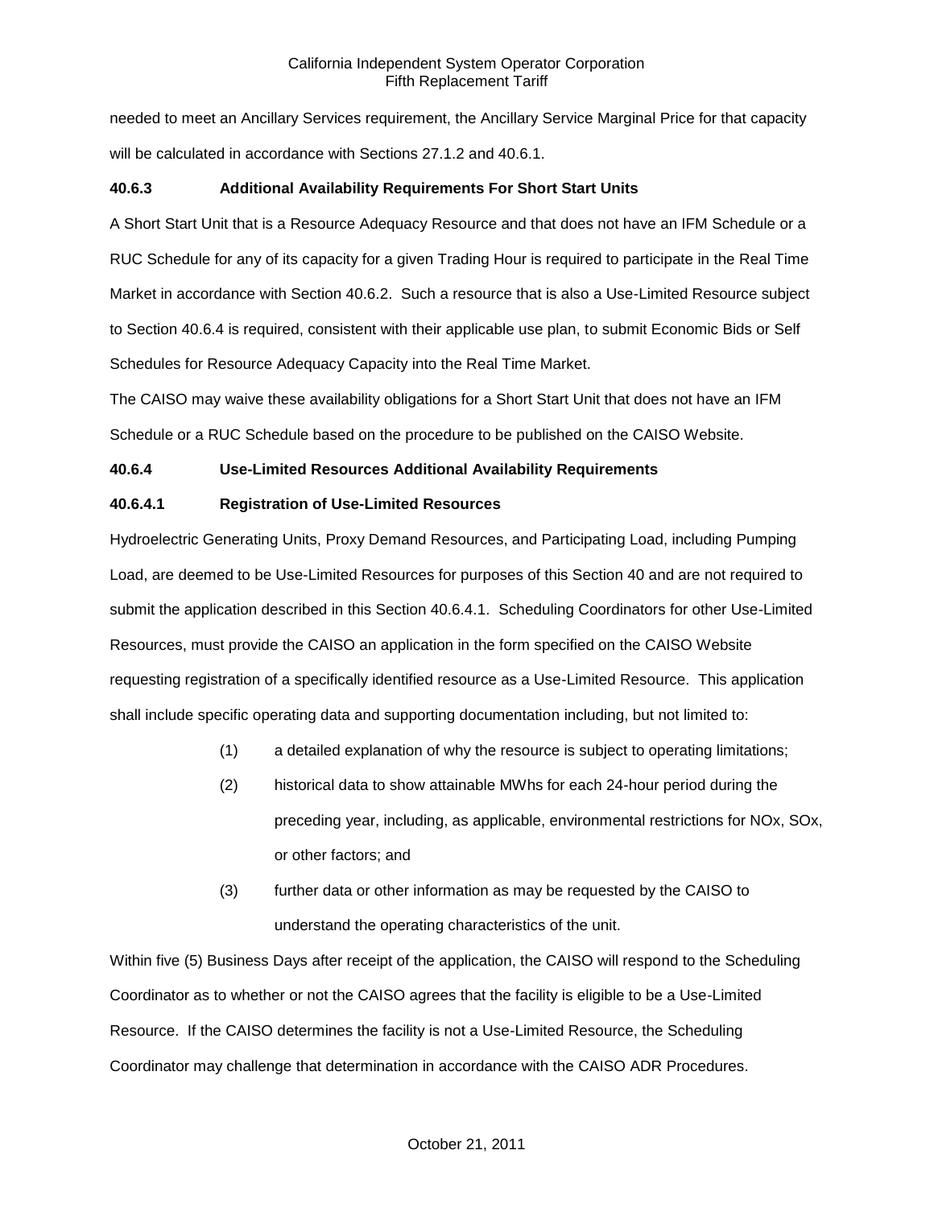needed to meet an Ancillary Services requirement, the Ancillary Service Marginal Price for that capacity will be calculated in accordance with Sections 27.1.2 and 40.6.1.

**40.6.3 Additional Availability Requirements For Short Start Units**

A Short Start Unit that is a Resource Adequacy Resource and that does not have an IFM Schedule or a RUC Schedule for any of its capacity for a given Trading Hour is required to participate in the Real Time Market in accordance with Section 40.6.2. Such a resource that is also a Use-Limited Resource subject to Section 40.6.4 is required, consistent with their applicable use plan, to submit Economic Bids or Self Schedules for Resource Adequacy Capacity into the Real Time Market.

The CAISO may waive these availability obligations for a Short Start Unit that does not have an IFM Schedule or a RUC Schedule based on the procedure to be published on the CAISO Website.

**40.6.4 Use-Limited Resources Additional Availability Requirements**

**40.6.4.1 Registration of Use-Limited Resources**

Hydroelectric Generating Units, Proxy Demand Resources, and Participating Load, including Pumping Load, are deemed to be Use-Limited Resources for purposes of this Section 40 and are not required to submit the application described in this Section 40.6.4.1. Scheduling Coordinators for other Use-Limited Resources, must provide the CAISO an application in the form specified on the CAISO Website requesting registration of a specifically identified resource as a Use-Limited Resource. This application shall include specific operating data and supporting documentation including, but not limited to:

(1) a detailed explanation of why the resource is subject to operating limitations;

(2) historical data to show attainable MWhs for each 24-hour period during the preceding year, including, as applicable, environmental restrictions for NOx, SOx, or other factors; and

(3) further data or other information as may be requested by the CAISO to understand the operating characteristics of the unit.

Within five (5) Business Days after receipt of the application, the CAISO will respond to the Scheduling Coordinator as to whether or not the CAISO agrees that the facility is eligible to be a Use-Limited Resource. If the CAISO determines the facility is not a Use-Limited Resource, the Scheduling Coordinator may challenge that determination in accordance with the CAISO ADR Procedures.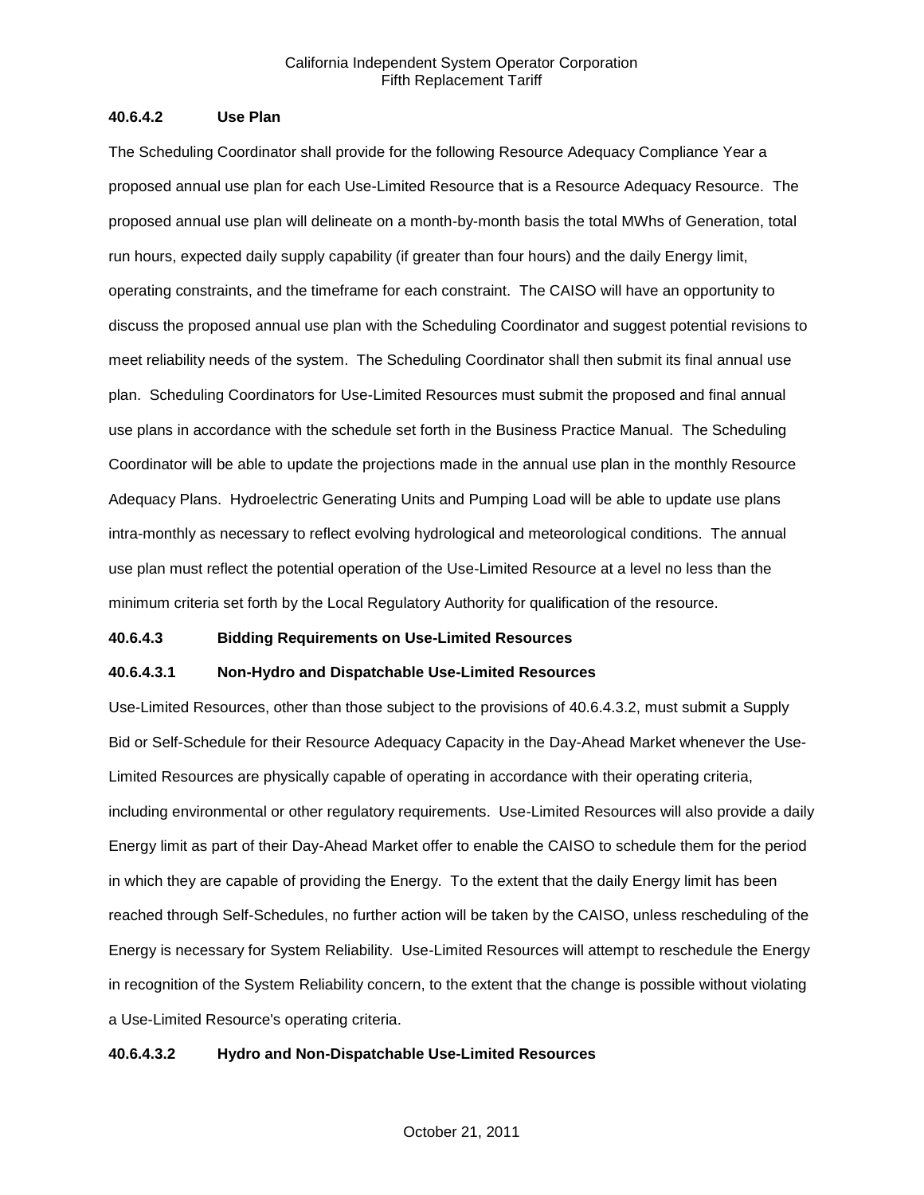**40.6.4.2 Use Plan**

The Scheduling Coordinator shall provide for the following Resource Adequacy Compliance Year a proposed annual use plan for each Use-Limited Resource that is a Resource Adequacy Resource. The proposed annual use plan will delineate on a month-by-month basis the total MWhs of Generation, total run hours, expected daily supply capability (if greater than four hours) and the daily Energy limit, operating constraints, and the timeframe for each constraint. The CAISO will have an opportunity to discuss the proposed annual use plan with the Scheduling Coordinator and suggest potential revisions to meet reliability needs of the system. The Scheduling Coordinator shall then submit its final annual use plan. Scheduling Coordinators for Use-Limited Resources must submit the proposed and final annual use plans in accordance with the schedule set forth in the Business Practice Manual. The Scheduling Coordinator will be able to update the projections made in the annual use plan in the monthly Resource Adequacy Plans. Hydroelectric Generating Units and Pumping Load will be able to update use plans intra-monthly as necessary to reflect evolving hydrological and meteorological conditions. The annual use plan must reflect the potential operation of the Use-Limited Resource at a level no less than the minimum criteria set forth by the Local Regulatory Authority for qualification of the resource.

**40.6.4.3 Bidding Requirements on Use-Limited Resources**

**40.6.4.3.1 Non-Hydro and Dispatchable Use-Limited Resources**

Use-Limited Resources, other than those subject to the provisions of 40.6.4.3.2, must submit a Supply Bid or Self-Schedule for their Resource Adequacy Capacity in the Day-Ahead Market whenever the Use-Limited Resources are physically capable of operating in accordance with their operating criteria, including environmental or other regulatory requirements. Use-Limited Resources will also provide a daily Energy limit as part of their Day-Ahead Market offer to enable the CAISO to schedule them for the period in which they are capable of providing the Energy. To the extent that the daily Energy limit has been reached through Self-Schedules, no further action will be taken by the CAISO, unless rescheduling of the Energy is necessary for System Reliability. Use-Limited Resources will attempt to reschedule the Energy in recognition of the System Reliability concern, to the extent that the change is possible without violating a Use-Limited Resource's operating criteria.

**40.6.4.3.2 Hydro and Non-Dispatchable Use-Limited Resources**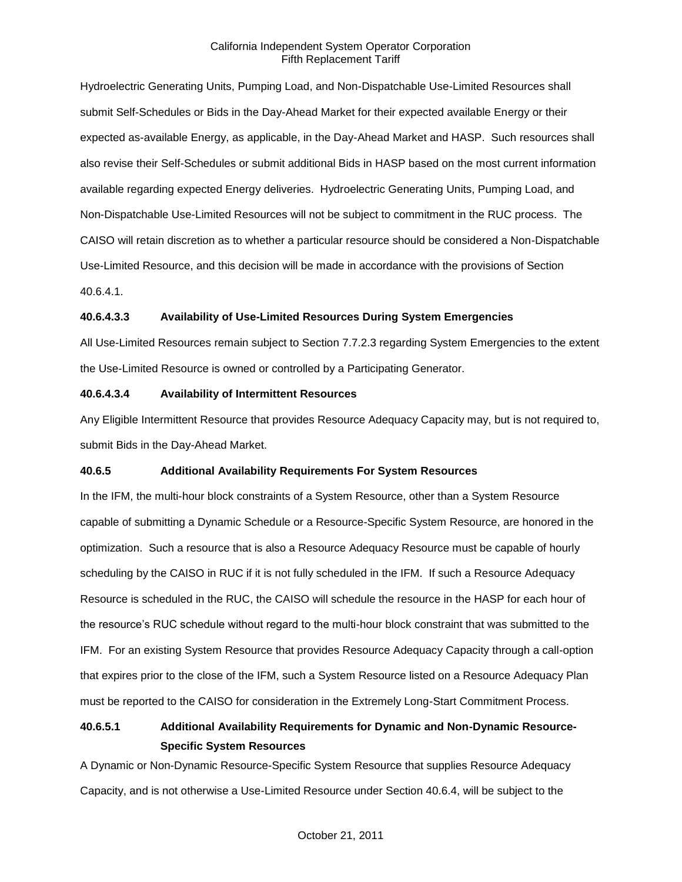Hydroelectric Generating Units, Pumping Load, and Non-Dispatchable Use-Limited Resources shall submit Self-Schedules or Bids in the Day-Ahead Market for their expected available Energy or their expected as-available Energy, as applicable, in the Day-Ahead Market and HASP. Such resources shall also revise their Self-Schedules or submit additional Bids in HASP based on the most current information available regarding expected Energy deliveries. Hydroelectric Generating Units, Pumping Load, and Non-Dispatchable Use-Limited Resources will not be subject to commitment in the RUC process. The CAISO will retain discretion as to whether a particular resource should be considered a Non-Dispatchable Use-Limited Resource, and this decision will be made in accordance with the provisions of Section 40.6.4.1.

**40.6.4.3.3 Availability of Use-Limited Resources During System Emergencies**

All Use-Limited Resources remain subject to Section 7.7.2.3 regarding System Emergencies to the extent the Use-Limited Resource is owned or controlled by a Participating Generator.

**40.6.4.3.4 Availability of Intermittent Resources**

Any Eligible Intermittent Resource that provides Resource Adequacy Capacity may, but is not required to, submit Bids in the Day-Ahead Market.

**40.6.5 Additional Availability Requirements For System Resources**

In the IFM, the multi-hour block constraints of a System Resource, other than a System Resource capable of submitting a Dynamic Schedule or a Resource-Specific System Resource, are honored in the optimization. Such a resource that is also a Resource Adequacy Resource must be capable of hourly scheduling by the CAISO in RUC if it is not fully scheduled in the IFM. If such a Resource Adequacy Resource is scheduled in the RUC, the CAISO will schedule the resource in the HASP for each hour of the resource's RUC schedule without regard to the multi-hour block constraint that was submitted to the IFM. For an existing System Resource that provides Resource Adequacy Capacity through a call-option that expires prior to the close of the IFM, such a System Resource listed on a Resource Adequacy Plan must be reported to the CAISO for consideration in the Extremely Long-Start Commitment Process.

**40.6.5.1 Additional Availability Requirements for Dynamic and Non-Dynamic Resource-Specific System Resources**

A Dynamic or Non-Dynamic Resource-Specific System Resource that supplies Resource Adequacy Capacity, and is not otherwise a Use-Limited Resource under Section 40.6.4, will be subject to the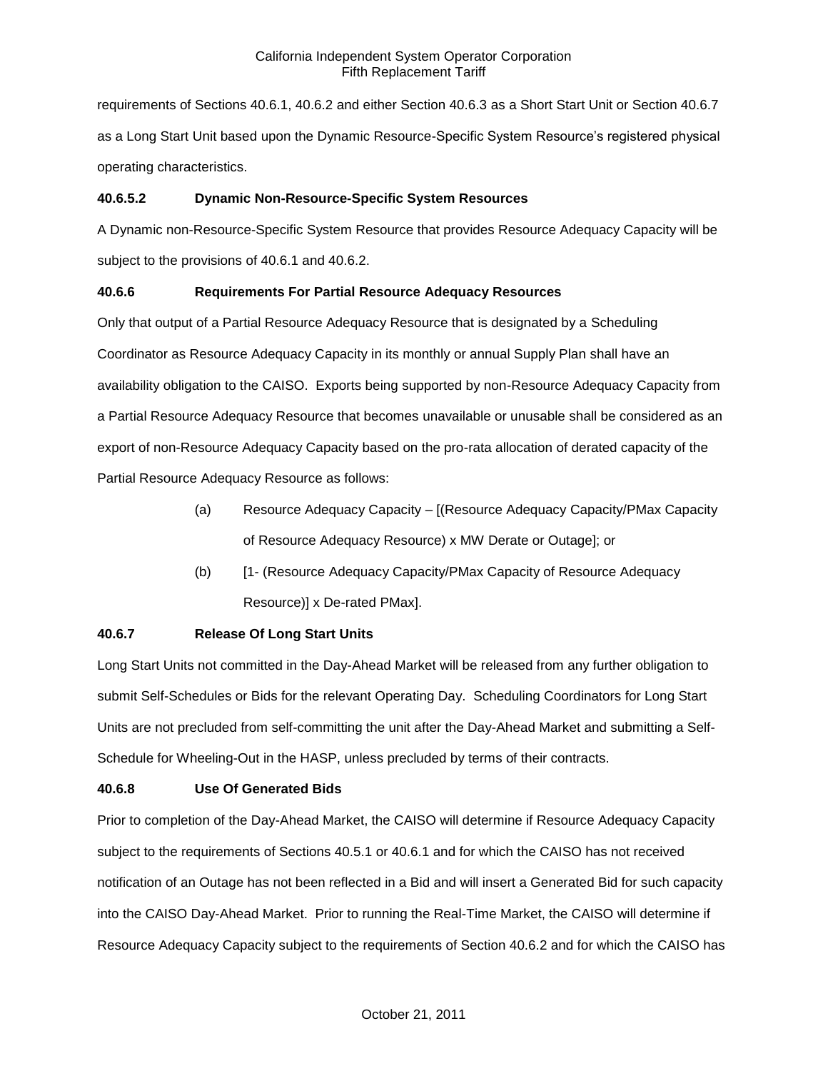requirements of Sections 40.6.1, 40.6.2 and either Section 40.6.3 as a Short Start Unit or Section 40.6.7 as a Long Start Unit based upon the Dynamic Resource-Specific System Resource's registered physical operating characteristics.

**40.6.5.2 Dynamic Non-Resource-Specific System Resources**

A Dynamic non-Resource-Specific System Resource that provides Resource Adequacy Capacity will be subject to the provisions of 40.6.1 and 40.6.2.

**40.6.6 Requirements For Partial Resource Adequacy Resources**

Only that output of a Partial Resource Adequacy Resource that is designated by a Scheduling Coordinator as Resource Adequacy Capacity in its monthly or annual Supply Plan shall have an availability obligation to the CAISO. Exports being supported by non-Resource Adequacy Capacity from a Partial Resource Adequacy Resource that becomes unavailable or unusable shall be considered as an export of non-Resource Adequacy Capacity based on the pro-rata allocation of derated capacity of the Partial Resource Adequacy Resource as follows:

(a) Resource Adequacy Capacity – [(Resource Adequacy Capacity/PMax Capacity of Resource Adequacy Resource) x MW Derate or Outage]; or

(b) [1- (Resource Adequacy Capacity/PMax Capacity of Resource Adequacy Resource)] x De-rated PMax].

**40.6.7 Release Of Long Start Units**

Long Start Units not committed in the Day-Ahead Market will be released from any further obligation to submit Self-Schedules or Bids for the relevant Operating Day. Scheduling Coordinators for Long Start Units are not precluded from self-committing the unit after the Day-Ahead Market and submitting a Self-Schedule for Wheeling-Out in the HASP, unless precluded by terms of their contracts.

**40.6.8 Use Of Generated Bids**

Prior to completion of the Day-Ahead Market, the CAISO will determine if Resource Adequacy Capacity subject to the requirements of Sections 40.5.1 or 40.6.1 and for which the CAISO has not received notification of an Outage has not been reflected in a Bid and will insert a Generated Bid for such capacity into the CAISO Day-Ahead Market. Prior to running the Real-Time Market, the CAISO will determine if Resource Adequacy Capacity subject to the requirements of Section 40.6.2 and for which the CAISO has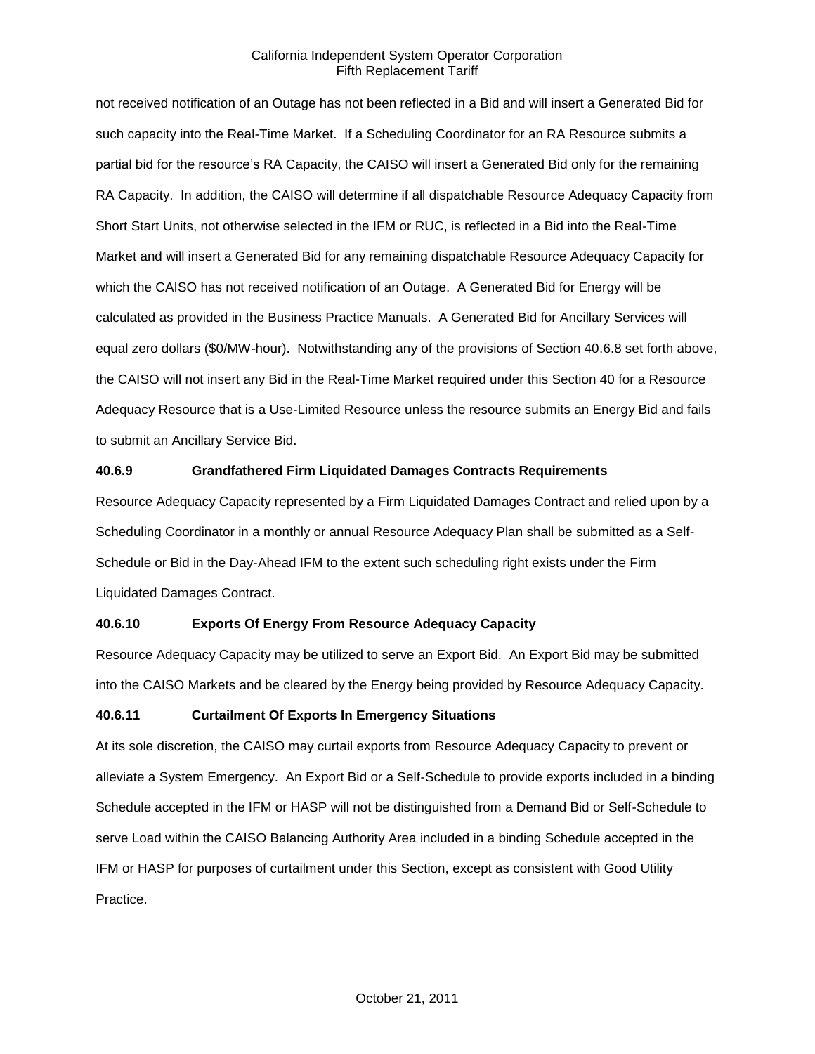not received notification of an Outage has not been reflected in a Bid and will insert a Generated Bid for such capacity into the Real-Time Market. If a Scheduling Coordinator for an RA Resource submits a partial bid for the resource's RA Capacity, the CAISO will insert a Generated Bid only for the remaining RA Capacity. In addition, the CAISO will determine if all dispatchable Resource Adequacy Capacity from Short Start Units, not otherwise selected in the IFM or RUC, is reflected in a Bid into the Real-Time Market and will insert a Generated Bid for any remaining dispatchable Resource Adequacy Capacity for which the CAISO has not received notification of an Outage. A Generated Bid for Energy will be calculated as provided in the Business Practice Manuals. A Generated Bid for Ancillary Services will equal zero dollars ($0/MW-hour). Notwithstanding any of the provisions of Section 40.6.8 set forth above, the CAISO will not insert any Bid in the Real-Time Market required under this Section 40 for a Resource Adequacy Resource that is a Use-Limited Resource unless the resource submits an Energy Bid and fails to submit an Ancillary Service Bid.

### 40.6.9 Grandfathered Firm Liquidated Damages Contracts Requirements

Resource Adequacy Capacity represented by a Firm Liquidated Damages Contract and relied upon by a Scheduling Coordinator in a monthly or annual Resource Adequacy Plan shall be submitted as a Self-Schedule or Bid in the Day-Ahead IFM to the extent such scheduling right exists under the Firm Liquidated Damages Contract.

### 40.6.10 Exports Of Energy From Resource Adequacy Capacity

Resource Adequacy Capacity may be utilized to serve an Export Bid. An Export Bid may be submitted into the CAISO Markets and be cleared by the Energy being provided by Resource Adequacy Capacity.

### 40.6.11 Curtailment Of Exports In Emergency Situations

At its sole discretion, the CAISO may curtail exports from Resource Adequacy Capacity to prevent or alleviate a System Emergency. An Export Bid or a Self-Schedule to provide exports included in a binding Schedule accepted in the IFM or HASP will not be distinguished from a Demand Bid or Self-Schedule to serve Load within the CAISO Balancing Authority Area included in a binding Schedule accepted in the IFM or HASP for purposes of curtailment under this Section, except as consistent with Good Utility Practice.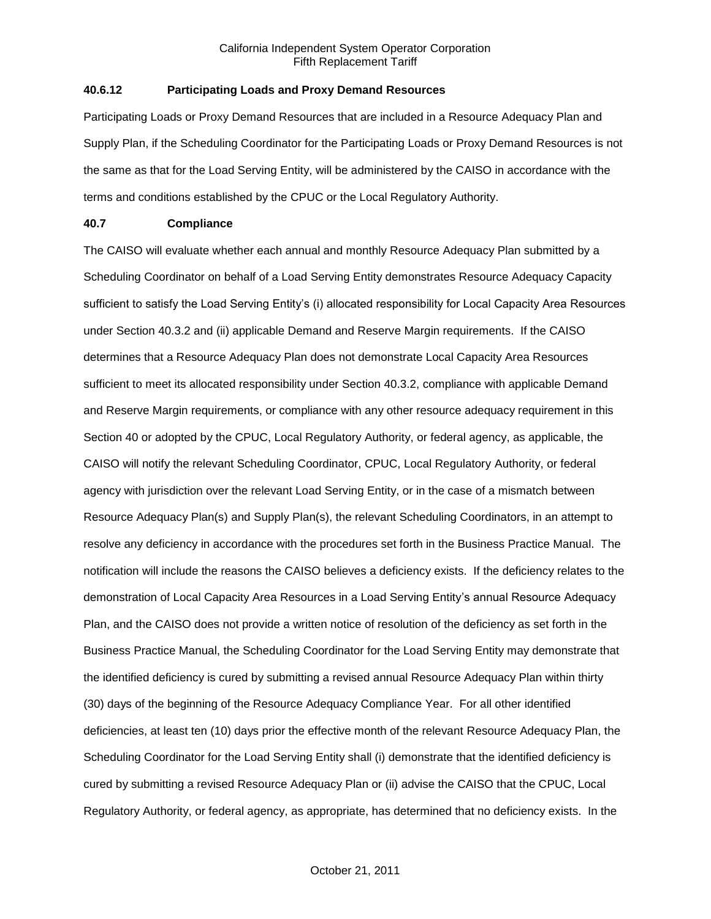### 40.6.12 Participating Loads and Proxy Demand Resources

Participating Loads or Proxy Demand Resources that are included in a Resource Adequacy Plan and Supply Plan, if the Scheduling Coordinator for the Participating Loads or Proxy Demand Resources is not the same as that for the Load Serving Entity, will be administered by the CAISO in accordance with the terms and conditions established by the CPUC or the Local Regulatory Authority.

## 40.7 Compliance

The CAISO will evaluate whether each annual and monthly Resource Adequacy Plan submitted by a Scheduling Coordinator on behalf of a Load Serving Entity demonstrates Resource Adequacy Capacity sufficient to satisfy the Load Serving Entity's (i) allocated responsibility for Local Capacity Area Resources under Section 40.3.2 and (ii) applicable Demand and Reserve Margin requirements. If the CAISO determines that a Resource Adequacy Plan does not demonstrate Local Capacity Area Resources sufficient to meet its allocated responsibility under Section 40.3.2, compliance with applicable Demand and Reserve Margin requirements, or compliance with any other resource adequacy requirement in this Section 40 or adopted by the CPUC, Local Regulatory Authority, or federal agency, as applicable, the CAISO will notify the relevant Scheduling Coordinator, CPUC, Local Regulatory Authority, or federal agency with jurisdiction over the relevant Load Serving Entity, or in the case of a mismatch between Resource Adequacy Plan(s) and Supply Plan(s), the relevant Scheduling Coordinators, in an attempt to resolve any deficiency in accordance with the procedures set forth in the Business Practice Manual. The notification will include the reasons the CAISO believes a deficiency exists. If the deficiency relates to the demonstration of Local Capacity Area Resources in a Load Serving Entity's annual Resource Adequacy Plan, and the CAISO does not provide a written notice of resolution of the deficiency as set forth in the Business Practice Manual, the Scheduling Coordinator for the Load Serving Entity may demonstrate that the identified deficiency is cured by submitting a revised annual Resource Adequacy Plan within thirty (30) days of the beginning of the Resource Adequacy Compliance Year. For all other identified deficiencies, at least ten (10) days prior the effective month of the relevant Resource Adequacy Plan, the Scheduling Coordinator for the Load Serving Entity shall (i) demonstrate that the identified deficiency is cured by submitting a revised Resource Adequacy Plan or (ii) advise the CAISO that the CPUC, Local Regulatory Authority, or federal agency, as appropriate, has determined that no deficiency exists. In the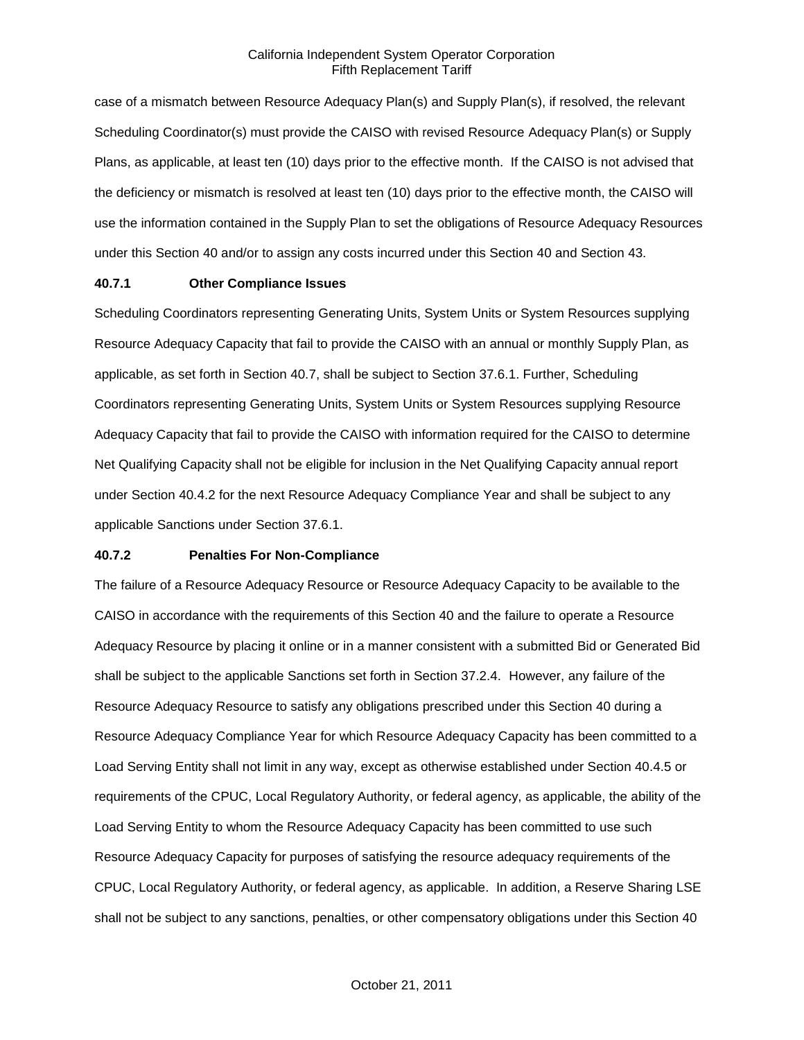case of a mismatch between Resource Adequacy Plan(s) and Supply Plan(s), if resolved, the relevant Scheduling Coordinator(s) must provide the CAISO with revised Resource Adequacy Plan(s) or Supply Plans, as applicable, at least ten (10) days prior to the effective month. If the CAISO is not advised that the deficiency or mismatch is resolved at least ten (10) days prior to the effective month, the CAISO will use the information contained in the Supply Plan to set the obligations of Resource Adequacy Resources under this Section 40 and/or to assign any costs incurred under this Section 40 and Section 43.

**40.7.1 Other Compliance Issues**

Scheduling Coordinators representing Generating Units, System Units or System Resources supplying Resource Adequacy Capacity that fail to provide the CAISO with an annual or monthly Supply Plan, as applicable, as set forth in Section 40.7, shall be subject to Section 37.6.1. Further, Scheduling Coordinators representing Generating Units, System Units or System Resources supplying Resource Adequacy Capacity that fail to provide the CAISO with information required for the CAISO to determine Net Qualifying Capacity shall not be eligible for inclusion in the Net Qualifying Capacity annual report under Section 40.4.2 for the next Resource Adequacy Compliance Year and shall be subject to any applicable Sanctions under Section 37.6.1.

**40.7.2 Penalties For Non-Compliance**

The failure of a Resource Adequacy Resource or Resource Adequacy Capacity to be available to the CAISO in accordance with the requirements of this Section 40 and the failure to operate a Resource Adequacy Resource by placing it online or in a manner consistent with a submitted Bid or Generated Bid shall be subject to the applicable Sanctions set forth in Section 37.2.4. However, any failure of the Resource Adequacy Resource to satisfy any obligations prescribed under this Section 40 during a Resource Adequacy Compliance Year for which Resource Adequacy Capacity has been committed to a Load Serving Entity shall not limit in any way, except as otherwise established under Section 40.4.5 or requirements of the CPUC, Local Regulatory Authority, or federal agency, as applicable, the ability of the Load Serving Entity to whom the Resource Adequacy Capacity has been committed to use such Resource Adequacy Capacity for purposes of satisfying the resource adequacy requirements of the CPUC, Local Regulatory Authority, or federal agency, as applicable. In addition, a Reserve Sharing LSE shall not be subject to any sanctions, penalties, or other compensatory obligations under this Section 40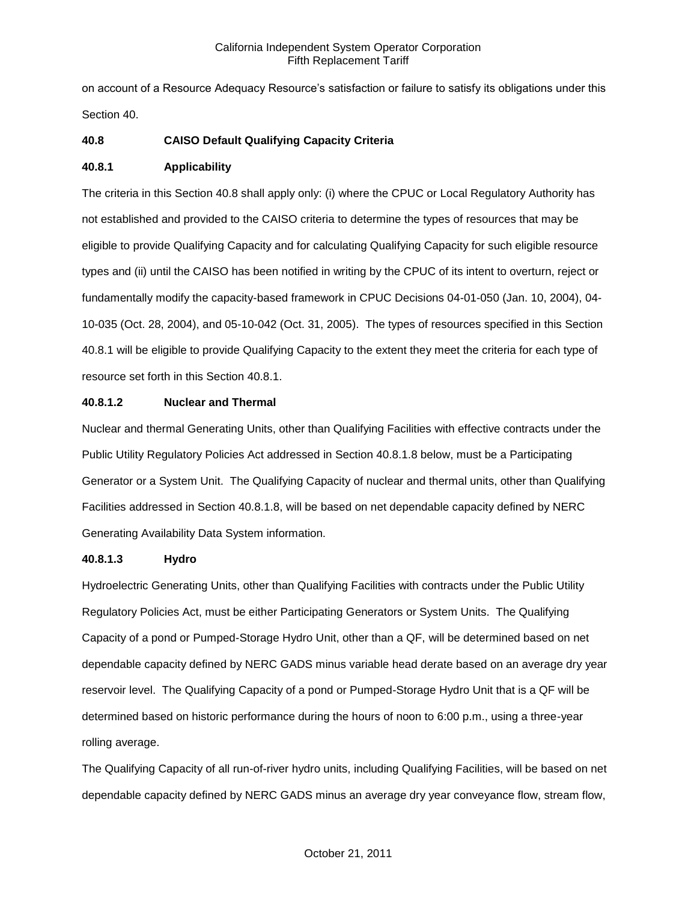on account of a Resource Adequacy Resource's satisfaction or failure to satisfy its obligations under this Section 40.

### 40.8 CAISO Default Qualifying Capacity Criteria

#### 40.8.1 Applicability

The criteria in this Section 40.8 shall apply only: (i) where the CPUC or Local Regulatory Authority has not established and provided to the CAISO criteria to determine the types of resources that may be eligible to provide Qualifying Capacity and for calculating Qualifying Capacity for such eligible resource types and (ii) until the CAISO has been notified in writing by the CPUC of its intent to overturn, reject or fundamentally modify the capacity-based framework in CPUC Decisions 04-01-050 (Jan. 10, 2004), 04-10-035 (Oct. 28, 2004), and 05-10-042 (Oct. 31, 2005). The types of resources specified in this Section 40.8.1 will be eligible to provide Qualifying Capacity to the extent they meet the criteria for each type of resource set forth in this Section 40.8.1.

#### 40.8.1.2 Nuclear and Thermal

Nuclear and thermal Generating Units, other than Qualifying Facilities with effective contracts under the Public Utility Regulatory Policies Act addressed in Section 40.8.1.8 below, must be a Participating Generator or a System Unit. The Qualifying Capacity of nuclear and thermal units, other than Qualifying Facilities addressed in Section 40.8.1.8, will be based on net dependable capacity defined by NERC Generating Availability Data System information.

#### 40.8.1.3 Hydro

Hydroelectric Generating Units, other than Qualifying Facilities with contracts under the Public Utility Regulatory Policies Act, must be either Participating Generators or System Units. The Qualifying Capacity of a pond or Pumped-Storage Hydro Unit, other than a QF, will be determined based on net dependable capacity defined by NERC GADS minus variable head derate based on an average dry year reservoir level. The Qualifying Capacity of a pond or Pumped-Storage Hydro Unit that is a QF will be determined based on historic performance during the hours of noon to 6:00 p.m., using a three-year rolling average.

The Qualifying Capacity of all run-of-river hydro units, including Qualifying Facilities, will be based on net dependable capacity defined by NERC GADS minus an average dry year conveyance flow, stream flow,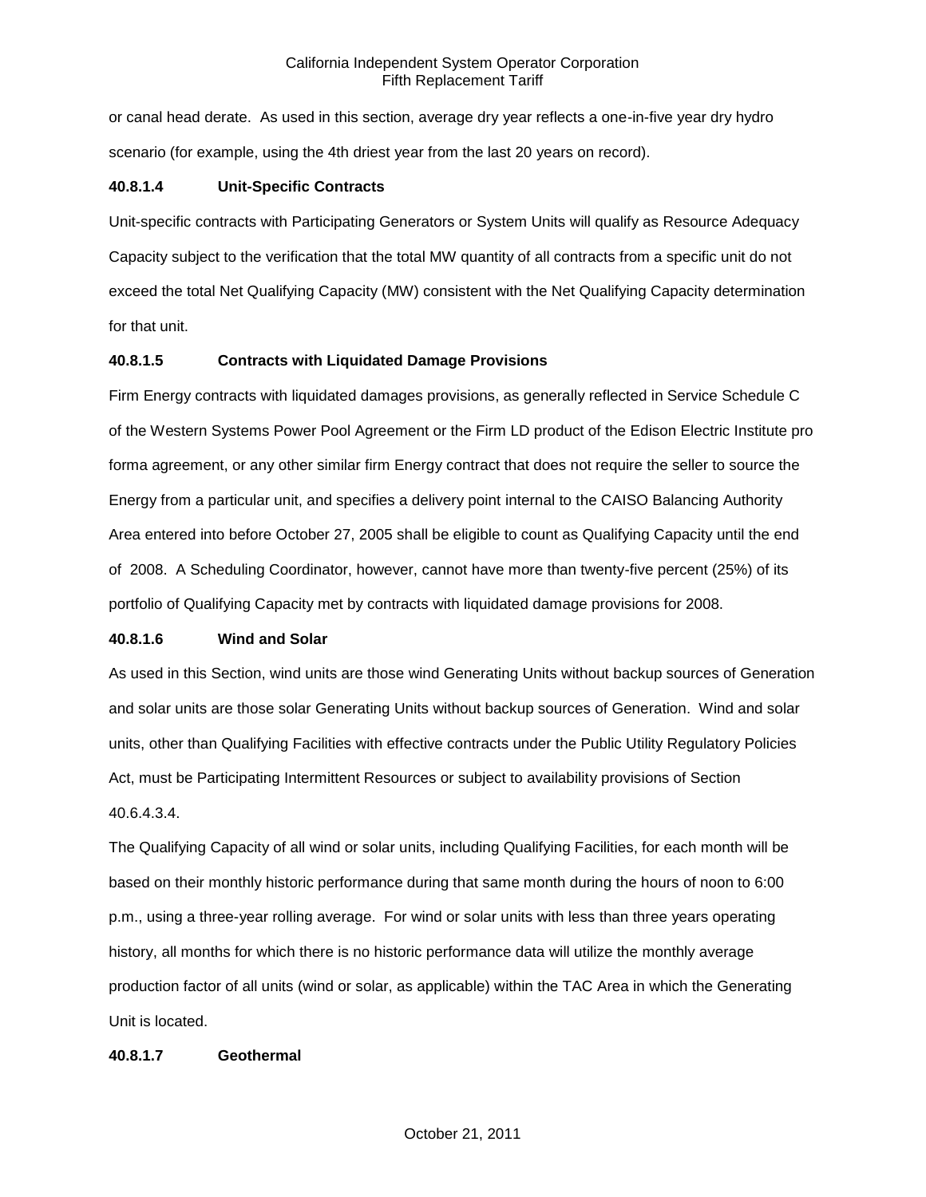or canal head derate. As used in this section, average dry year reflects a one-in-five year dry hydro scenario (for example, using the 4th driest year from the last 20 years on record).

**40.8.1.4 Unit-Specific Contracts**

Unit-specific contracts with Participating Generators or System Units will qualify as Resource Adequacy Capacity subject to the verification that the total MW quantity of all contracts from a specific unit do not exceed the total Net Qualifying Capacity (MW) consistent with the Net Qualifying Capacity determination for that unit.

**40.8.1.5 Contracts with Liquidated Damage Provisions**

Firm Energy contracts with liquidated damages provisions, as generally reflected in Service Schedule C of the Western Systems Power Pool Agreement or the Firm LD product of the Edison Electric Institute pro forma agreement, or any other similar firm Energy contract that does not require the seller to source the Energy from a particular unit, and specifies a delivery point internal to the CAISO Balancing Authority Area entered into before October 27, 2005 shall be eligible to count as Qualifying Capacity until the end of 2008. A Scheduling Coordinator, however, cannot have more than twenty-five percent (25%) of its portfolio of Qualifying Capacity met by contracts with liquidated damage provisions for 2008.

**40.8.1.6 Wind and Solar**

As used in this Section, wind units are those wind Generating Units without backup sources of Generation and solar units are those solar Generating Units without backup sources of Generation. Wind and solar units, other than Qualifying Facilities with effective contracts under the Public Utility Regulatory Policies Act, must be Participating Intermittent Resources or subject to availability provisions of Section 40.6.4.3.4.

The Qualifying Capacity of all wind or solar units, including Qualifying Facilities, for each month will be based on their monthly historic performance during that same month during the hours of noon to 6:00 p.m., using a three-year rolling average. For wind or solar units with less than three years operating history, all months for which there is no historic performance data will utilize the monthly average production factor of all units (wind or solar, as applicable) within the TAC Area in which the Generating Unit is located.

**40.8.1.7 Geothermal**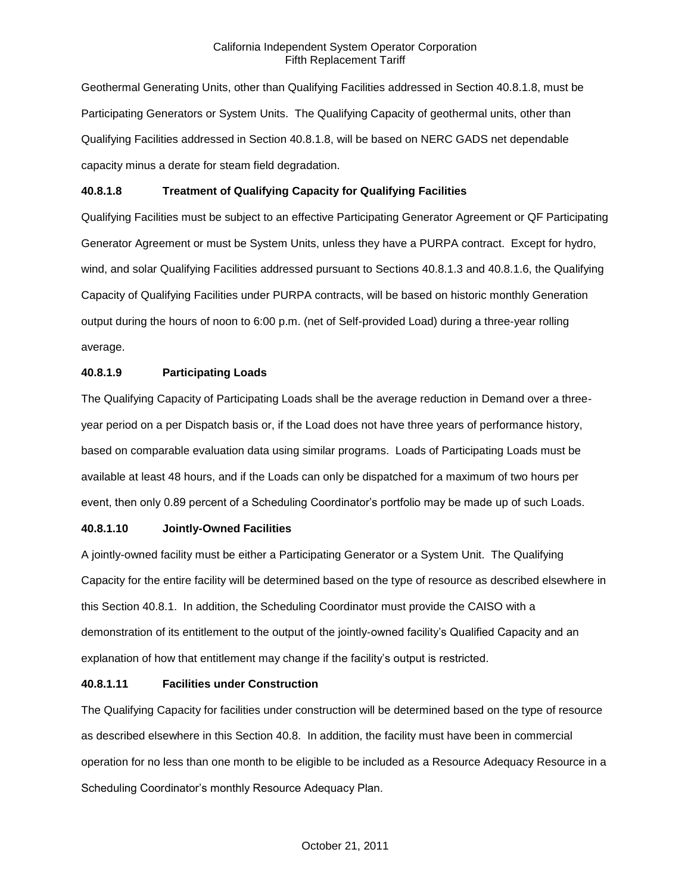Geothermal Generating Units, other than Qualifying Facilities addressed in Section 40.8.1.8, must be Participating Generators or System Units. The Qualifying Capacity of geothermal units, other than Qualifying Facilities addressed in Section 40.8.1.8, will be based on NERC GADS net dependable capacity minus a derate for steam field degradation.

**40.8.1.8 Treatment of Qualifying Capacity for Qualifying Facilities**

Qualifying Facilities must be subject to an effective Participating Generator Agreement or QF Participating Generator Agreement or must be System Units, unless they have a PURPA contract. Except for hydro, wind, and solar Qualifying Facilities addressed pursuant to Sections 40.8.1.3 and 40.8.1.6, the Qualifying Capacity of Qualifying Facilities under PURPA contracts, will be based on historic monthly Generation output during the hours of noon to 6:00 p.m. (net of Self-provided Load) during a three-year rolling average.

**40.8.1.9 Participating Loads**

The Qualifying Capacity of Participating Loads shall be the average reduction in Demand over a three-year period on a per Dispatch basis or, if the Load does not have three years of performance history, based on comparable evaluation data using similar programs. Loads of Participating Loads must be available at least 48 hours, and if the Loads can only be dispatched for a maximum of two hours per event, then only 0.89 percent of a Scheduling Coordinator's portfolio may be made up of such Loads.

**40.8.1.10 Jointly-Owned Facilities**

A jointly-owned facility must be either a Participating Generator or a System Unit. The Qualifying Capacity for the entire facility will be determined based on the type of resource as described elsewhere in this Section 40.8.1. In addition, the Scheduling Coordinator must provide the CAISO with a demonstration of its entitlement to the output of the jointly-owned facility's Qualified Capacity and an explanation of how that entitlement may change if the facility's output is restricted.

**40.8.1.11 Facilities under Construction**

The Qualifying Capacity for facilities under construction will be determined based on the type of resource as described elsewhere in this Section 40.8. In addition, the facility must have been in commercial operation for no less than one month to be eligible to be included as a Resource Adequacy Resource in a Scheduling Coordinator's monthly Resource Adequacy Plan.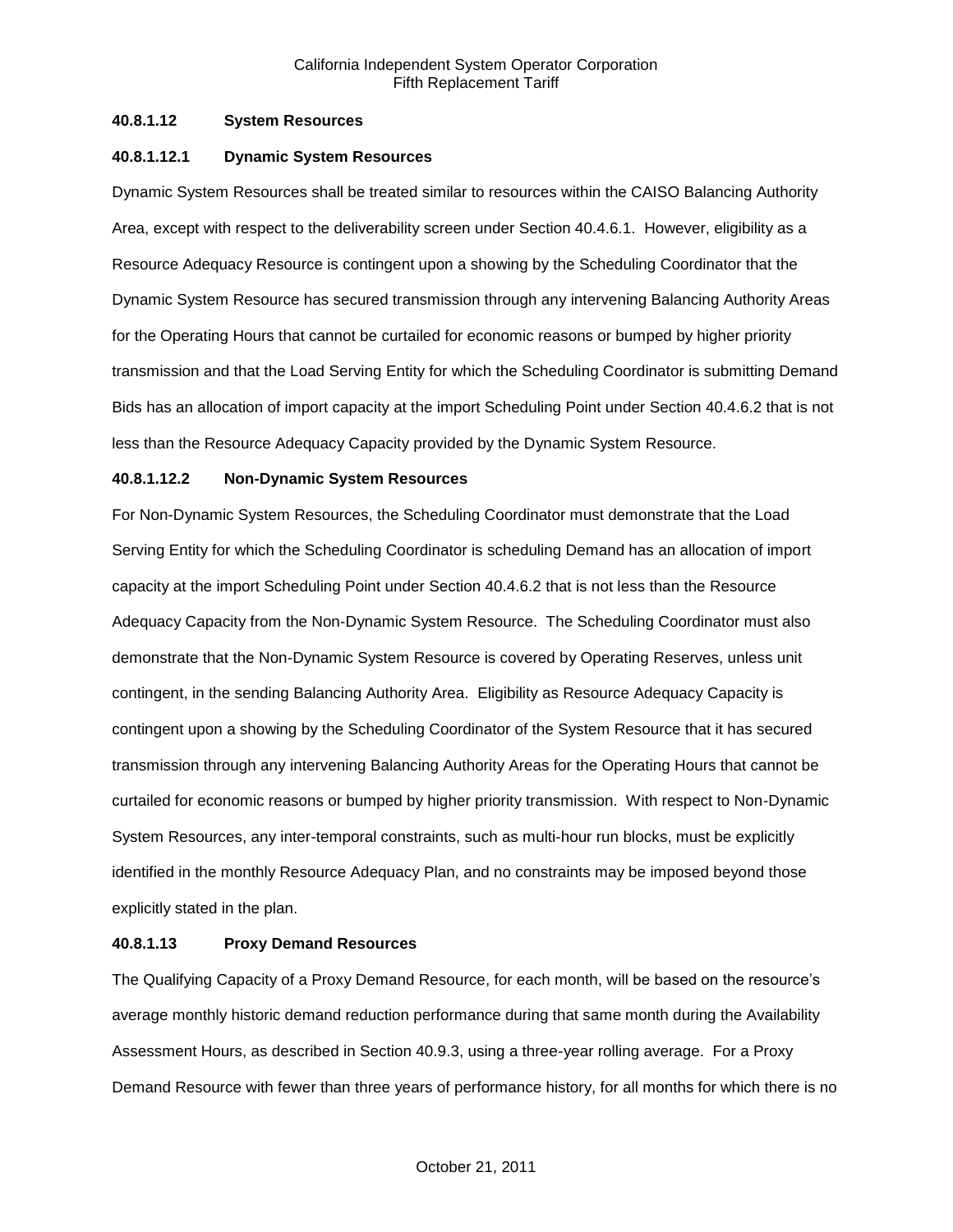### 40.8.1.12 System Resources

#### 40.8.1.12.1 Dynamic System Resources

Dynamic System Resources shall be treated similar to resources within the CAISO Balancing Authority Area, except with respect to the deliverability screen under Section 40.4.6.1. However, eligibility as a Resource Adequacy Resource is contingent upon a showing by the Scheduling Coordinator that the Dynamic System Resource has secured transmission through any intervening Balancing Authority Areas for the Operating Hours that cannot be curtailed for economic reasons or bumped by higher priority transmission and that the Load Serving Entity for which the Scheduling Coordinator is submitting Demand Bids has an allocation of import capacity at the import Scheduling Point under Section 40.4.6.2 that is not less than the Resource Adequacy Capacity provided by the Dynamic System Resource.

#### 40.8.1.12.2 Non-Dynamic System Resources

For Non-Dynamic System Resources, the Scheduling Coordinator must demonstrate that the Load Serving Entity for which the Scheduling Coordinator is scheduling Demand has an allocation of import capacity at the import Scheduling Point under Section 40.4.6.2 that is not less than the Resource Adequacy Capacity from the Non-Dynamic System Resource. The Scheduling Coordinator must also demonstrate that the Non-Dynamic System Resource is covered by Operating Reserves, unless unit contingent, in the sending Balancing Authority Area. Eligibility as Resource Adequacy Capacity is contingent upon a showing by the Scheduling Coordinator of the System Resource that it has secured transmission through any intervening Balancing Authority Areas for the Operating Hours that cannot be curtailed for economic reasons or bumped by higher priority transmission. With respect to Non-Dynamic System Resources, any inter-temporal constraints, such as multi-hour run blocks, must be explicitly identified in the monthly Resource Adequacy Plan, and no constraints may be imposed beyond those explicitly stated in the plan.

### 40.8.1.13 Proxy Demand Resources

The Qualifying Capacity of a Proxy Demand Resource, for each month, will be based on the resource's average monthly historic demand reduction performance during that same month during the Availability Assessment Hours, as described in Section 40.9.3, using a three-year rolling average. For a Proxy Demand Resource with fewer than three years of performance history, for all months for which there is no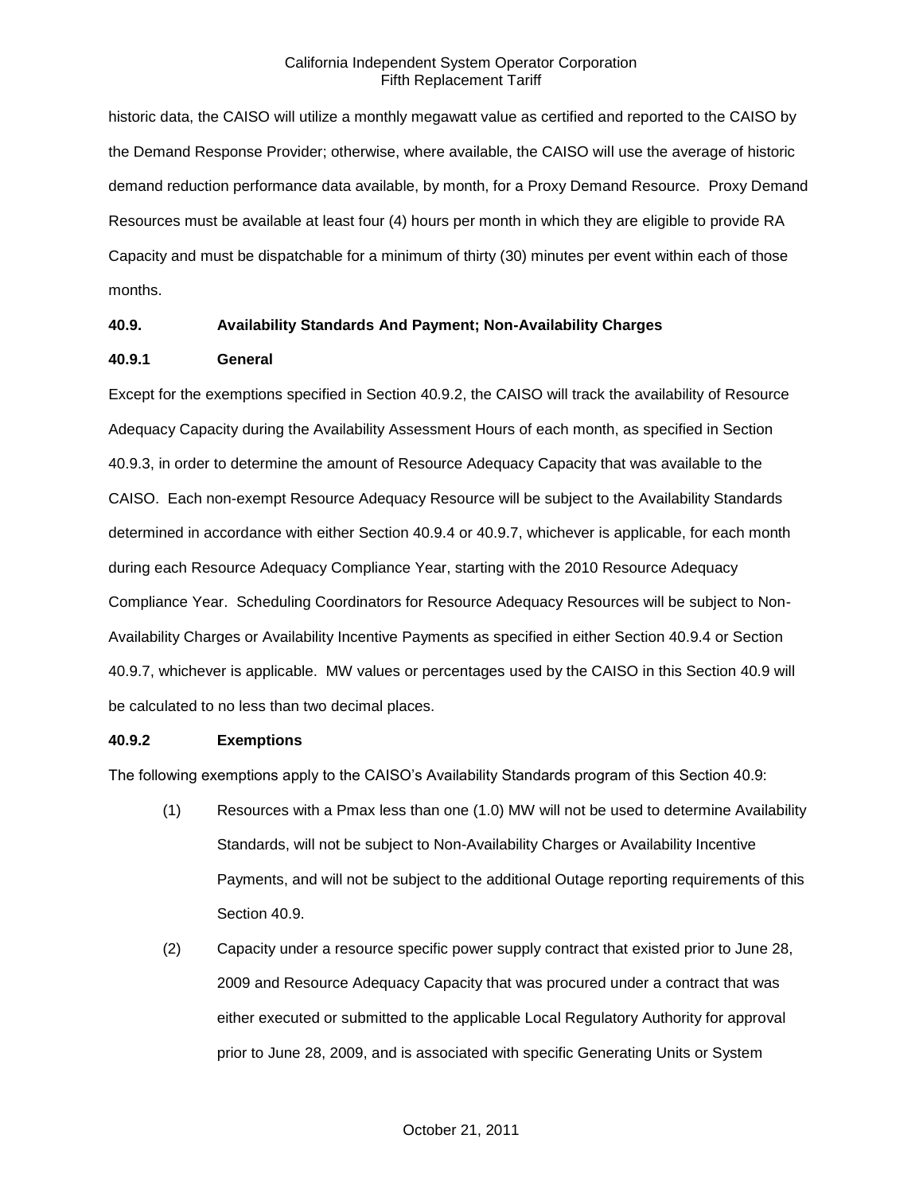historic data, the CAISO will utilize a monthly megawatt value as certified and reported to the CAISO by the Demand Response Provider; otherwise, where available, the CAISO will use the average of historic demand reduction performance data available, by month, for a Proxy Demand Resource. Proxy Demand Resources must be available at least four (4) hours per month in which they are eligible to provide RA Capacity and must be dispatchable for a minimum of thirty (30) minutes per event within each of those months.

### 40.9. Availability Standards And Payment; Non-Availability Charges

#### 40.9.1 General

Except for the exemptions specified in Section 40.9.2, the CAISO will track the availability of Resource Adequacy Capacity during the Availability Assessment Hours of each month, as specified in Section 40.9.3, in order to determine the amount of Resource Adequacy Capacity that was available to the CAISO. Each non-exempt Resource Adequacy Resource will be subject to the Availability Standards determined in accordance with either Section 40.9.4 or 40.9.7, whichever is applicable, for each month during each Resource Adequacy Compliance Year, starting with the 2010 Resource Adequacy Compliance Year. Scheduling Coordinators for Resource Adequacy Resources will be subject to Non-Availability Charges or Availability Incentive Payments as specified in either Section 40.9.4 or Section 40.9.7, whichever is applicable. MW values or percentages used by the CAISO in this Section 40.9 will be calculated to no less than two decimal places.

#### 40.9.2 Exemptions

The following exemptions apply to the CAISO's Availability Standards program of this Section 40.9:

(1) Resources with a Pmax less than one (1.0) MW will not be used to determine Availability Standards, will not be subject to Non-Availability Charges or Availability Incentive Payments, and will not be subject to the additional Outage reporting requirements of this Section 40.9.

(2) Capacity under a resource specific power supply contract that existed prior to June 28, 2009 and Resource Adequacy Capacity that was procured under a contract that was either executed or submitted to the applicable Local Regulatory Authority for approval prior to June 28, 2009, and is associated with specific Generating Units or System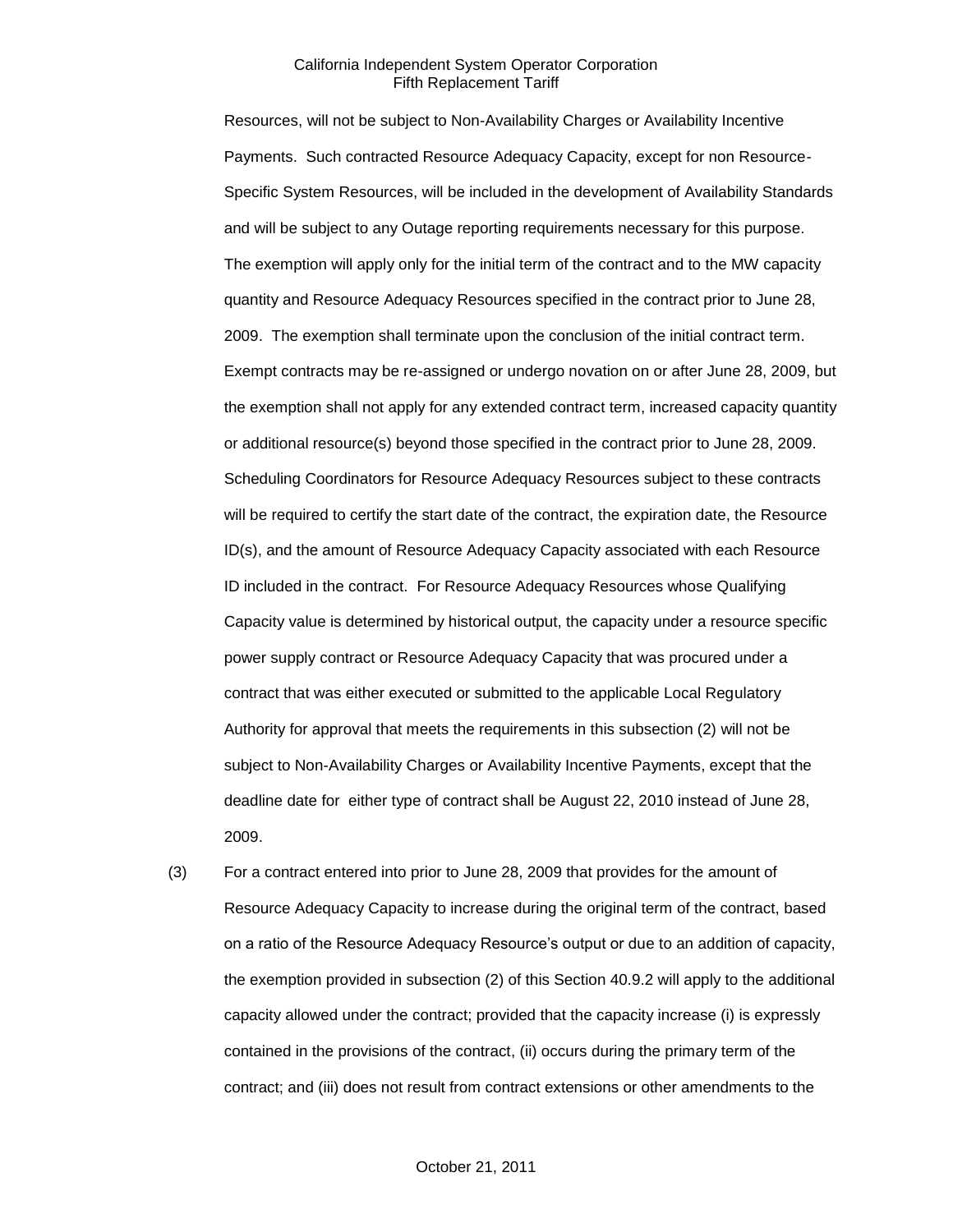Resources, will not be subject to Non-Availability Charges or Availability Incentive Payments. Such contracted Resource Adequacy Capacity, except for non Resource-Specific System Resources, will be included in the development of Availability Standards and will be subject to any Outage reporting requirements necessary for this purpose. The exemption will apply only for the initial term of the contract and to the MW capacity quantity and Resource Adequacy Resources specified in the contract prior to June 28, 2009. The exemption shall terminate upon the conclusion of the initial contract term. Exempt contracts may be re-assigned or undergo novation on or after June 28, 2009, but the exemption shall not apply for any extended contract term, increased capacity quantity or additional resource(s) beyond those specified in the contract prior to June 28, 2009. Scheduling Coordinators for Resource Adequacy Resources subject to these contracts will be required to certify the start date of the contract, the expiration date, the Resource ID(s), and the amount of Resource Adequacy Capacity associated with each Resource ID included in the contract. For Resource Adequacy Resources whose Qualifying Capacity value is determined by historical output, the capacity under a resource specific power supply contract or Resource Adequacy Capacity that was procured under a contract that was either executed or submitted to the applicable Local Regulatory Authority for approval that meets the requirements in this subsection (2) will not be subject to Non-Availability Charges or Availability Incentive Payments, except that the deadline date for either type of contract shall be August 22, 2010 instead of June 28, 2009.

(3) For a contract entered into prior to June 28, 2009 that provides for the amount of Resource Adequacy Capacity to increase during the original term of the contract, based on a ratio of the Resource Adequacy Resource's output or due to an addition of capacity, the exemption provided in subsection (2) of this Section 40.9.2 will apply to the additional capacity allowed under the contract; provided that the capacity increase (i) is expressly contained in the provisions of the contract, (ii) occurs during the primary term of the contract; and (iii) does not result from contract extensions or other amendments to the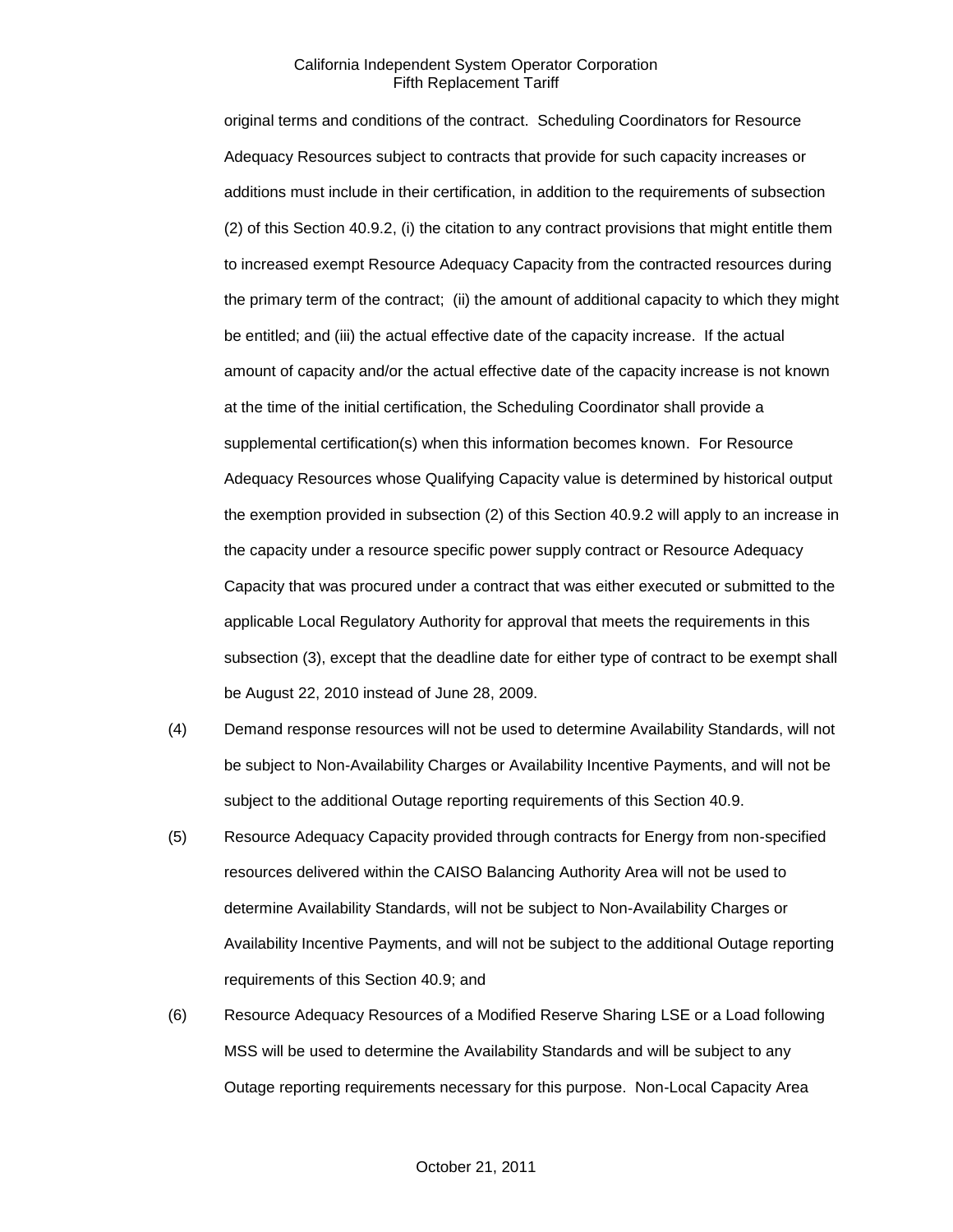original terms and conditions of the contract. Scheduling Coordinators for Resource Adequacy Resources subject to contracts that provide for such capacity increases or additions must include in their certification, in addition to the requirements of subsection (2) of this Section 40.9.2, (i) the citation to any contract provisions that might entitle them to increased exempt Resource Adequacy Capacity from the contracted resources during the primary term of the contract; (ii) the amount of additional capacity to which they might be entitled; and (iii) the actual effective date of the capacity increase. If the actual amount of capacity and/or the actual effective date of the capacity increase is not known at the time of the initial certification, the Scheduling Coordinator shall provide a supplemental certification(s) when this information becomes known. For Resource Adequacy Resources whose Qualifying Capacity value is determined by historical output the exemption provided in subsection (2) of this Section 40.9.2 will apply to an increase in the capacity under a resource specific power supply contract or Resource Adequacy Capacity that was procured under a contract that was either executed or submitted to the applicable Local Regulatory Authority for approval that meets the requirements in this subsection (3), except that the deadline date for either type of contract to be exempt shall be August 22, 2010 instead of June 28, 2009.

(4) Demand response resources will not be used to determine Availability Standards, will not be subject to Non-Availability Charges or Availability Incentive Payments, and will not be subject to the additional Outage reporting requirements of this Section 40.9.

(5) Resource Adequacy Capacity provided through contracts for Energy from non-specified resources delivered within the CAISO Balancing Authority Area will not be used to determine Availability Standards, will not be subject to Non-Availability Charges or Availability Incentive Payments, and will not be subject to the additional Outage reporting requirements of this Section 40.9; and

(6) Resource Adequacy Resources of a Modified Reserve Sharing LSE or a Load following MSS will be used to determine the Availability Standards and will be subject to any Outage reporting requirements necessary for this purpose. Non-Local Capacity Area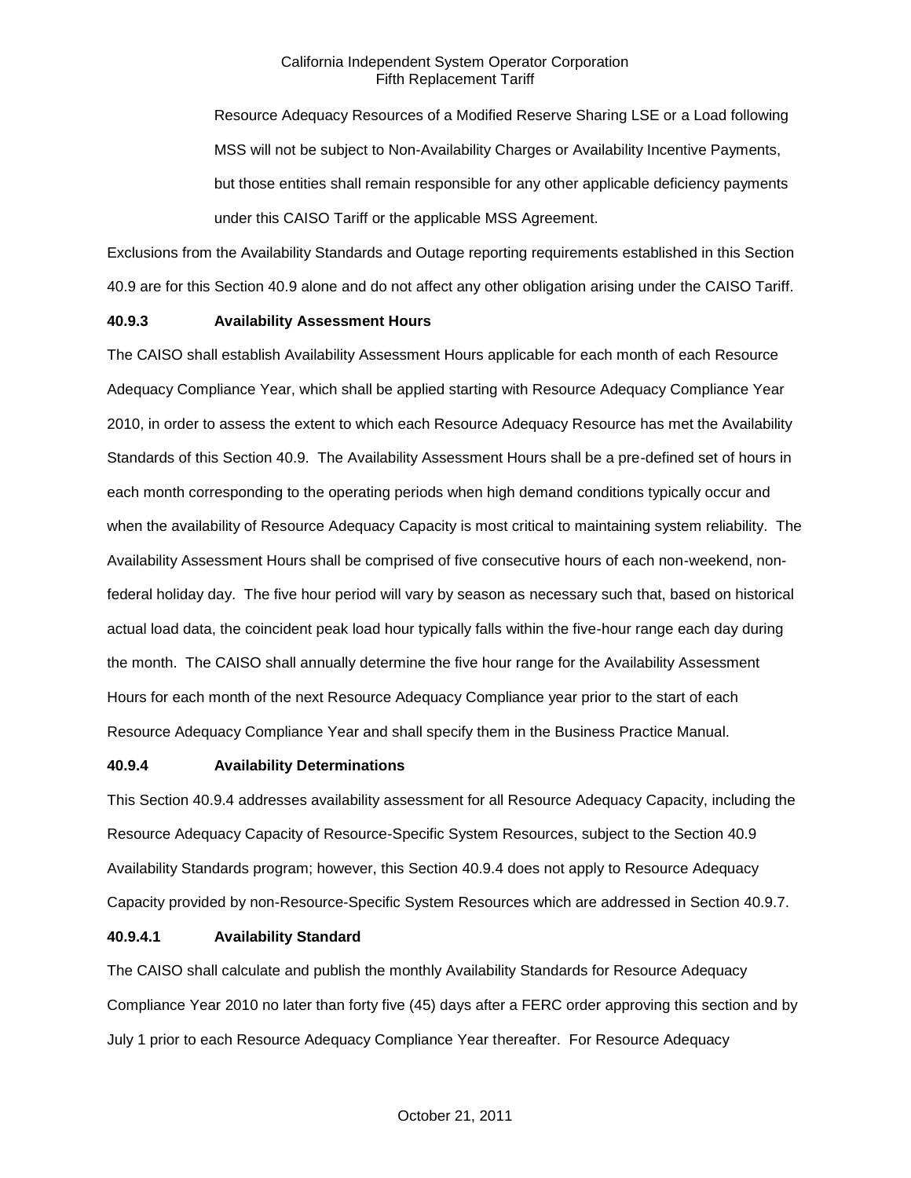Resource Adequacy Resources of a Modified Reserve Sharing LSE or a Load following MSS will not be subject to Non-Availability Charges or Availability Incentive Payments, but those entities shall remain responsible for any other applicable deficiency payments under this CAISO Tariff or the applicable MSS Agreement.

Exclusions from the Availability Standards and Outage reporting requirements established in this Section 40.9 are for this Section 40.9 alone and do not affect any other obligation arising under the CAISO Tariff.

**40.9.3 Availability Assessment Hours**

The CAISO shall establish Availability Assessment Hours applicable for each month of each Resource Adequacy Compliance Year, which shall be applied starting with Resource Adequacy Compliance Year 2010, in order to assess the extent to which each Resource Adequacy Resource has met the Availability Standards of this Section 40.9. The Availability Assessment Hours shall be a pre-defined set of hours in each month corresponding to the operating periods when high demand conditions typically occur and when the availability of Resource Adequacy Capacity is most critical to maintaining system reliability. The Availability Assessment Hours shall be comprised of five consecutive hours of each non-weekend, non-federal holiday day. The five hour period will vary by season as necessary such that, based on historical actual load data, the coincident peak load hour typically falls within the five-hour range each day during the month. The CAISO shall annually determine the five hour range for the Availability Assessment Hours for each month of the next Resource Adequacy Compliance year prior to the start of each Resource Adequacy Compliance Year and shall specify them in the Business Practice Manual.

**40.9.4 Availability Determinations**

This Section 40.9.4 addresses availability assessment for all Resource Adequacy Capacity, including the Resource Adequacy Capacity of Resource-Specific System Resources, subject to the Section 40.9 Availability Standards program; however, this Section 40.9.4 does not apply to Resource Adequacy Capacity provided by non-Resource-Specific System Resources which are addressed in Section 40.9.7.

**40.9.4.1 Availability Standard**

The CAISO shall calculate and publish the monthly Availability Standards for Resource Adequacy Compliance Year 2010 no later than forty five (45) days after a FERC order approving this section and by July 1 prior to each Resource Adequacy Compliance Year thereafter. For Resource Adequacy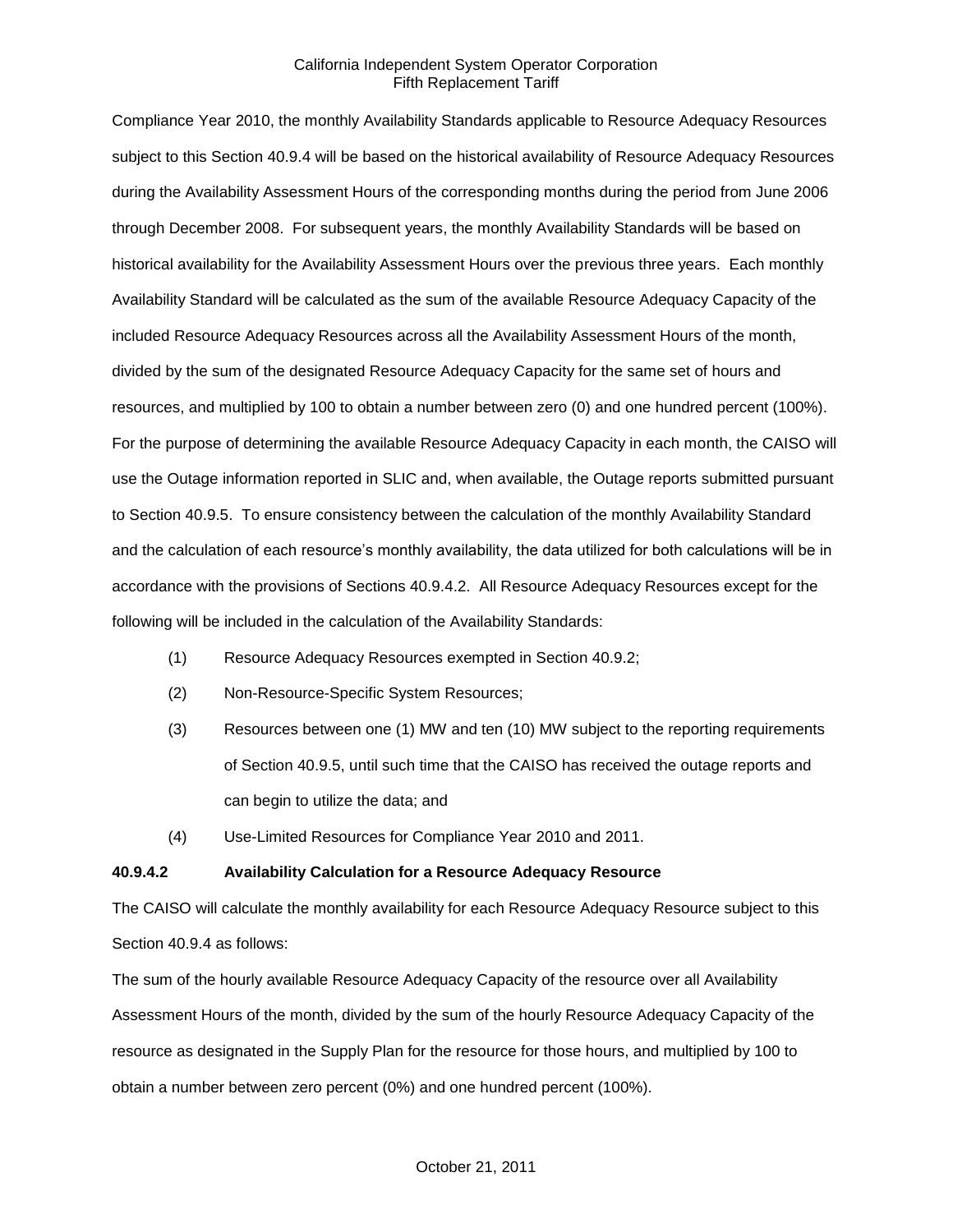Compliance Year 2010, the monthly Availability Standards applicable to Resource Adequacy Resources subject to this Section 40.9.4 will be based on the historical availability of Resource Adequacy Resources during the Availability Assessment Hours of the corresponding months during the period from June 2006 through December 2008. For subsequent years, the monthly Availability Standards will be based on historical availability for the Availability Assessment Hours over the previous three years. Each monthly Availability Standard will be calculated as the sum of the available Resource Adequacy Capacity of the included Resource Adequacy Resources across all the Availability Assessment Hours of the month, divided by the sum of the designated Resource Adequacy Capacity for the same set of hours and resources, and multiplied by 100 to obtain a number between zero (0) and one hundred percent (100%). For the purpose of determining the available Resource Adequacy Capacity in each month, the CAISO will use the Outage information reported in SLIC and, when available, the Outage reports submitted pursuant to Section 40.9.5. To ensure consistency between the calculation of the monthly Availability Standard and the calculation of each resource's monthly availability, the data utilized for both calculations will be in accordance with the provisions of Sections 40.9.4.2. All Resource Adequacy Resources except for the following will be included in the calculation of the Availability Standards:

(1) Resource Adequacy Resources exempted in Section 40.9.2;

(2) Non-Resource-Specific System Resources;

(3) Resources between one (1) MW and ten (10) MW subject to the reporting requirements of Section 40.9.5, until such time that the CAISO has received the outage reports and can begin to utilize the data; and

(4) Use-Limited Resources for Compliance Year 2010 and 2011.

**40.9.4.2 Availability Calculation for a Resource Adequacy Resource**

The CAISO will calculate the monthly availability for each Resource Adequacy Resource subject to this Section 40.9.4 as follows:

The sum of the hourly available Resource Adequacy Capacity of the resource over all Availability Assessment Hours of the month, divided by the sum of the hourly Resource Adequacy Capacity of the resource as designated in the Supply Plan for the resource for those hours, and multiplied by 100 to obtain a number between zero percent (0%) and one hundred percent (100%).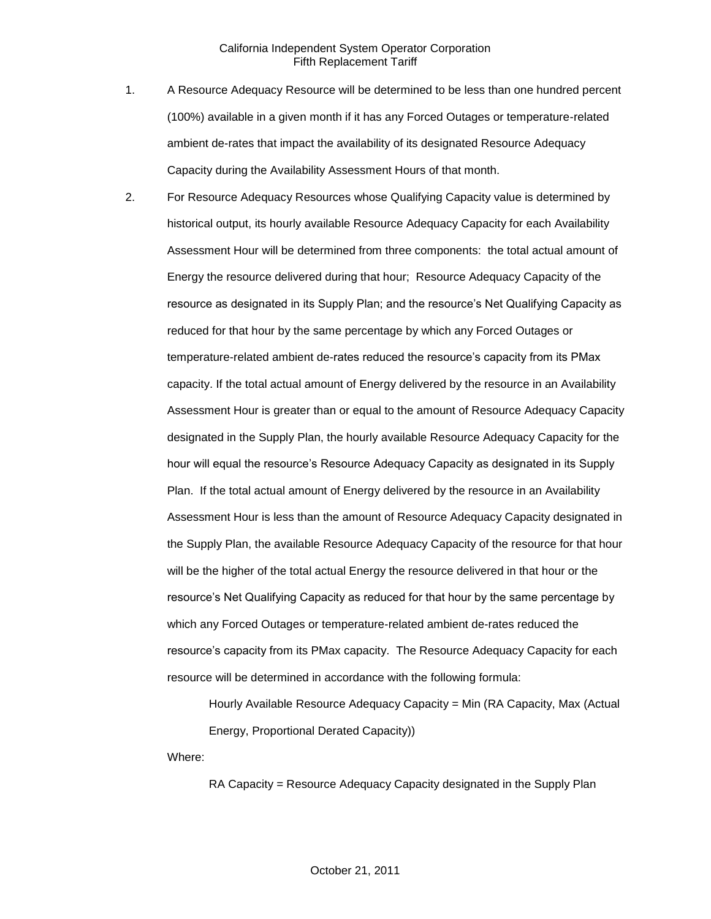1. A Resource Adequacy Resource will be determined to be less than one hundred percent (100%) available in a given month if it has any Forced Outages or temperature-related ambient de-rates that impact the availability of its designated Resource Adequacy Capacity during the Availability Assessment Hours of that month.

2. For Resource Adequacy Resources whose Qualifying Capacity value is determined by historical output, its hourly available Resource Adequacy Capacity for each Availability Assessment Hour will be determined from three components: the total actual amount of Energy the resource delivered during that hour; Resource Adequacy Capacity of the resource as designated in its Supply Plan; and the resource's Net Qualifying Capacity as reduced for that hour by the same percentage by which any Forced Outages or temperature-related ambient de-rates reduced the resource's capacity from its PMax capacity. If the total actual amount of Energy delivered by the resource in an Availability Assessment Hour is greater than or equal to the amount of Resource Adequacy Capacity designated in the Supply Plan, the hourly available Resource Adequacy Capacity for the hour will equal the resource's Resource Adequacy Capacity as designated in its Supply Plan. If the total actual amount of Energy delivered by the resource in an Availability Assessment Hour is less than the amount of Resource Adequacy Capacity designated in the Supply Plan, the available Resource Adequacy Capacity of the resource for that hour will be the higher of the total actual Energy the resource delivered in that hour or the resource's Net Qualifying Capacity as reduced for that hour by the same percentage by which any Forced Outages or temperature-related ambient de-rates reduced the resource's capacity from its PMax capacity. The Resource Adequacy Capacity for each resource will be determined in accordance with the following formula:

   Hourly Available Resource Adequacy Capacity = Min (RA Capacity, Max (Actual Energy, Proportional Derated Capacity))

   Where:

   RA Capacity = Resource Adequacy Capacity designated in the Supply Plan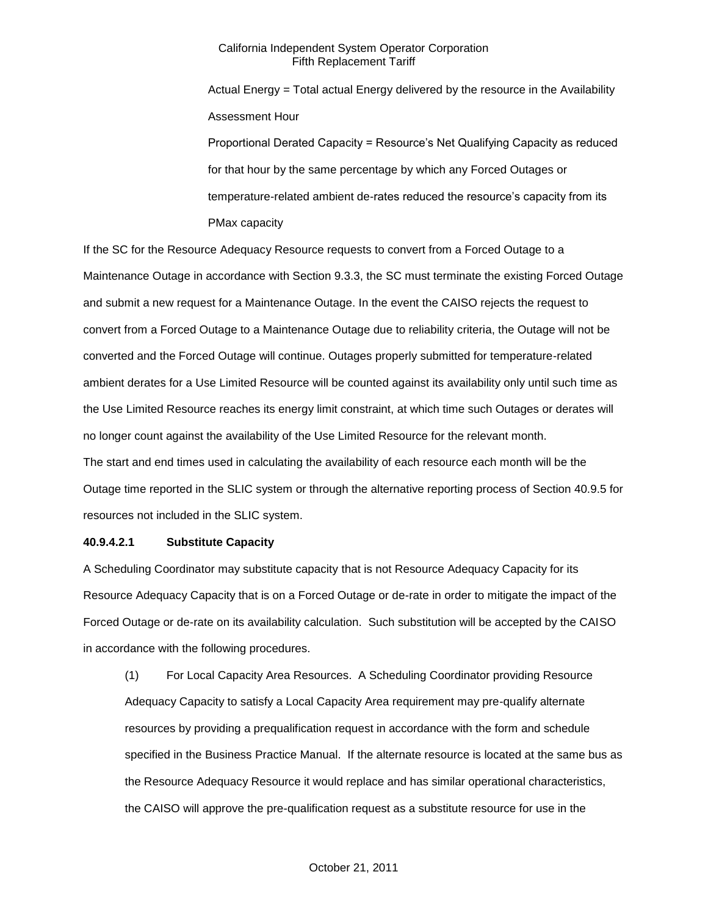Actual Energy = Total actual Energy delivered by the resource in the Availability Assessment Hour

Proportional Derated Capacity = Resource's Net Qualifying Capacity as reduced for that hour by the same percentage by which any Forced Outages or temperature-related ambient de-rates reduced the resource's capacity from its PMax capacity

If the SC for the Resource Adequacy Resource requests to convert from a Forced Outage to a Maintenance Outage in accordance with Section 9.3.3, the SC must terminate the existing Forced Outage and submit a new request for a Maintenance Outage. In the event the CAISO rejects the request to convert from a Forced Outage to a Maintenance Outage due to reliability criteria, the Outage will not be converted and the Forced Outage will continue. Outages properly submitted for temperature-related ambient derates for a Use Limited Resource will be counted against its availability only until such time as the Use Limited Resource reaches its energy limit constraint, at which time such Outages or derates will no longer count against the availability of the Use Limited Resource for the relevant month.

The start and end times used in calculating the availability of each resource each month will be the Outage time reported in the SLIC system or through the alternative reporting process of Section 40.9.5 for resources not included in the SLIC system.

#### 40.9.4.2.1 Substitute Capacity

A Scheduling Coordinator may substitute capacity that is not Resource Adequacy Capacity for its Resource Adequacy Capacity that is on a Forced Outage or de-rate in order to mitigate the impact of the Forced Outage or de-rate on its availability calculation. Such substitution will be accepted by the CAISO in accordance with the following procedures.

(1) For Local Capacity Area Resources. A Scheduling Coordinator providing Resource Adequacy Capacity to satisfy a Local Capacity Area requirement may pre-qualify alternate resources by providing a prequalification request in accordance with the form and schedule specified in the Business Practice Manual. If the alternate resource is located at the same bus as the Resource Adequacy Resource it would replace and has similar operational characteristics, the CAISO will approve the pre-qualification request as a substitute resource for use in the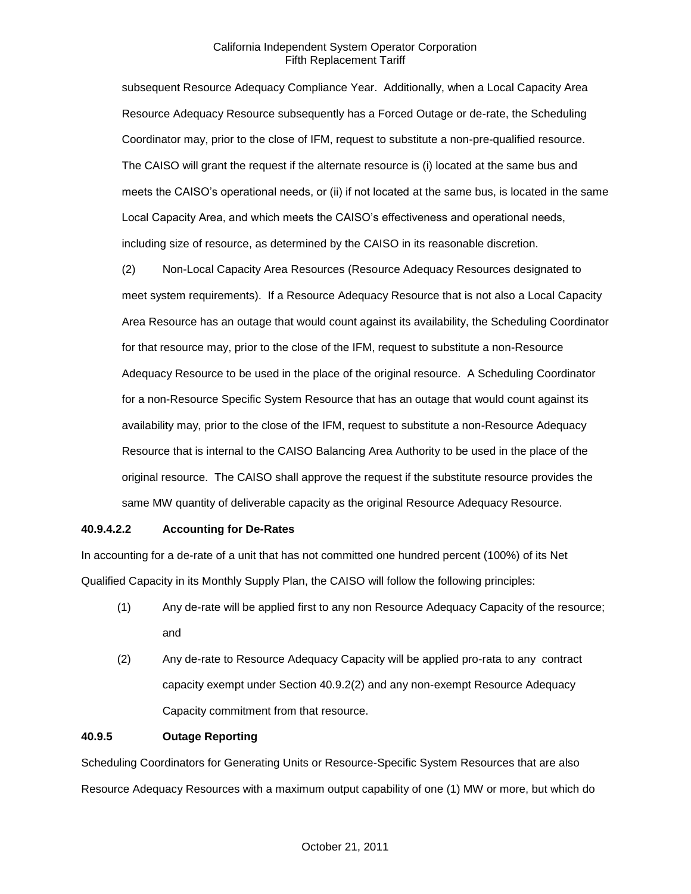subsequent Resource Adequacy Compliance Year. Additionally, when a Local Capacity Area Resource Adequacy Resource subsequently has a Forced Outage or de-rate, the Scheduling Coordinator may, prior to the close of IFM, request to substitute a non-pre-qualified resource. The CAISO will grant the request if the alternate resource is (i) located at the same bus and meets the CAISO's operational needs, or (ii) if not located at the same bus, is located in the same Local Capacity Area, and which meets the CAISO's effectiveness and operational needs, including size of resource, as determined by the CAISO in its reasonable discretion.

(2) Non-Local Capacity Area Resources (Resource Adequacy Resources designated to meet system requirements). If a Resource Adequacy Resource that is not also a Local Capacity Area Resource has an outage that would count against its availability, the Scheduling Coordinator for that resource may, prior to the close of the IFM, request to substitute a non-Resource Adequacy Resource to be used in the place of the original resource. A Scheduling Coordinator for a non-Resource Specific System Resource that has an outage that would count against its availability may, prior to the close of the IFM, request to substitute a non-Resource Adequacy Resource that is internal to the CAISO Balancing Area Authority to be used in the place of the original resource. The CAISO shall approve the request if the substitute resource provides the same MW quantity of deliverable capacity as the original Resource Adequacy Resource.

**40.9.4.2.2 Accounting for De-Rates**

In accounting for a de-rate of a unit that has not committed one hundred percent (100%) of its Net Qualified Capacity in its Monthly Supply Plan, the CAISO will follow the following principles:

(1) Any de-rate will be applied first to any non Resource Adequacy Capacity of the resource; and

(2) Any de-rate to Resource Adequacy Capacity will be applied pro-rata to any contract capacity exempt under Section 40.9.2(2) and any non-exempt Resource Adequacy Capacity commitment from that resource.

**40.9.5 Outage Reporting**

Scheduling Coordinators for Generating Units or Resource-Specific System Resources that are also Resource Adequacy Resources with a maximum output capability of one (1) MW or more, but which do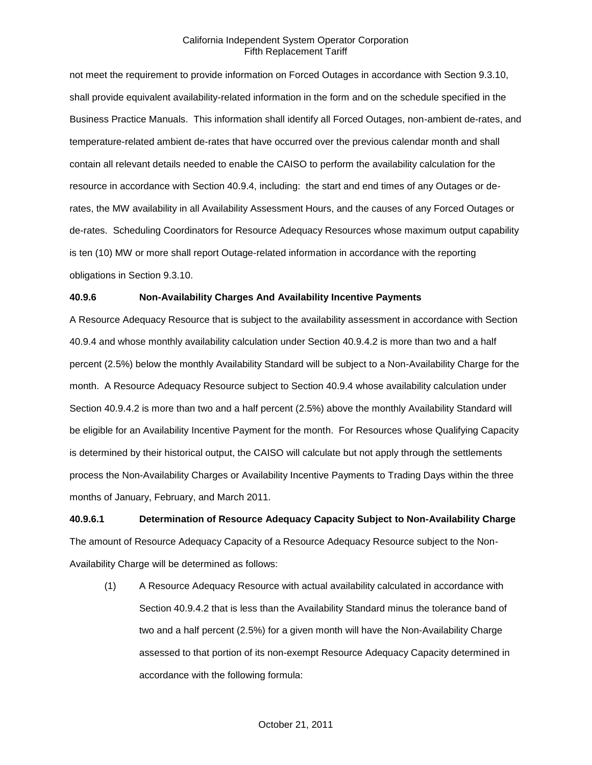not meet the requirement to provide information on Forced Outages in accordance with Section 9.3.10, shall provide equivalent availability-related information in the form and on the schedule specified in the Business Practice Manuals. This information shall identify all Forced Outages, non-ambient de-rates, and temperature-related ambient de-rates that have occurred over the previous calendar month and shall contain all relevant details needed to enable the CAISO to perform the availability calculation for the resource in accordance with Section 40.9.4, including: the start and end times of any Outages or de-rates, the MW availability in all Availability Assessment Hours, and the causes of any Forced Outages or de-rates. Scheduling Coordinators for Resource Adequacy Resources whose maximum output capability is ten (10) MW or more shall report Outage-related information in accordance with the reporting obligations in Section 9.3.10.

**40.9.6 Non-Availability Charges And Availability Incentive Payments**

A Resource Adequacy Resource that is subject to the availability assessment in accordance with Section 40.9.4 and whose monthly availability calculation under Section 40.9.4.2 is more than two and a half percent (2.5%) below the monthly Availability Standard will be subject to a Non-Availability Charge for the month. A Resource Adequacy Resource subject to Section 40.9.4 whose availability calculation under Section 40.9.4.2 is more than two and a half percent (2.5%) above the monthly Availability Standard will be eligible for an Availability Incentive Payment for the month. For Resources whose Qualifying Capacity is determined by their historical output, the CAISO will calculate but not apply through the settlements process the Non-Availability Charges or Availability Incentive Payments to Trading Days within the three months of January, February, and March 2011.

**40.9.6.1 Determination of Resource Adequacy Capacity Subject to Non-Availability Charge**

The amount of Resource Adequacy Capacity of a Resource Adequacy Resource subject to the Non-Availability Charge will be determined as follows:

(1) A Resource Adequacy Resource with actual availability calculated in accordance with Section 40.9.4.2 that is less than the Availability Standard minus the tolerance band of two and a half percent (2.5%) for a given month will have the Non-Availability Charge assessed to that portion of its non-exempt Resource Adequacy Capacity determined in accordance with the following formula: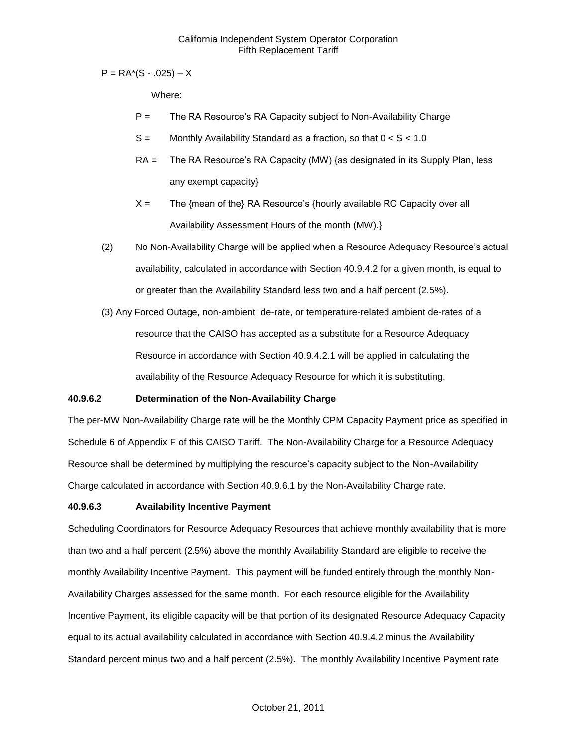$P = RA*(S - .025) – X$

Where:

P = The RA Resource's RA Capacity subject to Non-Availability Charge

S = Monthly Availability Standard as a fraction, so that $0 < S < 1.0$

RA = The RA Resource's RA Capacity (MW) {as designated in its Supply Plan, less any exempt capacity}

X = The {mean of the} RA Resource's {hourly available RC Capacity over all Availability Assessment Hours of the month (MW).}

(2) No Non-Availability Charge will be applied when a Resource Adequacy Resource's actual availability, calculated in accordance with Section 40.9.4.2 for a given month, is equal to or greater than the Availability Standard less two and a half percent (2.5%).

(3) Any Forced Outage, non-ambient de-rate, or temperature-related ambient de-rates of a resource that the CAISO has accepted as a substitute for a Resource Adequacy Resource in accordance with Section 40.9.4.2.1 will be applied in calculating the availability of the Resource Adequacy Resource for which it is substituting.

**40.9.6.2 Determination of the Non-Availability Charge**

The per-MW Non-Availability Charge rate will be the Monthly CPM Capacity Payment price as specified in Schedule 6 of Appendix F of this CAISO Tariff. The Non-Availability Charge for a Resource Adequacy Resource shall be determined by multiplying the resource's capacity subject to the Non-Availability Charge calculated in accordance with Section 40.9.6.1 by the Non-Availability Charge rate.

**40.9.6.3 Availability Incentive Payment**

Scheduling Coordinators for Resource Adequacy Resources that achieve monthly availability that is more than two and a half percent (2.5%) above the monthly Availability Standard are eligible to receive the monthly Availability Incentive Payment. This payment will be funded entirely through the monthly Non-Availability Charges assessed for the same month. For each resource eligible for the Availability Incentive Payment, its eligible capacity will be that portion of its designated Resource Adequacy Capacity equal to its actual availability calculated in accordance with Section 40.9.4.2 minus the Availability Standard percent minus two and a half percent (2.5%). The monthly Availability Incentive Payment rate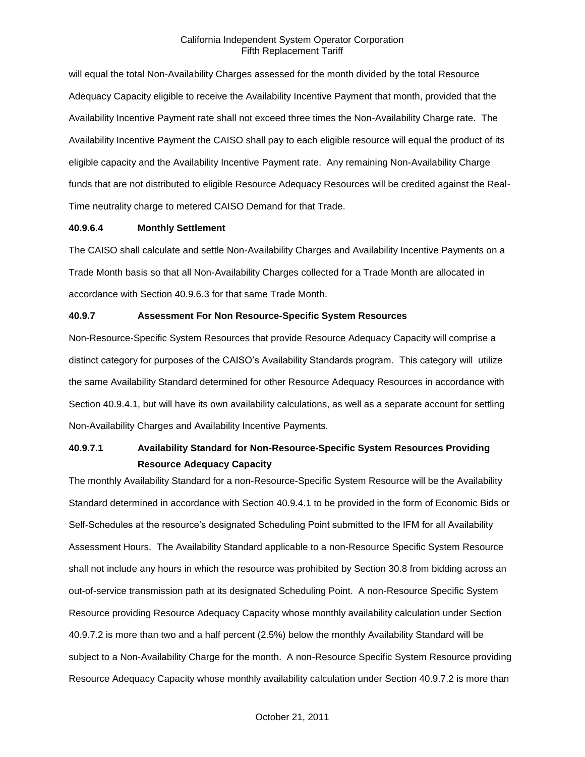will equal the total Non-Availability Charges assessed for the month divided by the total Resource Adequacy Capacity eligible to receive the Availability Incentive Payment that month, provided that the Availability Incentive Payment rate shall not exceed three times the Non-Availability Charge rate. The Availability Incentive Payment the CAISO shall pay to each eligible resource will equal the product of its eligible capacity and the Availability Incentive Payment rate. Any remaining Non-Availability Charge funds that are not distributed to eligible Resource Adequacy Resources will be credited against the Real-Time neutrality charge to metered CAISO Demand for that Trade.

#### 40.9.6.4 Monthly Settlement

The CAISO shall calculate and settle Non-Availability Charges and Availability Incentive Payments on a Trade Month basis so that all Non-Availability Charges collected for a Trade Month are allocated in accordance with Section 40.9.6.3 for that same Trade Month.

### 40.9.7 Assessment For Non Resource-Specific System Resources

Non-Resource-Specific System Resources that provide Resource Adequacy Capacity will comprise a distinct category for purposes of the CAISO's Availability Standards program. This category will utilize the same Availability Standard determined for other Resource Adequacy Resources in accordance with Section 40.9.4.1, but will have its own availability calculations, as well as a separate account for settling Non-Availability Charges and Availability Incentive Payments.

#### 40.9.7.1 Availability Standard for Non-Resource-Specific System Resources Providing Resource Adequacy Capacity

The monthly Availability Standard for a non-Resource-Specific System Resource will be the Availability Standard determined in accordance with Section 40.9.4.1 to be provided in the form of Economic Bids or Self-Schedules at the resource's designated Scheduling Point submitted to the IFM for all Availability Assessment Hours. The Availability Standard applicable to a non-Resource Specific System Resource shall not include any hours in which the resource was prohibited by Section 30.8 from bidding across an out-of-service transmission path at its designated Scheduling Point. A non-Resource Specific System Resource providing Resource Adequacy Capacity whose monthly availability calculation under Section 40.9.7.2 is more than two and a half percent (2.5%) below the monthly Availability Standard will be subject to a Non-Availability Charge for the month. A non-Resource Specific System Resource providing Resource Adequacy Capacity whose monthly availability calculation under Section 40.9.7.2 is more than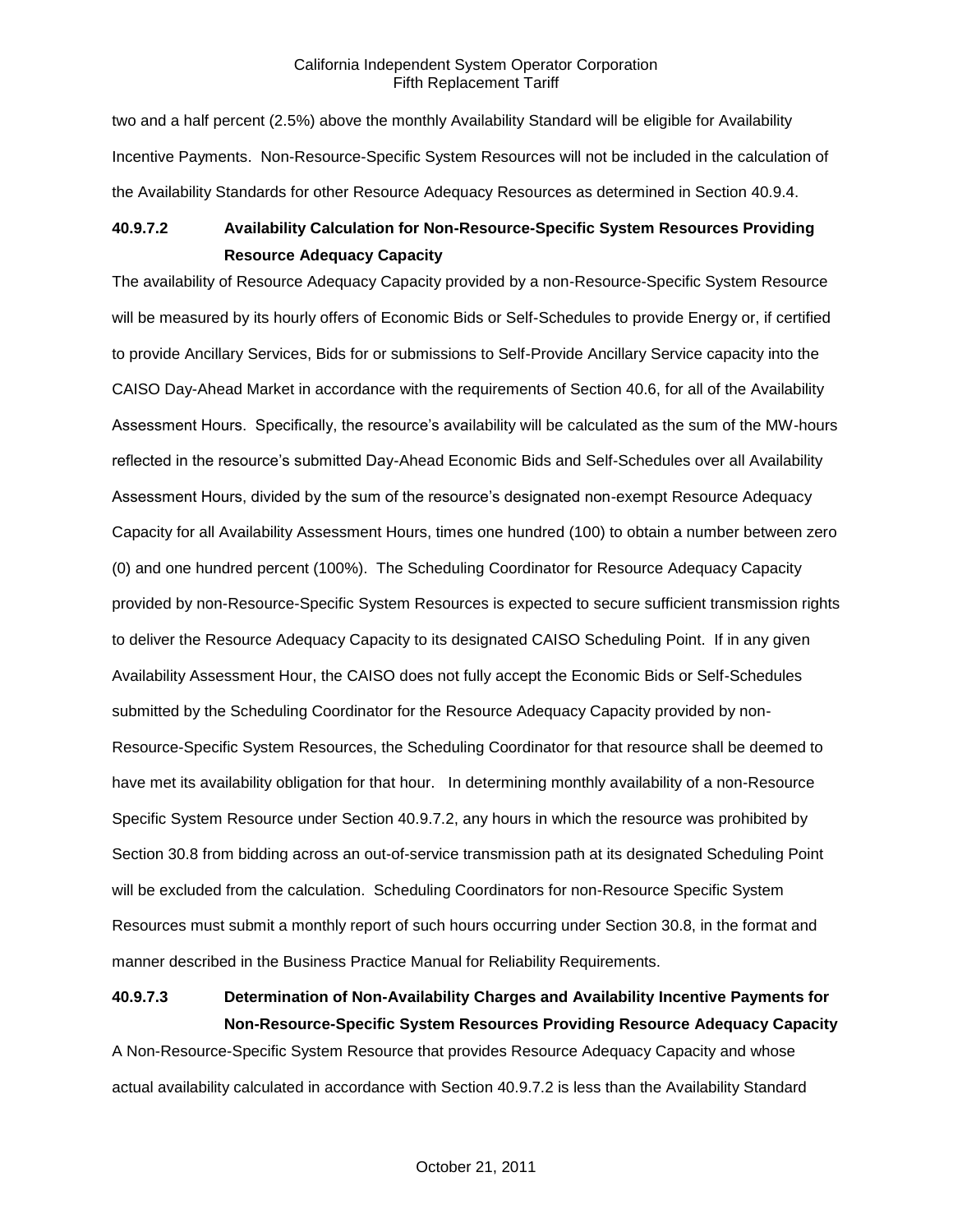two and a half percent (2.5%) above the monthly Availability Standard will be eligible for Availability Incentive Payments. Non-Resource-Specific System Resources will not be included in the calculation of the Availability Standards for other Resource Adequacy Resources as determined in Section 40.9.4.

### 40.9.7.2 Availability Calculation for Non-Resource-Specific System Resources Providing Resource Adequacy Capacity

The availability of Resource Adequacy Capacity provided by a non-Resource-Specific System Resource will be measured by its hourly offers of Economic Bids or Self-Schedules to provide Energy or, if certified to provide Ancillary Services, Bids for or submissions to Self-Provide Ancillary Service capacity into the CAISO Day-Ahead Market in accordance with the requirements of Section 40.6, for all of the Availability Assessment Hours. Specifically, the resource's availability will be calculated as the sum of the MW-hours reflected in the resource's submitted Day-Ahead Economic Bids and Self-Schedules over all Availability Assessment Hours, divided by the sum of the resource's designated non-exempt Resource Adequacy Capacity for all Availability Assessment Hours, times one hundred (100) to obtain a number between zero (0) and one hundred percent (100%). The Scheduling Coordinator for Resource Adequacy Capacity provided by non-Resource-Specific System Resources is expected to secure sufficient transmission rights to deliver the Resource Adequacy Capacity to its designated CAISO Scheduling Point. If in any given Availability Assessment Hour, the CAISO does not fully accept the Economic Bids or Self-Schedules submitted by the Scheduling Coordinator for the Resource Adequacy Capacity provided by non-Resource-Specific System Resources, the Scheduling Coordinator for that resource shall be deemed to have met its availability obligation for that hour. In determining monthly availability of a non-Resource Specific System Resource under Section 40.9.7.2, any hours in which the resource was prohibited by Section 30.8 from bidding across an out-of-service transmission path at its designated Scheduling Point will be excluded from the calculation. Scheduling Coordinators for non-Resource Specific System Resources must submit a monthly report of such hours occurring under Section 30.8, in the format and manner described in the Business Practice Manual for Reliability Requirements.

### 40.9.7.3 Determination of Non-Availability Charges and Availability Incentive Payments for Non-Resource-Specific System Resources Providing Resource Adequacy Capacity

A Non-Resource-Specific System Resource that provides Resource Adequacy Capacity and whose actual availability calculated in accordance with Section 40.9.7.2 is less than the Availability Standard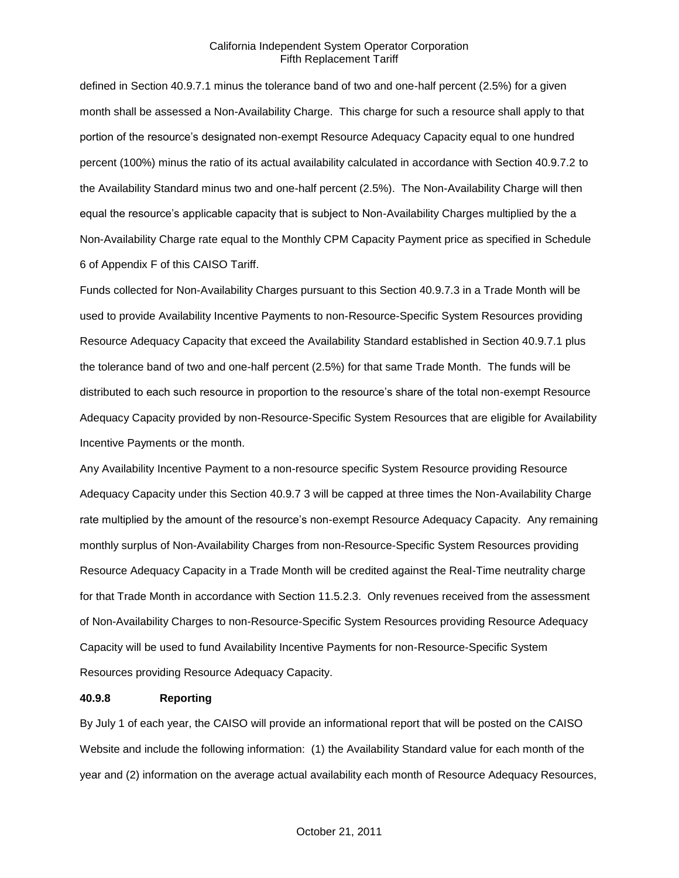defined in Section 40.9.7.1 minus the tolerance band of two and one-half percent (2.5%) for a given month shall be assessed a Non-Availability Charge. This charge for such a resource shall apply to that portion of the resource's designated non-exempt Resource Adequacy Capacity equal to one hundred percent (100%) minus the ratio of its actual availability calculated in accordance with Section 40.9.7.2 to the Availability Standard minus two and one-half percent (2.5%). The Non-Availability Charge will then equal the resource's applicable capacity that is subject to Non-Availability Charges multiplied by the a Non-Availability Charge rate equal to the Monthly CPM Capacity Payment price as specified in Schedule 6 of Appendix F of this CAISO Tariff.

Funds collected for Non-Availability Charges pursuant to this Section 40.9.7.3 in a Trade Month will be used to provide Availability Incentive Payments to non-Resource-Specific System Resources providing Resource Adequacy Capacity that exceed the Availability Standard established in Section 40.9.7.1 plus the tolerance band of two and one-half percent (2.5%) for that same Trade Month. The funds will be distributed to each such resource in proportion to the resource's share of the total non-exempt Resource Adequacy Capacity provided by non-Resource-Specific System Resources that are eligible for Availability Incentive Payments or the month.

Any Availability Incentive Payment to a non-resource specific System Resource providing Resource Adequacy Capacity under this Section 40.9.7 3 will be capped at three times the Non-Availability Charge rate multiplied by the amount of the resource's non-exempt Resource Adequacy Capacity. Any remaining monthly surplus of Non-Availability Charges from non-Resource-Specific System Resources providing Resource Adequacy Capacity in a Trade Month will be credited against the Real-Time neutrality charge for that Trade Month in accordance with Section 11.5.2.3. Only revenues received from the assessment of Non-Availability Charges to non-Resource-Specific System Resources providing Resource Adequacy Capacity will be used to fund Availability Incentive Payments for non-Resource-Specific System Resources providing Resource Adequacy Capacity.

**40.9.8 Reporting**

By July 1 of each year, the CAISO will provide an informational report that will be posted on the CAISO Website and include the following information: (1) the Availability Standard value for each month of the year and (2) information on the average actual availability each month of Resource Adequacy Resources,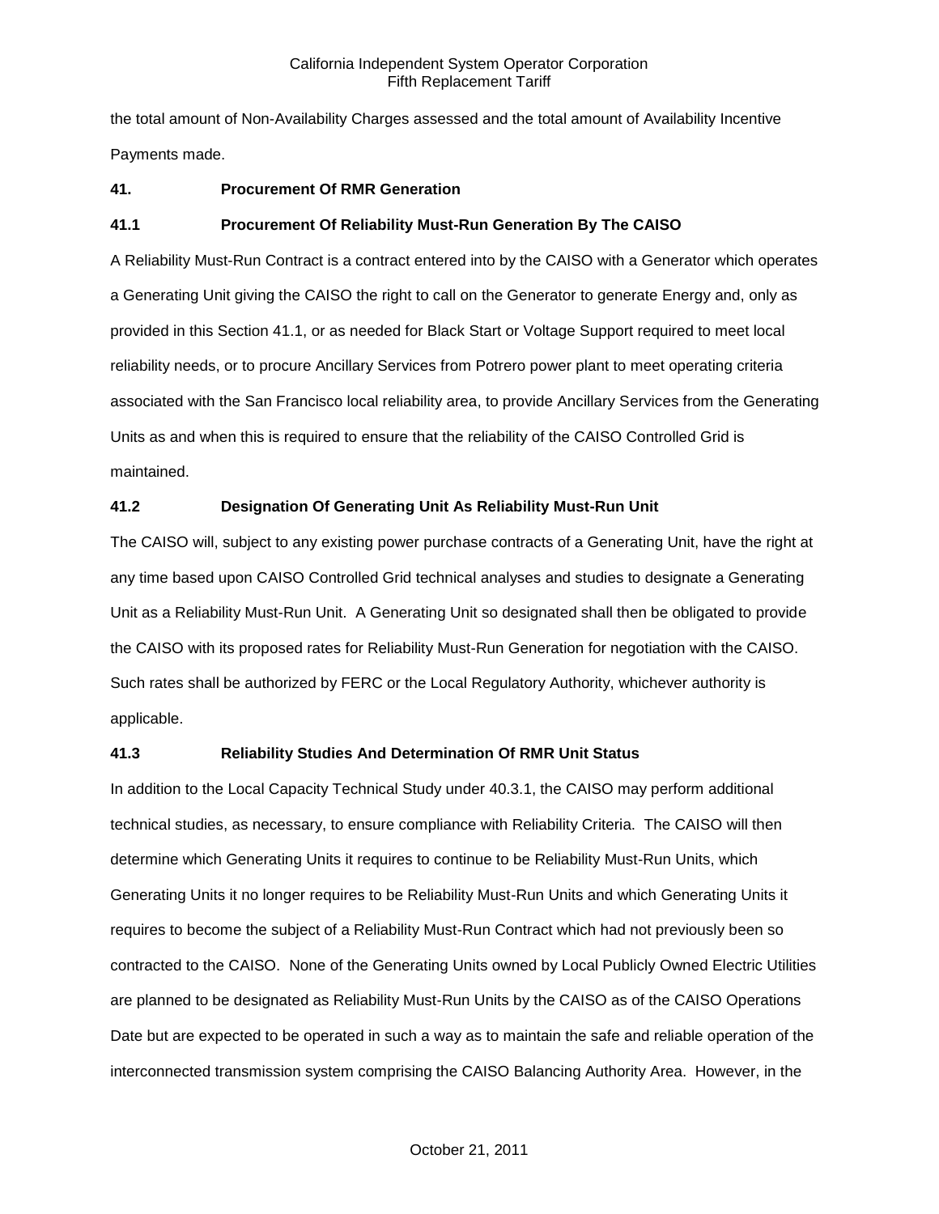the total amount of Non-Availability Charges assessed and the total amount of Availability Incentive Payments made.

## 41. Procurement Of RMR Generation

### 41.1 Procurement Of Reliability Must-Run Generation By The CAISO

A Reliability Must-Run Contract is a contract entered into by the CAISO with a Generator which operates a Generating Unit giving the CAISO the right to call on the Generator to generate Energy and, only as provided in this Section 41.1, or as needed for Black Start or Voltage Support required to meet local reliability needs, or to procure Ancillary Services from Potrero power plant to meet operating criteria associated with the San Francisco local reliability area, to provide Ancillary Services from the Generating Units as and when this is required to ensure that the reliability of the CAISO Controlled Grid is maintained.

### 41.2 Designation Of Generating Unit As Reliability Must-Run Unit

The CAISO will, subject to any existing power purchase contracts of a Generating Unit, have the right at any time based upon CAISO Controlled Grid technical analyses and studies to designate a Generating Unit as a Reliability Must-Run Unit. A Generating Unit so designated shall then be obligated to provide the CAISO with its proposed rates for Reliability Must-Run Generation for negotiation with the CAISO. Such rates shall be authorized by FERC or the Local Regulatory Authority, whichever authority is applicable.

### 41.3 Reliability Studies And Determination Of RMR Unit Status

In addition to the Local Capacity Technical Study under 40.3.1, the CAISO may perform additional technical studies, as necessary, to ensure compliance with Reliability Criteria. The CAISO will then determine which Generating Units it requires to continue to be Reliability Must-Run Units, which Generating Units it no longer requires to be Reliability Must-Run Units and which Generating Units it requires to become the subject of a Reliability Must-Run Contract which had not previously been so contracted to the CAISO. None of the Generating Units owned by Local Publicly Owned Electric Utilities are planned to be designated as Reliability Must-Run Units by the CAISO as of the CAISO Operations Date but are expected to be operated in such a way as to maintain the safe and reliable operation of the interconnected transmission system comprising the CAISO Balancing Authority Area. However, in the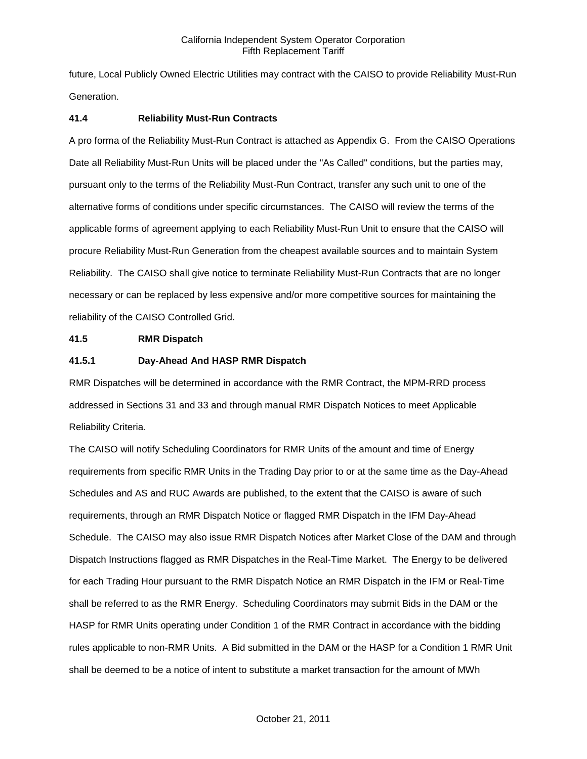future, Local Publicly Owned Electric Utilities may contract with the CAISO to provide Reliability Must-Run Generation.

**41.4 Reliability Must-Run Contracts**

A pro forma of the Reliability Must-Run Contract is attached as Appendix G. From the CAISO Operations Date all Reliability Must-Run Units will be placed under the "As Called" conditions, but the parties may, pursuant only to the terms of the Reliability Must-Run Contract, transfer any such unit to one of the alternative forms of conditions under specific circumstances. The CAISO will review the terms of the applicable forms of agreement applying to each Reliability Must-Run Unit to ensure that the CAISO will procure Reliability Must-Run Generation from the cheapest available sources and to maintain System Reliability. The CAISO shall give notice to terminate Reliability Must-Run Contracts that are no longer necessary or can be replaced by less expensive and/or more competitive sources for maintaining the reliability of the CAISO Controlled Grid.

**41.5 RMR Dispatch**

**41.5.1 Day-Ahead And HASP RMR Dispatch**

RMR Dispatches will be determined in accordance with the RMR Contract, the MPM-RRD process addressed in Sections 31 and 33 and through manual RMR Dispatch Notices to meet Applicable Reliability Criteria.

The CAISO will notify Scheduling Coordinators for RMR Units of the amount and time of Energy requirements from specific RMR Units in the Trading Day prior to or at the same time as the Day-Ahead Schedules and AS and RUC Awards are published, to the extent that the CAISO is aware of such requirements, through an RMR Dispatch Notice or flagged RMR Dispatch in the IFM Day-Ahead Schedule. The CAISO may also issue RMR Dispatch Notices after Market Close of the DAM and through Dispatch Instructions flagged as RMR Dispatches in the Real-Time Market. The Energy to be delivered for each Trading Hour pursuant to the RMR Dispatch Notice an RMR Dispatch in the IFM or Real-Time shall be referred to as the RMR Energy. Scheduling Coordinators may submit Bids in the DAM or the HASP for RMR Units operating under Condition 1 of the RMR Contract in accordance with the bidding rules applicable to non-RMR Units. A Bid submitted in the DAM or the HASP for a Condition 1 RMR Unit shall be deemed to be a notice of intent to substitute a market transaction for the amount of MWh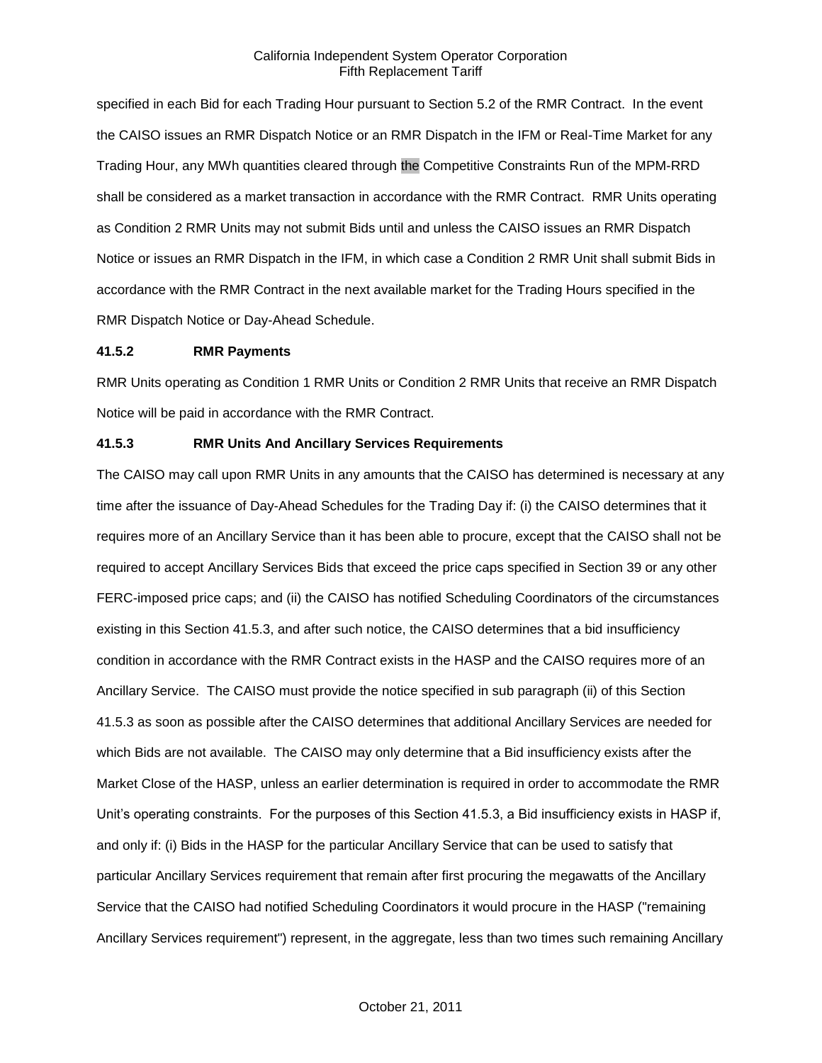specified in each Bid for each Trading Hour pursuant to Section 5.2 of the RMR Contract. In the event the CAISO issues an RMR Dispatch Notice or an RMR Dispatch in the IFM or Real-Time Market for any Trading Hour, any MWh quantities cleared through the Competitive Constraints Run of the MPM-RRD shall be considered as a market transaction in accordance with the RMR Contract. RMR Units operating as Condition 2 RMR Units may not submit Bids until and unless the CAISO issues an RMR Dispatch Notice or issues an RMR Dispatch in the IFM, in which case a Condition 2 RMR Unit shall submit Bids in accordance with the RMR Contract in the next available market for the Trading Hours specified in the RMR Dispatch Notice or Day-Ahead Schedule.

**41.5.2 RMR Payments**

RMR Units operating as Condition 1 RMR Units or Condition 2 RMR Units that receive an RMR Dispatch Notice will be paid in accordance with the RMR Contract.

**41.5.3 RMR Units And Ancillary Services Requirements**

The CAISO may call upon RMR Units in any amounts that the CAISO has determined is necessary at any time after the issuance of Day-Ahead Schedules for the Trading Day if: (i) the CAISO determines that it requires more of an Ancillary Service than it has been able to procure, except that the CAISO shall not be required to accept Ancillary Services Bids that exceed the price caps specified in Section 39 or any other FERC-imposed price caps; and (ii) the CAISO has notified Scheduling Coordinators of the circumstances existing in this Section 41.5.3, and after such notice, the CAISO determines that a bid insufficiency condition in accordance with the RMR Contract exists in the HASP and the CAISO requires more of an Ancillary Service. The CAISO must provide the notice specified in sub paragraph (ii) of this Section 41.5.3 as soon as possible after the CAISO determines that additional Ancillary Services are needed for which Bids are not available. The CAISO may only determine that a Bid insufficiency exists after the Market Close of the HASP, unless an earlier determination is required in order to accommodate the RMR Unit's operating constraints. For the purposes of this Section 41.5.3, a Bid insufficiency exists in HASP if, and only if: (i) Bids in the HASP for the particular Ancillary Service that can be used to satisfy that particular Ancillary Services requirement that remain after first procuring the megawatts of the Ancillary Service that the CAISO had notified Scheduling Coordinators it would procure in the HASP ("remaining Ancillary Services requirement") represent, in the aggregate, less than two times such remaining Ancillary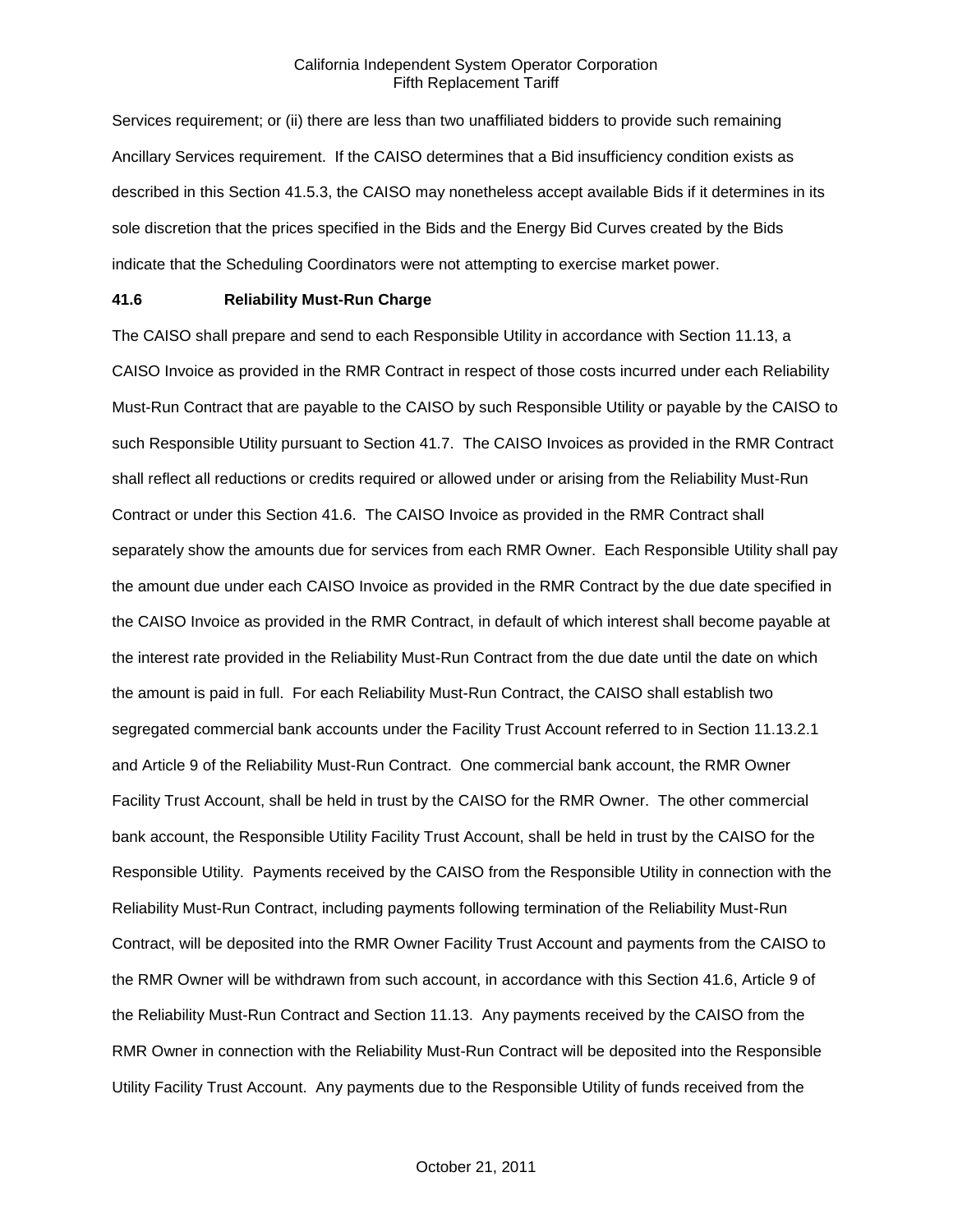Services requirement; or (ii) there are less than two unaffiliated bidders to provide such remaining Ancillary Services requirement. If the CAISO determines that a Bid insufficiency condition exists as described in this Section 41.5.3, the CAISO may nonetheless accept available Bids if it determines in its sole discretion that the prices specified in the Bids and the Energy Bid Curves created by the Bids indicate that the Scheduling Coordinators were not attempting to exercise market power.

**41.6 Reliability Must-Run Charge**

The CAISO shall prepare and send to each Responsible Utility in accordance with Section 11.13, a CAISO Invoice as provided in the RMR Contract in respect of those costs incurred under each Reliability Must-Run Contract that are payable to the CAISO by such Responsible Utility or payable by the CAISO to such Responsible Utility pursuant to Section 41.7. The CAISO Invoices as provided in the RMR Contract shall reflect all reductions or credits required or allowed under or arising from the Reliability Must-Run Contract or under this Section 41.6. The CAISO Invoice as provided in the RMR Contract shall separately show the amounts due for services from each RMR Owner. Each Responsible Utility shall pay the amount due under each CAISO Invoice as provided in the RMR Contract by the due date specified in the CAISO Invoice as provided in the RMR Contract, in default of which interest shall become payable at the interest rate provided in the Reliability Must-Run Contract from the due date until the date on which the amount is paid in full. For each Reliability Must-Run Contract, the CAISO shall establish two segregated commercial bank accounts under the Facility Trust Account referred to in Section 11.13.2.1 and Article 9 of the Reliability Must-Run Contract. One commercial bank account, the RMR Owner Facility Trust Account, shall be held in trust by the CAISO for the RMR Owner. The other commercial bank account, the Responsible Utility Facility Trust Account, shall be held in trust by the CAISO for the Responsible Utility. Payments received by the CAISO from the Responsible Utility in connection with the Reliability Must-Run Contract, including payments following termination of the Reliability Must-Run Contract, will be deposited into the RMR Owner Facility Trust Account and payments from the CAISO to the RMR Owner will be withdrawn from such account, in accordance with this Section 41.6, Article 9 of the Reliability Must-Run Contract and Section 11.13. Any payments received by the CAISO from the RMR Owner in connection with the Reliability Must-Run Contract will be deposited into the Responsible Utility Facility Trust Account. Any payments due to the Responsible Utility of funds received from the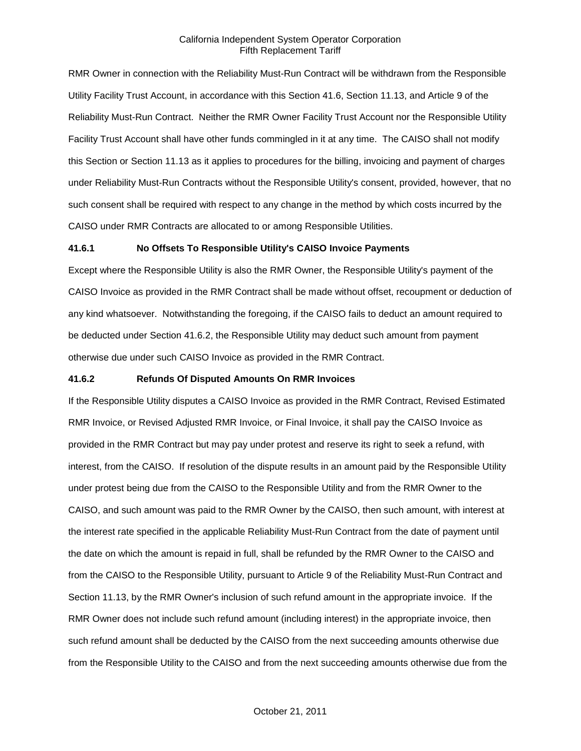RMR Owner in connection with the Reliability Must-Run Contract will be withdrawn from the Responsible Utility Facility Trust Account, in accordance with this Section 41.6, Section 11.13, and Article 9 of the Reliability Must-Run Contract. Neither the RMR Owner Facility Trust Account nor the Responsible Utility Facility Trust Account shall have other funds commingled in it at any time. The CAISO shall not modify this Section or Section 11.13 as it applies to procedures for the billing, invoicing and payment of charges under Reliability Must-Run Contracts without the Responsible Utility's consent, provided, however, that no such consent shall be required with respect to any change in the method by which costs incurred by the CAISO under RMR Contracts are allocated to or among Responsible Utilities.

### 41.6.1 No Offsets To Responsible Utility's CAISO Invoice Payments

Except where the Responsible Utility is also the RMR Owner, the Responsible Utility's payment of the CAISO Invoice as provided in the RMR Contract shall be made without offset, recoupment or deduction of any kind whatsoever. Notwithstanding the foregoing, if the CAISO fails to deduct an amount required to be deducted under Section 41.6.2, the Responsible Utility may deduct such amount from payment otherwise due under such CAISO Invoice as provided in the RMR Contract.

### 41.6.2 Refunds Of Disputed Amounts On RMR Invoices

If the Responsible Utility disputes a CAISO Invoice as provided in the RMR Contract, Revised Estimated RMR Invoice, or Revised Adjusted RMR Invoice, or Final Invoice, it shall pay the CAISO Invoice as provided in the RMR Contract but may pay under protest and reserve its right to seek a refund, with interest, from the CAISO. If resolution of the dispute results in an amount paid by the Responsible Utility under protest being due from the CAISO to the Responsible Utility and from the RMR Owner to the CAISO, and such amount was paid to the RMR Owner by the CAISO, then such amount, with interest at the interest rate specified in the applicable Reliability Must-Run Contract from the date of payment until the date on which the amount is repaid in full, shall be refunded by the RMR Owner to the CAISO and from the CAISO to the Responsible Utility, pursuant to Article 9 of the Reliability Must-Run Contract and Section 11.13, by the RMR Owner's inclusion of such refund amount in the appropriate invoice. If the RMR Owner does not include such refund amount (including interest) in the appropriate invoice, then such refund amount shall be deducted by the CAISO from the next succeeding amounts otherwise due from the Responsible Utility to the CAISO and from the next succeeding amounts otherwise due from the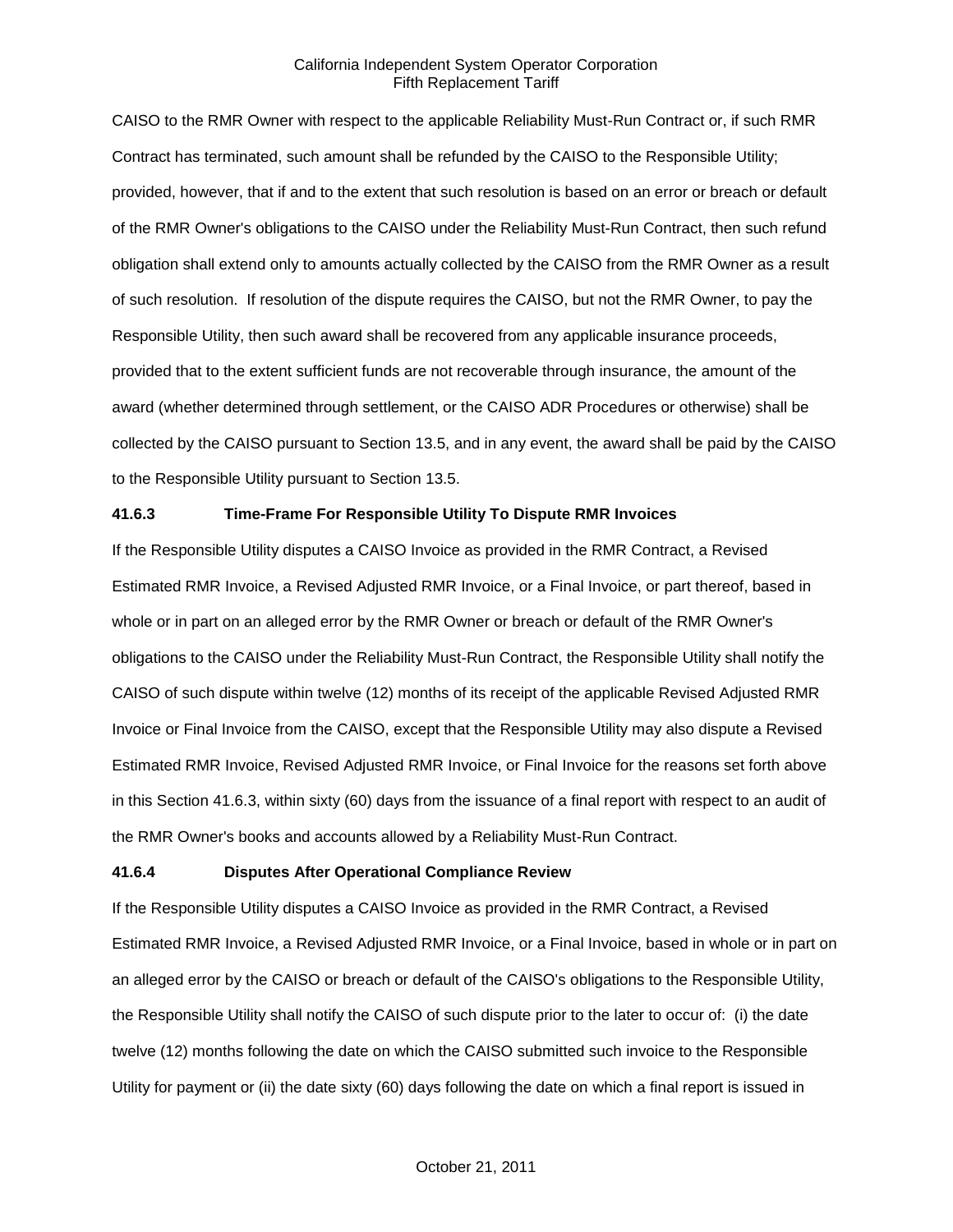CAISO to the RMR Owner with respect to the applicable Reliability Must-Run Contract or, if such RMR Contract has terminated, such amount shall be refunded by the CAISO to the Responsible Utility; provided, however, that if and to the extent that such resolution is based on an error or breach or default of the RMR Owner's obligations to the CAISO under the Reliability Must-Run Contract, then such refund obligation shall extend only to amounts actually collected by the CAISO from the RMR Owner as a result of such resolution. If resolution of the dispute requires the CAISO, but not the RMR Owner, to pay the Responsible Utility, then such award shall be recovered from any applicable insurance proceeds, provided that to the extent sufficient funds are not recoverable through insurance, the amount of the award (whether determined through settlement, or the CAISO ADR Procedures or otherwise) shall be collected by the CAISO pursuant to Section 13.5, and in any event, the award shall be paid by the CAISO to the Responsible Utility pursuant to Section 13.5.

**41.6.3 Time-Frame For Responsible Utility To Dispute RMR Invoices**

If the Responsible Utility disputes a CAISO Invoice as provided in the RMR Contract, a Revised Estimated RMR Invoice, a Revised Adjusted RMR Invoice, or a Final Invoice, or part thereof, based in whole or in part on an alleged error by the RMR Owner or breach or default of the RMR Owner's obligations to the CAISO under the Reliability Must-Run Contract, the Responsible Utility shall notify the CAISO of such dispute within twelve (12) months of its receipt of the applicable Revised Adjusted RMR Invoice or Final Invoice from the CAISO, except that the Responsible Utility may also dispute a Revised Estimated RMR Invoice, Revised Adjusted RMR Invoice, or Final Invoice for the reasons set forth above in this Section 41.6.3, within sixty (60) days from the issuance of a final report with respect to an audit of the RMR Owner's books and accounts allowed by a Reliability Must-Run Contract.

**41.6.4 Disputes After Operational Compliance Review**

If the Responsible Utility disputes a CAISO Invoice as provided in the RMR Contract, a Revised Estimated RMR Invoice, a Revised Adjusted RMR Invoice, or a Final Invoice, based in whole or in part on an alleged error by the CAISO or breach or default of the CAISO's obligations to the Responsible Utility, the Responsible Utility shall notify the CAISO of such dispute prior to the later to occur of: (i) the date twelve (12) months following the date on which the CAISO submitted such invoice to the Responsible Utility for payment or (ii) the date sixty (60) days following the date on which a final report is issued in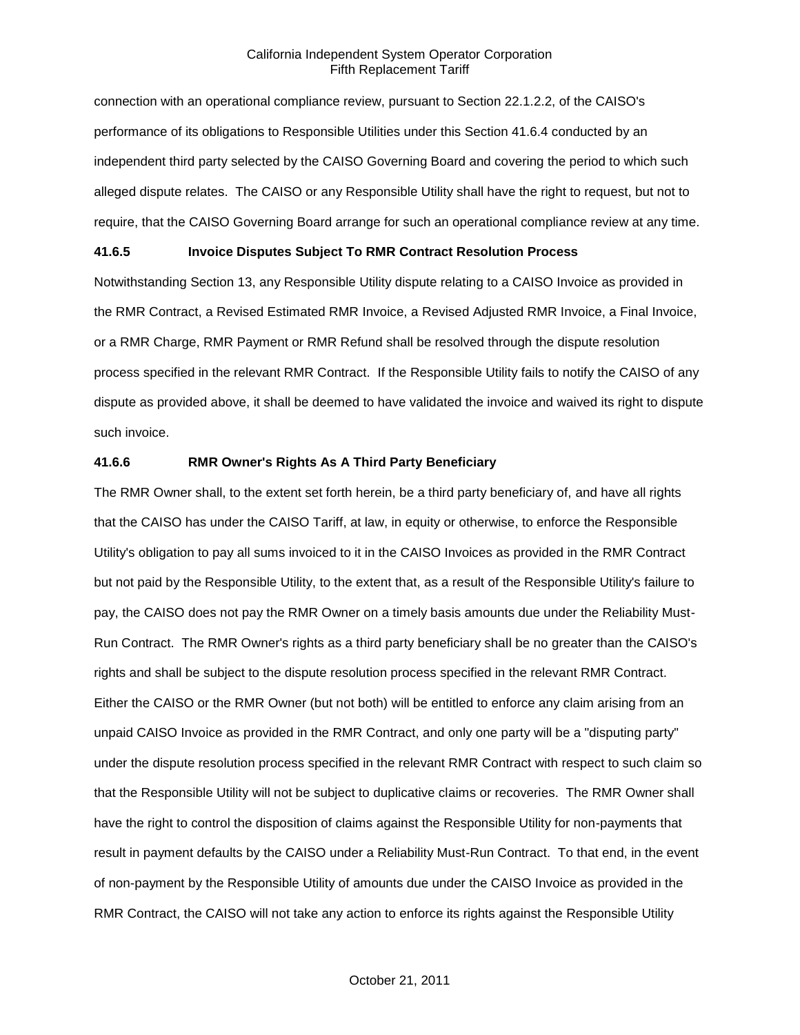connection with an operational compliance review, pursuant to Section 22.1.2.2, of the CAISO's performance of its obligations to Responsible Utilities under this Section 41.6.4 conducted by an independent third party selected by the CAISO Governing Board and covering the period to which such alleged dispute relates. The CAISO or any Responsible Utility shall have the right to request, but not to require, that the CAISO Governing Board arrange for such an operational compliance review at any time.

**41.6.5 Invoice Disputes Subject To RMR Contract Resolution Process**

Notwithstanding Section 13, any Responsible Utility dispute relating to a CAISO Invoice as provided in the RMR Contract, a Revised Estimated RMR Invoice, a Revised Adjusted RMR Invoice, a Final Invoice, or a RMR Charge, RMR Payment or RMR Refund shall be resolved through the dispute resolution process specified in the relevant RMR Contract. If the Responsible Utility fails to notify the CAISO of any dispute as provided above, it shall be deemed to have validated the invoice and waived its right to dispute such invoice.

**41.6.6 RMR Owner's Rights As A Third Party Beneficiary**

The RMR Owner shall, to the extent set forth herein, be a third party beneficiary of, and have all rights that the CAISO has under the CAISO Tariff, at law, in equity or otherwise, to enforce the Responsible Utility's obligation to pay all sums invoiced to it in the CAISO Invoices as provided in the RMR Contract but not paid by the Responsible Utility, to the extent that, as a result of the Responsible Utility's failure to pay, the CAISO does not pay the RMR Owner on a timely basis amounts due under the Reliability Must-Run Contract. The RMR Owner's rights as a third party beneficiary shall be no greater than the CAISO's rights and shall be subject to the dispute resolution process specified in the relevant RMR Contract. Either the CAISO or the RMR Owner (but not both) will be entitled to enforce any claim arising from an unpaid CAISO Invoice as provided in the RMR Contract, and only one party will be a "disputing party" under the dispute resolution process specified in the relevant RMR Contract with respect to such claim so that the Responsible Utility will not be subject to duplicative claims or recoveries. The RMR Owner shall have the right to control the disposition of claims against the Responsible Utility for non-payments that result in payment defaults by the CAISO under a Reliability Must-Run Contract. To that end, in the event of non-payment by the Responsible Utility of amounts due under the CAISO Invoice as provided in the RMR Contract, the CAISO will not take any action to enforce its rights against the Responsible Utility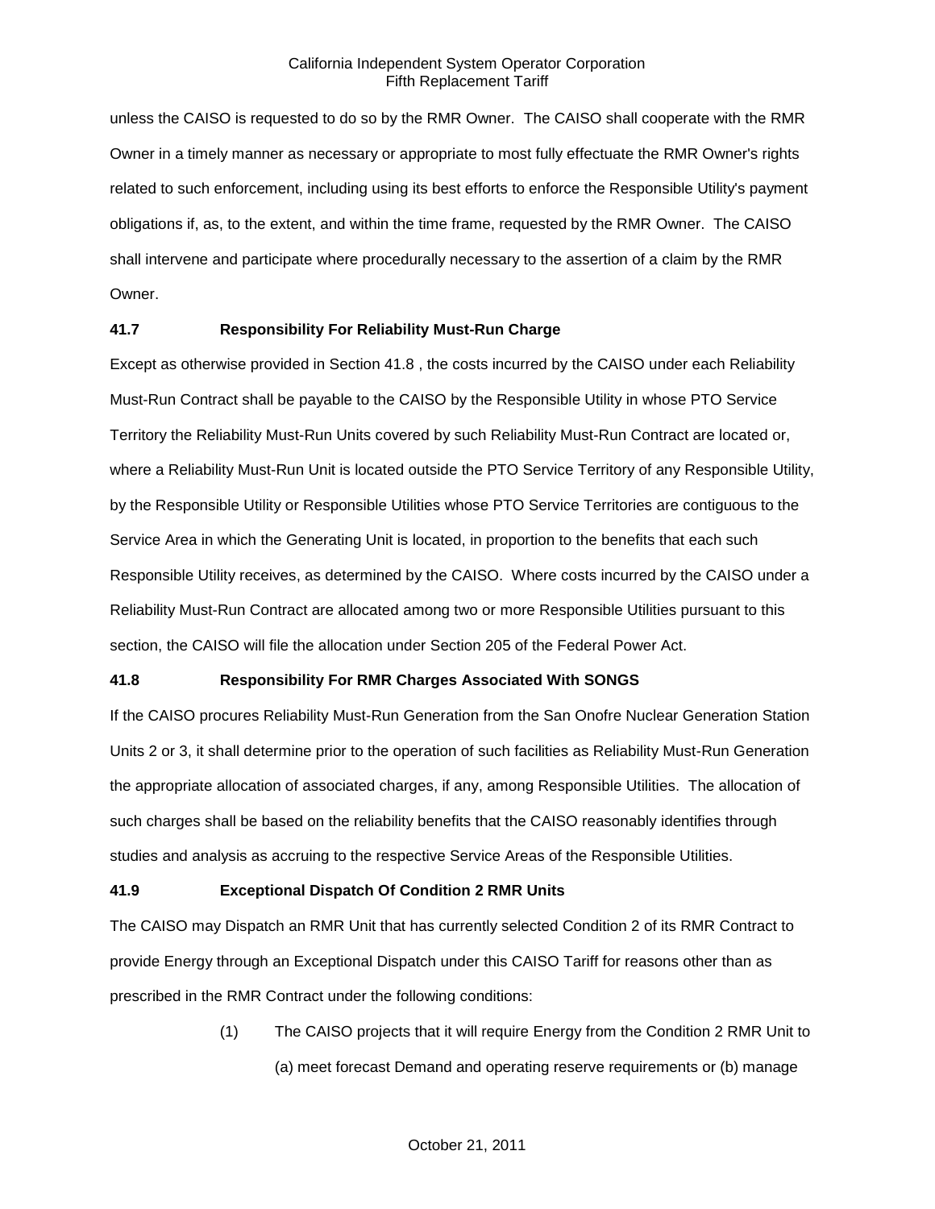unless the CAISO is requested to do so by the RMR Owner. The CAISO shall cooperate with the RMR Owner in a timely manner as necessary or appropriate to most fully effectuate the RMR Owner's rights related to such enforcement, including using its best efforts to enforce the Responsible Utility's payment obligations if, as, to the extent, and within the time frame, requested by the RMR Owner. The CAISO shall intervene and participate where procedurally necessary to the assertion of a claim by the RMR Owner.

### 41.7 Responsibility For Reliability Must-Run Charge

Except as otherwise provided in Section 41.8 , the costs incurred by the CAISO under each Reliability Must-Run Contract shall be payable to the CAISO by the Responsible Utility in whose PTO Service Territory the Reliability Must-Run Units covered by such Reliability Must-Run Contract are located or, where a Reliability Must-Run Unit is located outside the PTO Service Territory of any Responsible Utility, by the Responsible Utility or Responsible Utilities whose PTO Service Territories are contiguous to the Service Area in which the Generating Unit is located, in proportion to the benefits that each such Responsible Utility receives, as determined by the CAISO. Where costs incurred by the CAISO under a Reliability Must-Run Contract are allocated among two or more Responsible Utilities pursuant to this section, the CAISO will file the allocation under Section 205 of the Federal Power Act.

### 41.8 Responsibility For RMR Charges Associated With SONGS

If the CAISO procures Reliability Must-Run Generation from the San Onofre Nuclear Generation Station Units 2 or 3, it shall determine prior to the operation of such facilities as Reliability Must-Run Generation the appropriate allocation of associated charges, if any, among Responsible Utilities. The allocation of such charges shall be based on the reliability benefits that the CAISO reasonably identifies through studies and analysis as accruing to the respective Service Areas of the Responsible Utilities.

### 41.9 Exceptional Dispatch Of Condition 2 RMR Units

The CAISO may Dispatch an RMR Unit that has currently selected Condition 2 of its RMR Contract to provide Energy through an Exceptional Dispatch under this CAISO Tariff for reasons other than as prescribed in the RMR Contract under the following conditions:

(1) The CAISO projects that it will require Energy from the Condition 2 RMR Unit to (a) meet forecast Demand and operating reserve requirements or (b) manage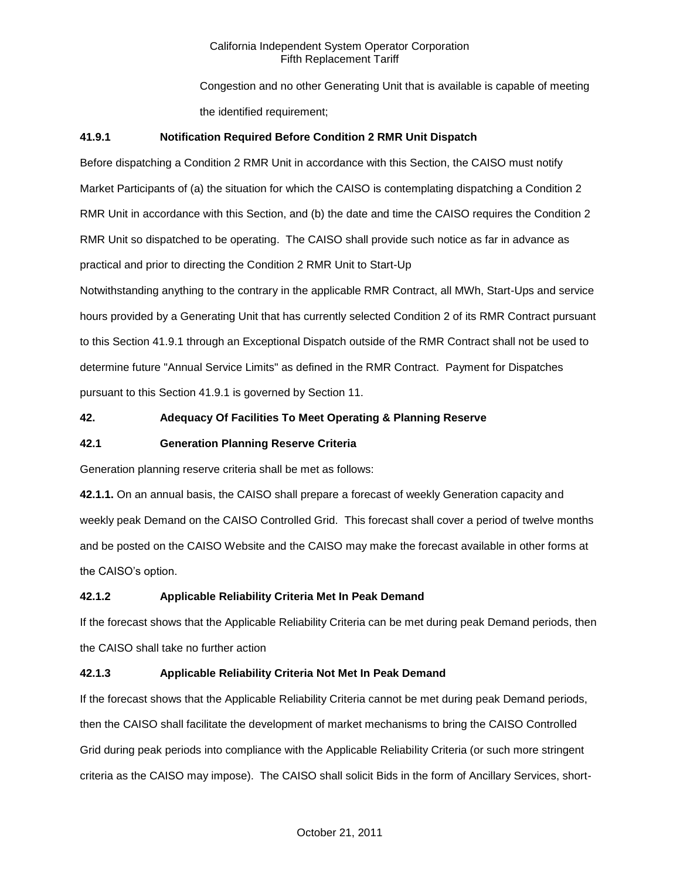Congestion and no other Generating Unit that is available is capable of meeting the identified requirement;

**41.9.1 Notification Required Before Condition 2 RMR Unit Dispatch**

Before dispatching a Condition 2 RMR Unit in accordance with this Section, the CAISO must notify Market Participants of (a) the situation for which the CAISO is contemplating dispatching a Condition 2 RMR Unit in accordance with this Section, and (b) the date and time the CAISO requires the Condition 2 RMR Unit so dispatched to be operating. The CAISO shall provide such notice as far in advance as practical and prior to directing the Condition 2 RMR Unit to Start-Up

Notwithstanding anything to the contrary in the applicable RMR Contract, all MWh, Start-Ups and service hours provided by a Generating Unit that has currently selected Condition 2 of its RMR Contract pursuant to this Section 41.9.1 through an Exceptional Dispatch outside of the RMR Contract shall not be used to determine future "Annual Service Limits" as defined in the RMR Contract. Payment for Dispatches pursuant to this Section 41.9.1 is governed by Section 11.

**42. Adequacy Of Facilities To Meet Operating & Planning Reserve**

**42.1 Generation Planning Reserve Criteria**

Generation planning reserve criteria shall be met as follows:

**42.1.1.** On an annual basis, the CAISO shall prepare a forecast of weekly Generation capacity and weekly peak Demand on the CAISO Controlled Grid. This forecast shall cover a period of twelve months and be posted on the CAISO Website and the CAISO may make the forecast available in other forms at the CAISO's option.

**42.1.2 Applicable Reliability Criteria Met In Peak Demand**

If the forecast shows that the Applicable Reliability Criteria can be met during peak Demand periods, then the CAISO shall take no further action

**42.1.3 Applicable Reliability Criteria Not Met In Peak Demand**

If the forecast shows that the Applicable Reliability Criteria cannot be met during peak Demand periods, then the CAISO shall facilitate the development of market mechanisms to bring the CAISO Controlled Grid during peak periods into compliance with the Applicable Reliability Criteria (or such more stringent criteria as the CAISO may impose). The CAISO shall solicit Bids in the form of Ancillary Services, short-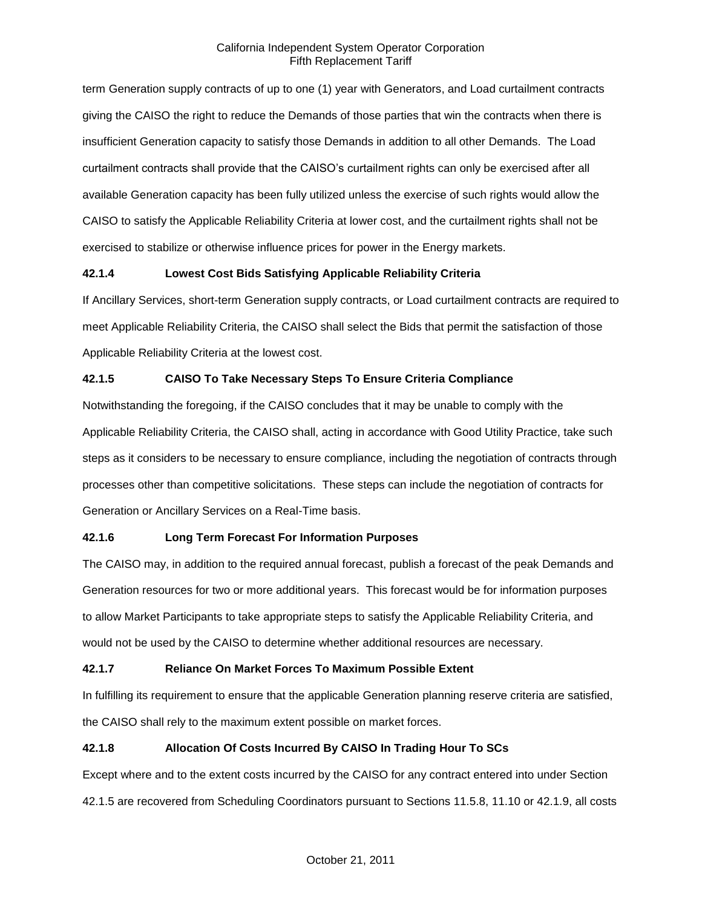term Generation supply contracts of up to one (1) year with Generators, and Load curtailment contracts giving the CAISO the right to reduce the Demands of those parties that win the contracts when there is insufficient Generation capacity to satisfy those Demands in addition to all other Demands. The Load curtailment contracts shall provide that the CAISO's curtailment rights can only be exercised after all available Generation capacity has been fully utilized unless the exercise of such rights would allow the CAISO to satisfy the Applicable Reliability Criteria at lower cost, and the curtailment rights shall not be exercised to stabilize or otherwise influence prices for power in the Energy markets.

### 42.1.4 Lowest Cost Bids Satisfying Applicable Reliability Criteria

If Ancillary Services, short-term Generation supply contracts, or Load curtailment contracts are required to meet Applicable Reliability Criteria, the CAISO shall select the Bids that permit the satisfaction of those Applicable Reliability Criteria at the lowest cost.

### 42.1.5 CAISO To Take Necessary Steps To Ensure Criteria Compliance

Notwithstanding the foregoing, if the CAISO concludes that it may be unable to comply with the Applicable Reliability Criteria, the CAISO shall, acting in accordance with Good Utility Practice, take such steps as it considers to be necessary to ensure compliance, including the negotiation of contracts through processes other than competitive solicitations. These steps can include the negotiation of contracts for Generation or Ancillary Services on a Real-Time basis.

### 42.1.6 Long Term Forecast For Information Purposes

The CAISO may, in addition to the required annual forecast, publish a forecast of the peak Demands and Generation resources for two or more additional years. This forecast would be for information purposes to allow Market Participants to take appropriate steps to satisfy the Applicable Reliability Criteria, and would not be used by the CAISO to determine whether additional resources are necessary.

### 42.1.7 Reliance On Market Forces To Maximum Possible Extent

In fulfilling its requirement to ensure that the applicable Generation planning reserve criteria are satisfied, the CAISO shall rely to the maximum extent possible on market forces.

### 42.1.8 Allocation Of Costs Incurred By CAISO In Trading Hour To SCs

Except where and to the extent costs incurred by the CAISO for any contract entered into under Section 42.1.5 are recovered from Scheduling Coordinators pursuant to Sections 11.5.8, 11.10 or 42.1.9, all costs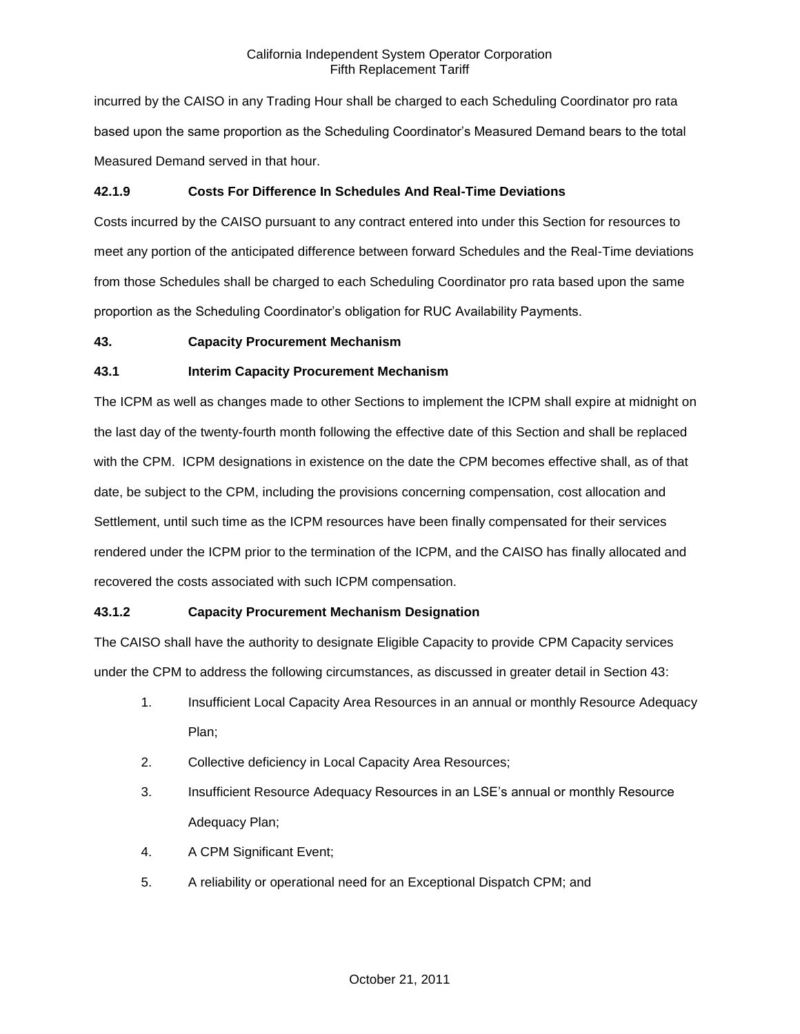incurred by the CAISO in any Trading Hour shall be charged to each Scheduling Coordinator pro rata based upon the same proportion as the Scheduling Coordinator's Measured Demand bears to the total Measured Demand served in that hour.

**42.1.9 Costs For Difference In Schedules And Real-Time Deviations**

Costs incurred by the CAISO pursuant to any contract entered into under this Section for resources to meet any portion of the anticipated difference between forward Schedules and the Real-Time deviations from those Schedules shall be charged to each Scheduling Coordinator pro rata based upon the same proportion as the Scheduling Coordinator's obligation for RUC Availability Payments.

**43. Capacity Procurement Mechanism**

**43.1 Interim Capacity Procurement Mechanism**

The ICPM as well as changes made to other Sections to implement the ICPM shall expire at midnight on the last day of the twenty-fourth month following the effective date of this Section and shall be replaced with the CPM. ICPM designations in existence on the date the CPM becomes effective shall, as of that date, be subject to the CPM, including the provisions concerning compensation, cost allocation and Settlement, until such time as the ICPM resources have been finally compensated for their services rendered under the ICPM prior to the termination of the ICPM, and the CAISO has finally allocated and recovered the costs associated with such ICPM compensation.

**43.1.2 Capacity Procurement Mechanism Designation**

The CAISO shall have the authority to designate Eligible Capacity to provide CPM Capacity services under the CPM to address the following circumstances, as discussed in greater detail in Section 43:

1. Insufficient Local Capacity Area Resources in an annual or monthly Resource Adequacy Plan;
2. Collective deficiency in Local Capacity Area Resources;
3. Insufficient Resource Adequacy Resources in an LSE's annual or monthly Resource Adequacy Plan;
4. A CPM Significant Event;
5. A reliability or operational need for an Exceptional Dispatch CPM; and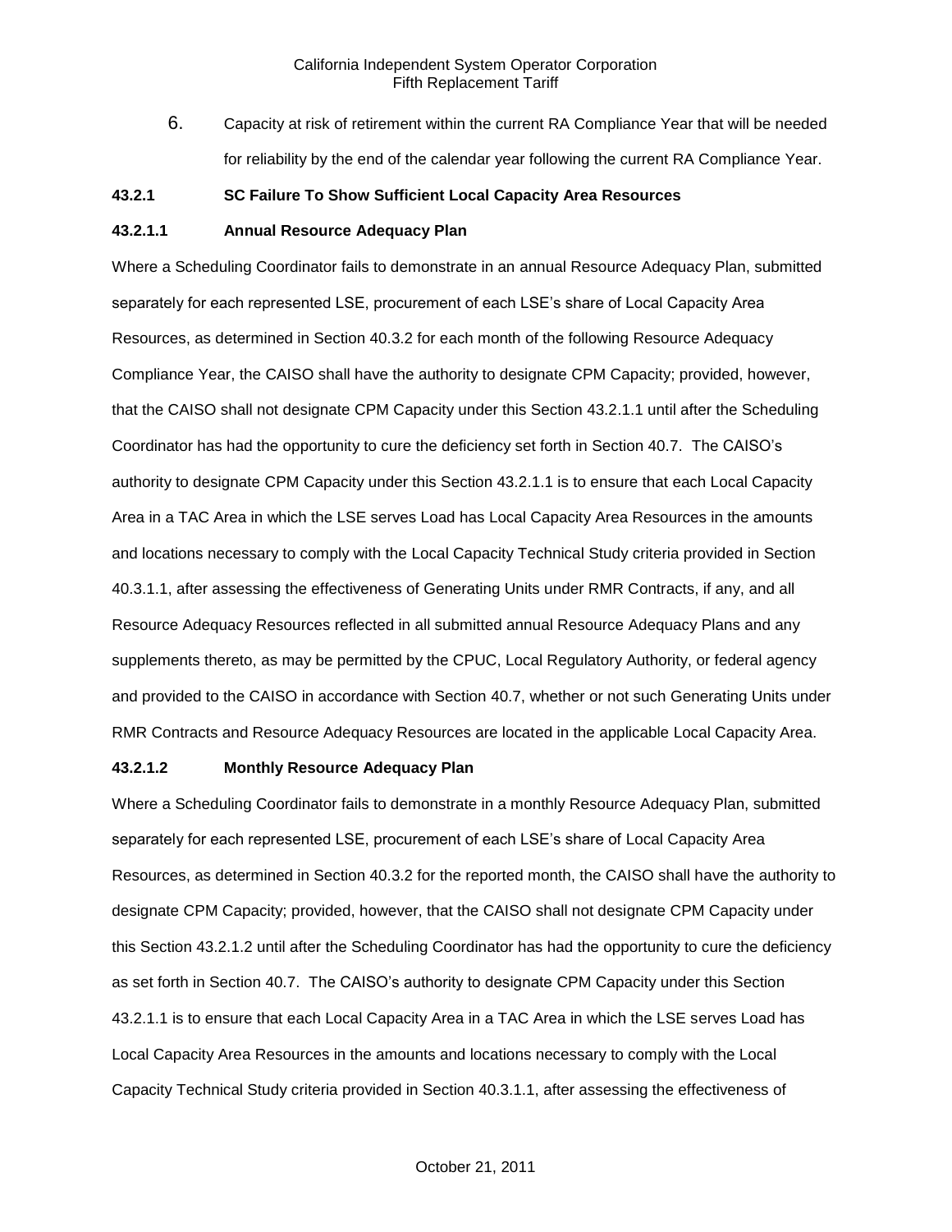6. Capacity at risk of retirement within the current RA Compliance Year that will be needed for reliability by the end of the calendar year following the current RA Compliance Year.

### 43.2.1 SC Failure To Show Sufficient Local Capacity Area Resources

#### 43.2.1.1 Annual Resource Adequacy Plan

Where a Scheduling Coordinator fails to demonstrate in an annual Resource Adequacy Plan, submitted separately for each represented LSE, procurement of each LSE's share of Local Capacity Area Resources, as determined in Section 40.3.2 for each month of the following Resource Adequacy Compliance Year, the CAISO shall have the authority to designate CPM Capacity; provided, however, that the CAISO shall not designate CPM Capacity under this Section 43.2.1.1 until after the Scheduling Coordinator has had the opportunity to cure the deficiency set forth in Section 40.7. The CAISO's authority to designate CPM Capacity under this Section 43.2.1.1 is to ensure that each Local Capacity Area in a TAC Area in which the LSE serves Load has Local Capacity Area Resources in the amounts and locations necessary to comply with the Local Capacity Technical Study criteria provided in Section 40.3.1.1, after assessing the effectiveness of Generating Units under RMR Contracts, if any, and all Resource Adequacy Resources reflected in all submitted annual Resource Adequacy Plans and any supplements thereto, as may be permitted by the CPUC, Local Regulatory Authority, or federal agency and provided to the CAISO in accordance with Section 40.7, whether or not such Generating Units under RMR Contracts and Resource Adequacy Resources are located in the applicable Local Capacity Area.

#### 43.2.1.2 Monthly Resource Adequacy Plan

Where a Scheduling Coordinator fails to demonstrate in a monthly Resource Adequacy Plan, submitted separately for each represented LSE, procurement of each LSE's share of Local Capacity Area Resources, as determined in Section 40.3.2 for the reported month, the CAISO shall have the authority to designate CPM Capacity; provided, however, that the CAISO shall not designate CPM Capacity under this Section 43.2.1.2 until after the Scheduling Coordinator has had the opportunity to cure the deficiency as set forth in Section 40.7. The CAISO's authority to designate CPM Capacity under this Section 43.2.1.1 is to ensure that each Local Capacity Area in a TAC Area in which the LSE serves Load has Local Capacity Area Resources in the amounts and locations necessary to comply with the Local Capacity Technical Study criteria provided in Section 40.3.1.1, after assessing the effectiveness of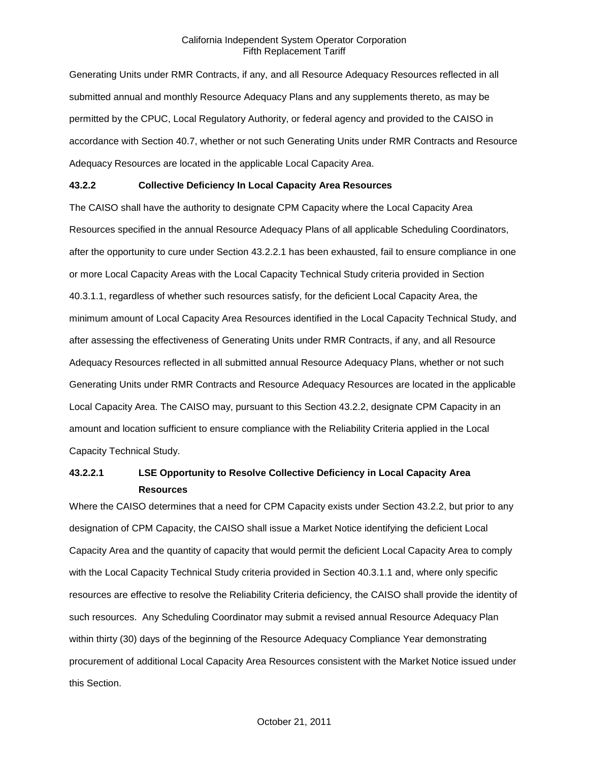Generating Units under RMR Contracts, if any, and all Resource Adequacy Resources reflected in all submitted annual and monthly Resource Adequacy Plans and any supplements thereto, as may be permitted by the CPUC, Local Regulatory Authority, or federal agency and provided to the CAISO in accordance with Section 40.7, whether or not such Generating Units under RMR Contracts and Resource Adequacy Resources are located in the applicable Local Capacity Area.

**43.2.2 Collective Deficiency In Local Capacity Area Resources**

The CAISO shall have the authority to designate CPM Capacity where the Local Capacity Area Resources specified in the annual Resource Adequacy Plans of all applicable Scheduling Coordinators, after the opportunity to cure under Section 43.2.2.1 has been exhausted, fail to ensure compliance in one or more Local Capacity Areas with the Local Capacity Technical Study criteria provided in Section 40.3.1.1, regardless of whether such resources satisfy, for the deficient Local Capacity Area, the minimum amount of Local Capacity Area Resources identified in the Local Capacity Technical Study, and after assessing the effectiveness of Generating Units under RMR Contracts, if any, and all Resource Adequacy Resources reflected in all submitted annual Resource Adequacy Plans, whether or not such Generating Units under RMR Contracts and Resource Adequacy Resources are located in the applicable Local Capacity Area. The CAISO may, pursuant to this Section 43.2.2, designate CPM Capacity in an amount and location sufficient to ensure compliance with the Reliability Criteria applied in the Local Capacity Technical Study.

**43.2.2.1 LSE Opportunity to Resolve Collective Deficiency in Local Capacity Area Resources**

Where the CAISO determines that a need for CPM Capacity exists under Section 43.2.2, but prior to any designation of CPM Capacity, the CAISO shall issue a Market Notice identifying the deficient Local Capacity Area and the quantity of capacity that would permit the deficient Local Capacity Area to comply with the Local Capacity Technical Study criteria provided in Section 40.3.1.1 and, where only specific resources are effective to resolve the Reliability Criteria deficiency, the CAISO shall provide the identity of such resources. Any Scheduling Coordinator may submit a revised annual Resource Adequacy Plan within thirty (30) days of the beginning of the Resource Adequacy Compliance Year demonstrating procurement of additional Local Capacity Area Resources consistent with the Market Notice issued under this Section.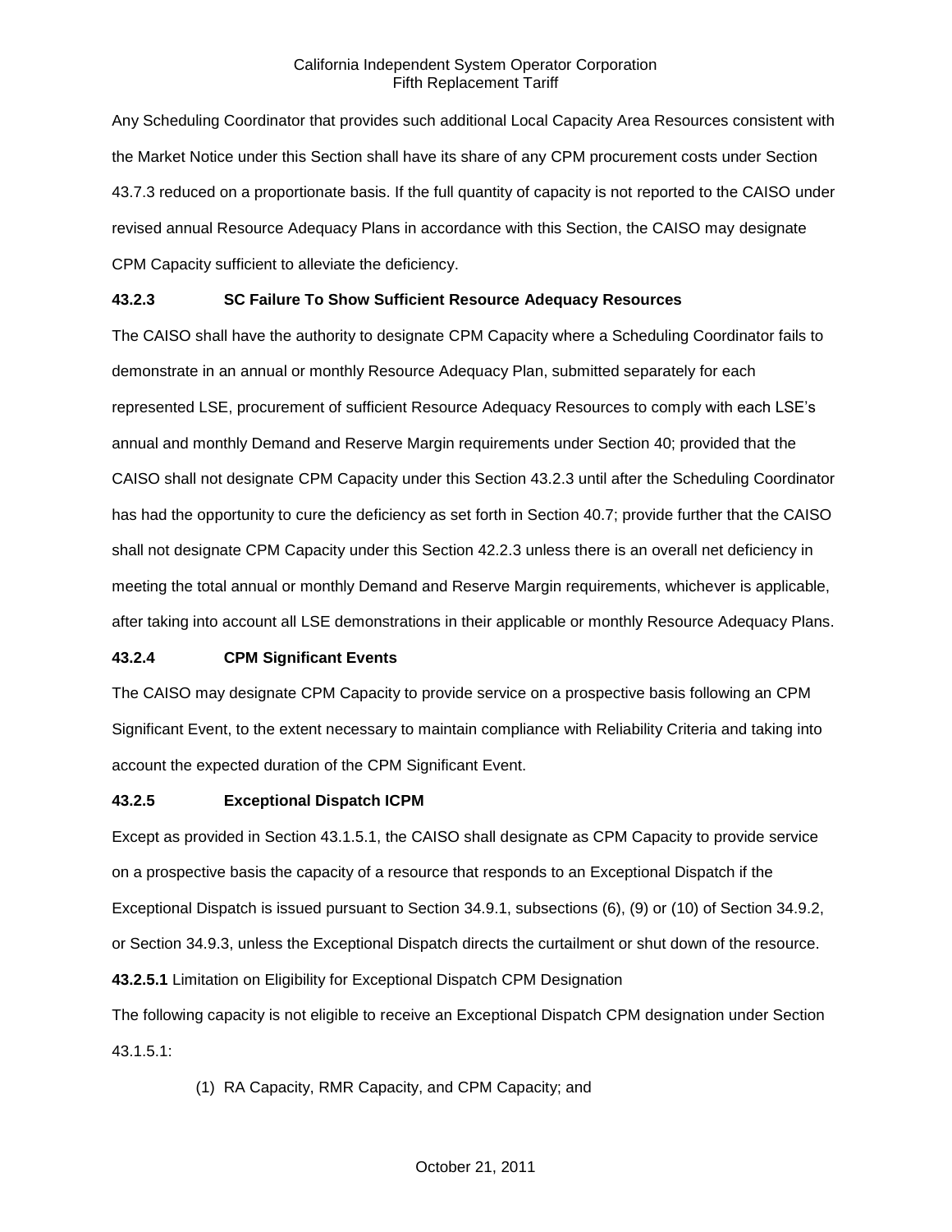Any Scheduling Coordinator that provides such additional Local Capacity Area Resources consistent with the Market Notice under this Section shall have its share of any CPM procurement costs under Section 43.7.3 reduced on a proportionate basis. If the full quantity of capacity is not reported to the CAISO under revised annual Resource Adequacy Plans in accordance with this Section, the CAISO may designate CPM Capacity sufficient to alleviate the deficiency.

**43.2.3 SC Failure To Show Sufficient Resource Adequacy Resources**

The CAISO shall have the authority to designate CPM Capacity where a Scheduling Coordinator fails to demonstrate in an annual or monthly Resource Adequacy Plan, submitted separately for each represented LSE, procurement of sufficient Resource Adequacy Resources to comply with each LSE's annual and monthly Demand and Reserve Margin requirements under Section 40; provided that the CAISO shall not designate CPM Capacity under this Section 43.2.3 until after the Scheduling Coordinator has had the opportunity to cure the deficiency as set forth in Section 40.7; provide further that the CAISO shall not designate CPM Capacity under this Section 42.2.3 unless there is an overall net deficiency in meeting the total annual or monthly Demand and Reserve Margin requirements, whichever is applicable, after taking into account all LSE demonstrations in their applicable or monthly Resource Adequacy Plans.

**43.2.4 CPM Significant Events**

The CAISO may designate CPM Capacity to provide service on a prospective basis following an CPM Significant Event, to the extent necessary to maintain compliance with Reliability Criteria and taking into account the expected duration of the CPM Significant Event.

**43.2.5 Exceptional Dispatch ICPM**

Except as provided in Section 43.1.5.1, the CAISO shall designate as CPM Capacity to provide service on a prospective basis the capacity of a resource that responds to an Exceptional Dispatch if the Exceptional Dispatch is issued pursuant to Section 34.9.1, subsections (6), (9) or (10) of Section 34.9.2, or Section 34.9.3, unless the Exceptional Dispatch directs the curtailment or shut down of the resource.

**43.2.5.1** Limitation on Eligibility for Exceptional Dispatch CPM Designation

The following capacity is not eligible to receive an Exceptional Dispatch CPM designation under Section 43.1.5.1:

(1) RA Capacity, RMR Capacity, and CPM Capacity; and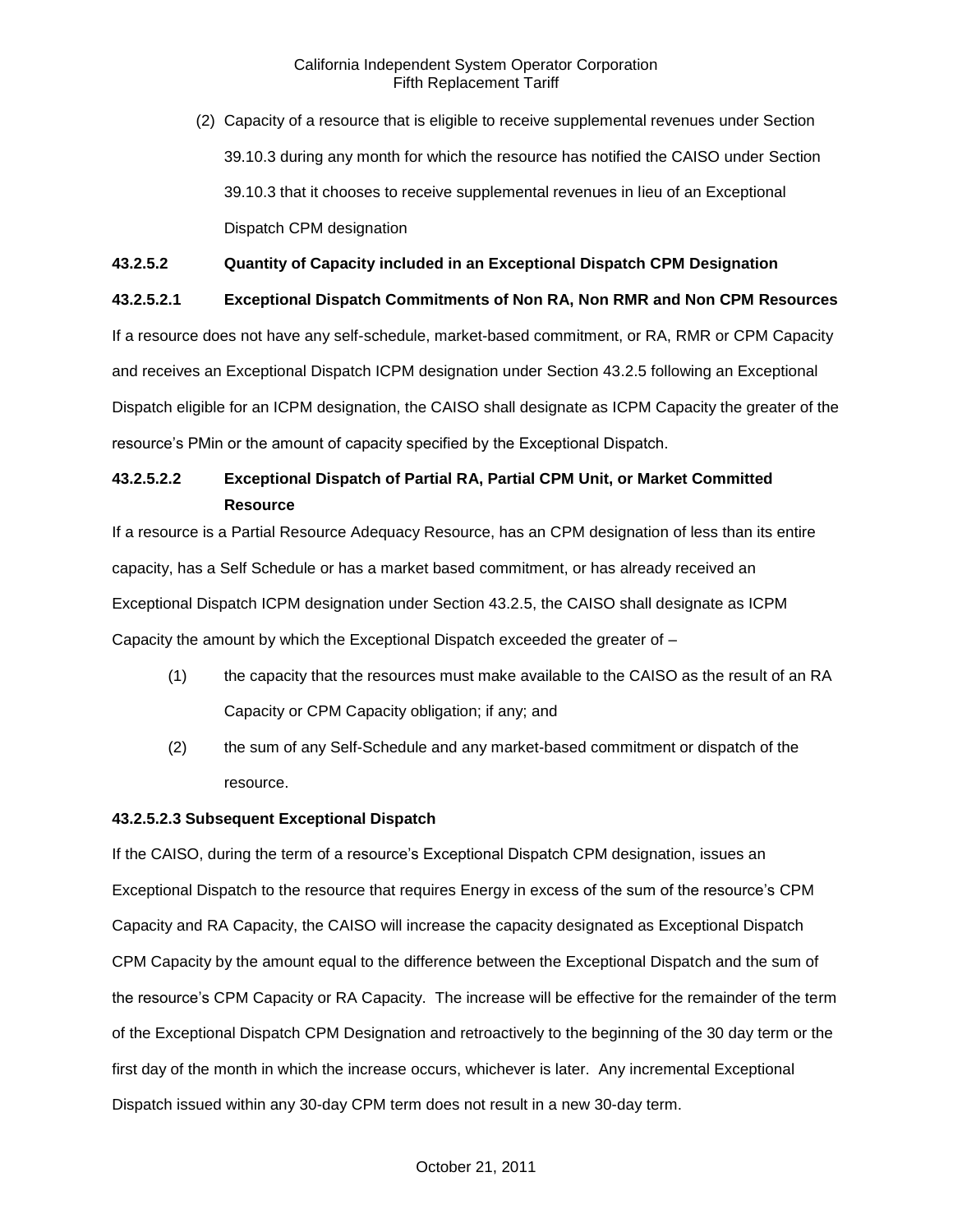(2) Capacity of a resource that is eligible to receive supplemental revenues under Section 39.10.3 during any month for which the resource has notified the CAISO under Section 39.10.3 that it chooses to receive supplemental revenues in lieu of an Exceptional Dispatch CPM designation

**43.2.5.2 Quantity of Capacity included in an Exceptional Dispatch CPM Designation**

**43.2.5.2.1 Exceptional Dispatch Commitments of Non RA, Non RMR and Non CPM Resources**

If a resource does not have any self-schedule, market-based commitment, or RA, RMR or CPM Capacity and receives an Exceptional Dispatch ICPM designation under Section 43.2.5 following an Exceptional Dispatch eligible for an ICPM designation, the CAISO shall designate as ICPM Capacity the greater of the resource's PMin or the amount of capacity specified by the Exceptional Dispatch.

**43.2.5.2.2 Exceptional Dispatch of Partial RA, Partial CPM Unit, or Market Committed Resource**

If a resource is a Partial Resource Adequacy Resource, has an CPM designation of less than its entire capacity, has a Self Schedule or has a market based commitment, or has already received an Exceptional Dispatch ICPM designation under Section 43.2.5, the CAISO shall designate as ICPM Capacity the amount by which the Exceptional Dispatch exceeded the greater of –

(1) the capacity that the resources must make available to the CAISO as the result of an RA Capacity or CPM Capacity obligation; if any; and

(2) the sum of any Self-Schedule and any market-based commitment or dispatch of the resource.

**43.2.5.2.3 Subsequent Exceptional Dispatch**

If the CAISO, during the term of a resource's Exceptional Dispatch CPM designation, issues an Exceptional Dispatch to the resource that requires Energy in excess of the sum of the resource's CPM Capacity and RA Capacity, the CAISO will increase the capacity designated as Exceptional Dispatch CPM Capacity by the amount equal to the difference between the Exceptional Dispatch and the sum of the resource's CPM Capacity or RA Capacity. The increase will be effective for the remainder of the term of the Exceptional Dispatch CPM Designation and retroactively to the beginning of the 30 day term or the first day of the month in which the increase occurs, whichever is later. Any incremental Exceptional Dispatch issued within any 30-day CPM term does not result in a new 30-day term.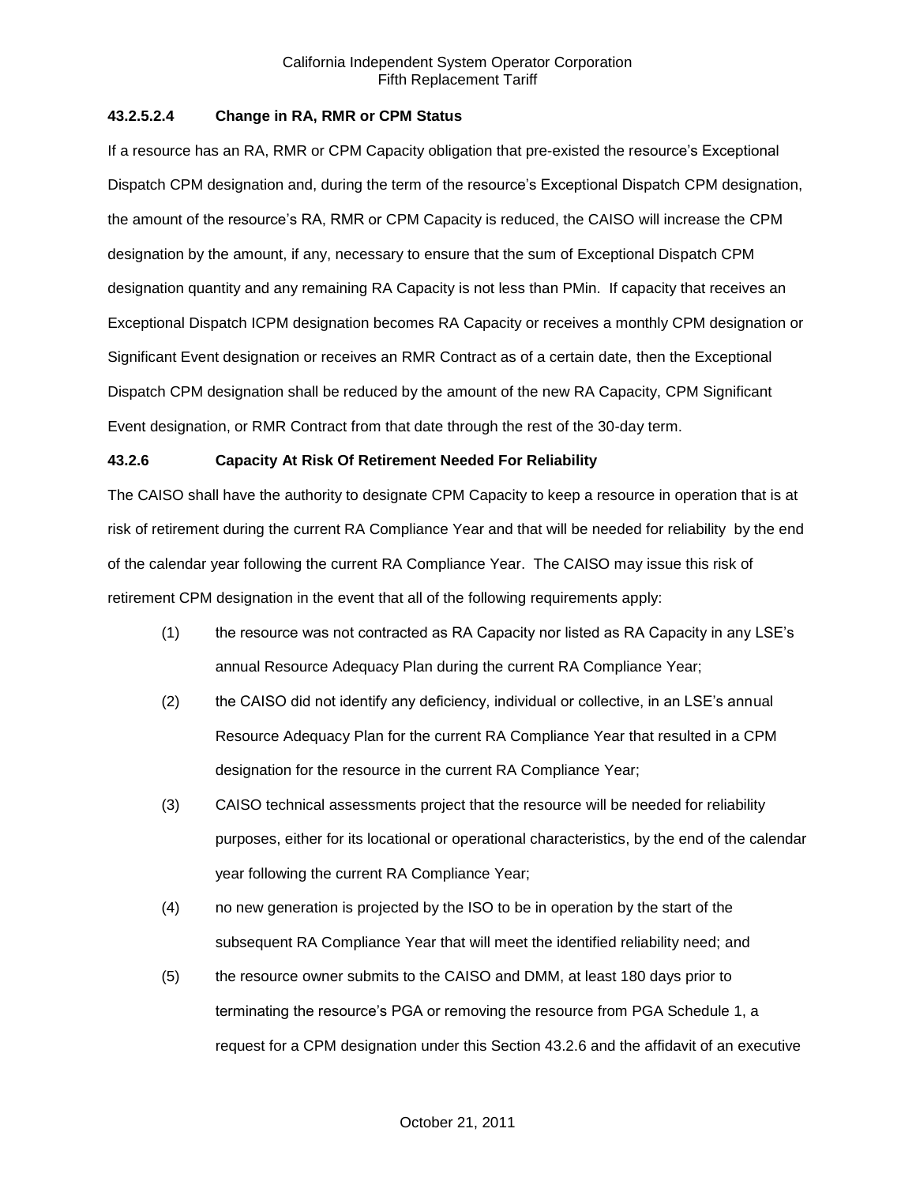### 43.2.5.2.4 Change in RA, RMR or CPM Status

If a resource has an RA, RMR or CPM Capacity obligation that pre-existed the resource's Exceptional Dispatch CPM designation and, during the term of the resource's Exceptional Dispatch CPM designation, the amount of the resource's RA, RMR or CPM Capacity is reduced, the CAISO will increase the CPM designation by the amount, if any, necessary to ensure that the sum of Exceptional Dispatch CPM designation quantity and any remaining RA Capacity is not less than PMin. If capacity that receives an Exceptional Dispatch ICPM designation becomes RA Capacity or receives a monthly CPM designation or Significant Event designation or receives an RMR Contract as of a certain date, then the Exceptional Dispatch CPM designation shall be reduced by the amount of the new RA Capacity, CPM Significant Event designation, or RMR Contract from that date through the rest of the 30-day term.

### 43.2.6 Capacity At Risk Of Retirement Needed For Reliability

The CAISO shall have the authority to designate CPM Capacity to keep a resource in operation that is at risk of retirement during the current RA Compliance Year and that will be needed for reliability by the end of the calendar year following the current RA Compliance Year. The CAISO may issue this risk of retirement CPM designation in the event that all of the following requirements apply:

(1) the resource was not contracted as RA Capacity nor listed as RA Capacity in any LSE's annual Resource Adequacy Plan during the current RA Compliance Year;

(2) the CAISO did not identify any deficiency, individual or collective, in an LSE's annual Resource Adequacy Plan for the current RA Compliance Year that resulted in a CPM designation for the resource in the current RA Compliance Year;

(3) CAISO technical assessments project that the resource will be needed for reliability purposes, either for its locational or operational characteristics, by the end of the calendar year following the current RA Compliance Year;

(4) no new generation is projected by the ISO to be in operation by the start of the subsequent RA Compliance Year that will meet the identified reliability need; and

(5) the resource owner submits to the CAISO and DMM, at least 180 days prior to terminating the resource's PGA or removing the resource from PGA Schedule 1, a request for a CPM designation under this Section 43.2.6 and the affidavit of an executive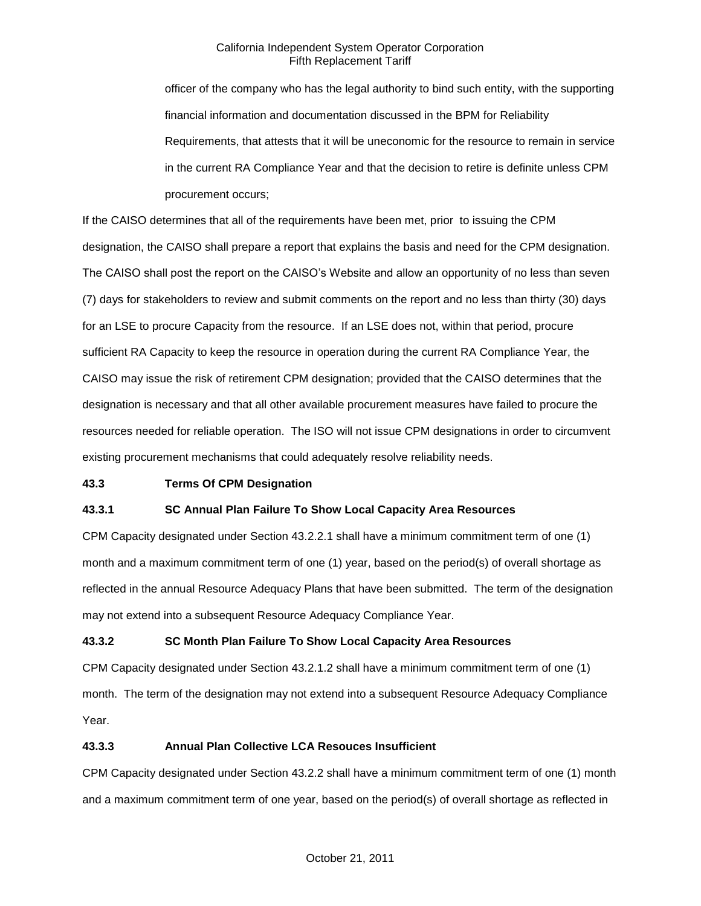officer of the company who has the legal authority to bind such entity, with the supporting financial information and documentation discussed in the BPM for Reliability Requirements, that attests that it will be uneconomic for the resource to remain in service in the current RA Compliance Year and that the decision to retire is definite unless CPM procurement occurs;

If the CAISO determines that all of the requirements have been met, prior to issuing the CPM designation, the CAISO shall prepare a report that explains the basis and need for the CPM designation. The CAISO shall post the report on the CAISO's Website and allow an opportunity of no less than seven (7) days for stakeholders to review and submit comments on the report and no less than thirty (30) days for an LSE to procure Capacity from the resource. If an LSE does not, within that period, procure sufficient RA Capacity to keep the resource in operation during the current RA Compliance Year, the CAISO may issue the risk of retirement CPM designation; provided that the CAISO determines that the designation is necessary and that all other available procurement measures have failed to procure the resources needed for reliable operation. The ISO will not issue CPM designations in order to circumvent existing procurement mechanisms that could adequately resolve reliability needs.

**43.3 Terms Of CPM Designation**

**43.3.1 SC Annual Plan Failure To Show Local Capacity Area Resources**

CPM Capacity designated under Section 43.2.2.1 shall have a minimum commitment term of one (1) month and a maximum commitment term of one (1) year, based on the period(s) of overall shortage as reflected in the annual Resource Adequacy Plans that have been submitted. The term of the designation may not extend into a subsequent Resource Adequacy Compliance Year.

**43.3.2 SC Month Plan Failure To Show Local Capacity Area Resources**

CPM Capacity designated under Section 43.2.1.2 shall have a minimum commitment term of one (1) month. The term of the designation may not extend into a subsequent Resource Adequacy Compliance Year.

**43.3.3 Annual Plan Collective LCA Resouces Insufficient**

CPM Capacity designated under Section 43.2.2 shall have a minimum commitment term of one (1) month and a maximum commitment term of one year, based on the period(s) of overall shortage as reflected in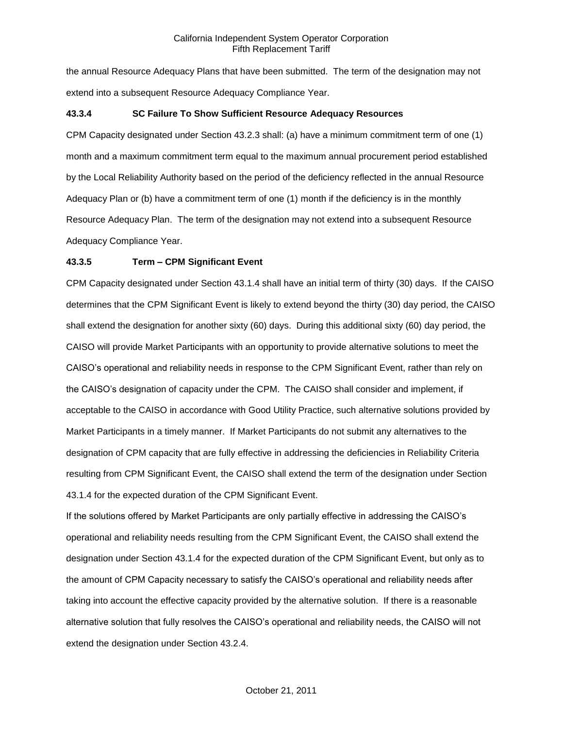the annual Resource Adequacy Plans that have been submitted. The term of the designation may not extend into a subsequent Resource Adequacy Compliance Year.

### 43.3.4 SC Failure To Show Sufficient Resource Adequacy Resources

CPM Capacity designated under Section 43.2.3 shall: (a) have a minimum commitment term of one (1) month and a maximum commitment term equal to the maximum annual procurement period established by the Local Reliability Authority based on the period of the deficiency reflected in the annual Resource Adequacy Plan or (b) have a commitment term of one (1) month if the deficiency is in the monthly Resource Adequacy Plan. The term of the designation may not extend into a subsequent Resource Adequacy Compliance Year.

### 43.3.5 Term – CPM Significant Event

CPM Capacity designated under Section 43.1.4 shall have an initial term of thirty (30) days. If the CAISO determines that the CPM Significant Event is likely to extend beyond the thirty (30) day period, the CAISO shall extend the designation for another sixty (60) days. During this additional sixty (60) day period, the CAISO will provide Market Participants with an opportunity to provide alternative solutions to meet the CAISO's operational and reliability needs in response to the CPM Significant Event, rather than rely on the CAISO's designation of capacity under the CPM. The CAISO shall consider and implement, if acceptable to the CAISO in accordance with Good Utility Practice, such alternative solutions provided by Market Participants in a timely manner. If Market Participants do not submit any alternatives to the designation of CPM capacity that are fully effective in addressing the deficiencies in Reliability Criteria resulting from CPM Significant Event, the CAISO shall extend the term of the designation under Section 43.1.4 for the expected duration of the CPM Significant Event.

If the solutions offered by Market Participants are only partially effective in addressing the CAISO's operational and reliability needs resulting from the CPM Significant Event, the CAISO shall extend the designation under Section 43.1.4 for the expected duration of the CPM Significant Event, but only as to the amount of CPM Capacity necessary to satisfy the CAISO's operational and reliability needs after taking into account the effective capacity provided by the alternative solution. If there is a reasonable alternative solution that fully resolves the CAISO's operational and reliability needs, the CAISO will not extend the designation under Section 43.2.4.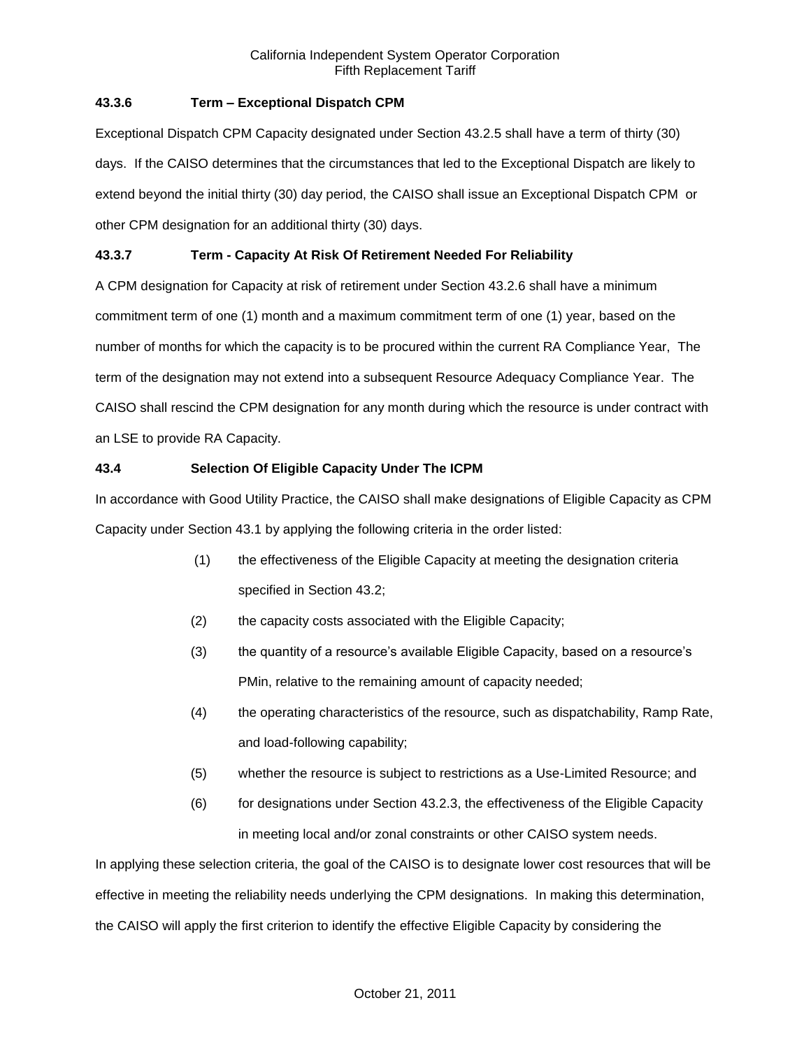**43.3.6 Term – Exceptional Dispatch CPM**

Exceptional Dispatch CPM Capacity designated under Section 43.2.5 shall have a term of thirty (30) days. If the CAISO determines that the circumstances that led to the Exceptional Dispatch are likely to extend beyond the initial thirty (30) day period, the CAISO shall issue an Exceptional Dispatch CPM or other CPM designation for an additional thirty (30) days.

**43.3.7 Term - Capacity At Risk Of Retirement Needed For Reliability**

A CPM designation for Capacity at risk of retirement under Section 43.2.6 shall have a minimum commitment term of one (1) month and a maximum commitment term of one (1) year, based on the number of months for which the capacity is to be procured within the current RA Compliance Year, The term of the designation may not extend into a subsequent Resource Adequacy Compliance Year. The CAISO shall rescind the CPM designation for any month during which the resource is under contract with an LSE to provide RA Capacity.

**43.4 Selection Of Eligible Capacity Under The ICPM**

In accordance with Good Utility Practice, the CAISO shall make designations of Eligible Capacity as CPM Capacity under Section 43.1 by applying the following criteria in the order listed:

(1) the effectiveness of the Eligible Capacity at meeting the designation criteria specified in Section 43.2;

(2) the capacity costs associated with the Eligible Capacity;

(3) the quantity of a resource's available Eligible Capacity, based on a resource's PMin, relative to the remaining amount of capacity needed;

(4) the operating characteristics of the resource, such as dispatchability, Ramp Rate, and load-following capability;

(5) whether the resource is subject to restrictions as a Use-Limited Resource; and

(6) for designations under Section 43.2.3, the effectiveness of the Eligible Capacity in meeting local and/or zonal constraints or other CAISO system needs.

In applying these selection criteria, the goal of the CAISO is to designate lower cost resources that will be effective in meeting the reliability needs underlying the CPM designations. In making this determination, the CAISO will apply the first criterion to identify the effective Eligible Capacity by considering the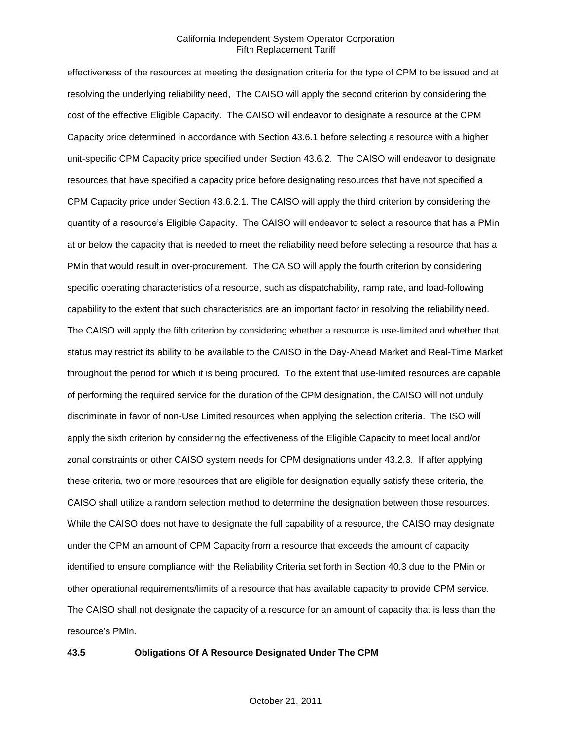effectiveness of the resources at meeting the designation criteria for the type of CPM to be issued and at resolving the underlying reliability need, The CAISO will apply the second criterion by considering the cost of the effective Eligible Capacity. The CAISO will endeavor to designate a resource at the CPM Capacity price determined in accordance with Section 43.6.1 before selecting a resource with a higher unit-specific CPM Capacity price specified under Section 43.6.2. The CAISO will endeavor to designate resources that have specified a capacity price before designating resources that have not specified a CPM Capacity price under Section 43.6.2.1. The CAISO will apply the third criterion by considering the quantity of a resource's Eligible Capacity. The CAISO will endeavor to select a resource that has a PMin at or below the capacity that is needed to meet the reliability need before selecting a resource that has a PMin that would result in over-procurement. The CAISO will apply the fourth criterion by considering specific operating characteristics of a resource, such as dispatchability, ramp rate, and load-following capability to the extent that such characteristics are an important factor in resolving the reliability need. The CAISO will apply the fifth criterion by considering whether a resource is use-limited and whether that status may restrict its ability to be available to the CAISO in the Day-Ahead Market and Real-Time Market throughout the period for which it is being procured. To the extent that use-limited resources are capable of performing the required service for the duration of the CPM designation, the CAISO will not unduly discriminate in favor of non-Use Limited resources when applying the selection criteria. The ISO will apply the sixth criterion by considering the effectiveness of the Eligible Capacity to meet local and/or zonal constraints or other CAISO system needs for CPM designations under 43.2.3. If after applying these criteria, two or more resources that are eligible for designation equally satisfy these criteria, the CAISO shall utilize a random selection method to determine the designation between those resources. While the CAISO does not have to designate the full capability of a resource, the CAISO may designate under the CPM an amount of CPM Capacity from a resource that exceeds the amount of capacity identified to ensure compliance with the Reliability Criteria set forth in Section 40.3 due to the PMin or other operational requirements/limits of a resource that has available capacity to provide CPM service. The CAISO shall not designate the capacity of a resource for an amount of capacity that is less than the resource's PMin.

**43.5 Obligations Of A Resource Designated Under The CPM**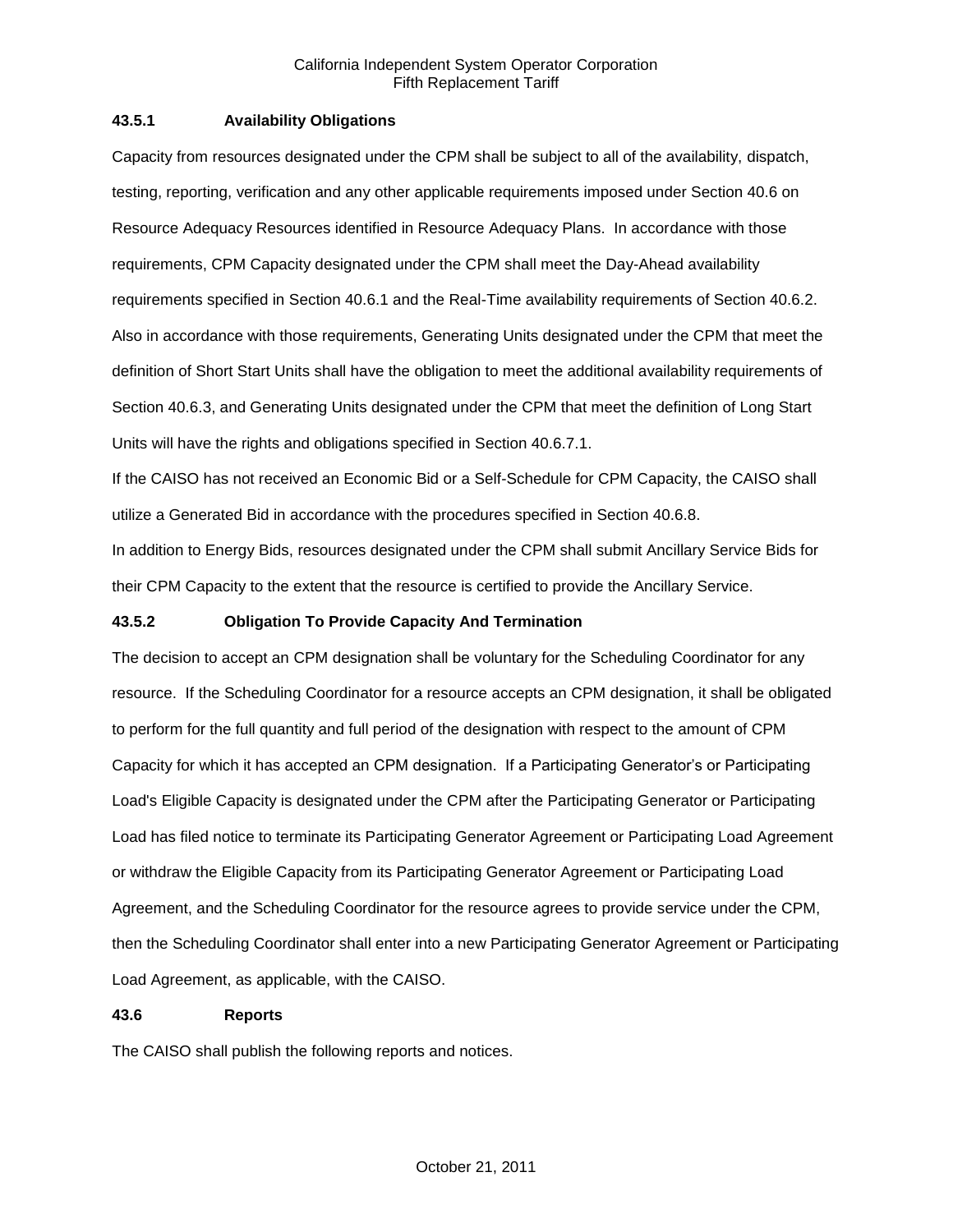### 43.5.1 Availability Obligations

Capacity from resources designated under the CPM shall be subject to all of the availability, dispatch, testing, reporting, verification and any other applicable requirements imposed under Section 40.6 on Resource Adequacy Resources identified in Resource Adequacy Plans. In accordance with those requirements, CPM Capacity designated under the CPM shall meet the Day-Ahead availability requirements specified in Section 40.6.1 and the Real-Time availability requirements of Section 40.6.2. Also in accordance with those requirements, Generating Units designated under the CPM that meet the definition of Short Start Units shall have the obligation to meet the additional availability requirements of Section 40.6.3, and Generating Units designated under the CPM that meet the definition of Long Start Units will have the rights and obligations specified in Section 40.6.7.1.

If the CAISO has not received an Economic Bid or a Self-Schedule for CPM Capacity, the CAISO shall utilize a Generated Bid in accordance with the procedures specified in Section 40.6.8.

In addition to Energy Bids, resources designated under the CPM shall submit Ancillary Service Bids for their CPM Capacity to the extent that the resource is certified to provide the Ancillary Service.

### 43.5.2 Obligation To Provide Capacity And Termination

The decision to accept an CPM designation shall be voluntary for the Scheduling Coordinator for any resource. If the Scheduling Coordinator for a resource accepts an CPM designation, it shall be obligated to perform for the full quantity and full period of the designation with respect to the amount of CPM Capacity for which it has accepted an CPM designation. If a Participating Generator's or Participating Load's Eligible Capacity is designated under the CPM after the Participating Generator or Participating Load has filed notice to terminate its Participating Generator Agreement or Participating Load Agreement or withdraw the Eligible Capacity from its Participating Generator Agreement or Participating Load Agreement, and the Scheduling Coordinator for the resource agrees to provide service under the CPM, then the Scheduling Coordinator shall enter into a new Participating Generator Agreement or Participating Load Agreement, as applicable, with the CAISO.

## 43.6 Reports

The CAISO shall publish the following reports and notices.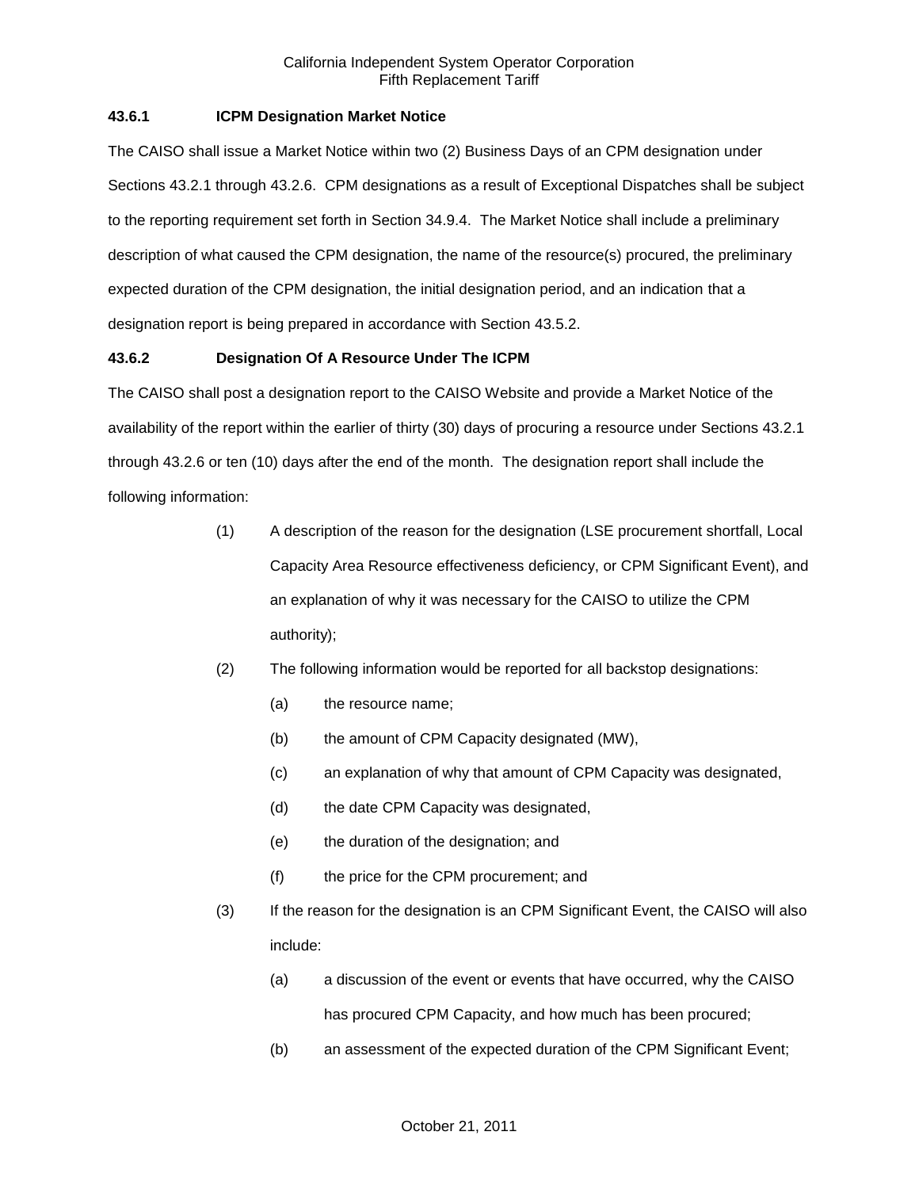### 43.6.1 ICPM Designation Market Notice

The CAISO shall issue a Market Notice within two (2) Business Days of an CPM designation under Sections 43.2.1 through 43.2.6. CPM designations as a result of Exceptional Dispatches shall be subject to the reporting requirement set forth in Section 34.9.4. The Market Notice shall include a preliminary description of what caused the CPM designation, the name of the resource(s) procured, the preliminary expected duration of the CPM designation, the initial designation period, and an indication that a designation report is being prepared in accordance with Section 43.5.2.

### 43.6.2 Designation Of A Resource Under The ICPM

The CAISO shall post a designation report to the CAISO Website and provide a Market Notice of the availability of the report within the earlier of thirty (30) days of procuring a resource under Sections 43.2.1 through 43.2.6 or ten (10) days after the end of the month. The designation report shall include the following information:

(1) A description of the reason for the designation (LSE procurement shortfall, Local Capacity Area Resource effectiveness deficiency, or CPM Significant Event), and an explanation of why it was necessary for the CAISO to utilize the CPM authority);

(2) The following information would be reported for all backstop designations:

  (a) the resource name;

  (b) the amount of CPM Capacity designated (MW),

  (c) an explanation of why that amount of CPM Capacity was designated,

  (d) the date CPM Capacity was designated,

  (e) the duration of the designation; and

  (f) the price for the CPM procurement; and

(3) If the reason for the designation is an CPM Significant Event, the CAISO will also include:

  (a) a discussion of the event or events that have occurred, why the CAISO has procured CPM Capacity, and how much has been procured;

  (b) an assessment of the expected duration of the CPM Significant Event;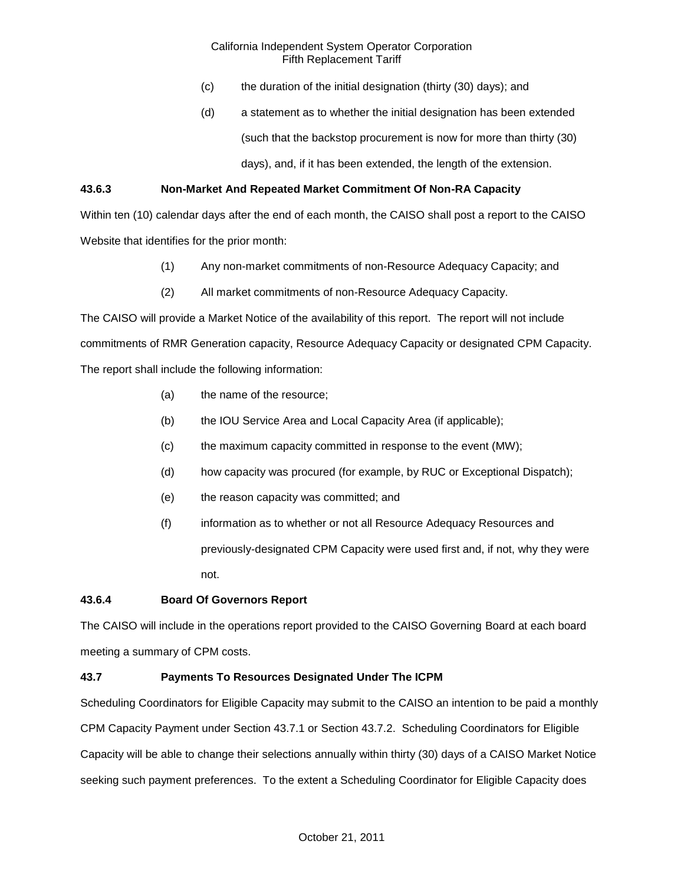(c) the duration of the initial designation (thirty (30) days); and

(d) a statement as to whether the initial designation has been extended (such that the backstop procurement is now for more than thirty (30) days), and, if it has been extended, the length of the extension.

**43.6.3 Non-Market And Repeated Market Commitment Of Non-RA Capacity**

Within ten (10) calendar days after the end of each month, the CAISO shall post a report to the CAISO Website that identifies for the prior month:

(1) Any non-market commitments of non-Resource Adequacy Capacity; and

(2) All market commitments of non-Resource Adequacy Capacity.

The CAISO will provide a Market Notice of the availability of this report. The report will not include commitments of RMR Generation capacity, Resource Adequacy Capacity or designated CPM Capacity. The report shall include the following information:

(a) the name of the resource;

(b) the IOU Service Area and Local Capacity Area (if applicable);

(c) the maximum capacity committed in response to the event (MW);

(d) how capacity was procured (for example, by RUC or Exceptional Dispatch);

(e) the reason capacity was committed; and

(f) information as to whether or not all Resource Adequacy Resources and previously-designated CPM Capacity were used first and, if not, why they were not.

**43.6.4 Board Of Governors Report**

The CAISO will include in the operations report provided to the CAISO Governing Board at each board meeting a summary of CPM costs.

**43.7 Payments To Resources Designated Under The ICPM**

Scheduling Coordinators for Eligible Capacity may submit to the CAISO an intention to be paid a monthly CPM Capacity Payment under Section 43.7.1 or Section 43.7.2. Scheduling Coordinators for Eligible Capacity will be able to change their selections annually within thirty (30) days of a CAISO Market Notice seeking such payment preferences. To the extent a Scheduling Coordinator for Eligible Capacity does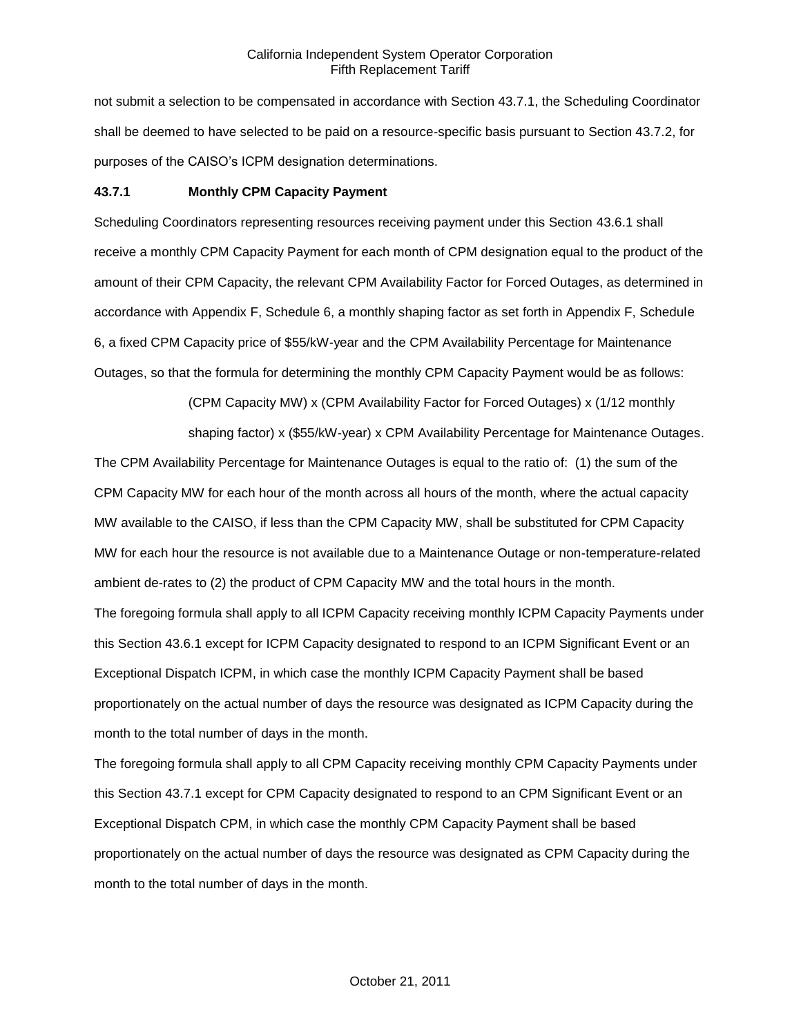not submit a selection to be compensated in accordance with Section 43.7.1, the Scheduling Coordinator shall be deemed to have selected to be paid on a resource-specific basis pursuant to Section 43.7.2, for purposes of the CAISO's ICPM designation determinations.

**43.7.1 Monthly CPM Capacity Payment**

Scheduling Coordinators representing resources receiving payment under this Section 43.6.1 shall receive a monthly CPM Capacity Payment for each month of CPM designation equal to the product of the amount of their CPM Capacity, the relevant CPM Availability Factor for Forced Outages, as determined in accordance with Appendix F, Schedule 6, a monthly shaping factor as set forth in Appendix F, Schedule 6, a fixed CPM Capacity price of $55/kW-year and the CPM Availability Percentage for Maintenance Outages, so that the formula for determining the monthly CPM Capacity Payment would be as follows:

(CPM Capacity MW) x (CPM Availability Factor for Forced Outages) x (1/12 monthly shaping factor) x ($55/kW-year) x CPM Availability Percentage for Maintenance Outages.

The CPM Availability Percentage for Maintenance Outages is equal to the ratio of: (1) the sum of the CPM Capacity MW for each hour of the month across all hours of the month, where the actual capacity MW available to the CAISO, if less than the CPM Capacity MW, shall be substituted for CPM Capacity MW for each hour the resource is not available due to a Maintenance Outage or non-temperature-related ambient de-rates to (2) the product of CPM Capacity MW and the total hours in the month.

The foregoing formula shall apply to all ICPM Capacity receiving monthly ICPM Capacity Payments under this Section 43.6.1 except for ICPM Capacity designated to respond to an ICPM Significant Event or an Exceptional Dispatch ICPM, in which case the monthly ICPM Capacity Payment shall be based proportionately on the actual number of days the resource was designated as ICPM Capacity during the month to the total number of days in the month.

The foregoing formula shall apply to all CPM Capacity receiving monthly CPM Capacity Payments under this Section 43.7.1 except for CPM Capacity designated to respond to an CPM Significant Event or an Exceptional Dispatch CPM, in which case the monthly CPM Capacity Payment shall be based proportionately on the actual number of days the resource was designated as CPM Capacity during the month to the total number of days in the month.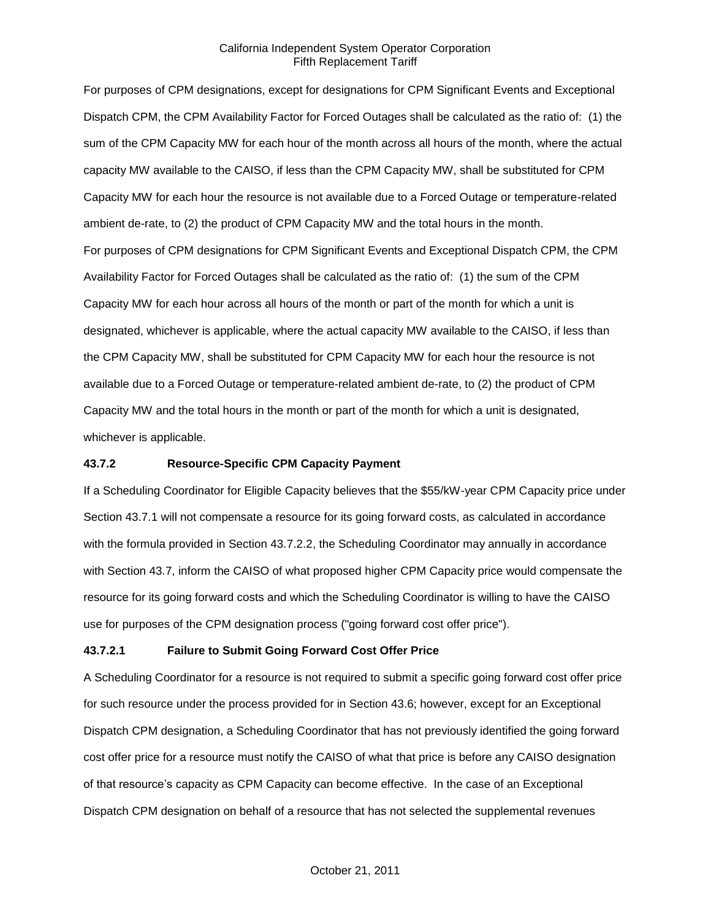For purposes of CPM designations, except for designations for CPM Significant Events and Exceptional Dispatch CPM, the CPM Availability Factor for Forced Outages shall be calculated as the ratio of: (1) the sum of the CPM Capacity MW for each hour of the month across all hours of the month, where the actual capacity MW available to the CAISO, if less than the CPM Capacity MW, shall be substituted for CPM Capacity MW for each hour the resource is not available due to a Forced Outage or temperature-related ambient de-rate, to (2) the product of CPM Capacity MW and the total hours in the month.

For purposes of CPM designations for CPM Significant Events and Exceptional Dispatch CPM, the CPM Availability Factor for Forced Outages shall be calculated as the ratio of: (1) the sum of the CPM Capacity MW for each hour across all hours of the month or part of the month for which a unit is designated, whichever is applicable, where the actual capacity MW available to the CAISO, if less than the CPM Capacity MW, shall be substituted for CPM Capacity MW for each hour the resource is not available due to a Forced Outage or temperature-related ambient de-rate, to (2) the product of CPM Capacity MW and the total hours in the month or part of the month for which a unit is designated, whichever is applicable.

**43.7.2 Resource-Specific CPM Capacity Payment**

If a Scheduling Coordinator for Eligible Capacity believes that the $55/kW-year CPM Capacity price under Section 43.7.1 will not compensate a resource for its going forward costs, as calculated in accordance with the formula provided in Section 43.7.2.2, the Scheduling Coordinator may annually in accordance with Section 43.7, inform the CAISO of what proposed higher CPM Capacity price would compensate the resource for its going forward costs and which the Scheduling Coordinator is willing to have the CAISO use for purposes of the CPM designation process ("going forward cost offer price").

**43.7.2.1 Failure to Submit Going Forward Cost Offer Price**

A Scheduling Coordinator for a resource is not required to submit a specific going forward cost offer price for such resource under the process provided for in Section 43.6; however, except for an Exceptional Dispatch CPM designation, a Scheduling Coordinator that has not previously identified the going forward cost offer price for a resource must notify the CAISO of what that price is before any CAISO designation of that resource's capacity as CPM Capacity can become effective. In the case of an Exceptional Dispatch CPM designation on behalf of a resource that has not selected the supplemental revenues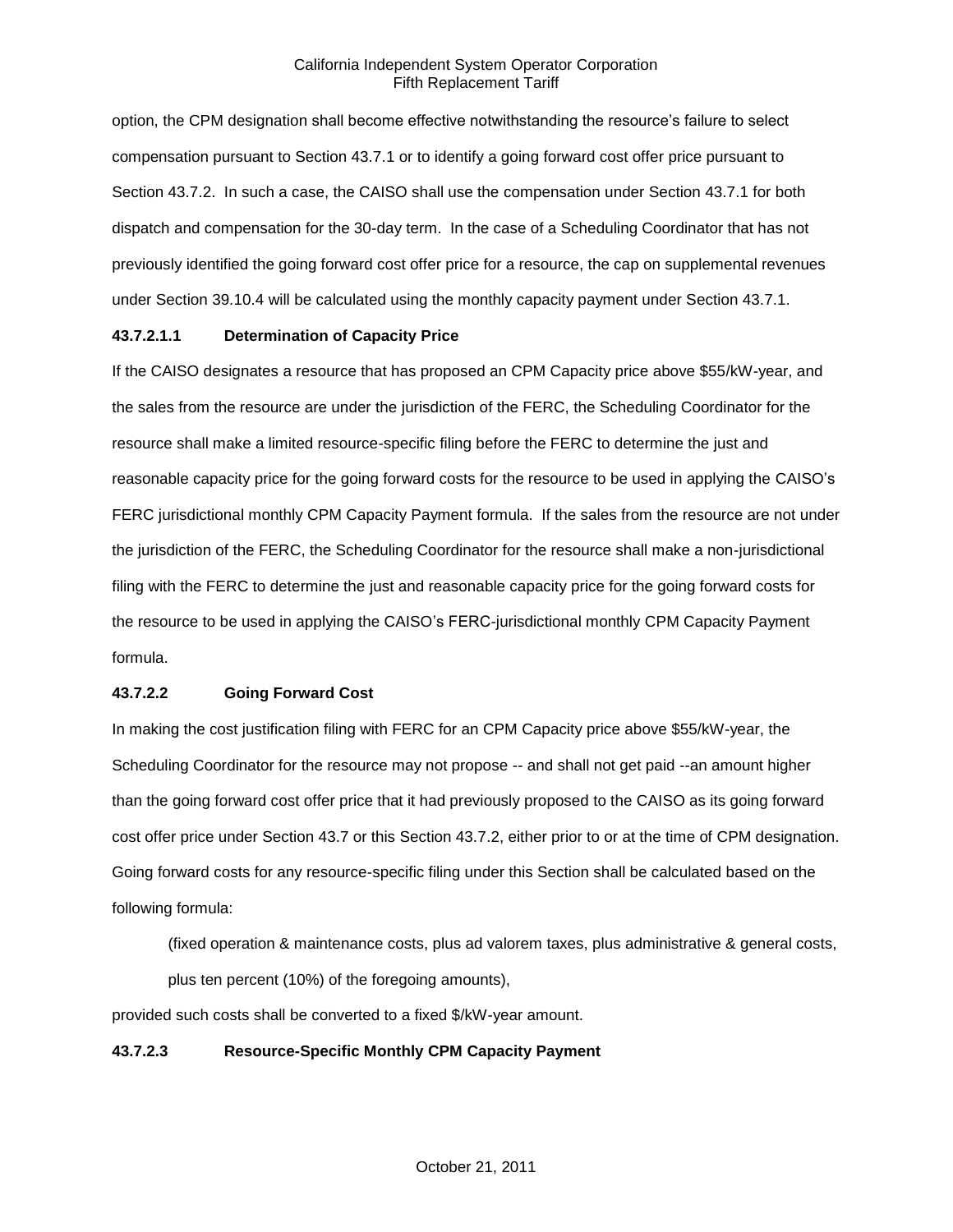option, the CPM designation shall become effective notwithstanding the resource's failure to select compensation pursuant to Section 43.7.1 or to identify a going forward cost offer price pursuant to Section 43.7.2. In such a case, the CAISO shall use the compensation under Section 43.7.1 for both dispatch and compensation for the 30-day term. In the case of a Scheduling Coordinator that has not previously identified the going forward cost offer price for a resource, the cap on supplemental revenues under Section 39.10.4 will be calculated using the monthly capacity payment under Section 43.7.1.

**43.7.2.1.1 Determination of Capacity Price**

If the CAISO designates a resource that has proposed an CPM Capacity price above $55/kW-year, and the sales from the resource are under the jurisdiction of the FERC, the Scheduling Coordinator for the resource shall make a limited resource-specific filing before the FERC to determine the just and reasonable capacity price for the going forward costs for the resource to be used in applying the CAISO's FERC jurisdictional monthly CPM Capacity Payment formula. If the sales from the resource are not under the jurisdiction of the FERC, the Scheduling Coordinator for the resource shall make a non-jurisdictional filing with the FERC to determine the just and reasonable capacity price for the going forward costs for the resource to be used in applying the CAISO's FERC-jurisdictional monthly CPM Capacity Payment formula.

**43.7.2.2 Going Forward Cost**

In making the cost justification filing with FERC for an CPM Capacity price above $55/kW-year, the Scheduling Coordinator for the resource may not propose -- and shall not get paid --an amount higher than the going forward cost offer price that it had previously proposed to the CAISO as its going forward cost offer price under Section 43.7 or this Section 43.7.2, either prior to or at the time of CPM designation. Going forward costs for any resource-specific filing under this Section shall be calculated based on the following formula:

> (fixed operation & maintenance costs, plus ad valorem taxes, plus administrative & general costs, plus ten percent (10%) of the foregoing amounts),

provided such costs shall be converted to a fixed $/kW-year amount.

**43.7.2.3 Resource-Specific Monthly CPM Capacity Payment**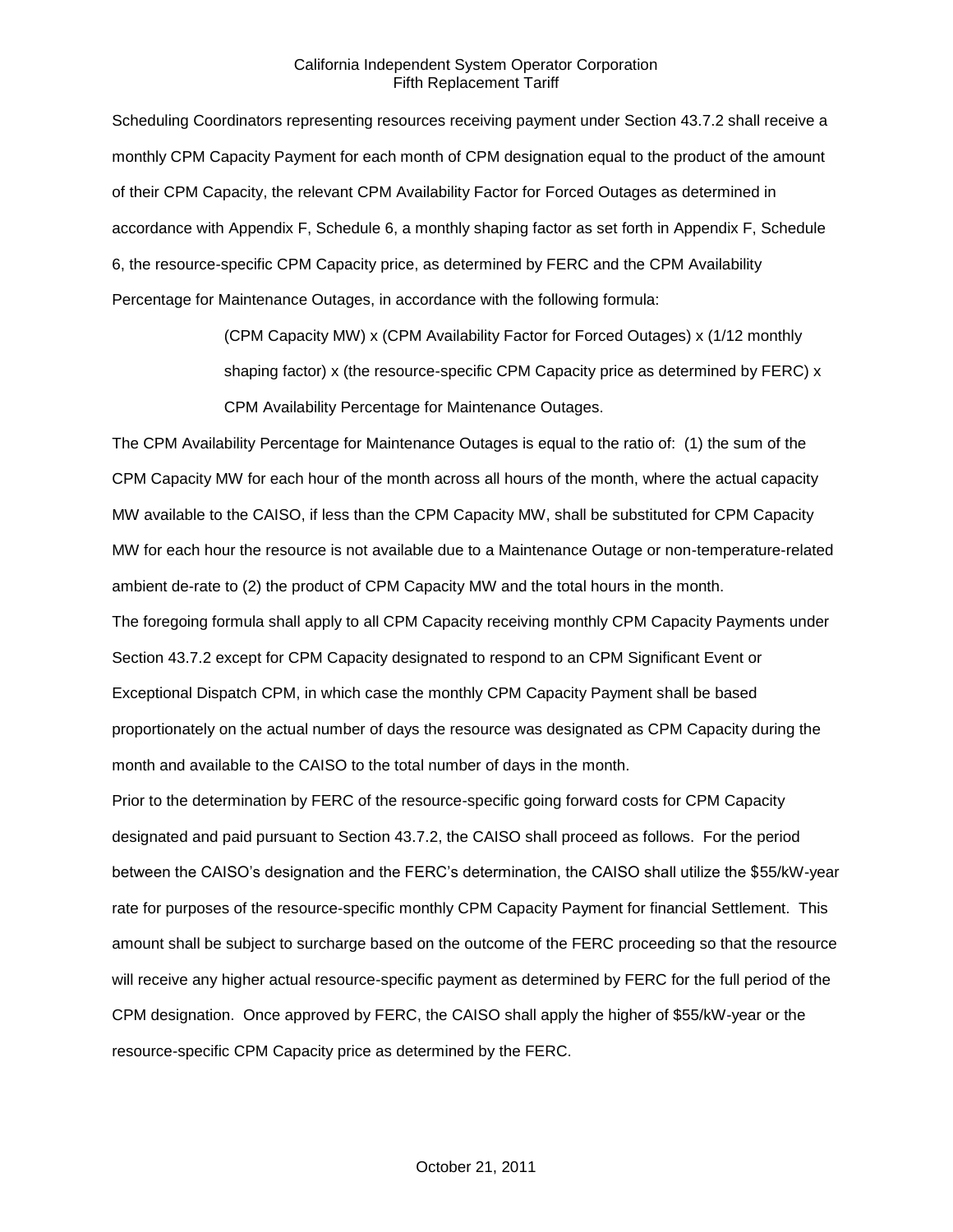Scheduling Coordinators representing resources receiving payment under Section 43.7.2 shall receive a monthly CPM Capacity Payment for each month of CPM designation equal to the product of the amount of their CPM Capacity, the relevant CPM Availability Factor for Forced Outages as determined in accordance with Appendix F, Schedule 6, a monthly shaping factor as set forth in Appendix F, Schedule 6, the resource-specific CPM Capacity price, as determined by FERC and the CPM Availability Percentage for Maintenance Outages, in accordance with the following formula:

> (CPM Capacity MW) x (CPM Availability Factor for Forced Outages) x (1/12 monthly shaping factor) x (the resource-specific CPM Capacity price as determined by FERC) x CPM Availability Percentage for Maintenance Outages.

The CPM Availability Percentage for Maintenance Outages is equal to the ratio of: (1) the sum of the CPM Capacity MW for each hour of the month across all hours of the month, where the actual capacity MW available to the CAISO, if less than the CPM Capacity MW, shall be substituted for CPM Capacity MW for each hour the resource is not available due to a Maintenance Outage or non-temperature-related ambient de-rate to (2) the product of CPM Capacity MW and the total hours in the month.

The foregoing formula shall apply to all CPM Capacity receiving monthly CPM Capacity Payments under Section 43.7.2 except for CPM Capacity designated to respond to an CPM Significant Event or Exceptional Dispatch CPM, in which case the monthly CPM Capacity Payment shall be based proportionately on the actual number of days the resource was designated as CPM Capacity during the month and available to the CAISO to the total number of days in the month.

Prior to the determination by FERC of the resource-specific going forward costs for CPM Capacity designated and paid pursuant to Section 43.7.2, the CAISO shall proceed as follows. For the period between the CAISO's designation and the FERC's determination, the CAISO shall utilize the $55/kW-year rate for purposes of the resource-specific monthly CPM Capacity Payment for financial Settlement. This amount shall be subject to surcharge based on the outcome of the FERC proceeding so that the resource will receive any higher actual resource-specific payment as determined by FERC for the full period of the CPM designation. Once approved by FERC, the CAISO shall apply the higher of $55/kW-year or the resource-specific CPM Capacity price as determined by the FERC.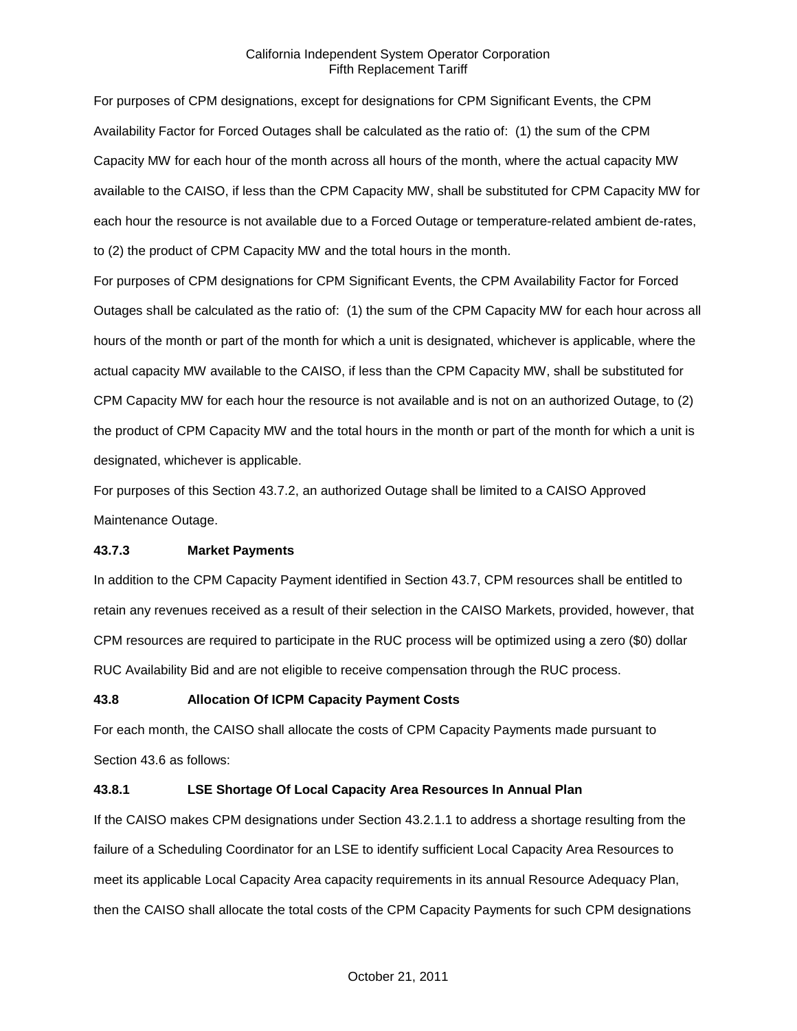For purposes of CPM designations, except for designations for CPM Significant Events, the CPM Availability Factor for Forced Outages shall be calculated as the ratio of: (1) the sum of the CPM Capacity MW for each hour of the month across all hours of the month, where the actual capacity MW available to the CAISO, if less than the CPM Capacity MW, shall be substituted for CPM Capacity MW for each hour the resource is not available due to a Forced Outage or temperature-related ambient de-rates, to (2) the product of CPM Capacity MW and the total hours in the month.

For purposes of CPM designations for CPM Significant Events, the CPM Availability Factor for Forced Outages shall be calculated as the ratio of: (1) the sum of the CPM Capacity MW for each hour across all hours of the month or part of the month for which a unit is designated, whichever is applicable, where the actual capacity MW available to the CAISO, if less than the CPM Capacity MW, shall be substituted for CPM Capacity MW for each hour the resource is not available and is not on an authorized Outage, to (2) the product of CPM Capacity MW and the total hours in the month or part of the month for which a unit is designated, whichever is applicable.

For purposes of this Section 43.7.2, an authorized Outage shall be limited to a CAISO Approved Maintenance Outage.

**43.7.3 Market Payments**

In addition to the CPM Capacity Payment identified in Section 43.7, CPM resources shall be entitled to retain any revenues received as a result of their selection in the CAISO Markets, provided, however, that CPM resources are required to participate in the RUC process will be optimized using a zero ($0) dollar RUC Availability Bid and are not eligible to receive compensation through the RUC process.

**43.8 Allocation Of ICPM Capacity Payment Costs**

For each month, the CAISO shall allocate the costs of CPM Capacity Payments made pursuant to Section 43.6 as follows:

**43.8.1 LSE Shortage Of Local Capacity Area Resources In Annual Plan**

If the CAISO makes CPM designations under Section 43.2.1.1 to address a shortage resulting from the failure of a Scheduling Coordinator for an LSE to identify sufficient Local Capacity Area Resources to meet its applicable Local Capacity Area capacity requirements in its annual Resource Adequacy Plan, then the CAISO shall allocate the total costs of the CPM Capacity Payments for such CPM designations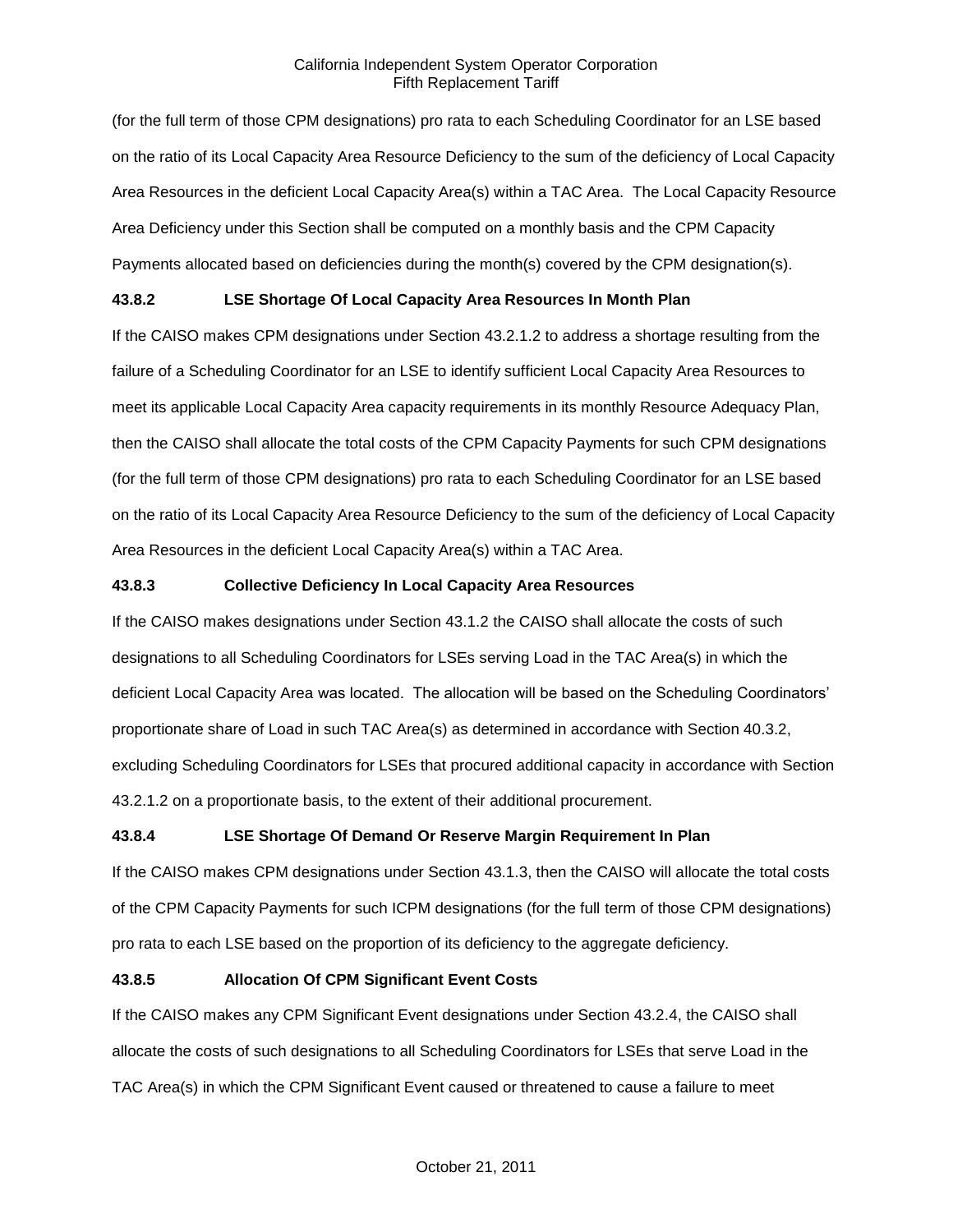(for the full term of those CPM designations) pro rata to each Scheduling Coordinator for an LSE based on the ratio of its Local Capacity Area Resource Deficiency to the sum of the deficiency of Local Capacity Area Resources in the deficient Local Capacity Area(s) within a TAC Area. The Local Capacity Resource Area Deficiency under this Section shall be computed on a monthly basis and the CPM Capacity Payments allocated based on deficiencies during the month(s) covered by the CPM designation(s).

**43.8.2 LSE Shortage Of Local Capacity Area Resources In Month Plan**

If the CAISO makes CPM designations under Section 43.2.1.2 to address a shortage resulting from the failure of a Scheduling Coordinator for an LSE to identify sufficient Local Capacity Area Resources to meet its applicable Local Capacity Area capacity requirements in its monthly Resource Adequacy Plan, then the CAISO shall allocate the total costs of the CPM Capacity Payments for such CPM designations (for the full term of those CPM designations) pro rata to each Scheduling Coordinator for an LSE based on the ratio of its Local Capacity Area Resource Deficiency to the sum of the deficiency of Local Capacity Area Resources in the deficient Local Capacity Area(s) within a TAC Area.

**43.8.3 Collective Deficiency In Local Capacity Area Resources**

If the CAISO makes designations under Section 43.1.2 the CAISO shall allocate the costs of such designations to all Scheduling Coordinators for LSEs serving Load in the TAC Area(s) in which the deficient Local Capacity Area was located. The allocation will be based on the Scheduling Coordinators' proportionate share of Load in such TAC Area(s) as determined in accordance with Section 40.3.2, excluding Scheduling Coordinators for LSEs that procured additional capacity in accordance with Section 43.2.1.2 on a proportionate basis, to the extent of their additional procurement.

**43.8.4 LSE Shortage Of Demand Or Reserve Margin Requirement In Plan**

If the CAISO makes CPM designations under Section 43.1.3, then the CAISO will allocate the total costs of the CPM Capacity Payments for such ICPM designations (for the full term of those CPM designations) pro rata to each LSE based on the proportion of its deficiency to the aggregate deficiency.

**43.8.5 Allocation Of CPM Significant Event Costs**

If the CAISO makes any CPM Significant Event designations under Section 43.2.4, the CAISO shall allocate the costs of such designations to all Scheduling Coordinators for LSEs that serve Load in the TAC Area(s) in which the CPM Significant Event caused or threatened to cause a failure to meet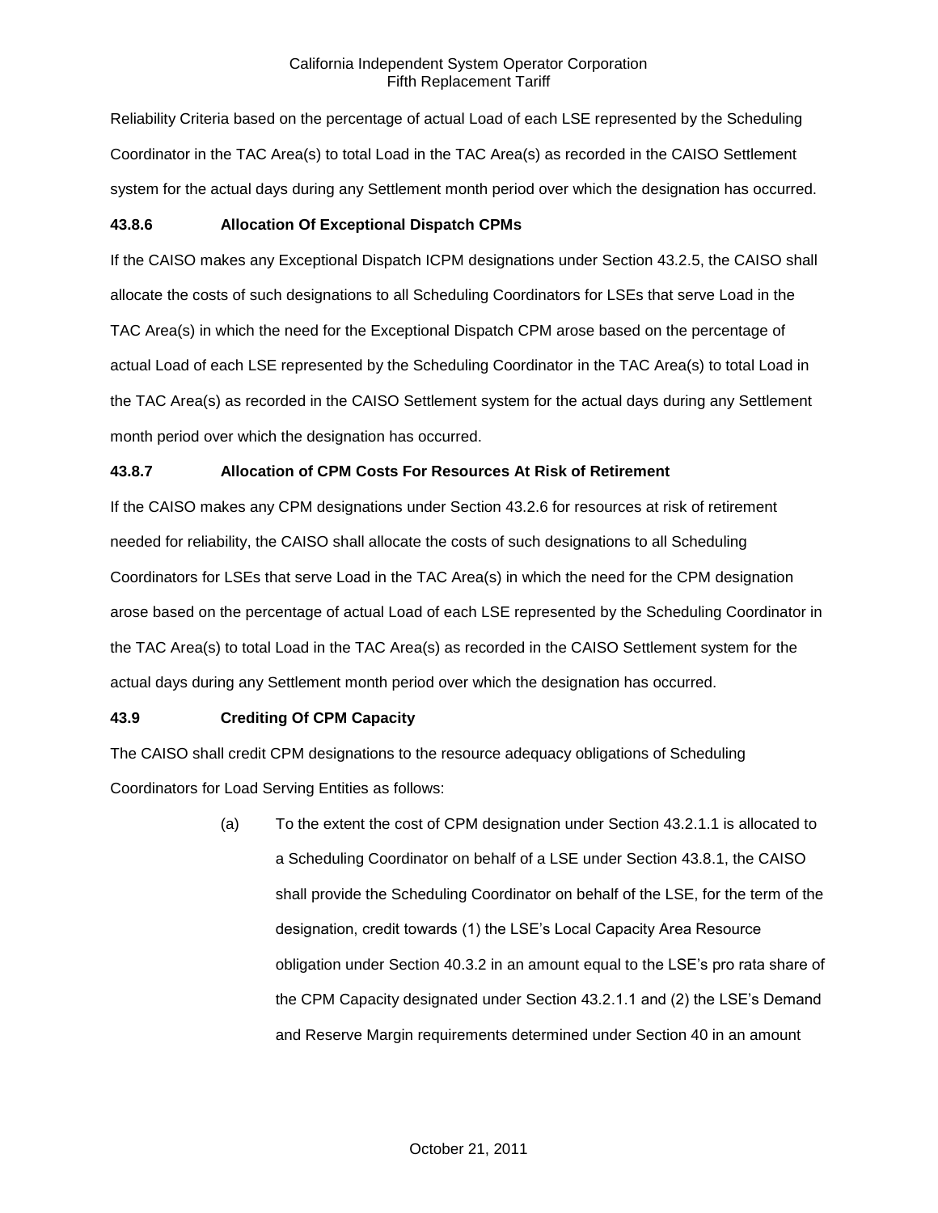Reliability Criteria based on the percentage of actual Load of each LSE represented by the Scheduling Coordinator in the TAC Area(s) to total Load in the TAC Area(s) as recorded in the CAISO Settlement system for the actual days during any Settlement month period over which the designation has occurred.

**43.8.6 Allocation Of Exceptional Dispatch CPMs**

If the CAISO makes any Exceptional Dispatch ICPM designations under Section 43.2.5, the CAISO shall allocate the costs of such designations to all Scheduling Coordinators for LSEs that serve Load in the TAC Area(s) in which the need for the Exceptional Dispatch CPM arose based on the percentage of actual Load of each LSE represented by the Scheduling Coordinator in the TAC Area(s) to total Load in the TAC Area(s) as recorded in the CAISO Settlement system for the actual days during any Settlement month period over which the designation has occurred.

**43.8.7 Allocation of CPM Costs For Resources At Risk of Retirement**

If the CAISO makes any CPM designations under Section 43.2.6 for resources at risk of retirement needed for reliability, the CAISO shall allocate the costs of such designations to all Scheduling Coordinators for LSEs that serve Load in the TAC Area(s) in which the need for the CPM designation arose based on the percentage of actual Load of each LSE represented by the Scheduling Coordinator in the TAC Area(s) to total Load in the TAC Area(s) as recorded in the CAISO Settlement system for the actual days during any Settlement month period over which the designation has occurred.

**43.9 Crediting Of CPM Capacity**

The CAISO shall credit CPM designations to the resource adequacy obligations of Scheduling Coordinators for Load Serving Entities as follows:

(a) To the extent the cost of CPM designation under Section 43.2.1.1 is allocated to a Scheduling Coordinator on behalf of a LSE under Section 43.8.1, the CAISO shall provide the Scheduling Coordinator on behalf of the LSE, for the term of the designation, credit towards (1) the LSE's Local Capacity Area Resource obligation under Section 40.3.2 in an amount equal to the LSE's pro rata share of the CPM Capacity designated under Section 43.2.1.1 and (2) the LSE's Demand and Reserve Margin requirements determined under Section 40 in an amount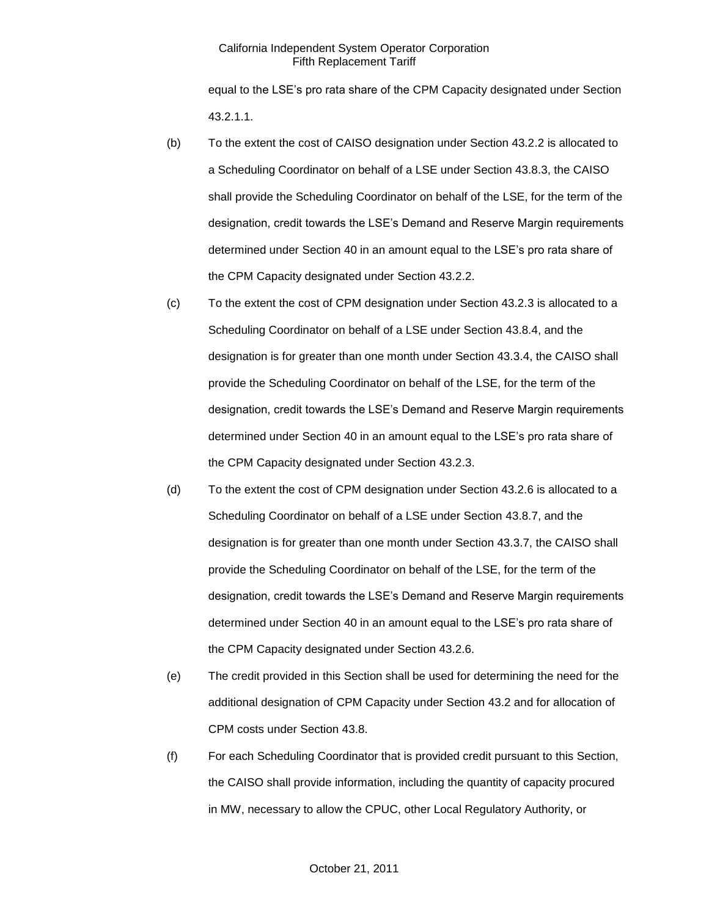equal to the LSE's pro rata share of the CPM Capacity designated under Section 43.2.1.1.

(b) To the extent the cost of CAISO designation under Section 43.2.2 is allocated to a Scheduling Coordinator on behalf of a LSE under Section 43.8.3, the CAISO shall provide the Scheduling Coordinator on behalf of the LSE, for the term of the designation, credit towards the LSE's Demand and Reserve Margin requirements determined under Section 40 in an amount equal to the LSE's pro rata share of the CPM Capacity designated under Section 43.2.2.

(c) To the extent the cost of CPM designation under Section 43.2.3 is allocated to a Scheduling Coordinator on behalf of a LSE under Section 43.8.4, and the designation is for greater than one month under Section 43.3.4, the CAISO shall provide the Scheduling Coordinator on behalf of the LSE, for the term of the designation, credit towards the LSE's Demand and Reserve Margin requirements determined under Section 40 in an amount equal to the LSE's pro rata share of the CPM Capacity designated under Section 43.2.3.

(d) To the extent the cost of CPM designation under Section 43.2.6 is allocated to a Scheduling Coordinator on behalf of a LSE under Section 43.8.7, and the designation is for greater than one month under Section 43.3.7, the CAISO shall provide the Scheduling Coordinator on behalf of the LSE, for the term of the designation, credit towards the LSE's Demand and Reserve Margin requirements determined under Section 40 in an amount equal to the LSE's pro rata share of the CPM Capacity designated under Section 43.2.6.

(e) The credit provided in this Section shall be used for determining the need for the additional designation of CPM Capacity under Section 43.2 and for allocation of CPM costs under Section 43.8.

(f) For each Scheduling Coordinator that is provided credit pursuant to this Section, the CAISO shall provide information, including the quantity of capacity procured in MW, necessary to allow the CPUC, other Local Regulatory Authority, or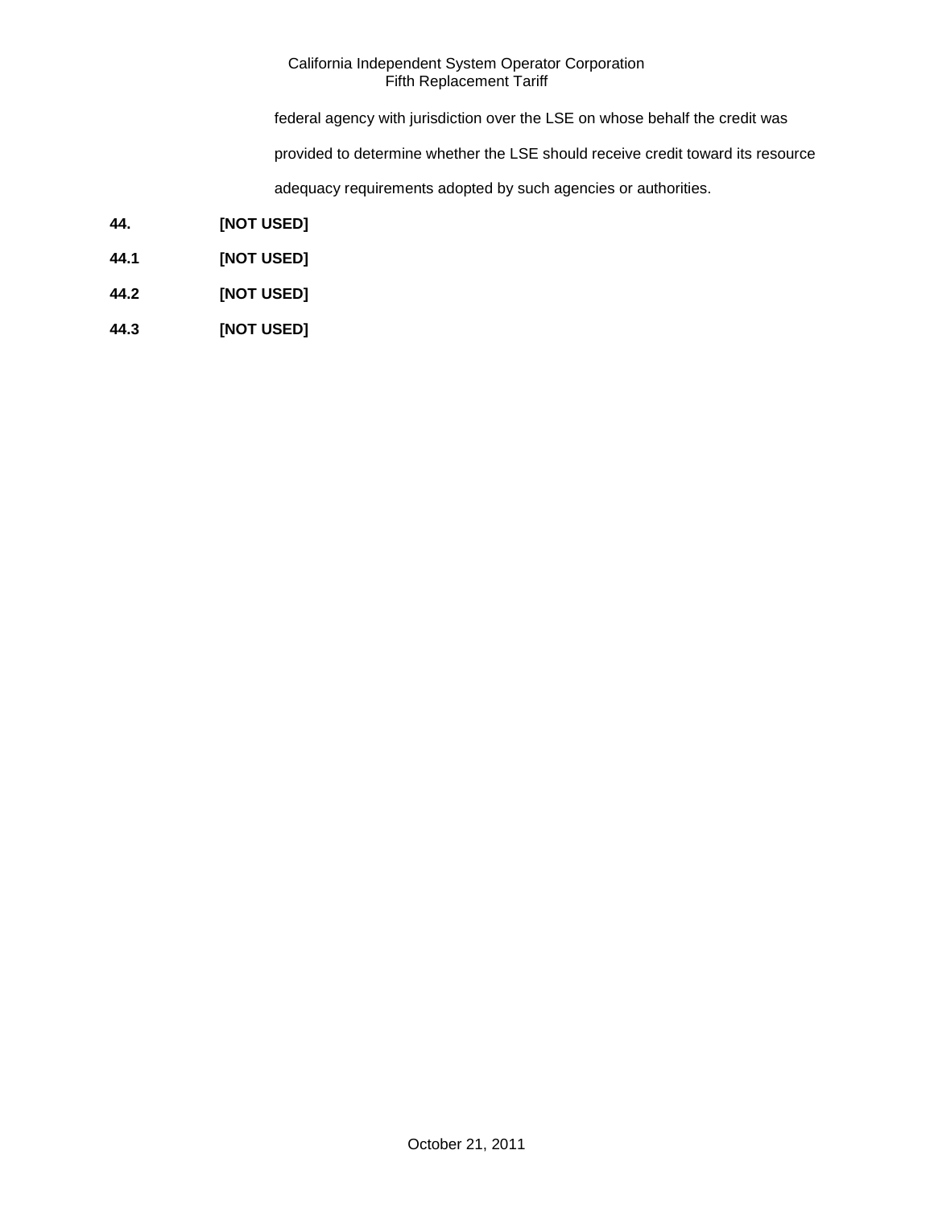federal agency with jurisdiction over the LSE on whose behalf the credit was provided to determine whether the LSE should receive credit toward its resource adequacy requirements adopted by such agencies or authorities.

**44. [NOT USED]**

**44.1 [NOT USED]**

**44.2 [NOT USED]**

**44.3 [NOT USED]**